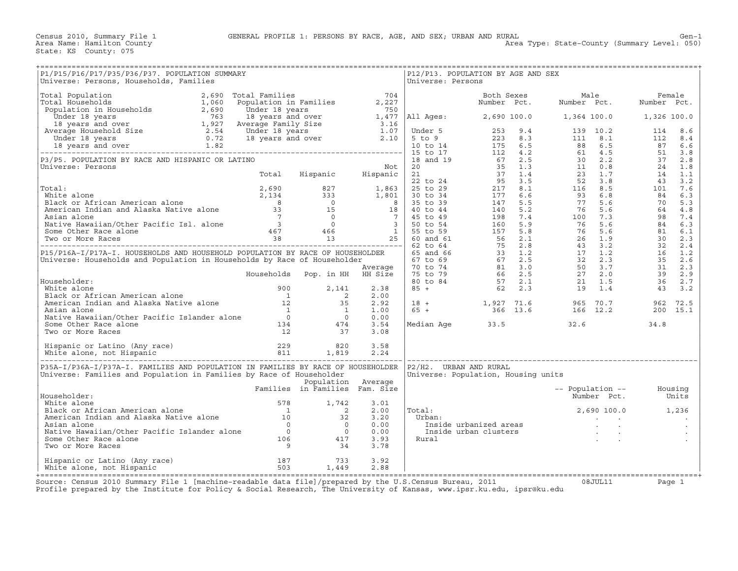Census 2010, Summary File 1 — GENERAL PROFILE 1: PERSONS BY RACE, AGE, AND SEX; URBAN AND RURAL — Gen-1

Area Name: Hamilton County — Area Type: State-County (Summary Level: 050)

State: KS County: 075

## P1/P15/P16/P17/P35/P36/P37. POPULATION SUMMARY

Universe: Persons, Households, Families

| | |
|---|---|
| Total Population | 2,690 |
| Total Households | 1,060 |
| Population in Households | 2,690 |
| Under 18 years | 763 |
| 18 years and over | 1,927 |
| Average Household Size | 2.54 |
| Under 18 years | 0.72 |
| 18 years and over | 1.82 |

| | |
|---|---|
| Total Families | 704 |
| Population in Families | 2,227 |
| Under 18 years | 750 |
| 18 years and over | 1,477 |
| Average Family Size | 3.16 |
| Under 18 years | 1.07 |
| 18 years and over | 2.10 |

## P3/P5. POPULATION BY RACE AND HISPANIC OR LATINO

Universe: Persons

| | Total | Hispanic | Not Hispanic |
|---|---|---|---|
| Total: | 2,690 | 827 | 1,863 |
| White alone | 2,134 | 333 | 1,801 |
| Black or African American alone | 8 | 0 | 8 |
| American Indian and Alaska Native alone | 33 | 15 | 18 |
| Asian alone | 7 | 0 | 7 |
| Native Hawaiian/Other Pacific Isl. alone | 3 | 0 | 3 |
| Some Other Race alone | 467 | 466 | 1 |
| Two or More Races | 38 | 13 | 25 |

## P15/P16A-I/P17A-I. HOUSEHOLDS AND HOUSEHOLD POPULATION BY RACE OF HOUSEHOLDER

Universe: Households and Population in Households by Race of Householder

| Householder: | Households | Pop. in HH | Average HH Size |
|---|---|---|---|
| White alone | 900 | 2,141 | 2.38 |
| Black or African American alone | 1 | 2 | 2.00 |
| American Indian and Alaska Native alone | 12 | 35 | 2.92 |
| Asian alone | 1 | 1 | 1.00 |
| Native Hawaiian/Other Pacific Islander alone | 0 | 0 | 0.00 |
| Some Other Race alone | 134 | 474 | 3.54 |
| Two or More Races | 12 | 37 | 3.08 |
| Hispanic or Latino (Any race) | 229 | 820 | 3.58 |
| White alone, not Hispanic | 811 | 1,819 | 2.24 |

## P35A-I/P36A-I/P37A-I. FAMILIES AND POPULATION IN FAMILIES BY RACE OF HOUSEHOLDER

Universe: Families and Population in Families by Race of Householder

| Householder: | Families | Population in Families | Average Fam. Size |
|---|---|---|---|
| White alone | 578 | 1,742 | 3.01 |
| Black or African American alone | 1 | 2 | 2.00 |
| American Indian and Alaska Native alone | 10 | 32 | 3.20 |
| Asian alone | 0 | 0 | 0.00 |
| Native Hawaiian/Other Pacific Islander alone | 0 | 0 | 0.00 |
| Some Other Race alone | 106 | 417 | 3.93 |
| Two or More Races | 9 | 34 | 3.78 |
| Hispanic or Latino (Any race) | 187 | 733 | 3.92 |
| White alone, not Hispanic | 503 | 1,449 | 2.88 |

## P12/P13. POPULATION BY AGE AND SEX

Universe: Persons

| | Both Sexes Number | Both Sexes Pct. | Male Number | Male Pct. | Female Number | Female Pct. |
|---|---|---|---|---|---|---|
| All Ages: | 2,690 | 100.0 | 1,364 | 100.0 | 1,326 | 100.0 |
| Under 5 | 253 | 9.4 | 139 | 10.2 | 114 | 8.6 |
| 5 to 9 | 223 | 8.3 | 111 | 8.1 | 112 | 8.4 |
| 10 to 14 | 175 | 6.5 | 88 | 6.5 | 87 | 6.6 |
| 15 to 17 | 112 | 4.2 | 61 | 4.5 | 51 | 3.8 |
| 18 and 19 | 67 | 2.5 | 30 | 2.2 | 37 | 2.8 |
| 20 | 35 | 1.3 | 11 | 0.8 | 24 | 1.8 |
| 21 | 37 | 1.4 | 23 | 1.7 | 14 | 1.1 |
| 22 to 24 | 95 | 3.5 | 52 | 3.8 | 43 | 3.2 |
| 25 to 29 | 217 | 8.1 | 116 | 8.5 | 101 | 7.6 |
| 30 to 34 | 177 | 6.6 | 93 | 6.8 | 84 | 6.3 |
| 35 to 39 | 147 | 5.5 | 77 | 5.6 | 70 | 5.3 |
| 40 to 44 | 140 | 5.2 | 76 | 5.6 | 64 | 4.8 |
| 45 to 49 | 198 | 7.4 | 100 | 7.3 | 98 | 7.4 |
| 50 to 54 | 160 | 5.9 | 76 | 5.6 | 84 | 6.3 |
| 55 to 59 | 157 | 5.8 | 76 | 5.6 | 81 | 6.1 |
| 60 and 61 | 56 | 2.1 | 26 | 1.9 | 30 | 2.3 |
| 62 to 64 | 75 | 2.8 | 43 | 3.2 | 32 | 2.4 |
| 65 and 66 | 33 | 1.2 | 17 | 1.2 | 16 | 1.2 |
| 67 to 69 | 67 | 2.5 | 32 | 2.3 | 35 | 2.6 |
| 70 to 74 | 81 | 3.0 | 50 | 3.7 | 31 | 2.3 |
| 75 to 79 | 66 | 2.5 | 27 | 2.0 | 39 | 2.9 |
| 80 to 84 | 57 | 2.1 | 21 | 1.5 | 36 | 2.7 |
| 85 + | 62 | 2.3 | 19 | 1.4 | 43 | 3.2 |
| 18 + | 1,927 | 71.6 | 965 | 70.7 | 962 | 72.5 |
| 65 + | 366 | 13.6 | 166 | 12.2 | 200 | 15.1 |
| Median Age | 33.5 | | 32.6 | | 34.8 | |

## P2/H2. URBAN AND RURAL

Universe: Population, Housing units

| | Population Number | Population Pct. | Housing Units |
|---|---|---|---|
| Total: | 2,690 | 100.0 | 1,236 |
| Urban: | . | . | . |
| Inside urbanized areas | . | . | . |
| Inside urban clusters | . | . | . |
| Rural | . | . | . |

Source: Census 2010 Summary File 1 [machine-readable data file]/prepared by the U.S.Census Bureau, 2011 08JUL11

Profile prepared by the Institute for Policy & Social Research, The University of Kansas, www.ipsr.ku.edu, ipsr@ku.edu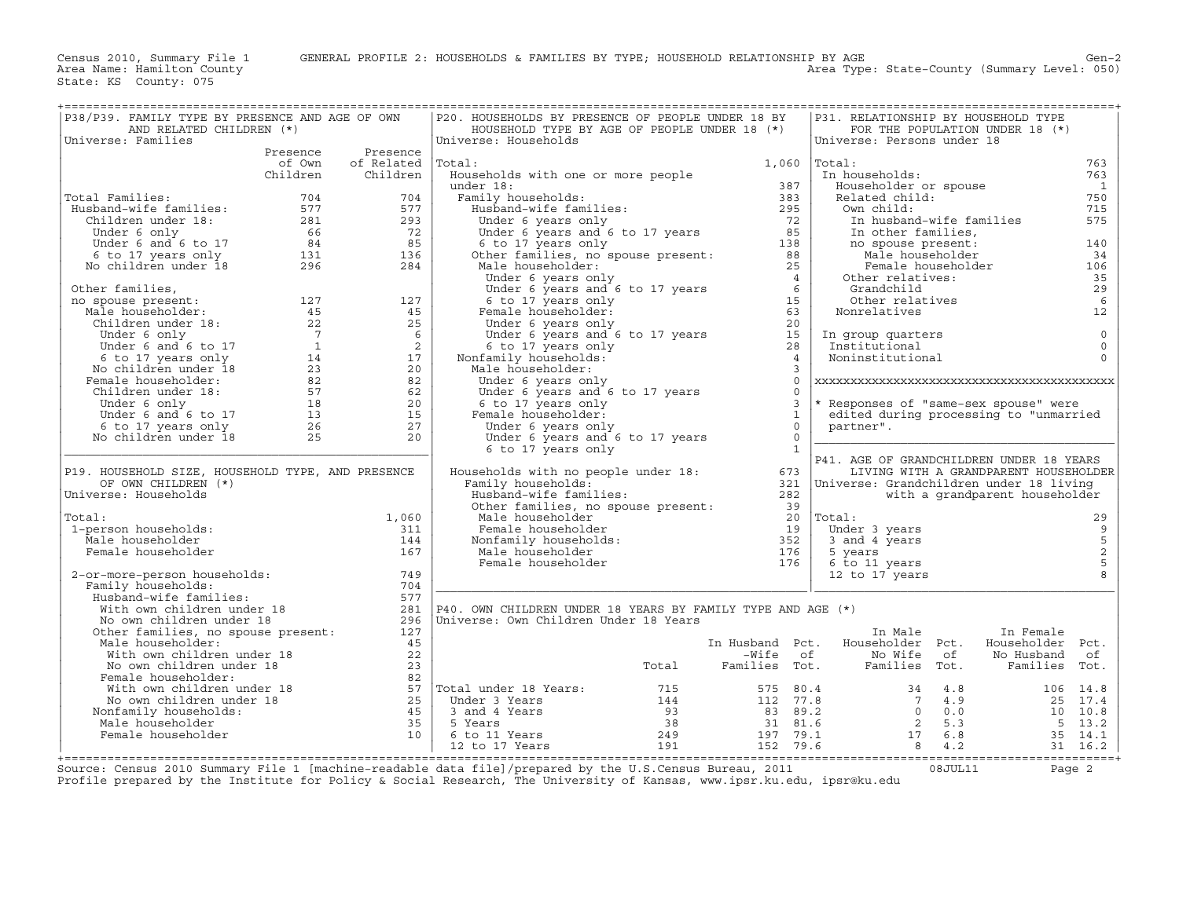Census 2010, Summary File 1 — GENERAL PROFILE 2: HOUSEHOLDS & FAMILIES BY TYPE; HOUSEHOLD RELATIONSHIP BY AGE — Gen-2

Area Name: Hamilton County — Area Type: State-County (Summary Level: 050)

State: KS County: 075

## P38/P39. FAMILY TYPE BY PRESENCE AND AGE OF OWN AND RELATED CHILDREN (*)

Universe: Families

| | Presence of Own Children | Presence of Related Children |
|---|---|---|
| Total Families: | 704 | 704 |
| Husband-wife families: | 577 | 577 |
| Children under 18: | 281 | 293 |
| Under 6 only | 66 | 72 |
| Under 6 and 6 to 17 | 84 | 85 |
| 6 to 17 years only | 131 | 136 |
| No children under 18 | 296 | 284 |
| Other families, no spouse present: | 127 | 127 |
| Male householder: | 45 | 45 |
| Children under 18: | 22 | 25 |
| Under 6 only | 7 | 6 |
| Under 6 and 6 to 17 | 1 | 2 |
| 6 to 17 years only | 14 | 17 |
| No children under 18 | 23 | 20 |
| Female householder: | 82 | 82 |
| Children under 18: | 57 | 62 |
| Under 6 only | 18 | 20 |
| Under 6 and 6 to 17 | 13 | 15 |
| 6 to 17 years only | 26 | 27 |
| No children under 18 | 25 | 20 |

## P19. HOUSEHOLD SIZE, HOUSEHOLD TYPE, AND PRESENCE OF OWN CHILDREN (*)

Universe: Households

| | |
|---|---|
| Total: | 1,060 |
| 1-person households: | 311 |
| Male householder | 144 |
| Female householder | 167 |
| 2-or-more-person households: | 749 |
| Family households: | 704 |
| Husband-wife families: | 577 |
| With own children under 18 | 281 |
| No own children under 18 | 296 |
| Other families, no spouse present: | 127 |
| Male householder: | 45 |
| With own children under 18 | 22 |
| No own children under 18 | 23 |
| Female householder: | 82 |
| With own children under 18 | 57 |
| No own children under 18 | 25 |
| Nonfamily households: | 45 |
| Male householder | 35 |
| Female householder | 10 |

## P20. HOUSEHOLDS BY PRESENCE OF PEOPLE UNDER 18 BY HOUSEHOLD TYPE BY AGE OF PEOPLE UNDER 18 (*)

Universe: Households

| | |
|---|---|
| Total: | 1,060 |
| Households with one or more people under 18: | 387 |
| Family households: | 383 |
| Husband-wife families: | 295 |
| Under 6 years only | 72 |
| Under 6 years and 6 to 17 years | 85 |
| 6 to 17 years only | 138 |
| Other families, no spouse present: | 88 |
| Male householder: | 25 |
| Under 6 years only | 4 |
| Under 6 years and 6 to 17 years | 6 |
| 6 to 17 years only | 15 |
| Female householder: | 63 |
| Under 6 years only | 20 |
| Under 6 years and 6 to 17 years | 15 |
| 6 to 17 years only | 28 |
| Nonfamily households: | 4 |
| Male householder: | 3 |
| Under 6 years only | 0 |
| Under 6 years and 6 to 17 years | 0 |
| 6 to 17 years only | 3 |
| Female householder: | 1 |
| Under 6 years only | 0 |
| Under 6 years and 6 to 17 years | 0 |
| 6 to 17 years only | 1 |
| Households with no people under 18: | 673 |
| Family households: | 321 |
| Husband-wife families: | 282 |
| Other families, no spouse present: | 39 |
| Male householder | 20 |
| Female householder | 19 |
| Nonfamily households: | 352 |
| Male householder | 176 |
| Female householder | 176 |

## P31. RELATIONSHIP BY HOUSEHOLD TYPE FOR THE POPULATION UNDER 18 (*)

Universe: Persons under 18

| | |
|---|---|
| Total: | 763 |
| In households: | 763 |
| Householder or spouse | 1 |
| Related child: | 750 |
| Own child: | 715 |
| In husband-wife families | 575 |
| In other families, no spouse present: | 140 |
| Male householder | 34 |
| Female householder | 106 |
| Other relatives: | 35 |
| Grandchild | 29 |
| Other relatives | 6 |
| Nonrelatives | 12 |
| In group quarters | 0 |
| Institutional | 0 |
| Noninstitutional | 0 |

\* Responses of "same-sex spouse" were edited during processing to "unmarried partner".

## P41. AGE OF GRANDCHILDREN UNDER 18 YEARS LIVING WITH A GRANDPARENT HOUSEHOLDER

Universe: Grandchildren under 18 living with a grandparent householder

| | |
|---|---|
| Total: | 29 |
| Under 3 years | 9 |
| 3 and 4 years | 5 |
| 5 years | 2 |
| 6 to 11 years | 5 |
| 12 to 17 years | 8 |

## P40. OWN CHILDREN UNDER 18 YEARS BY FAMILY TYPE AND AGE (*)

Universe: Own Children Under 18 Years

| | Total | In Husband-Wife Families | Pct. of Tot. | In Male Householder No Wife Families | Pct. of Tot. | In Female Householder No Husband Families | Pct. of Tot. |
|---|---|---|---|---|---|---|---|
| Total under 18 Years: | 715 | 575 | 80.4 | 34 | 4.8 | 106 | 14.8 |
| Under 3 Years | 144 | 112 | 77.8 | 7 | 4.9 | 25 | 17.4 |
| 3 and 4 Years | 93 | 83 | 89.2 | 0 | 0.0 | 10 | 10.8 |
| 5 Years | 38 | 31 | 81.6 | 2 | 5.3 | 5 | 13.2 |
| 6 to 11 Years | 249 | 197 | 79.1 | 17 | 6.8 | 35 | 14.1 |
| 12 to 17 Years | 191 | 152 | 79.6 | 8 | 4.2 | 31 | 16.2 |

Source: Census 2010 Summary File 1 [machine-readable data file]/prepared by the U.S.Census Bureau, 2011 — 08JUL11

Profile prepared by the Institute for Policy & Social Research, The University of Kansas, www.ipsr.ku.edu, ipsr@ku.edu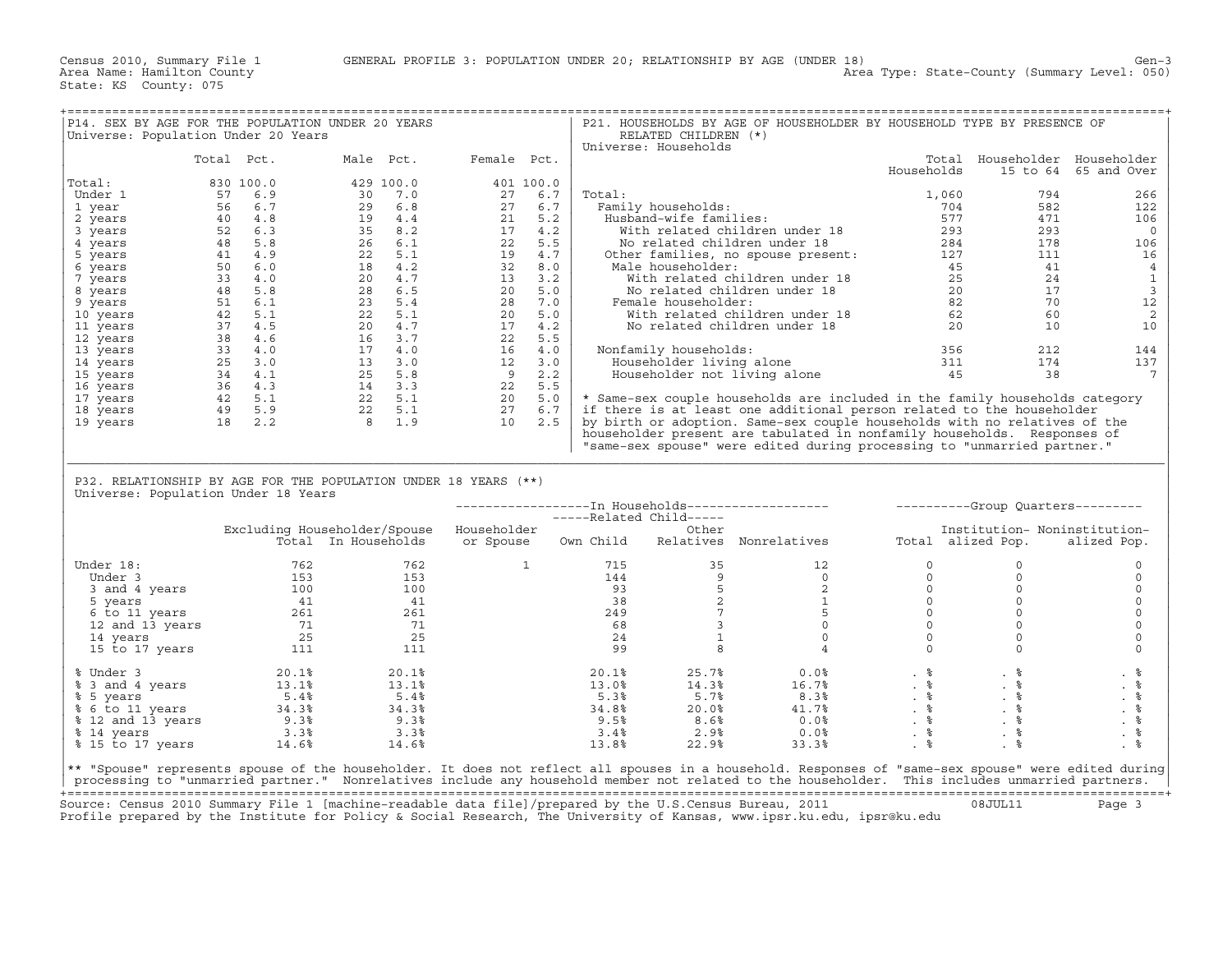Census 2010, Summary File 1 GENERAL PROFILE 3: POPULATION UNDER 20; RELATIONSHIP BY AGE (UNDER 18) Gen-3
Area Name: Hamilton County Area Type: State-County (Summary Level: 050)
State: KS County: 075

## P14. SEX BY AGE FOR THE POPULATION UNDER 20 YEARS

Universe: Population Under 20 Years

| | Total | Pct. | Male | Pct. | Female | Pct. |
|---|---|---|---|---|---|---|
| Total: | 830 | 100.0 | 429 | 100.0 | 401 | 100.0 |
| Under 1 | 57 | 6.9 | 30 | 7.0 | 27 | 6.7 |
| 1 year | 56 | 6.7 | 29 | 6.8 | 27 | 6.7 |
| 2 years | 40 | 4.8 | 19 | 4.4 | 21 | 5.2 |
| 3 years | 52 | 6.3 | 35 | 8.2 | 17 | 4.2 |
| 4 years | 48 | 5.8 | 26 | 6.1 | 22 | 5.5 |
| 5 years | 41 | 4.9 | 22 | 5.1 | 19 | 4.7 |
| 6 years | 50 | 6.0 | 18 | 4.2 | 32 | 8.0 |
| 7 years | 33 | 4.0 | 20 | 4.7 | 13 | 3.2 |
| 8 years | 48 | 5.8 | 28 | 6.5 | 20 | 5.0 |
| 9 years | 51 | 6.1 | 23 | 5.4 | 28 | 7.0 |
| 10 years | 42 | 5.1 | 22 | 5.1 | 20 | 5.0 |
| 11 years | 37 | 4.5 | 20 | 4.7 | 17 | 4.2 |
| 12 years | 38 | 4.6 | 16 | 3.7 | 22 | 5.5 |
| 13 years | 33 | 4.0 | 17 | 4.0 | 16 | 4.0 |
| 14 years | 25 | 3.0 | 13 | 3.0 | 12 | 3.0 |
| 15 years | 34 | 4.1 | 25 | 5.8 | 9 | 2.2 |
| 16 years | 36 | 4.3 | 14 | 3.3 | 22 | 5.5 |
| 17 years | 42 | 5.1 | 22 | 5.1 | 20 | 5.0 |
| 18 years | 49 | 5.9 | 22 | 5.1 | 27 | 6.7 |
| 19 years | 18 | 2.2 | 8 | 1.9 | 10 | 2.5 |

## P21. HOUSEHOLDS BY AGE OF HOUSEHOLDER BY HOUSEHOLD TYPE BY PRESENCE OF RELATED CHILDREN (*)

Universe: Households

| | Total Households | Householder 15 to 64 | Householder 65 and Over |
|---|---|---|---|
| Total: | 1,060 | 794 | 266 |
| Family households: | 704 | 582 | 122 |
| Husband-wife families: | 577 | 471 | 106 |
| With related children under 18 | 293 | 293 | 0 |
| No related children under 18 | 284 | 178 | 106 |
| Other families, no spouse present: | 127 | 111 | 16 |
| Male householder: | 45 | 41 | 4 |
| With related children under 18 | 25 | 24 | 1 |
| No related children under 18 | 20 | 17 | 3 |
| Female householder: | 82 | 70 | 12 |
| With related children under 18 | 62 | 60 | 2 |
| No related children under 18 | 20 | 10 | 10 |
| Nonfamily households: | 356 | 212 | 144 |
| Householder living alone | 311 | 174 | 137 |
| Householder not living alone | 45 | 38 | 7 |

\* Same-sex couple households are included in the family households category if there is at least one additional person related to the householder by birth or adoption. Same-sex couple households with no relatives of the householder present are tabulated in nonfamily households. Responses of "same-sex spouse" were edited during processing to "unmarried partner."

## P32. RELATIONSHIP BY AGE FOR THE POPULATION UNDER 18 YEARS (**)

Universe: Population Under 18 Years

| | Excluding Householder/Spouse Total | Excluding Householder/Spouse In Households | In Households: Householder or Spouse | In Households: Related Child: Own Child | In Households: Related Child: Other Relatives | In Households: Nonrelatives | Group Quarters: Total | Group Quarters: Institutionalized Pop. | Group Quarters: Noninstitutionalized Pop. |
|---|---|---|---|---|---|---|---|---|---|
| Under 18: | 762 | 762 | 1 | 715 | 35 | 12 | 0 | 0 | 0 |
| Under 3 | 153 | 153 | | 144 | 9 | 0 | 0 | 0 | 0 |
| 3 and 4 years | 100 | 100 | | 93 | 5 | 2 | 0 | 0 | 0 |
| 5 years | 41 | 41 | | 38 | 2 | 1 | 0 | 0 | 0 |
| 6 to 11 years | 261 | 261 | | 249 | 7 | 5 | 0 | 0 | 0 |
| 12 and 13 years | 71 | 71 | | 68 | 3 | 0 | 0 | 0 | 0 |
| 14 years | 25 | 25 | | 24 | 1 | 0 | 0 | 0 | 0 |
| 15 to 17 years | 111 | 111 | | 99 | 8 | 4 | 0 | 0 | 0 |
| % Under 3 | 20.1% | 20.1% | | 20.1% | 25.7% | 0.0% | . % | . % | . % |
| % 3 and 4 years | 13.1% | 13.1% | | 13.0% | 14.3% | 16.7% | . % | . % | . % |
| % 5 years | 5.4% | 5.4% | | 5.3% | 5.7% | 8.3% | . % | . % | . % |
| % 6 to 11 years | 34.3% | 34.3% | | 34.8% | 20.0% | 41.7% | . % | . % | . % |
| % 12 and 13 years | 9.3% | 9.3% | | 9.5% | 8.6% | 0.0% | . % | . % | . % |
| % 14 years | 3.3% | 3.3% | | 3.4% | 2.9% | 0.0% | . % | . % | . % |
| % 15 to 17 years | 14.6% | 14.6% | | 13.8% | 22.9% | 33.3% | . % | . % | . % |

\** "Spouse" represents spouse of the householder. It does not reflect all spouses in a household. Responses of "same-sex spouse" were edited during processing to "unmarried partner." Nonrelatives include any household member not related to the householder. This includes unmarried partners.

Source: Census 2010 Summary File 1 [machine-readable data file]/prepared by the U.S.Census Bureau, 2011 08JUL11
Profile prepared by the Institute for Policy & Social Research, The University of Kansas, www.ipsr.ku.edu, ipsr@ku.edu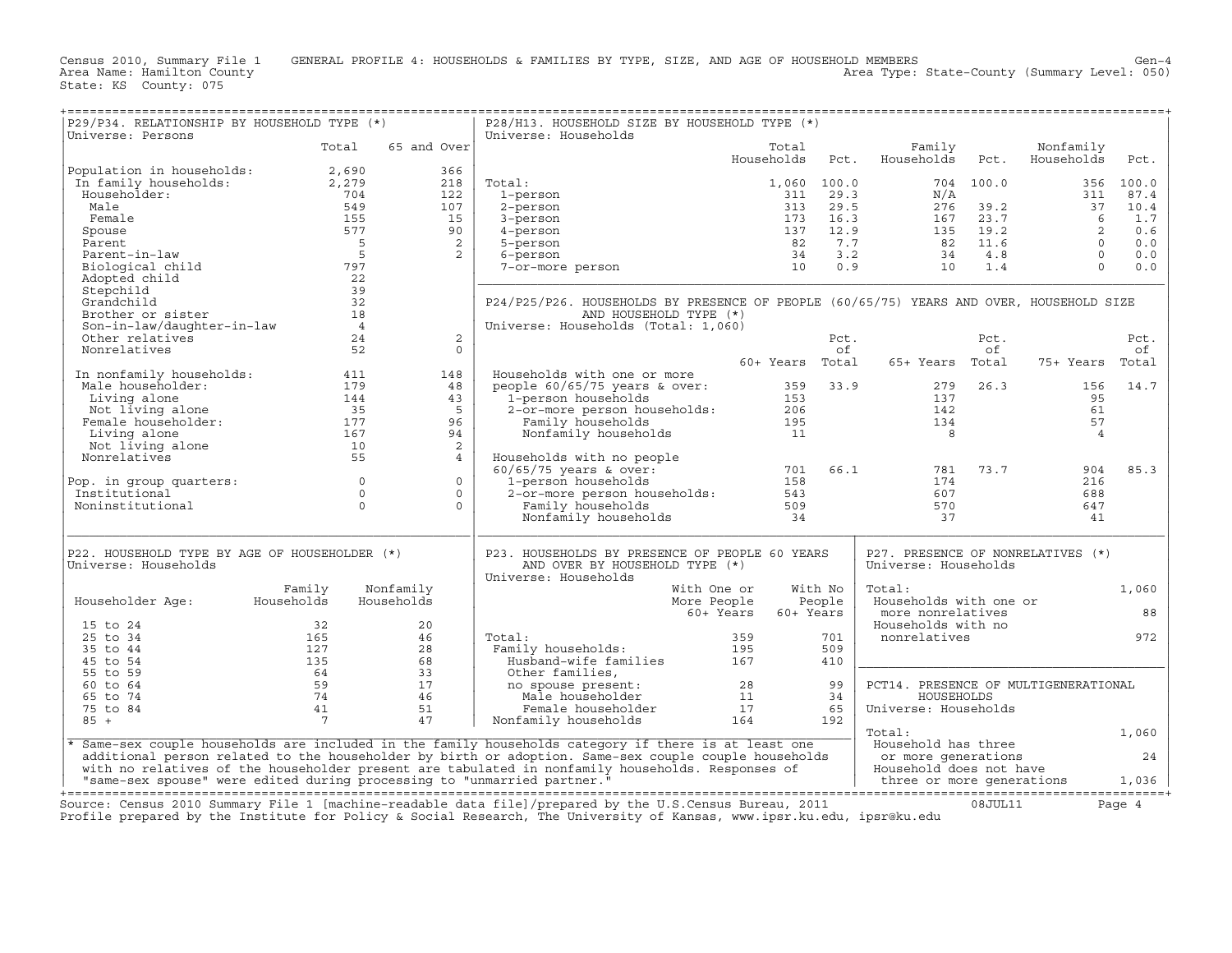Census 2010, Summary File 1 GENERAL PROFILE 4: HOUSEHOLDS & FAMILIES BY TYPE, SIZE, AND AGE OF HOUSEHOLD MEMBERS Gen-4
Area Name: Hamilton County Area Type: State-County (Summary Level: 050)
State: KS County: 075

## P29/P34. RELATIONSHIP BY HOUSEHOLD TYPE (*)

Universe: Persons

| | Total | 65 and Over |
|---|---|---|
| Population in households: | 2,690 | 366 |
| In family households: | 2,279 | 218 |
| Householder: | 704 | 122 |
| Male | 549 | 107 |
| Female | 155 | 15 |
| Spouse | 577 | 90 |
| Parent | 5 | 2 |
| Parent-in-law | 5 | 2 |
| Biological child | 797 | |
| Adopted child | 22 | |
| Stepchild | 39 | |
| Grandchild | 32 | |
| Brother or sister | 18 | |
| Son-in-law/daughter-in-law | 4 | |
| Other relatives | 24 | 2 |
| Nonrelatives | 52 | 0 |
| In nonfamily households: | 411 | 148 |
| Male householder: | 179 | 48 |
| Living alone | 144 | 43 |
| Not living alone | 35 | 5 |
| Female householder: | 177 | 96 |
| Living alone | 167 | 94 |
| Not living alone | 10 | 2 |
| Nonrelatives | 55 | 4 |
| Pop. in group quarters: | 0 | 0 |
| Institutional | 0 | 0 |
| Noninstitutional | 0 | 0 |

## P28/H13. HOUSEHOLD SIZE BY HOUSEHOLD TYPE (*)

Universe: Households

| | Total Households | Pct. | Family Households | Pct. | Nonfamily Households | Pct. |
|---|---|---|---|---|---|---|
| Total: | 1,060 | 100.0 | 704 | 100.0 | 356 | 100.0 |
| 1-person | 311 | 29.3 | N/A | | 311 | 87.4 |
| 2-person | 313 | 29.5 | 276 | 39.2 | 37 | 10.4 |
| 3-person | 173 | 16.3 | 167 | 23.7 | 6 | 1.7 |
| 4-person | 137 | 12.9 | 135 | 19.2 | 2 | 0.6 |
| 5-person | 82 | 7.7 | 82 | 11.6 | 0 | 0.0 |
| 6-person | 34 | 3.2 | 34 | 4.8 | 0 | 0.0 |
| 7-or-more person | 10 | 0.9 | 10 | 1.4 | 0 | 0.0 |

## P24/P25/P26. HOUSEHOLDS BY PRESENCE OF PEOPLE (60/65/75) YEARS AND OVER, HOUSEHOLD SIZE AND HOUSEHOLD TYPE (*)

Universe: Households (Total: 1,060)

| | 60+ Years | Pct. of Total | 65+ Years | Pct. of Total | 75+ Years | Pct. of Total |
|---|---|---|---|---|---|---|
| Households with one or more people 60/65/75 years & over: | 359 | 33.9 | 279 | 26.3 | 156 | 14.7 |
| 1-person households | 153 | | 137 | | 95 | |
| 2-or-more person households: | 206 | | 142 | | 61 | |
| Family households | 195 | | 134 | | 57 | |
| Nonfamily households | 11 | | 8 | | 4 | |
| Households with no people 60/65/75 years & over: | 701 | 66.1 | 781 | 73.7 | 904 | 85.3 |
| 1-person households | 158 | | 174 | | 216 | |
| 2-or-more person households: | 543 | | 607 | | 688 | |
| Family households | 509 | | 570 | | 647 | |
| Nonfamily households | 34 | | 37 | | 41 | |

## P22. HOUSEHOLD TYPE BY AGE OF HOUSEHOLDER (*)

Universe: Households

| Householder Age: | Family Households | Nonfamily Households |
|---|---|---|
| 15 to 24 | 32 | 20 |
| 25 to 34 | 165 | 46 |
| 35 to 44 | 127 | 28 |
| 45 to 54 | 135 | 68 |
| 55 to 59 | 64 | 33 |
| 60 to 64 | 59 | 17 |
| 65 to 74 | 74 | 46 |
| 75 to 84 | 41 | 51 |
| 85 + | 7 | 47 |

## P23. HOUSEHOLDS BY PRESENCE OF PEOPLE 60 YEARS AND OVER BY HOUSEHOLD TYPE (*)

Universe: Households

| | With One or More People 60+ Years | With No People 60+ Years |
|---|---|---|
| Total: | 359 | 701 |
| Family households: | 195 | 509 |
| Husband-wife families | 167 | 410 |
| Other families, no spouse present: | 28 | 99 |
| Male householder | 11 | 34 |
| Female householder | 17 | 65 |
| Nonfamily households | 164 | 192 |

## P27. PRESENCE OF NONRELATIVES (*)

Universe: Households

| | |
|---|---|
| Total: | 1,060 |
| Households with one or more nonrelatives | 88 |
| Households with no nonrelatives | 972 |

## PCT14. PRESENCE OF MULTIGENERATIONAL HOUSEHOLDS

Universe: Households

| | |
|---|---|
| Total: | 1,060 |
| Household has three or more generations | 24 |
| Household does not have three or more generations | 1,036 |

\* Same-sex couple households are included in the family households category if there is at least one additional person related to the householder by birth or adoption. Same-sex couple couple households with no relatives of the householder present are tabulated in nonfamily households. Responses of "same-sex spouse" were edited during processing to "unmarried partner."

Source: Census 2010 Summary File 1 [machine-readable data file]/prepared by the U.S.Census Bureau, 2011 08JUL11
Profile prepared by the Institute for Policy & Social Research, The University of Kansas, www.ipsr.ku.edu, ipsr@ku.edu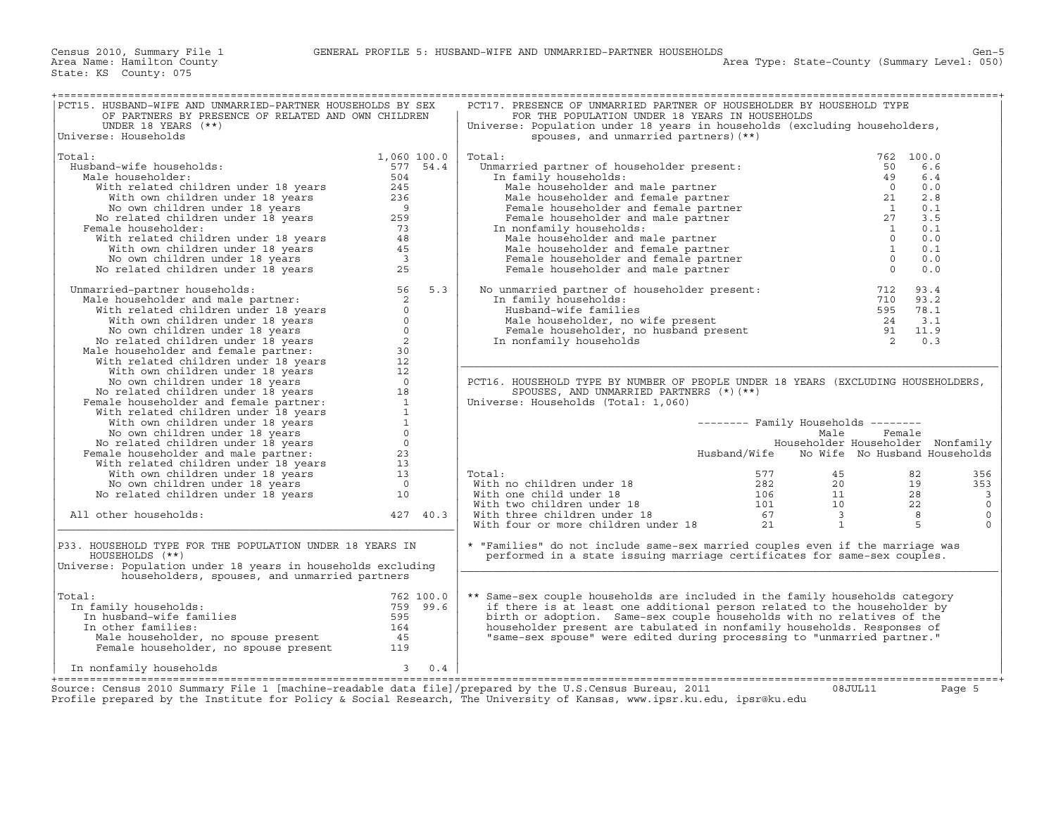Census 2010, Summary File 1 — GENERAL PROFILE 5: HUSBAND-WIFE AND UNMARRIED-PARTNER HOUSEHOLDS — Gen-5

Area Name: Hamilton County — Area Type: State-County (Summary Level: 050)

State: KS County: 075

## PCT15. HUSBAND-WIFE AND UNMARRIED-PARTNER HOUSEHOLDS BY SEX OF PARTNERS BY PRESENCE OF RELATED AND OWN CHILDREN UNDER 18 YEARS (**)

Universe: Households

| | Number | Percent |
|---|---|---|
| Total: | 1,060 | 100.0 |
| Husband-wife households: | 577 | 54.4 |
| Male householder: | 504 | |
| With related children under 18 years | 245 | |
| With own children under 18 years | 236 | |
| No own children under 18 years | 9 | |
| No related children under 18 years | 259 | |
| Female householder: | 73 | |
| With related children under 18 years | 48 | |
| With own children under 18 years | 45 | |
| No own children under 18 years | 3 | |
| No related children under 18 years | 25 | |
| Unmarried-partner households: | 56 | 5.3 |
| Male householder and male partner: | 2 | |
| With related children under 18 years | 0 | |
| With own children under 18 years | 0 | |
| No own children under 18 years | 0 | |
| No related children under 18 years | 2 | |
| Male householder and female partner: | 30 | |
| With related children under 18 years | 12 | |
| With own children under 18 years | 12 | |
| No own children under 18 years | 0 | |
| No related children under 18 years | 18 | |
| Female householder and female partner: | 1 | |
| With related children under 18 years | 1 | |
| With own children under 18 years | 1 | |
| No own children under 18 years | 0 | |
| No related children under 18 years | 0 | |
| Female householder and male partner: | 23 | |
| With related children under 18 years | 13 | |
| With own children under 18 years | 13 | |
| No own children under 18 years | 0 | |
| No related children under 18 years | 10 | |
| All other households: | 427 | 40.3 |

## P33. HOUSEHOLD TYPE FOR THE POPULATION UNDER 18 YEARS IN HOUSEHOLDS (**)

Universe: Population under 18 years in households excluding householders, spouses, and unmarried partners

| | Number | Percent |
|---|---|---|
| Total: | 762 | 100.0 |
| In family households: | 759 | 99.6 |
| In husband-wife families | 595 | |
| In other families: | 164 | |
| Male householder, no spouse present | 45 | |
| Female householder, no spouse present | 119 | |
| In nonfamily households | 3 | 0.4 |

## PCT17. PRESENCE OF UNMARRIED PARTNER OF HOUSEHOLDER BY HOUSEHOLD TYPE FOR THE POPULATION UNDER 18 YEARS IN HOUSEHOLDS

Universe: Population under 18 years in households (excluding householders, spouses, and unmarried partners)(**)

| | Number | Percent |
|---|---|---|
| Total: | 762 | 100.0 |
| Unmarried partner of householder present: | 50 | 6.6 |
| In family households: | 49 | 6.4 |
| Male householder and male partner | 0 | 0.0 |
| Male householder and female partner | 21 | 2.8 |
| Female householder and female partner | 1 | 0.1 |
| Female householder and male partner | 27 | 3.5 |
| In nonfamily households: | 1 | 0.1 |
| Male householder and male partner | 0 | 0.0 |
| Male householder and female partner | 1 | 0.1 |
| Female householder and female partner | 0 | 0.0 |
| Female householder and male partner | 0 | 0.0 |
| No unmarried partner of householder present: | 712 | 93.4 |
| In family households: | 710 | 93.2 |
| Husband-wife families | 595 | 78.1 |
| Male householder, no wife present | 24 | 3.1 |
| Female householder, no husband present | 91 | 11.9 |
| In nonfamily households | 2 | 0.3 |

## PCT16. HOUSEHOLD TYPE BY NUMBER OF PEOPLE UNDER 18 YEARS (EXCLUDING HOUSEHOLDERS, SPOUSES, AND UNMARRIED PARTNERS (*)(**)

Universe: Households (Total: 1,060)

| | Family Households: Husband/Wife | Family Households: Male Householder No Wife | Family Households: Female Householder No Husband | Nonfamily Households |
|---|---|---|---|---|
| Total: | 577 | 45 | 82 | 356 |
| With no children under 18 | 282 | 20 | 19 | 353 |
| With one child under 18 | 106 | 11 | 28 | 3 |
| With two children under 18 | 101 | 10 | 22 | 0 |
| With three children under 18 | 67 | 3 | 8 | 0 |
| With four or more children under 18 | 21 | 1 | 5 | 0 |

\* "Families" do not include same-sex married couples even if the marriage was performed in a state issuing marriage certificates for same-sex couples.

\*\* Same-sex couple households are included in the family households category if there is at least one additional person related to the householder by birth or adoption. Same-sex couple households with no relatives of the householder present are tabulated in nonfamily households. Responses of "same-sex spouse" were edited during processing to "unmarried partner."

Source: Census 2010 Summary File 1 [machine-readable data file]/prepared by the U.S.Census Bureau, 2011 08JUL11

Profile prepared by the Institute for Policy & Social Research, The University of Kansas, www.ipsr.ku.edu, ipsr@ku.edu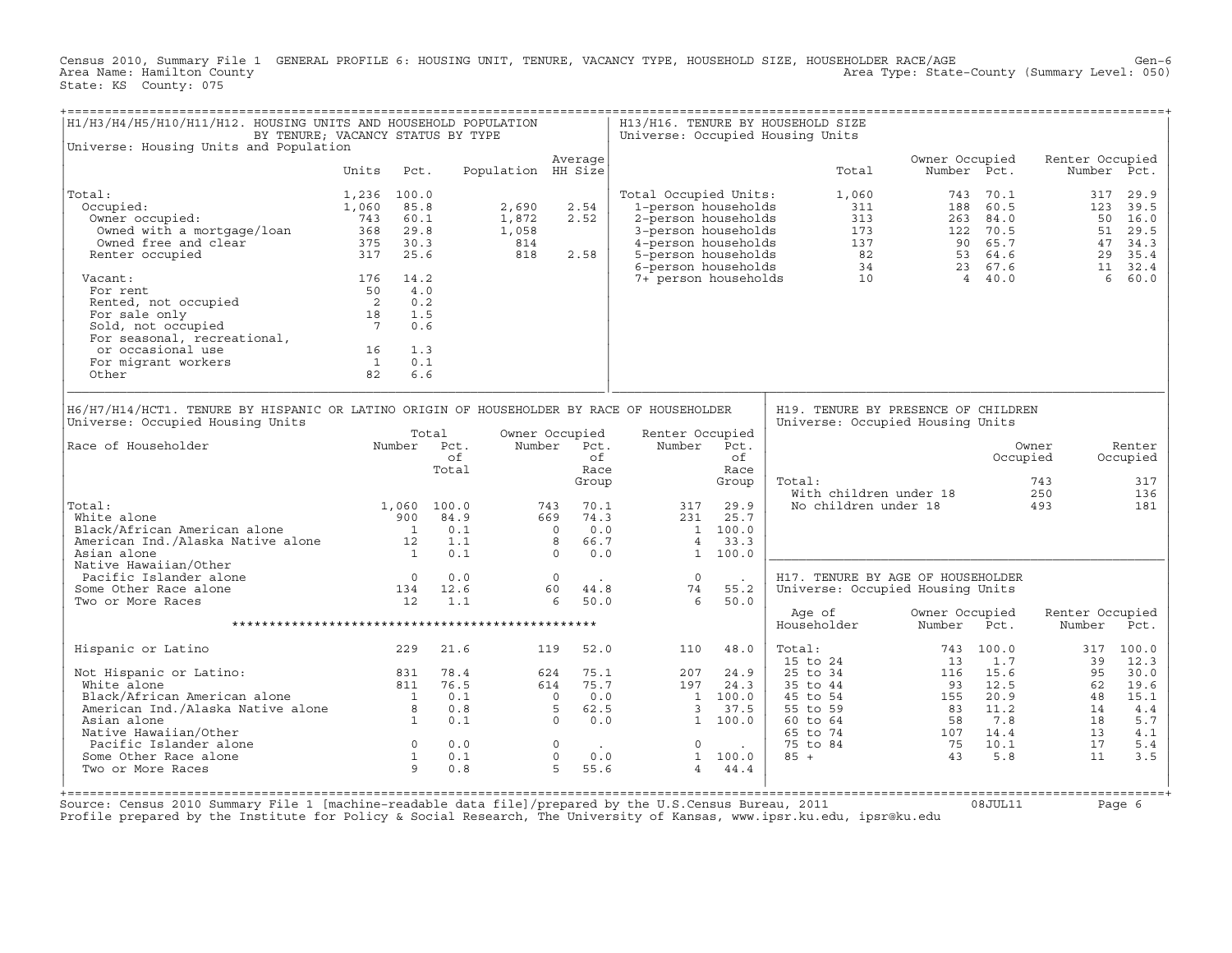Census 2010, Summary File 1 GENERAL PROFILE 6: HOUSING UNIT, TENURE, VACANCY TYPE, HOUSEHOLD SIZE, HOUSEHOLDER RACE/AGE Gen-6
Area Name: Hamilton County Area Type: State-County (Summary Level: 050)
State: KS County: 075

## H1/H3/H4/H5/H10/H11/H12. HOUSING UNITS AND HOUSEHOLD POPULATION BY TENURE; VACANCY STATUS BY TYPE

Universe: Housing Units and Population

| | Units | Pct. | Population | Average HH Size |
|---|---|---|---|---|
| Total: | 1,236 | 100.0 | | |
| Occupied: | 1,060 | 85.8 | 2,690 | 2.54 |
| Owner occupied: | 743 | 60.1 | 1,872 | 2.52 |
| Owned with a mortgage/loan | 368 | 29.8 | 1,058 | |
| Owned free and clear | 375 | 30.3 | 814 | |
| Renter occupied | 317 | 25.6 | 818 | 2.58 |
| Vacant: | 176 | 14.2 | | |
| For rent | 50 | 4.0 | | |
| Rented, not occupied | 2 | 0.2 | | |
| For sale only | 18 | 1.5 | | |
| Sold, not occupied | 7 | 0.6 | | |
| For seasonal, recreational, or occasional use | 16 | 1.3 | | |
| For migrant workers | 1 | 0.1 | | |
| Other | 82 | 6.6 | | |

## H13/H16. TENURE BY HOUSEHOLD SIZE

Universe: Occupied Housing Units

| | Total | Owner Occupied Number | Owner Occupied Pct. | Renter Occupied Number | Renter Occupied Pct. |
|---|---|---|---|---|---|
| Total Occupied Units: | 1,060 | 743 | 70.1 | 317 | 29.9 |
| 1-person households | 311 | 188 | 60.5 | 123 | 39.5 |
| 2-person households | 313 | 263 | 84.0 | 50 | 16.0 |
| 3-person households | 173 | 122 | 70.5 | 51 | 29.5 |
| 4-person households | 137 | 90 | 65.7 | 47 | 34.3 |
| 5-person households | 82 | 53 | 64.6 | 29 | 35.4 |
| 6-person households | 34 | 23 | 67.6 | 11 | 32.4 |
| 7+ person households | 10 | 4 | 40.0 | 6 | 60.0 |

## H6/H7/H14/HCT1. TENURE BY HISPANIC OR LATINO ORIGIN OF HOUSEHOLDER BY RACE OF HOUSEHOLDER

Universe: Occupied Housing Units

| Race of Householder | Total Number | Total Pct. of Total | Owner Occupied Number | Owner Occupied Pct. of Race Group | Renter Occupied Number | Renter Occupied Pct. of Race Group |
|---|---|---|---|---|---|---|
| Total: | 1,060 | 100.0 | 743 | 70.1 | 317 | 29.9 |
| White alone | 900 | 84.9 | 669 | 74.3 | 231 | 25.7 |
| Black/African American alone | 1 | 0.1 | 0 | 0.0 | 1 | 100.0 |
| American Ind./Alaska Native alone | 12 | 1.1 | 8 | 66.7 | 4 | 33.3 |
| Asian alone | 1 | 0.1 | 0 | 0.0 | 1 | 100.0 |
| Native Hawaiian/Other Pacific Islander alone | 0 | 0.0 | 0 | . | 0 | . |
| Some Other Race alone | 134 | 12.6 | 60 | 44.8 | 74 | 55.2 |
| Two or More Races | 12 | 1.1 | 6 | 50.0 | 6 | 50.0 |
| Hispanic or Latino | 229 | 21.6 | 119 | 52.0 | 110 | 48.0 |
| Not Hispanic or Latino: | 831 | 78.4 | 624 | 75.1 | 207 | 24.9 |
| White alone | 811 | 76.5 | 614 | 75.7 | 197 | 24.3 |
| Black/African American alone | 1 | 0.1 | 0 | 0.0 | 1 | 100.0 |
| American Ind./Alaska Native alone | 8 | 0.8 | 5 | 62.5 | 3 | 37.5 |
| Asian alone | 1 | 0.1 | 0 | 0.0 | 1 | 100.0 |
| Native Hawaiian/Other Pacific Islander alone | 0 | 0.0 | 0 | . | 0 | . |
| Some Other Race alone | 1 | 0.1 | 0 | 0.0 | 1 | 100.0 |
| Two or More Races | 9 | 0.8 | 5 | 55.6 | 4 | 44.4 |

## H19. TENURE BY PRESENCE OF CHILDREN

Universe: Occupied Housing Units

| | Owner Occupied | Renter Occupied |
|---|---|---|
| Total: | 743 | 317 |
| With children under 18 | 250 | 136 |
| No children under 18 | 493 | 181 |

## H17. TENURE BY AGE OF HOUSEHOLDER

Universe: Occupied Housing Units

| Age of Householder | Owner Occupied Number | Owner Occupied Pct. | Renter Occupied Number | Renter Occupied Pct. |
|---|---|---|---|---|
| Total: | 743 | 100.0 | 317 | 100.0 |
| 15 to 24 | 13 | 1.7 | 39 | 12.3 |
| 25 to 34 | 116 | 15.6 | 95 | 30.0 |
| 35 to 44 | 93 | 12.5 | 62 | 19.6 |
| 45 to 54 | 155 | 20.9 | 48 | 15.1 |
| 55 to 59 | 83 | 11.2 | 14 | 4.4 |
| 60 to 64 | 58 | 7.8 | 18 | 5.7 |
| 65 to 74 | 107 | 14.4 | 13 | 4.1 |
| 75 to 84 | 75 | 10.1 | 17 | 5.4 |
| 85 + | 43 | 5.8 | 11 | 3.5 |

Source: Census 2010 Summary File 1 [machine-readable data file]/prepared by the U.S.Census Bureau, 2011 08JUL11
Profile prepared by the Institute for Policy & Social Research, The University of Kansas, www.ipsr.ku.edu, ipsr@ku.edu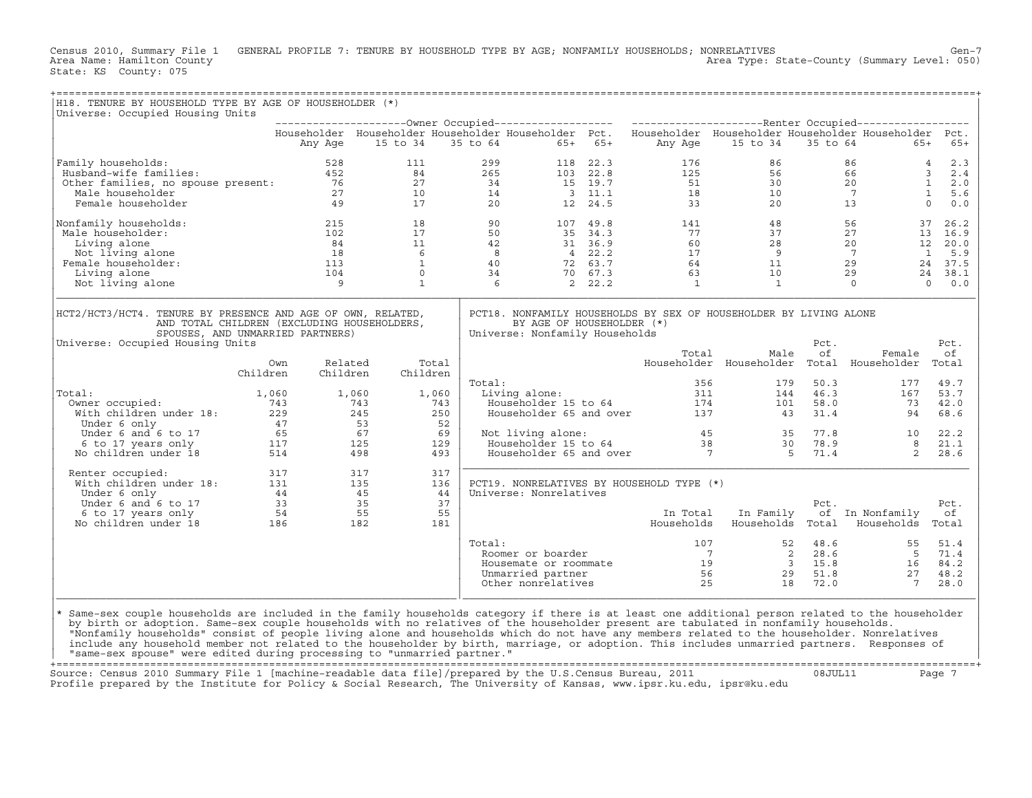Census 2010, Summary File 1 GENERAL PROFILE 7: TENURE BY HOUSEHOLD TYPE BY AGE; NONFAMILY HOUSEHOLDS; NONRELATIVES Gen-7
Area Name: Hamilton County Area Type: State-County (Summary Level: 050)
State: KS County: 075

## H18. TENURE BY HOUSEHOLD TYPE BY AGE OF HOUSEHOLDER (*)

Universe: Occupied Housing Units

| | Owner Occupied | | | | | Renter Occupied | | | | |
|---|---|---|---|---|---|---|---|---|---|---|
| | Householder Any Age | Householder 15 to 34 | Householder 35 to 64 | Householder 65+ | Pct. 65+ | Householder Any Age | Householder 15 to 34 | Householder 35 to 64 | Householder 65+ | Pct. 65+ |
| Family households: | 528 | 111 | 299 | 118 | 22.3 | 176 | 86 | 86 | 4 | 2.3 |
| Husband-wife families: | 452 | 84 | 265 | 103 | 22.8 | 125 | 56 | 66 | 3 | 2.4 |
| Other families, no spouse present: | 76 | 27 | 34 | 15 | 19.7 | 51 | 30 | 20 | 1 | 2.0 |
| Male householder | 27 | 10 | 14 | 3 | 11.1 | 18 | 10 | 7 | 1 | 5.6 |
| Female householder | 49 | 17 | 20 | 12 | 24.5 | 33 | 20 | 13 | 0 | 0.0 |
| Nonfamily households: | 215 | 18 | 90 | 107 | 49.8 | 141 | 48 | 56 | 37 | 26.2 |
| Male householder: | 102 | 17 | 50 | 35 | 34.3 | 77 | 37 | 27 | 13 | 16.9 |
| Living alone | 84 | 11 | 42 | 31 | 36.9 | 60 | 28 | 20 | 12 | 20.0 |
| Not living alone | 18 | 6 | 8 | 4 | 22.2 | 17 | 9 | 7 | 1 | 5.9 |
| Female householder: | 113 | 1 | 40 | 72 | 63.7 | 64 | 11 | 29 | 24 | 37.5 |
| Living alone | 104 | 0 | 34 | 70 | 67.3 | 63 | 10 | 29 | 24 | 38.1 |
| Not living alone | 9 | 1 | 6 | 2 | 22.2 | 1 | 1 | 0 | 0 | 0.0 |

## HCT2/HCT3/HCT4. TENURE BY PRESENCE AND AGE OF OWN, RELATED, AND TOTAL CHILDREN (EXCLUDING HOUSEHOLDERS, SPOUSES, AND UNMARRIED PARTNERS)

Universe: Occupied Housing Units

| | Own Children | Related Children | Total Children |
|---|---|---|---|
| Total: | 1,060 | 1,060 | 1,060 |
| Owner occupied: | 743 | 743 | 743 |
| With children under 18: | 229 | 245 | 250 |
| Under 6 only | 47 | 53 | 52 |
| Under 6 and 6 to 17 | 65 | 67 | 69 |
| 6 to 17 years only | 117 | 125 | 129 |
| No children under 18 | 514 | 498 | 493 |
| Renter occupied: | 317 | 317 | 317 |
| With children under 18: | 131 | 135 | 136 |
| Under 6 only | 44 | 45 | 44 |
| Under 6 and 6 to 17 | 33 | 35 | 37 |
| 6 to 17 years only | 54 | 55 | 55 |
| No children under 18 | 186 | 182 | 181 |

## PCT18. NONFAMILY HOUSEHOLDS BY SEX OF HOUSEHOLDER BY LIVING ALONE BY AGE OF HOUSEHOLDER (*)

Universe: Nonfamily Households

| | Total Householder | Male Householder | Pct. of Total | Female Householder | Pct. of Total |
|---|---|---|---|---|---|
| Total: | 356 | 179 | 50.3 | 177 | 49.7 |
| Living alone: | 311 | 144 | 46.3 | 167 | 53.7 |
| Householder 15 to 64 | 174 | 101 | 58.0 | 73 | 42.0 |
| Householder 65 and over | 137 | 43 | 31.4 | 94 | 68.6 |
| Not living alone: | 45 | 35 | 77.8 | 10 | 22.2 |
| Householder 15 to 64 | 38 | 30 | 78.9 | 8 | 21.1 |
| Householder 65 and over | 7 | 5 | 71.4 | 2 | 28.6 |

## PCT19. NONRELATIVES BY HOUSEHOLD TYPE (*)

Universe: Nonrelatives

| | In Total Households | In Family Households | Pct. of Total | In Nonfamily Households | Pct. of Total |
|---|---|---|---|---|---|
| Total: | 107 | 52 | 48.6 | 55 | 51.4 |
| Roomer or boarder | 7 | 2 | 28.6 | 5 | 71.4 |
| Housemate or roommate | 19 | 3 | 15.8 | 16 | 84.2 |
| Unmarried partner | 56 | 29 | 51.8 | 27 | 48.2 |
| Other nonrelatives | 25 | 18 | 72.0 | 7 | 28.0 |

* Same-sex couple households are included in the family households category if there is at least one additional person related to the householder by birth or adoption. Same-sex couple households with no relatives of the householder present are tabulated in nonfamily households. "Nonfamily households" consist of people living alone and households which do not have any members related to the householder. Nonrelatives include any household member not related to the householder by birth, marriage, or adoption. This includes unmarried partners. Responses of "same-sex spouse" were edited during processing to "unmarried partner."

Source: Census 2010 Summary File 1 [machine-readable data file]/prepared by the U.S.Census Bureau, 2011 08JUL11
Profile prepared by the Institute for Policy & Social Research, The University of Kansas, www.ipsr.ku.edu, ipsr@ku.edu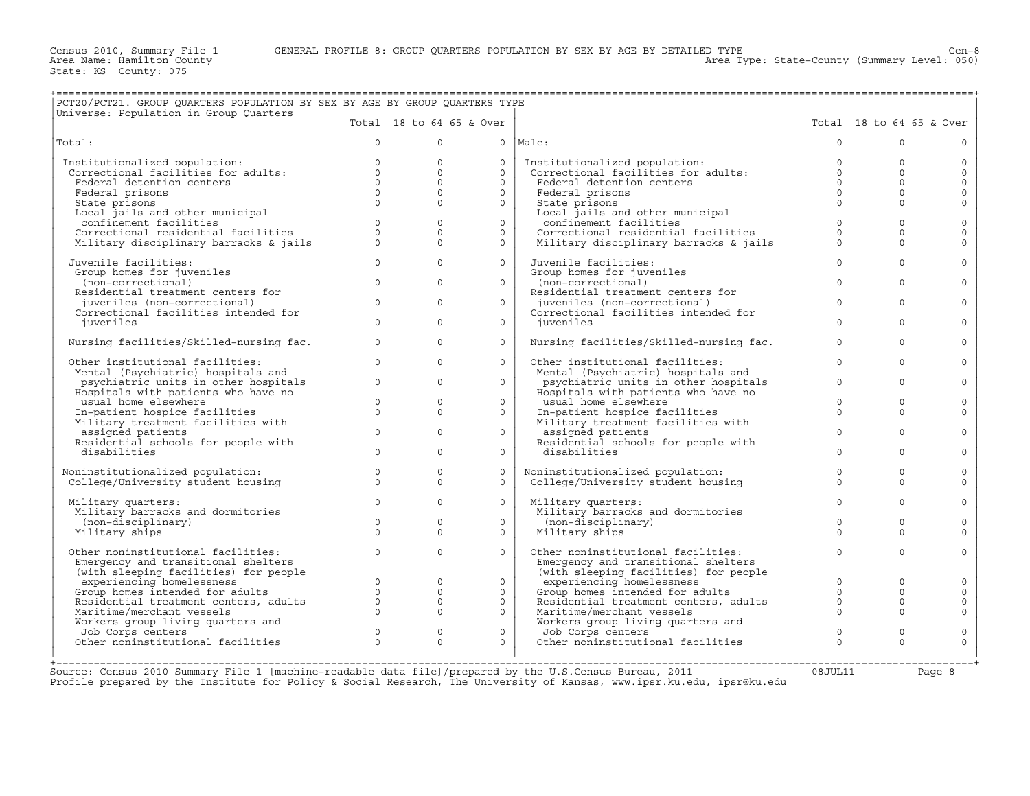Census 2010, Summary File 1 GENERAL PROFILE 8: GROUP QUARTERS POPULATION BY SEX BY AGE BY DETAILED TYPE Gen-8
Area Name: Hamilton County Area Type: State-County (Summary Level: 050)
State: KS County: 075

## PCT20/PCT21. GROUP QUARTERS POPULATION BY SEX BY AGE BY GROUP QUARTERS TYPE

Universe: Population in Group Quarters

| | Total | 18 to 64 | 65 & Over | | Total | 18 to 64 | 65 & Over |
|---|---|---|---|---|---|---|---|
| Total: | 0 | 0 | 0 | Male: | 0 | 0 | 0 |
| Institutionalized population: | 0 | 0 | 0 | Institutionalized population: | 0 | 0 | 0 |
| Correctional facilities for adults: | 0 | 0 | 0 | Correctional facilities for adults: | 0 | 0 | 0 |
| Federal detention centers | 0 | 0 | 0 | Federal detention centers | 0 | 0 | 0 |
| Federal prisons | 0 | 0 | 0 | Federal prisons | 0 | 0 | 0 |
| State prisons | 0 | 0 | 0 | State prisons | 0 | 0 | 0 |
| Local jails and other municipal confinement facilities | 0 | 0 | 0 | Local jails and other municipal confinement facilities | 0 | 0 | 0 |
| Correctional residential facilities | 0 | 0 | 0 | Correctional residential facilities | 0 | 0 | 0 |
| Military disciplinary barracks & jails | 0 | 0 | 0 | Military disciplinary barracks & jails | 0 | 0 | 0 |
| Juvenile facilities: | 0 | 0 | 0 | Juvenile facilities: | 0 | 0 | 0 |
| Group homes for juveniles (non-correctional) | 0 | 0 | 0 | Group homes for juveniles (non-correctional) | 0 | 0 | 0 |
| Residential treatment centers for juveniles (non-correctional) | 0 | 0 | 0 | Residential treatment centers for juveniles (non-correctional) | 0 | 0 | 0 |
| Correctional facilities intended for juveniles | 0 | 0 | 0 | Correctional facilities intended for juveniles | 0 | 0 | 0 |
| Nursing facilities/Skilled-nursing fac. | 0 | 0 | 0 | Nursing facilities/Skilled-nursing fac. | 0 | 0 | 0 |
| Other institutional facilities: | 0 | 0 | 0 | Other institutional facilities: | 0 | 0 | 0 |
| Mental (Psychiatric) hospitals and psychiatric units in other hospitals | 0 | 0 | 0 | Mental (Psychiatric) hospitals and psychiatric units in other hospitals | 0 | 0 | 0 |
| Hospitals with patients who have no usual home elsewhere | 0 | 0 | 0 | Hospitals with patients who have no usual home elsewhere | 0 | 0 | 0 |
| In-patient hospice facilities | 0 | 0 | 0 | In-patient hospice facilities | 0 | 0 | 0 |
| Military treatment facilities with assigned patients | 0 | 0 | 0 | Military treatment facilities with assigned patients | 0 | 0 | 0 |
| Residential schools for people with disabilities | 0 | 0 | 0 | Residential schools for people with disabilities | 0 | 0 | 0 |
| Noninstitutionalized population: | 0 | 0 | 0 | Noninstitutionalized population: | 0 | 0 | 0 |
| College/University student housing | 0 | 0 | 0 | College/University student housing | 0 | 0 | 0 |
| Military quarters: | 0 | 0 | 0 | Military quarters: | 0 | 0 | 0 |
| Military barracks and dormitories (non-disciplinary) | 0 | 0 | 0 | Military barracks and dormitories (non-disciplinary) | 0 | 0 | 0 |
| Military ships | 0 | 0 | 0 | Military ships | 0 | 0 | 0 |
| Other noninstitutional facilities: | 0 | 0 | 0 | Other noninstitutional facilities: | 0 | 0 | 0 |
| Emergency and transitional shelters (with sleeping facilities) for people experiencing homelessness | 0 | 0 | 0 | Emergency and transitional shelters (with sleeping facilities) for people experiencing homelessness | 0 | 0 | 0 |
| Group homes intended for adults | 0 | 0 | 0 | Group homes intended for adults | 0 | 0 | 0 |
| Residential treatment centers, adults | 0 | 0 | 0 | Residential treatment centers, adults | 0 | 0 | 0 |
| Maritime/merchant vessels | 0 | 0 | 0 | Maritime/merchant vessels | 0 | 0 | 0 |
| Workers group living quarters and Job Corps centers | 0 | 0 | 0 | Workers group living quarters and Job Corps centers | 0 | 0 | 0 |
| Other noninstitutional facilities | 0 | 0 | 0 | Other noninstitutional facilities | 0 | 0 | 0 |

Source: Census 2010 Summary File 1 [machine-readable data file]/prepared by the U.S.Census Bureau, 2011 08JUL11
Profile prepared by the Institute for Policy & Social Research, The University of Kansas, www.ipsr.ku.edu, ipsr@ku.edu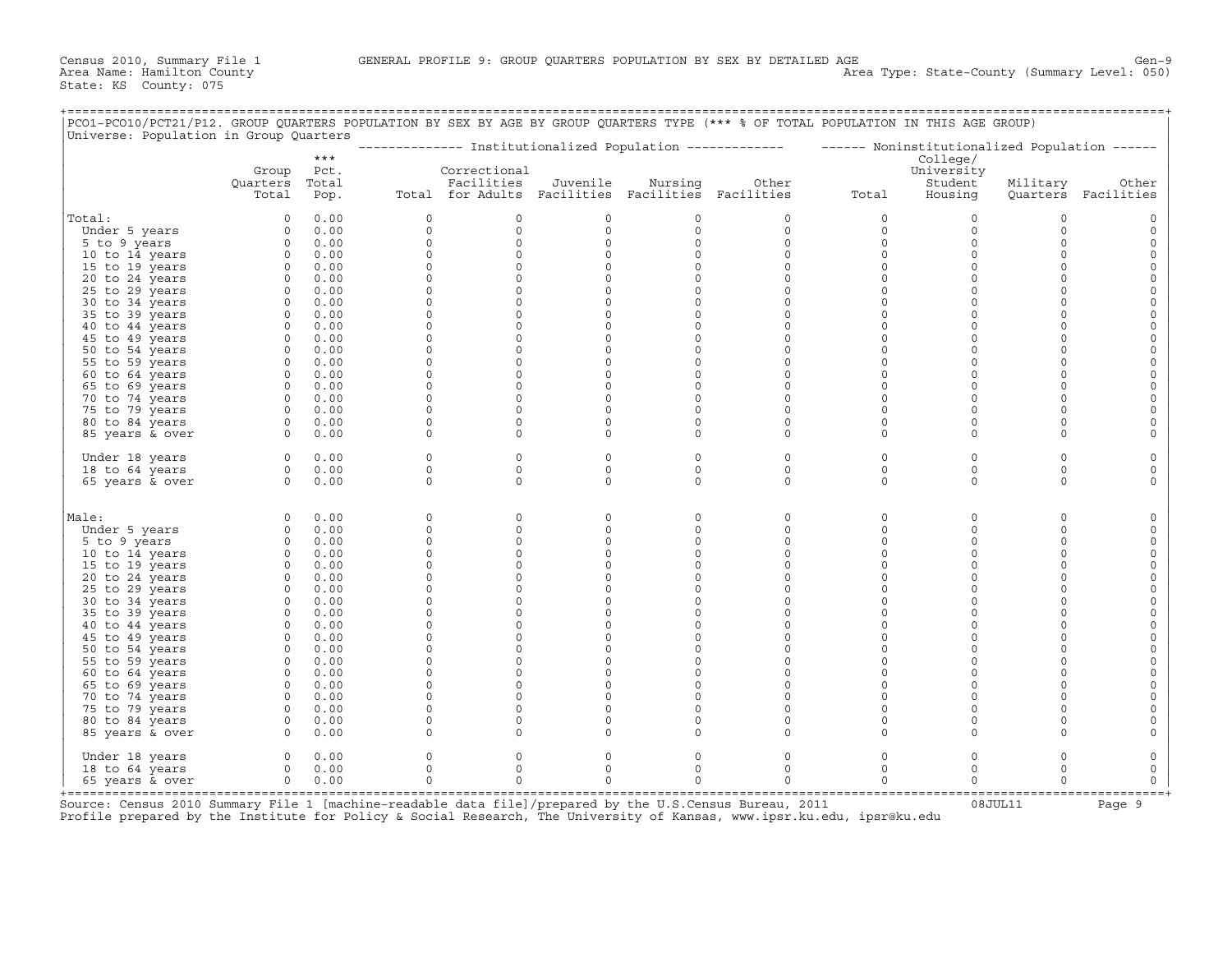Census 2010, Summary File 1 GENERAL PROFILE 9: GROUP QUARTERS POPULATION BY SEX BY DETAILED AGE Gen-9
Area Name: Hamilton County Area Type: State-County (Summary Level: 050)
State: KS County: 075

PCO1-PCO10/PCT21/P12. GROUP QUARTERS POPULATION BY SEX BY AGE BY GROUP QUARTERS TYPE (*** % OF TOTAL POPULATION IN THIS AGE GROUP)
Universe: Population in Group Quarters

| | Group Quarters Total | *** Pct. Total Pop. | Institutionalized Population: Total | Correctional Facilities for Adults | Juvenile Facilities | Nursing Facilities | Other Facilities | Noninstitutionalized Population: Total | College/ University Student Housing | Military Quarters | Other Facilities |
|---|---|---|---|---|---|---|---|---|---|---|---|
| Total: | 0 | 0.00 | 0 | 0 | 0 | 0 | 0 | 0 | 0 | 0 | 0 |
| Under 5 years | 0 | 0.00 | 0 | 0 | 0 | 0 | 0 | 0 | 0 | 0 | 0 |
| 5 to 9 years | 0 | 0.00 | 0 | 0 | 0 | 0 | 0 | 0 | 0 | 0 | 0 |
| 10 to 14 years | 0 | 0.00 | 0 | 0 | 0 | 0 | 0 | 0 | 0 | 0 | 0 |
| 15 to 19 years | 0 | 0.00 | 0 | 0 | 0 | 0 | 0 | 0 | 0 | 0 | 0 |
| 20 to 24 years | 0 | 0.00 | 0 | 0 | 0 | 0 | 0 | 0 | 0 | 0 | 0 |
| 25 to 29 years | 0 | 0.00 | 0 | 0 | 0 | 0 | 0 | 0 | 0 | 0 | 0 |
| 30 to 34 years | 0 | 0.00 | 0 | 0 | 0 | 0 | 0 | 0 | 0 | 0 | 0 |
| 35 to 39 years | 0 | 0.00 | 0 | 0 | 0 | 0 | 0 | 0 | 0 | 0 | 0 |
| 40 to 44 years | 0 | 0.00 | 0 | 0 | 0 | 0 | 0 | 0 | 0 | 0 | 0 |
| 45 to 49 years | 0 | 0.00 | 0 | 0 | 0 | 0 | 0 | 0 | 0 | 0 | 0 |
| 50 to 54 years | 0 | 0.00 | 0 | 0 | 0 | 0 | 0 | 0 | 0 | 0 | 0 |
| 55 to 59 years | 0 | 0.00 | 0 | 0 | 0 | 0 | 0 | 0 | 0 | 0 | 0 |
| 60 to 64 years | 0 | 0.00 | 0 | 0 | 0 | 0 | 0 | 0 | 0 | 0 | 0 |
| 65 to 69 years | 0 | 0.00 | 0 | 0 | 0 | 0 | 0 | 0 | 0 | 0 | 0 |
| 70 to 74 years | 0 | 0.00 | 0 | 0 | 0 | 0 | 0 | 0 | 0 | 0 | 0 |
| 75 to 79 years | 0 | 0.00 | 0 | 0 | 0 | 0 | 0 | 0 | 0 | 0 | 0 |
| 80 to 84 years | 0 | 0.00 | 0 | 0 | 0 | 0 | 0 | 0 | 0 | 0 | 0 |
| 85 years & over | 0 | 0.00 | 0 | 0 | 0 | 0 | 0 | 0 | 0 | 0 | 0 |
| Under 18 years | 0 | 0.00 | 0 | 0 | 0 | 0 | 0 | 0 | 0 | 0 | 0 |
| 18 to 64 years | 0 | 0.00 | 0 | 0 | 0 | 0 | 0 | 0 | 0 | 0 | 0 |
| 65 years & over | 0 | 0.00 | 0 | 0 | 0 | 0 | 0 | 0 | 0 | 0 | 0 |
| Male: | 0 | 0.00 | 0 | 0 | 0 | 0 | 0 | 0 | 0 | 0 | 0 |
| Under 5 years | 0 | 0.00 | 0 | 0 | 0 | 0 | 0 | 0 | 0 | 0 | 0 |
| 5 to 9 years | 0 | 0.00 | 0 | 0 | 0 | 0 | 0 | 0 | 0 | 0 | 0 |
| 10 to 14 years | 0 | 0.00 | 0 | 0 | 0 | 0 | 0 | 0 | 0 | 0 | 0 |
| 15 to 19 years | 0 | 0.00 | 0 | 0 | 0 | 0 | 0 | 0 | 0 | 0 | 0 |
| 20 to 24 years | 0 | 0.00 | 0 | 0 | 0 | 0 | 0 | 0 | 0 | 0 | 0 |
| 25 to 29 years | 0 | 0.00 | 0 | 0 | 0 | 0 | 0 | 0 | 0 | 0 | 0 |
| 30 to 34 years | 0 | 0.00 | 0 | 0 | 0 | 0 | 0 | 0 | 0 | 0 | 0 |
| 35 to 39 years | 0 | 0.00 | 0 | 0 | 0 | 0 | 0 | 0 | 0 | 0 | 0 |
| 40 to 44 years | 0 | 0.00 | 0 | 0 | 0 | 0 | 0 | 0 | 0 | 0 | 0 |
| 45 to 49 years | 0 | 0.00 | 0 | 0 | 0 | 0 | 0 | 0 | 0 | 0 | 0 |
| 50 to 54 years | 0 | 0.00 | 0 | 0 | 0 | 0 | 0 | 0 | 0 | 0 | 0 |
| 55 to 59 years | 0 | 0.00 | 0 | 0 | 0 | 0 | 0 | 0 | 0 | 0 | 0 |
| 60 to 64 years | 0 | 0.00 | 0 | 0 | 0 | 0 | 0 | 0 | 0 | 0 | 0 |
| 65 to 69 years | 0 | 0.00 | 0 | 0 | 0 | 0 | 0 | 0 | 0 | 0 | 0 |
| 70 to 74 years | 0 | 0.00 | 0 | 0 | 0 | 0 | 0 | 0 | 0 | 0 | 0 |
| 75 to 79 years | 0 | 0.00 | 0 | 0 | 0 | 0 | 0 | 0 | 0 | 0 | 0 |
| 80 to 84 years | 0 | 0.00 | 0 | 0 | 0 | 0 | 0 | 0 | 0 | 0 | 0 |
| 85 years & over | 0 | 0.00 | 0 | 0 | 0 | 0 | 0 | 0 | 0 | 0 | 0 |
| Under 18 years | 0 | 0.00 | 0 | 0 | 0 | 0 | 0 | 0 | 0 | 0 | 0 |
| 18 to 64 years | 0 | 0.00 | 0 | 0 | 0 | 0 | 0 | 0 | 0 | 0 | 0 |
| 65 years & over | 0 | 0.00 | 0 | 0 | 0 | 0 | 0 | 0 | 0 | 0 | 0 |

Source: Census 2010 Summary File 1 [machine-readable data file]/prepared by the U.S.Census Bureau, 2011 08JUL11
Profile prepared by the Institute for Policy & Social Research, The University of Kansas, www.ipsr.ku.edu, ipsr@ku.edu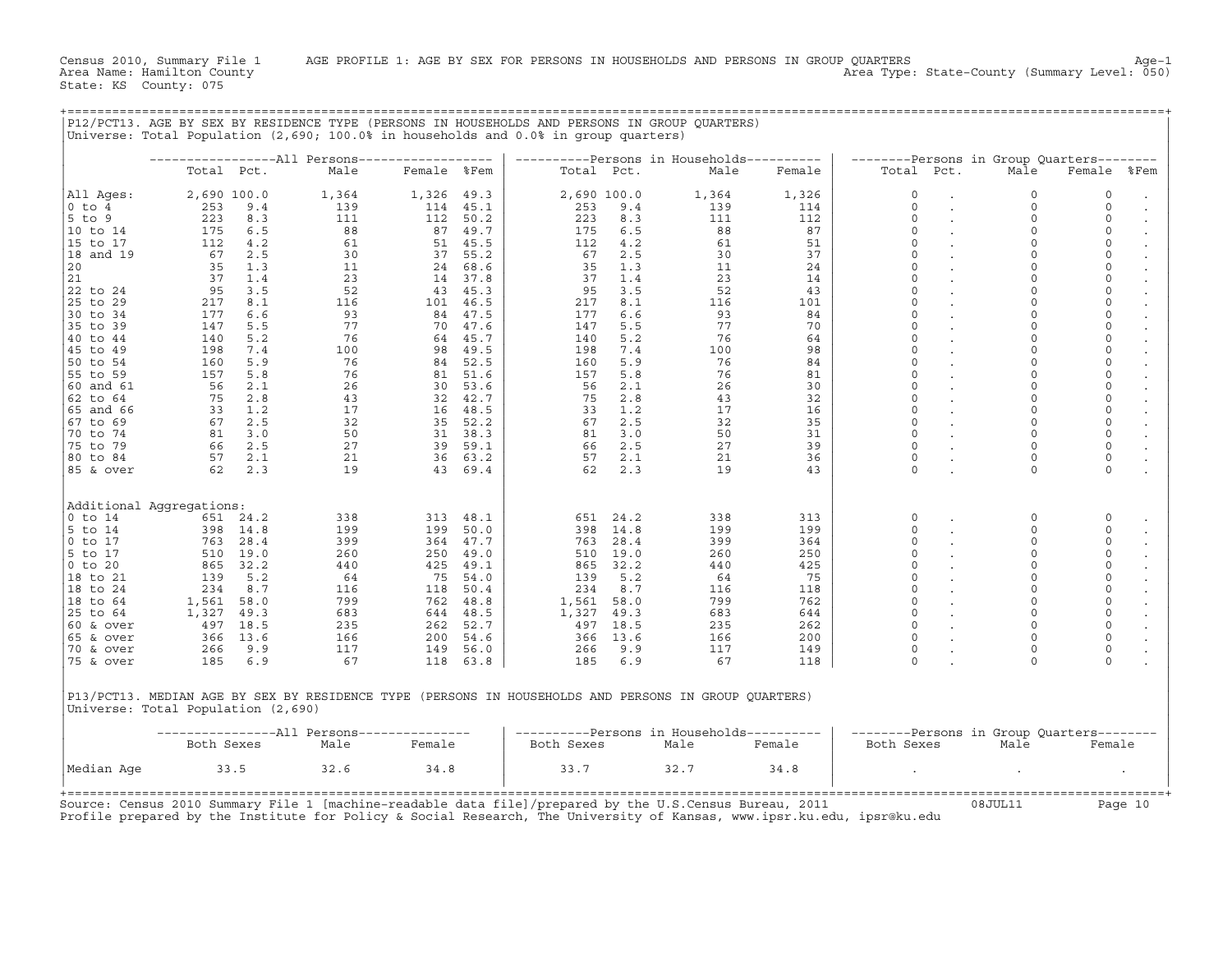Census 2010, Summary File 1 AGE PROFILE 1: AGE BY SEX FOR PERSONS IN HOUSEHOLDS AND PERSONS IN GROUP QUARTERS Age-1
Area Name: Hamilton County Area Type: State-County (Summary Level: 050)
State: KS County: 075

## P12/PCT13. AGE BY SEX BY RESIDENCE TYPE (PERSONS IN HOUSEHOLDS AND PERSONS IN GROUP QUARTERS)

Universe: Total Population (2,690; 100.0% in households and 0.0% in group quarters)

| | All Persons | | | | | Persons in Households | | | | Persons in Group Quarters | | | | |
|---|---|---|---|---|---|---|---|---|---|---|---|---|---|---|
| | Total | Pct. | Male | Female | %Fem | Total | Pct. | Male | Female | Total | Pct. | Male | Female | %Fem |
| All Ages: | 2,690 | 100.0 | 1,364 | 1,326 | 49.3 | 2,690 | 100.0 | 1,364 | 1,326 | 0 | . | 0 | 0 | . |
| 0 to 4 | 253 | 9.4 | 139 | 114 | 45.1 | 253 | 9.4 | 139 | 114 | 0 | . | 0 | 0 | . |
| 5 to 9 | 223 | 8.3 | 111 | 112 | 50.2 | 223 | 8.3 | 111 | 112 | 0 | . | 0 | 0 | . |
| 10 to 14 | 175 | 6.5 | 88 | 87 | 49.7 | 175 | 6.5 | 88 | 87 | 0 | . | 0 | 0 | . |
| 15 to 17 | 112 | 4.2 | 61 | 51 | 45.5 | 112 | 4.2 | 61 | 51 | 0 | . | 0 | 0 | . |
| 18 and 19 | 67 | 2.5 | 30 | 37 | 55.2 | 67 | 2.5 | 30 | 37 | 0 | . | 0 | 0 | . |
| 20 | 35 | 1.3 | 11 | 24 | 68.6 | 35 | 1.3 | 11 | 24 | 0 | . | 0 | 0 | . |
| 21 | 37 | 1.4 | 23 | 14 | 37.8 | 37 | 1.4 | 23 | 14 | 0 | . | 0 | 0 | . |
| 22 to 24 | 95 | 3.5 | 52 | 43 | 45.3 | 95 | 3.5 | 52 | 43 | 0 | . | 0 | 0 | . |
| 25 to 29 | 217 | 8.1 | 116 | 101 | 46.5 | 217 | 8.1 | 116 | 101 | 0 | . | 0 | 0 | . |
| 30 to 34 | 177 | 6.6 | 93 | 84 | 47.5 | 177 | 6.6 | 93 | 84 | 0 | . | 0 | 0 | . |
| 35 to 39 | 147 | 5.5 | 77 | 70 | 47.6 | 147 | 5.5 | 77 | 70 | 0 | . | 0 | 0 | . |
| 40 to 44 | 140 | 5.2 | 76 | 64 | 45.7 | 140 | 5.2 | 76 | 64 | 0 | . | 0 | 0 | . |
| 45 to 49 | 198 | 7.4 | 100 | 98 | 49.5 | 198 | 7.4 | 100 | 98 | 0 | . | 0 | 0 | . |
| 50 to 54 | 160 | 5.9 | 76 | 84 | 52.5 | 160 | 5.9 | 76 | 84 | 0 | . | 0 | 0 | . |
| 55 to 59 | 157 | 5.8 | 76 | 81 | 51.6 | 157 | 5.8 | 76 | 81 | 0 | . | 0 | 0 | . |
| 60 and 61 | 56 | 2.1 | 26 | 30 | 53.6 | 56 | 2.1 | 26 | 30 | 0 | . | 0 | 0 | . |
| 62 to 64 | 75 | 2.8 | 43 | 32 | 42.7 | 75 | 2.8 | 43 | 32 | 0 | . | 0 | 0 | . |
| 65 and 66 | 33 | 1.2 | 17 | 16 | 48.5 | 33 | 1.2 | 17 | 16 | 0 | . | 0 | 0 | . |
| 67 to 69 | 67 | 2.5 | 32 | 35 | 52.2 | 67 | 2.5 | 32 | 35 | 0 | . | 0 | 0 | . |
| 70 to 74 | 81 | 3.0 | 50 | 31 | 38.3 | 81 | 3.0 | 50 | 31 | 0 | . | 0 | 0 | . |
| 75 to 79 | 66 | 2.5 | 27 | 39 | 59.1 | 66 | 2.5 | 27 | 39 | 0 | . | 0 | 0 | . |
| 80 to 84 | 57 | 2.1 | 21 | 36 | 63.2 | 57 | 2.1 | 21 | 36 | 0 | . | 0 | 0 | . |
| 85 & over | 62 | 2.3 | 19 | 43 | 69.4 | 62 | 2.3 | 19 | 43 | 0 | . | 0 | 0 | . |
| Additional Aggregations: | | | | | | | | | | | | | | |
| 0 to 14 | 651 | 24.2 | 338 | 313 | 48.1 | 651 | 24.2 | 338 | 313 | 0 | . | 0 | 0 | . |
| 5 to 14 | 398 | 14.8 | 199 | 199 | 50.0 | 398 | 14.8 | 199 | 199 | 0 | . | 0 | 0 | . |
| 0 to 17 | 763 | 28.4 | 399 | 364 | 47.7 | 763 | 28.4 | 399 | 364 | 0 | . | 0 | 0 | . |
| 5 to 17 | 510 | 19.0 | 260 | 250 | 49.0 | 510 | 19.0 | 260 | 250 | 0 | . | 0 | 0 | . |
| 0 to 20 | 865 | 32.2 | 440 | 425 | 49.1 | 865 | 32.2 | 440 | 425 | 0 | . | 0 | 0 | . |
| 18 to 21 | 139 | 5.2 | 64 | 75 | 54.0 | 139 | 5.2 | 64 | 75 | 0 | . | 0 | 0 | . |
| 18 to 24 | 234 | 8.7 | 116 | 118 | 50.4 | 234 | 8.7 | 116 | 118 | 0 | . | 0 | 0 | . |
| 18 to 64 | 1,561 | 58.0 | 799 | 762 | 48.8 | 1,561 | 58.0 | 799 | 762 | 0 | . | 0 | 0 | . |
| 25 to 64 | 1,327 | 49.3 | 683 | 644 | 48.5 | 1,327 | 49.3 | 683 | 644 | 0 | . | 0 | 0 | . |
| 60 & over | 497 | 18.5 | 235 | 262 | 52.7 | 497 | 18.5 | 235 | 262 | 0 | . | 0 | 0 | . |
| 65 & over | 366 | 13.6 | 166 | 200 | 54.6 | 366 | 13.6 | 166 | 200 | 0 | . | 0 | 0 | . |
| 70 & over | 266 | 9.9 | 117 | 149 | 56.0 | 266 | 9.9 | 117 | 149 | 0 | . | 0 | 0 | . |
| 75 & over | 185 | 6.9 | 67 | 118 | 63.8 | 185 | 6.9 | 67 | 118 | 0 | . | 0 | 0 | . |

## P13/PCT13. MEDIAN AGE BY SEX BY RESIDENCE TYPE (PERSONS IN HOUSEHOLDS AND PERSONS IN GROUP QUARTERS)

Universe: Total Population (2,690)

| | All Persons | | | Persons in Households | | | Persons in Group Quarters | | |
|---|---|---|---|---|---|---|---|---|---|
| | Both Sexes | Male | Female | Both Sexes | Male | Female | Both Sexes | Male | Female |
| Median Age | 33.5 | 32.6 | 34.8 | 33.7 | 32.7 | 34.8 | . | . | . |

Source: Census 2010 Summary File 1 [machine-readable data file]/prepared by the U.S.Census Bureau, 2011 08JUL11
Profile prepared by the Institute for Policy & Social Research, The University of Kansas, www.ipsr.ku.edu, ipsr@ku.edu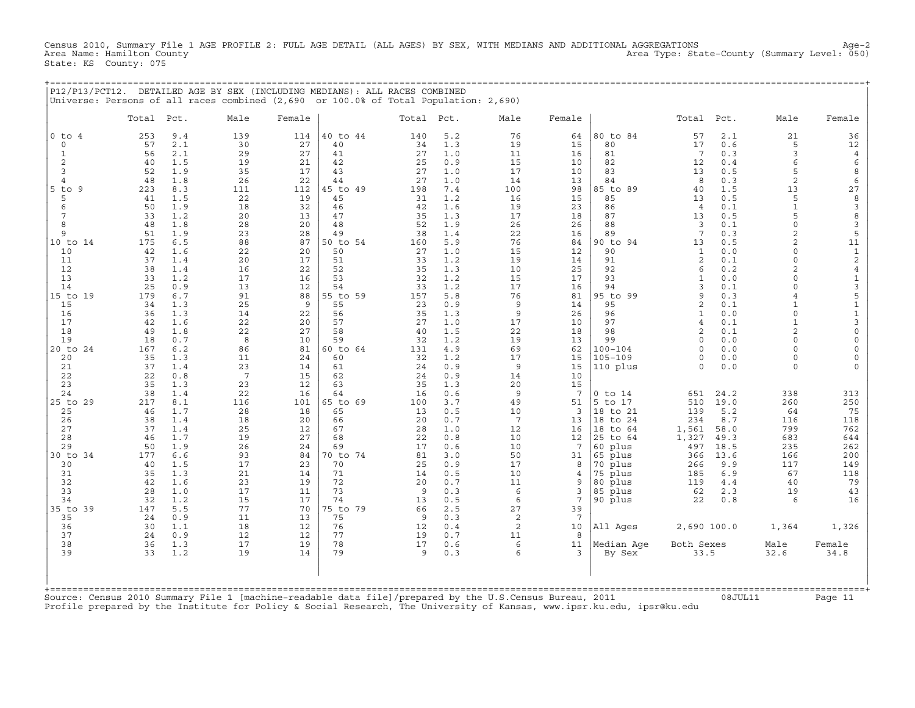Census 2010, Summary File 1 AGE PROFILE 2: FULL AGE DETAIL (ALL AGES) BY SEX, WITH MEDIANS AND ADDITIONAL AGGREGATIONS Age-2
Area Name: Hamilton County Area Type: State-County (Summary Level: 050)
State: KS County: 075

## P12/P13/PCT12. DETAILED AGE BY SEX (INCLUDING MEDIANS): ALL RACES COMBINED

Universe: Persons of all races combined (2,690 or 100.0% of Total Population: 2,690)

| | Total | Pct. | Male | Female | | Total | Pct. | Male | Female | | Total | Pct. | Male | Female |
|---|---|---|---|---|---|---|---|---|---|---|---|---|---|---|
| 0 to 4 | 253 | 9.4 | 139 | 114 | 40 to 44 | 140 | 5.2 | 76 | 64 | 80 to 84 | 57 | 2.1 | 21 | 36 |
| 0 | 57 | 2.1 | 30 | 27 | 40 | 34 | 1.3 | 19 | 15 | 80 | 17 | 0.6 | 5 | 12 |
| 1 | 56 | 2.1 | 29 | 27 | 41 | 27 | 1.0 | 11 | 16 | 81 | 7 | 0.3 | 3 | 4 |
| 2 | 40 | 1.5 | 19 | 21 | 42 | 25 | 0.9 | 15 | 10 | 82 | 12 | 0.4 | 6 | 6 |
| 3 | 52 | 1.9 | 35 | 17 | 43 | 27 | 1.0 | 17 | 10 | 83 | 13 | 0.5 | 5 | 8 |
| 4 | 48 | 1.8 | 26 | 22 | 44 | 27 | 1.0 | 14 | 13 | 84 | 8 | 0.3 | 2 | 6 |
| 5 to 9 | 223 | 8.3 | 111 | 112 | 45 to 49 | 198 | 7.4 | 100 | 98 | 85 to 89 | 40 | 1.5 | 13 | 27 |
| 5 | 41 | 1.5 | 22 | 19 | 45 | 31 | 1.2 | 16 | 15 | 85 | 13 | 0.5 | 5 | 8 |
| 6 | 50 | 1.9 | 18 | 32 | 46 | 42 | 1.6 | 19 | 23 | 86 | 4 | 0.1 | 1 | 3 |
| 7 | 33 | 1.2 | 20 | 13 | 47 | 35 | 1.3 | 17 | 18 | 87 | 13 | 0.5 | 5 | 8 |
| 8 | 48 | 1.8 | 28 | 20 | 48 | 52 | 1.9 | 26 | 26 | 88 | 3 | 0.1 | 0 | 3 |
| 9 | 51 | 1.9 | 23 | 28 | 49 | 38 | 1.4 | 22 | 16 | 89 | 7 | 0.3 | 2 | 5 |
| 10 to 14 | 175 | 6.5 | 88 | 87 | 50 to 54 | 160 | 5.9 | 76 | 84 | 90 to 94 | 13 | 0.5 | 2 | 11 |
| 10 | 42 | 1.6 | 22 | 20 | 50 | 27 | 1.0 | 15 | 12 | 90 | 1 | 0.0 | 0 | 1 |
| 11 | 37 | 1.4 | 20 | 17 | 51 | 33 | 1.2 | 19 | 14 | 91 | 2 | 0.1 | 0 | 2 |
| 12 | 38 | 1.4 | 16 | 22 | 52 | 35 | 1.3 | 10 | 25 | 92 | 6 | 0.2 | 2 | 4 |
| 13 | 33 | 1.2 | 17 | 16 | 53 | 32 | 1.2 | 15 | 17 | 93 | 1 | 0.0 | 0 | 1 |
| 14 | 25 | 0.9 | 13 | 12 | 54 | 33 | 1.2 | 17 | 16 | 94 | 3 | 0.1 | 0 | 3 |
| 15 to 19 | 179 | 6.7 | 91 | 88 | 55 to 59 | 157 | 5.8 | 76 | 81 | 95 to 99 | 9 | 0.3 | 4 | 5 |
| 15 | 34 | 1.3 | 25 | 9 | 55 | 23 | 0.9 | 9 | 14 | 95 | 2 | 0.1 | 1 | 1 |
| 16 | 36 | 1.3 | 14 | 22 | 56 | 35 | 1.3 | 9 | 26 | 96 | 1 | 0.0 | 0 | 1 |
| 17 | 42 | 1.6 | 22 | 20 | 57 | 27 | 1.0 | 17 | 10 | 97 | 4 | 0.1 | 1 | 3 |
| 18 | 49 | 1.8 | 22 | 27 | 58 | 40 | 1.5 | 22 | 18 | 98 | 2 | 0.1 | 2 | 0 |
| 19 | 18 | 0.7 | 8 | 10 | 59 | 32 | 1.2 | 19 | 13 | 99 | 0 | 0.0 | 0 | 0 |
| 20 to 24 | 167 | 6.2 | 86 | 81 | 60 to 64 | 131 | 4.9 | 69 | 62 | 100-104 | 0 | 0.0 | 0 | 0 |
| 20 | 35 | 1.3 | 11 | 24 | 60 | 32 | 1.2 | 17 | 15 | 105-109 | 0 | 0.0 | 0 | 0 |
| 21 | 37 | 1.4 | 23 | 14 | 61 | 24 | 0.9 | 9 | 15 | 110 plus | 0 | 0.0 | 0 | 0 |
| 22 | 22 | 0.8 | 7 | 15 | 62 | 24 | 0.9 | 14 | 10 | | | | | |
| 23 | 35 | 1.3 | 23 | 12 | 63 | 35 | 1.3 | 20 | 15 | | | | | |
| 24 | 38 | 1.4 | 22 | 16 | 64 | 16 | 0.6 | 9 | 7 | 0 to 14 | 651 | 24.2 | 338 | 313 |
| 25 to 29 | 217 | 8.1 | 116 | 101 | 65 to 69 | 100 | 3.7 | 49 | 51 | 5 to 17 | 510 | 19.0 | 260 | 250 |
| 25 | 46 | 1.7 | 28 | 18 | 65 | 13 | 0.5 | 10 | 3 | 18 to 21 | 139 | 5.2 | 64 | 75 |
| 26 | 38 | 1.4 | 18 | 20 | 66 | 20 | 0.7 | 7 | 13 | 18 to 24 | 234 | 8.7 | 116 | 118 |
| 27 | 37 | 1.4 | 25 | 12 | 67 | 28 | 1.0 | 12 | 16 | 18 to 64 | 1,561 | 58.0 | 799 | 762 |
| 28 | 46 | 1.7 | 19 | 27 | 68 | 22 | 0.8 | 10 | 12 | 25 to 64 | 1,327 | 49.3 | 683 | 644 |
| 29 | 50 | 1.9 | 26 | 24 | 69 | 17 | 0.6 | 10 | 7 | 60 plus | 497 | 18.5 | 235 | 262 |
| 30 to 34 | 177 | 6.6 | 93 | 84 | 70 to 74 | 81 | 3.0 | 50 | 31 | 65 plus | 366 | 13.6 | 166 | 200 |
| 30 | 40 | 1.5 | 17 | 23 | 70 | 25 | 0.9 | 17 | 8 | 70 plus | 266 | 9.9 | 117 | 149 |
| 31 | 35 | 1.3 | 21 | 14 | 71 | 14 | 0.5 | 10 | 4 | 75 plus | 185 | 6.9 | 67 | 118 |
| 32 | 42 | 1.6 | 23 | 19 | 72 | 20 | 0.7 | 11 | 9 | 80 plus | 119 | 4.4 | 40 | 79 |
| 33 | 28 | 1.0 | 17 | 11 | 73 | 9 | 0.3 | 6 | 3 | 85 plus | 62 | 2.3 | 19 | 43 |
| 34 | 32 | 1.2 | 15 | 17 | 74 | 13 | 0.5 | 6 | 7 | 90 plus | 22 | 0.8 | 6 | 16 |
| 35 to 39 | 147 | 5.5 | 77 | 70 | 75 to 79 | 66 | 2.5 | 27 | 39 | | | | | |
| 35 | 24 | 0.9 | 11 | 13 | 75 | 9 | 0.3 | 2 | 7 | | | | | |
| 36 | 30 | 1.1 | 18 | 12 | 76 | 12 | 0.4 | 2 | 10 | All Ages | 2,690 | 100.0 | 1,364 | 1,326 |
| 37 | 24 | 0.9 | 12 | 12 | 77 | 19 | 0.7 | 11 | 8 | | | | | |
| 38 | 36 | 1.3 | 17 | 19 | 78 | 17 | 0.6 | 6 | 11 | Median Age | Both Sexes | | Male | Female |
| 39 | 33 | 1.2 | 19 | 14 | 79 | 9 | 0.3 | 6 | 3 | By Sex | 33.5 | | 32.6 | 34.8 |

Source: Census 2010 Summary File 1 [machine-readable data file]/prepared by the U.S.Census Bureau, 2011 08JUL11
Profile prepared by the Institute for Policy & Social Research, The University of Kansas, www.ipsr.ku.edu, ipsr@ku.edu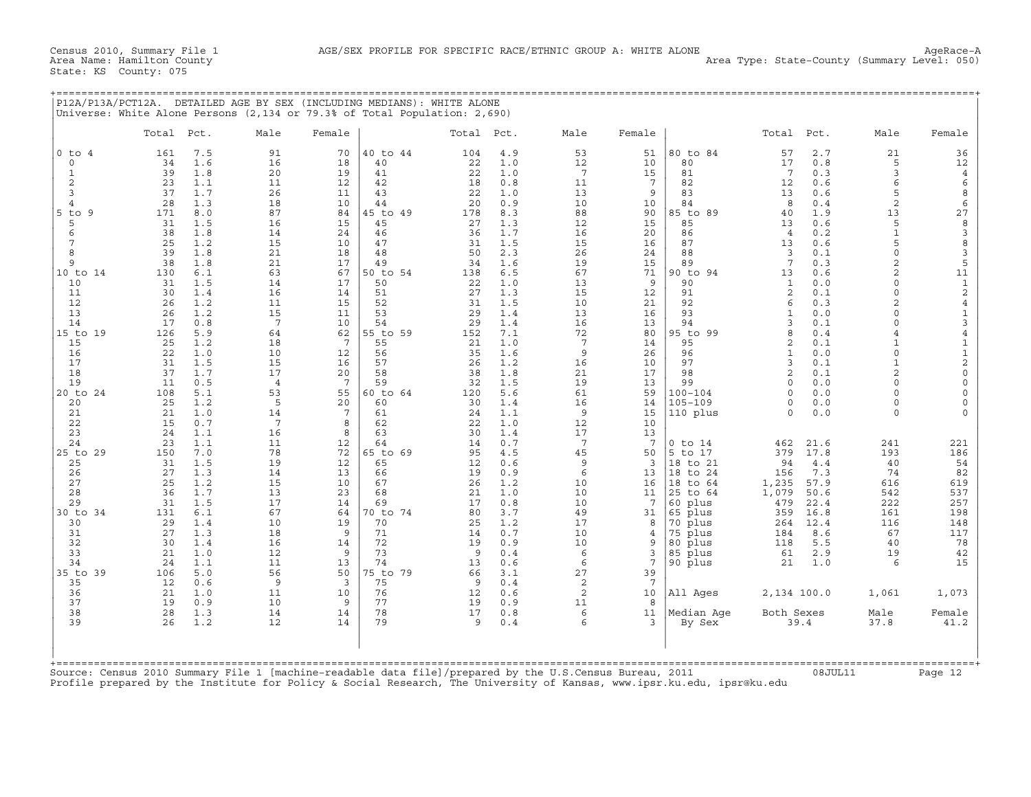Census 2010, Summary File 1 — AGE/SEX PROFILE FOR SPECIFIC RACE/ETHNIC GROUP A: WHITE ALONE — AgeRace-A

Area Name: Hamilton County
State: KS County: 075
Area Type: State-County (Summary Level: 050)

## P12A/P13A/PCT12A. DETAILED AGE BY SEX (INCLUDING MEDIANS): WHITE ALONE

Universe: White Alone Persons (2,134 or 79.3% of Total Population: 2,690)

| | Total | Pct. | Male | Female | | Total | Pct. | Male | Female | | Total | Pct. | Male | Female |
|---|---|---|---|---|---|---|---|---|---|---|---|---|---|---|
| 0 to 4 | 161 | 7.5 | 91 | 70 | 40 to 44 | 104 | 4.9 | 53 | 51 | 80 to 84 | 57 | 2.7 | 21 | 36 |
| 0 | 34 | 1.6 | 16 | 18 | 40 | 22 | 1.0 | 12 | 10 | 80 | 17 | 0.8 | 5 | 12 |
| 1 | 39 | 1.8 | 20 | 19 | 41 | 22 | 1.0 | 7 | 15 | 81 | 7 | 0.3 | 3 | 4 |
| 2 | 23 | 1.1 | 11 | 12 | 42 | 18 | 0.8 | 11 | 7 | 82 | 12 | 0.6 | 6 | 6 |
| 3 | 37 | 1.7 | 26 | 11 | 43 | 22 | 1.0 | 13 | 9 | 83 | 13 | 0.6 | 5 | 8 |
| 4 | 28 | 1.3 | 18 | 10 | 44 | 20 | 0.9 | 10 | 10 | 84 | 8 | 0.4 | 2 | 6 |
| 5 to 9 | 171 | 8.0 | 87 | 84 | 45 to 49 | 178 | 8.3 | 88 | 90 | 85 to 89 | 40 | 1.9 | 13 | 27 |
| 5 | 31 | 1.5 | 16 | 15 | 45 | 27 | 1.3 | 12 | 15 | 85 | 13 | 0.6 | 5 | 8 |
| 6 | 38 | 1.8 | 14 | 24 | 46 | 36 | 1.7 | 16 | 20 | 86 | 4 | 0.2 | 1 | 3 |
| 7 | 25 | 1.2 | 15 | 10 | 47 | 31 | 1.5 | 15 | 16 | 87 | 13 | 0.6 | 5 | 8 |
| 8 | 39 | 1.8 | 21 | 18 | 48 | 50 | 2.3 | 26 | 24 | 88 | 3 | 0.1 | 0 | 3 |
| 9 | 38 | 1.8 | 21 | 17 | 49 | 34 | 1.6 | 19 | 15 | 89 | 7 | 0.3 | 2 | 5 |
| 10 to 14 | 130 | 6.1 | 63 | 67 | 50 to 54 | 138 | 6.5 | 67 | 71 | 90 to 94 | 13 | 0.6 | 2 | 11 |
| 10 | 31 | 1.5 | 14 | 17 | 50 | 22 | 1.0 | 13 | 9 | 90 | 1 | 0.0 | 0 | 1 |
| 11 | 30 | 1.4 | 16 | 14 | 51 | 27 | 1.3 | 15 | 12 | 91 | 2 | 0.1 | 0 | 2 |
| 12 | 26 | 1.2 | 11 | 15 | 52 | 31 | 1.5 | 10 | 21 | 92 | 6 | 0.3 | 2 | 4 |
| 13 | 26 | 1.2 | 15 | 11 | 53 | 29 | 1.4 | 13 | 16 | 93 | 1 | 0.0 | 0 | 1 |
| 14 | 17 | 0.8 | 7 | 10 | 54 | 29 | 1.4 | 16 | 13 | 94 | 3 | 0.1 | 0 | 3 |
| 15 to 19 | 126 | 5.9 | 64 | 62 | 55 to 59 | 152 | 7.1 | 72 | 80 | 95 to 99 | 8 | 0.4 | 4 | 4 |
| 15 | 25 | 1.2 | 18 | 7 | 55 | 21 | 1.0 | 7 | 14 | 95 | 2 | 0.1 | 1 | 1 |
| 16 | 22 | 1.0 | 10 | 12 | 56 | 35 | 1.6 | 9 | 26 | 96 | 1 | 0.0 | 0 | 1 |
| 17 | 31 | 1.5 | 15 | 16 | 57 | 26 | 1.2 | 16 | 10 | 97 | 3 | 0.1 | 1 | 2 |
| 18 | 37 | 1.7 | 17 | 20 | 58 | 38 | 1.8 | 21 | 17 | 98 | 2 | 0.1 | 2 | 0 |
| 19 | 11 | 0.5 | 4 | 7 | 59 | 32 | 1.5 | 19 | 13 | 99 | 0 | 0.0 | 0 | 0 |
| 20 to 24 | 108 | 5.1 | 53 | 55 | 60 to 64 | 120 | 5.6 | 61 | 59 | 100-104 | 0 | 0.0 | 0 | 0 |
| 20 | 25 | 1.2 | 5 | 20 | 60 | 30 | 1.4 | 16 | 14 | 105-109 | 0 | 0.0 | 0 | 0 |
| 21 | 21 | 1.0 | 14 | 7 | 61 | 24 | 1.1 | 9 | 15 | 110 plus | 0 | 0.0 | 0 | 0 |
| 22 | 15 | 0.7 | 7 | 8 | 62 | 22 | 1.0 | 12 | 10 | | | | | |
| 23 | 24 | 1.1 | 16 | 8 | 63 | 30 | 1.4 | 17 | 13 | | | | | |
| 24 | 23 | 1.1 | 11 | 12 | 64 | 14 | 0.7 | 7 | 7 | 0 to 14 | 462 | 21.6 | 241 | 221 |
| 25 to 29 | 150 | 7.0 | 78 | 72 | 65 to 69 | 95 | 4.5 | 45 | 50 | 5 to 17 | 379 | 17.8 | 193 | 186 |
| 25 | 31 | 1.5 | 19 | 12 | 65 | 12 | 0.6 | 9 | 3 | 18 to 21 | 94 | 4.4 | 40 | 54 |
| 26 | 27 | 1.3 | 14 | 13 | 66 | 19 | 0.9 | 6 | 13 | 18 to 24 | 156 | 7.3 | 74 | 82 |
| 27 | 25 | 1.2 | 15 | 10 | 67 | 26 | 1.2 | 10 | 16 | 18 to 64 | 1,235 | 57.9 | 616 | 619 |
| 28 | 36 | 1.7 | 13 | 23 | 68 | 21 | 1.0 | 10 | 11 | 25 to 64 | 1,079 | 50.6 | 542 | 537 |
| 29 | 31 | 1.5 | 17 | 14 | 69 | 17 | 0.8 | 10 | 7 | 60 plus | 479 | 22.4 | 222 | 257 |
| 30 to 34 | 131 | 6.1 | 67 | 64 | 70 to 74 | 80 | 3.7 | 49 | 31 | 65 plus | 359 | 16.8 | 161 | 198 |
| 30 | 29 | 1.4 | 10 | 19 | 70 | 25 | 1.2 | 17 | 8 | 70 plus | 264 | 12.4 | 116 | 148 |
| 31 | 27 | 1.3 | 18 | 9 | 71 | 14 | 0.7 | 10 | 4 | 75 plus | 184 | 8.6 | 67 | 117 |
| 32 | 30 | 1.4 | 16 | 14 | 72 | 19 | 0.9 | 10 | 9 | 80 plus | 118 | 5.5 | 40 | 78 |
| 33 | 21 | 1.0 | 12 | 9 | 73 | 9 | 0.4 | 6 | 3 | 85 plus | 61 | 2.9 | 19 | 42 |
| 34 | 24 | 1.1 | 11 | 13 | 74 | 13 | 0.6 | 6 | 7 | 90 plus | 21 | 1.0 | 6 | 15 |
| 35 to 39 | 106 | 5.0 | 56 | 50 | 75 to 79 | 66 | 3.1 | 27 | 39 | | | | | |
| 35 | 12 | 0.6 | 9 | 3 | 75 | 9 | 0.4 | 2 | 7 | | | | | |
| 36 | 21 | 1.0 | 11 | 10 | 76 | 12 | 0.6 | 2 | 10 | All Ages | 2,134 | 100.0 | 1,061 | 1,073 |
| 37 | 19 | 0.9 | 10 | 9 | 77 | 19 | 0.9 | 11 | 8 | | | | | |
| 38 | 28 | 1.3 | 14 | 14 | 78 | 17 | 0.8 | 6 | 11 | Median Age | Both Sexes | | Male | Female |
| 39 | 26 | 1.2 | 12 | 14 | 79 | 9 | 0.4 | 6 | 3 | By Sex | 39.4 | | 37.8 | 41.2 |

Source: Census 2010 Summary File 1 [machine-readable data file]/prepared by the U.S.Census Bureau, 2011 08JUL11
Profile prepared by the Institute for Policy & Social Research, The University of Kansas, www.ipsr.ku.edu, ipsr@ku.edu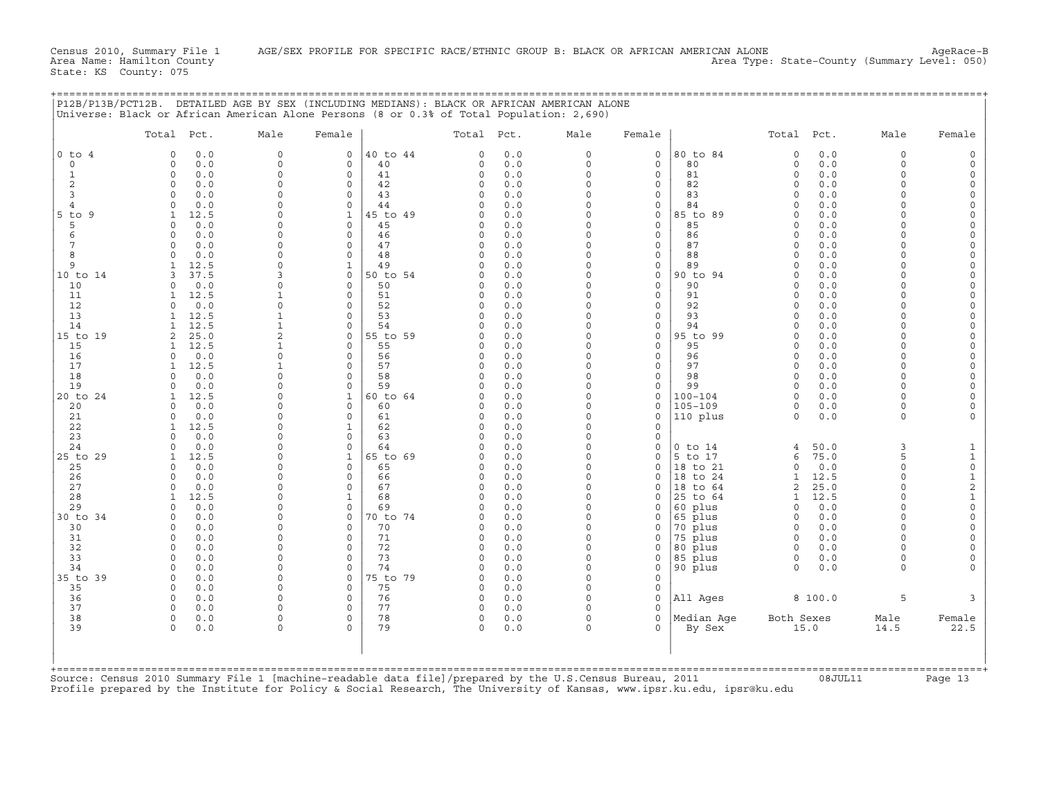Census 2010, Summary File 1 AGE/SEX PROFILE FOR SPECIFIC RACE/ETHNIC GROUP B: BLACK OR AFRICAN AMERICAN ALONE AgeRace-B
Area Name: Hamilton County Area Type: State-County (Summary Level: 050)
State: KS County: 075

## P12B/P13B/PCT12B. DETAILED AGE BY SEX (INCLUDING MEDIANS): BLACK OR AFRICAN AMERICAN ALONE

Universe: Black or African American Alone Persons (8 or 0.3% of Total Population: 2,690)

| | Total | Pct. | Male | Female | | Total | Pct. | Male | Female | | Total | Pct. | Male | Female |
|---|---|---|---|---|---|---|---|---|---|---|---|---|---|---|
| 0 to 4 | 0 | 0.0 | 0 | 0 | 40 to 44 | 0 | 0.0 | 0 | 0 | 80 to 84 | 0 | 0.0 | 0 | 0 |
| 0 | 0 | 0.0 | 0 | 0 | 40 | 0 | 0.0 | 0 | 0 | 80 | 0 | 0.0 | 0 | 0 |
| 1 | 0 | 0.0 | 0 | 0 | 41 | 0 | 0.0 | 0 | 0 | 81 | 0 | 0.0 | 0 | 0 |
| 2 | 0 | 0.0 | 0 | 0 | 42 | 0 | 0.0 | 0 | 0 | 82 | 0 | 0.0 | 0 | 0 |
| 3 | 0 | 0.0 | 0 | 0 | 43 | 0 | 0.0 | 0 | 0 | 83 | 0 | 0.0 | 0 | 0 |
| 4 | 0 | 0.0 | 0 | 0 | 44 | 0 | 0.0 | 0 | 0 | 84 | 0 | 0.0 | 0 | 0 |
| 5 to 9 | 1 | 12.5 | 0 | 1 | 45 to 49 | 0 | 0.0 | 0 | 0 | 85 to 89 | 0 | 0.0 | 0 | 0 |
| 5 | 0 | 0.0 | 0 | 0 | 45 | 0 | 0.0 | 0 | 0 | 85 | 0 | 0.0 | 0 | 0 |
| 6 | 0 | 0.0 | 0 | 0 | 46 | 0 | 0.0 | 0 | 0 | 86 | 0 | 0.0 | 0 | 0 |
| 7 | 0 | 0.0 | 0 | 0 | 47 | 0 | 0.0 | 0 | 0 | 87 | 0 | 0.0 | 0 | 0 |
| 8 | 0 | 0.0 | 0 | 0 | 48 | 0 | 0.0 | 0 | 0 | 88 | 0 | 0.0 | 0 | 0 |
| 9 | 1 | 12.5 | 0 | 1 | 49 | 0 | 0.0 | 0 | 0 | 89 | 0 | 0.0 | 0 | 0 |
| 10 to 14 | 3 | 37.5 | 3 | 0 | 50 to 54 | 0 | 0.0 | 0 | 0 | 90 to 94 | 0 | 0.0 | 0 | 0 |
| 10 | 0 | 0.0 | 0 | 0 | 50 | 0 | 0.0 | 0 | 0 | 90 | 0 | 0.0 | 0 | 0 |
| 11 | 1 | 12.5 | 1 | 0 | 51 | 0 | 0.0 | 0 | 0 | 91 | 0 | 0.0 | 0 | 0 |
| 12 | 0 | 0.0 | 0 | 0 | 52 | 0 | 0.0 | 0 | 0 | 92 | 0 | 0.0 | 0 | 0 |
| 13 | 1 | 12.5 | 1 | 0 | 53 | 0 | 0.0 | 0 | 0 | 93 | 0 | 0.0 | 0 | 0 |
| 14 | 1 | 12.5 | 1 | 0 | 54 | 0 | 0.0 | 0 | 0 | 94 | 0 | 0.0 | 0 | 0 |
| 15 to 19 | 2 | 25.0 | 2 | 0 | 55 to 59 | 0 | 0.0 | 0 | 0 | 95 to 99 | 0 | 0.0 | 0 | 0 |
| 15 | 1 | 12.5 | 1 | 0 | 55 | 0 | 0.0 | 0 | 0 | 95 | 0 | 0.0 | 0 | 0 |
| 16 | 0 | 0.0 | 0 | 0 | 56 | 0 | 0.0 | 0 | 0 | 96 | 0 | 0.0 | 0 | 0 |
| 17 | 1 | 12.5 | 1 | 0 | 57 | 0 | 0.0 | 0 | 0 | 97 | 0 | 0.0 | 0 | 0 |
| 18 | 0 | 0.0 | 0 | 0 | 58 | 0 | 0.0 | 0 | 0 | 98 | 0 | 0.0 | 0 | 0 |
| 19 | 0 | 0.0 | 0 | 0 | 59 | 0 | 0.0 | 0 | 0 | 99 | 0 | 0.0 | 0 | 0 |
| 20 to 24 | 1 | 12.5 | 0 | 1 | 60 to 64 | 0 | 0.0 | 0 | 0 | 100-104 | 0 | 0.0 | 0 | 0 |
| 20 | 0 | 0.0 | 0 | 0 | 60 | 0 | 0.0 | 0 | 0 | 105-109 | 0 | 0.0 | 0 | 0 |
| 21 | 0 | 0.0 | 0 | 0 | 61 | 0 | 0.0 | 0 | 0 | 110 plus | 0 | 0.0 | 0 | 0 |
| 22 | 1 | 12.5 | 0 | 1 | 62 | 0 | 0.0 | 0 | 0 | | | | | |
| 23 | 0 | 0.0 | 0 | 0 | 63 | 0 | 0.0 | 0 | 0 | | | | | |
| 24 | 0 | 0.0 | 0 | 0 | 64 | 0 | 0.0 | 0 | 0 | 0 to 14 | 4 | 50.0 | 3 | 1 |
| 25 to 29 | 1 | 12.5 | 0 | 1 | 65 to 69 | 0 | 0.0 | 0 | 0 | 5 to 17 | 6 | 75.0 | 5 | 1 |
| 25 | 0 | 0.0 | 0 | 0 | 65 | 0 | 0.0 | 0 | 0 | 18 to 21 | 0 | 0.0 | 0 | 0 |
| 26 | 0 | 0.0 | 0 | 0 | 66 | 0 | 0.0 | 0 | 0 | 18 to 24 | 1 | 12.5 | 0 | 1 |
| 27 | 0 | 0.0 | 0 | 0 | 67 | 0 | 0.0 | 0 | 0 | 18 to 64 | 2 | 25.0 | 0 | 2 |
| 28 | 1 | 12.5 | 0 | 1 | 68 | 0 | 0.0 | 0 | 0 | 25 to 64 | 1 | 12.5 | 0 | 1 |
| 29 | 0 | 0.0 | 0 | 0 | 69 | 0 | 0.0 | 0 | 0 | 60 plus | 0 | 0.0 | 0 | 0 |
| 30 to 34 | 0 | 0.0 | 0 | 0 | 70 to 74 | 0 | 0.0 | 0 | 0 | 65 plus | 0 | 0.0 | 0 | 0 |
| 30 | 0 | 0.0 | 0 | 0 | 70 | 0 | 0.0 | 0 | 0 | 70 plus | 0 | 0.0 | 0 | 0 |
| 31 | 0 | 0.0 | 0 | 0 | 71 | 0 | 0.0 | 0 | 0 | 75 plus | 0 | 0.0 | 0 | 0 |
| 32 | 0 | 0.0 | 0 | 0 | 72 | 0 | 0.0 | 0 | 0 | 80 plus | 0 | 0.0 | 0 | 0 |
| 33 | 0 | 0.0 | 0 | 0 | 73 | 0 | 0.0 | 0 | 0 | 85 plus | 0 | 0.0 | 0 | 0 |
| 34 | 0 | 0.0 | 0 | 0 | 74 | 0 | 0.0 | 0 | 0 | 90 plus | 0 | 0.0 | 0 | 0 |
| 35 to 39 | 0 | 0.0 | 0 | 0 | 75 to 79 | 0 | 0.0 | 0 | 0 | | | | | |
| 35 | 0 | 0.0 | 0 | 0 | 75 | 0 | 0.0 | 0 | 0 | | | | | |
| 36 | 0 | 0.0 | 0 | 0 | 76 | 0 | 0.0 | 0 | 0 | All Ages | 8 | 100.0 | 5 | 3 |
| 37 | 0 | 0.0 | 0 | 0 | 77 | 0 | 0.0 | 0 | 0 | | | | | |
| 38 | 0 | 0.0 | 0 | 0 | 78 | 0 | 0.0 | 0 | 0 | Median Age | Both Sexes | | Male | Female |
| 39 | 0 | 0.0 | 0 | 0 | 79 | 0 | 0.0 | 0 | 0 | By Sex | 15.0 | | 14.5 | 22.5 |

Source: Census 2010 Summary File 1 [machine-readable data file]/prepared by the U.S.Census Bureau, 2011 08JUL11
Profile prepared by the Institute for Policy & Social Research, The University of Kansas, www.ipsr.ku.edu, ipsr@ku.edu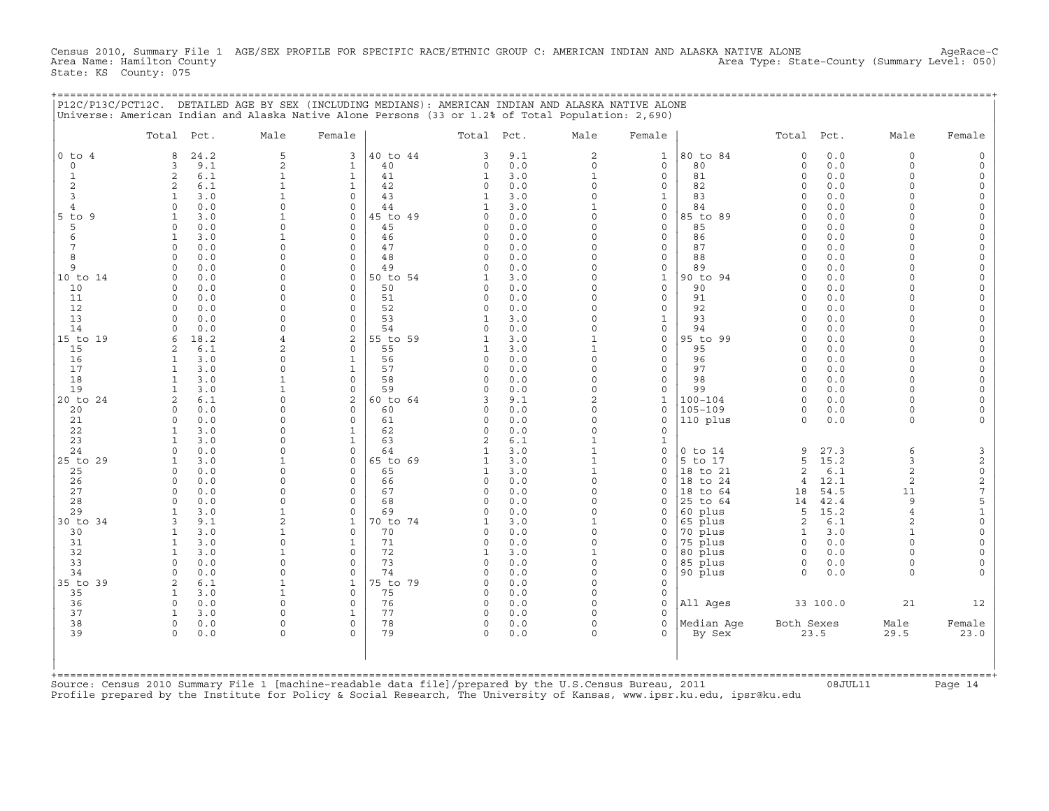Census 2010, Summary File 1 AGE/SEX PROFILE FOR SPECIFIC RACE/ETHNIC GROUP C: AMERICAN INDIAN AND ALASKA NATIVE ALONE AgeRace-C
Area Name: Hamilton County Area Type: State-County (Summary Level: 050)
State: KS County: 075

## P12C/P13C/PCT12C. DETAILED AGE BY SEX (INCLUDING MEDIANS): AMERICAN INDIAN AND ALASKA NATIVE ALONE

Universe: American Indian and Alaska Native Alone Persons (33 or 1.2% of Total Population: 2,690)

| Age | Total | Pct. | Male | Female | Age | Total | Pct. | Male | Female | Age | Total | Pct. | Male | Female |
|---|---|---|---|---|---|---|---|---|---|---|---|---|---|---|
| 0 to 4 | 8 | 24.2 | 5 | 3 | 40 to 44 | 3 | 9.1 | 2 | 1 | 80 to 84 | 0 | 0.0 | 0 | 0 |
| 0 | 3 | 9.1 | 2 | 1 | 40 | 0 | 0.0 | 0 | 0 | 80 | 0 | 0.0 | 0 | 0 |
| 1 | 2 | 6.1 | 1 | 1 | 41 | 1 | 3.0 | 1 | 0 | 81 | 0 | 0.0 | 0 | 0 |
| 2 | 2 | 6.1 | 1 | 1 | 42 | 0 | 0.0 | 0 | 0 | 82 | 0 | 0.0 | 0 | 0 |
| 3 | 1 | 3.0 | 1 | 0 | 43 | 1 | 3.0 | 0 | 1 | 83 | 0 | 0.0 | 0 | 0 |
| 4 | 0 | 0.0 | 0 | 0 | 44 | 1 | 3.0 | 1 | 0 | 84 | 0 | 0.0 | 0 | 0 |
| 5 to 9 | 1 | 3.0 | 1 | 0 | 45 to 49 | 0 | 0.0 | 0 | 0 | 85 to 89 | 0 | 0.0 | 0 | 0 |
| 5 | 0 | 0.0 | 0 | 0 | 45 | 0 | 0.0 | 0 | 0 | 85 | 0 | 0.0 | 0 | 0 |
| 6 | 1 | 3.0 | 1 | 0 | 46 | 0 | 0.0 | 0 | 0 | 86 | 0 | 0.0 | 0 | 0 |
| 7 | 0 | 0.0 | 0 | 0 | 47 | 0 | 0.0 | 0 | 0 | 87 | 0 | 0.0 | 0 | 0 |
| 8 | 0 | 0.0 | 0 | 0 | 48 | 0 | 0.0 | 0 | 0 | 88 | 0 | 0.0 | 0 | 0 |
| 9 | 0 | 0.0 | 0 | 0 | 49 | 0 | 0.0 | 0 | 0 | 89 | 0 | 0.0 | 0 | 0 |
| 10 to 14 | 0 | 0.0 | 0 | 0 | 50 to 54 | 1 | 3.0 | 0 | 1 | 90 to 94 | 0 | 0.0 | 0 | 0 |
| 10 | 0 | 0.0 | 0 | 0 | 50 | 0 | 0.0 | 0 | 0 | 90 | 0 | 0.0 | 0 | 0 |
| 11 | 0 | 0.0 | 0 | 0 | 51 | 0 | 0.0 | 0 | 0 | 91 | 0 | 0.0 | 0 | 0 |
| 12 | 0 | 0.0 | 0 | 0 | 52 | 0 | 0.0 | 0 | 0 | 92 | 0 | 0.0 | 0 | 0 |
| 13 | 0 | 0.0 | 0 | 0 | 53 | 1 | 3.0 | 0 | 1 | 93 | 0 | 0.0 | 0 | 0 |
| 14 | 0 | 0.0 | 0 | 0 | 54 | 0 | 0.0 | 0 | 0 | 94 | 0 | 0.0 | 0 | 0 |
| 15 to 19 | 6 | 18.2 | 4 | 2 | 55 to 59 | 1 | 3.0 | 1 | 0 | 95 to 99 | 0 | 0.0 | 0 | 0 |
| 15 | 2 | 6.1 | 2 | 0 | 55 | 1 | 3.0 | 1 | 0 | 95 | 0 | 0.0 | 0 | 0 |
| 16 | 1 | 3.0 | 0 | 1 | 56 | 0 | 0.0 | 0 | 0 | 96 | 0 | 0.0 | 0 | 0 |
| 17 | 1 | 3.0 | 0 | 1 | 57 | 0 | 0.0 | 0 | 0 | 97 | 0 | 0.0 | 0 | 0 |
| 18 | 1 | 3.0 | 1 | 0 | 58 | 0 | 0.0 | 0 | 0 | 98 | 0 | 0.0 | 0 | 0 |
| 19 | 1 | 3.0 | 1 | 0 | 59 | 0 | 0.0 | 0 | 0 | 99 | 0 | 0.0 | 0 | 0 |
| 20 to 24 | 2 | 6.1 | 0 | 2 | 60 to 64 | 3 | 9.1 | 2 | 1 | 100-104 | 0 | 0.0 | 0 | 0 |
| 20 | 0 | 0.0 | 0 | 0 | 60 | 0 | 0.0 | 0 | 0 | 105-109 | 0 | 0.0 | 0 | 0 |
| 21 | 0 | 0.0 | 0 | 0 | 61 | 0 | 0.0 | 0 | 0 | 110 plus | 0 | 0.0 | 0 | 0 |
| 22 | 1 | 3.0 | 0 | 1 | 62 | 0 | 0.0 | 0 | 0 | | | | | |
| 23 | 1 | 3.0 | 0 | 1 | 63 | 2 | 6.1 | 1 | 1 | | | | | |
| 24 | 0 | 0.0 | 0 | 0 | 64 | 1 | 3.0 | 1 | 0 | 0 to 14 | 9 | 27.3 | 6 | 3 |
| 25 to 29 | 1 | 3.0 | 1 | 0 | 65 to 69 | 1 | 3.0 | 1 | 0 | 5 to 17 | 5 | 15.2 | 3 | 2 |
| 25 | 0 | 0.0 | 0 | 0 | 65 | 1 | 3.0 | 1 | 0 | 18 to 21 | 2 | 6.1 | 2 | 0 |
| 26 | 0 | 0.0 | 0 | 0 | 66 | 0 | 0.0 | 0 | 0 | 18 to 24 | 4 | 12.1 | 2 | 2 |
| 27 | 0 | 0.0 | 0 | 0 | 67 | 0 | 0.0 | 0 | 0 | 18 to 64 | 18 | 54.5 | 11 | 7 |
| 28 | 0 | 0.0 | 0 | 0 | 68 | 0 | 0.0 | 0 | 0 | 25 to 64 | 14 | 42.4 | 9 | 5 |
| 29 | 1 | 3.0 | 1 | 0 | 69 | 0 | 0.0 | 0 | 0 | 60 plus | 5 | 15.2 | 4 | 1 |
| 30 to 34 | 3 | 9.1 | 2 | 1 | 70 to 74 | 1 | 3.0 | 1 | 0 | 65 plus | 2 | 6.1 | 2 | 0 |
| 30 | 1 | 3.0 | 1 | 0 | 70 | 0 | 0.0 | 0 | 0 | 70 plus | 1 | 3.0 | 1 | 0 |
| 31 | 1 | 3.0 | 0 | 1 | 71 | 0 | 0.0 | 0 | 0 | 75 plus | 0 | 0.0 | 0 | 0 |
| 32 | 1 | 3.0 | 1 | 0 | 72 | 1 | 3.0 | 1 | 0 | 80 plus | 0 | 0.0 | 0 | 0 |
| 33 | 0 | 0.0 | 0 | 0 | 73 | 0 | 0.0 | 0 | 0 | 85 plus | 0 | 0.0 | 0 | 0 |
| 34 | 0 | 0.0 | 0 | 0 | 74 | 0 | 0.0 | 0 | 0 | 90 plus | 0 | 0.0 | 0 | 0 |
| 35 to 39 | 2 | 6.1 | 1 | 1 | 75 to 79 | 0 | 0.0 | 0 | 0 | | | | | |
| 35 | 1 | 3.0 | 1 | 0 | 75 | 0 | 0.0 | 0 | 0 | | | | | |
| 36 | 0 | 0.0 | 0 | 0 | 76 | 0 | 0.0 | 0 | 0 | All Ages | 33 | 100.0 | 21 | 12 |
| 37 | 1 | 3.0 | 0 | 1 | 77 | 0 | 0.0 | 0 | 0 | | | | | |
| 38 | 0 | 0.0 | 0 | 0 | 78 | 0 | 0.0 | 0 | 0 | Median Age | Both Sexes | | Male | Female |
| 39 | 0 | 0.0 | 0 | 0 | 79 | 0 | 0.0 | 0 | 0 | By Sex | 23.5 | | 29.5 | 23.0 |

Source: Census 2010 Summary File 1 [machine-readable data file]/prepared by the U.S.Census Bureau, 2011 08JUL11
Profile prepared by the Institute for Policy & Social Research, The University of Kansas, www.ipsr.ku.edu, ipsr@ku.edu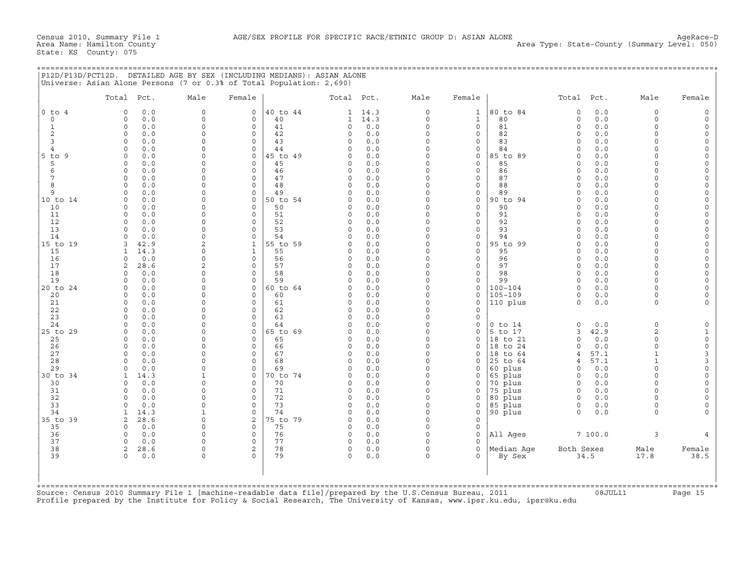Census 2010, Summary File 1 — AGE/SEX PROFILE FOR SPECIFIC RACE/ETHNIC GROUP D: ASIAN ALONE — AgeRace-D

Area Name: Hamilton County — Area Type: State-County (Summary Level: 050)

State: KS County: 075

## P12D/P13D/PCT12D. DETAILED AGE BY SEX (INCLUDING MEDIANS): ASIAN ALONE

Universe: Asian Alone Persons (7 or 0.3% of Total Population: 2,690)

| | Total | Pct. | Male | Female | | Total | Pct. | Male | Female | | Total | Pct. | Male | Female |
|---|---|---|---|---|---|---|---|---|---|---|---|---|---|---|
| 0 to 4 | 0 | 0.0 | 0 | 0 | 40 to 44 | 1 | 14.3 | 0 | 1 | 80 to 84 | 0 | 0.0 | 0 | 0 |
| 0 | 0 | 0.0 | 0 | 0 | 40 | 1 | 14.3 | 0 | 1 | 80 | 0 | 0.0 | 0 | 0 |
| 1 | 0 | 0.0 | 0 | 0 | 41 | 0 | 0.0 | 0 | 0 | 81 | 0 | 0.0 | 0 | 0 |
| 2 | 0 | 0.0 | 0 | 0 | 42 | 0 | 0.0 | 0 | 0 | 82 | 0 | 0.0 | 0 | 0 |
| 3 | 0 | 0.0 | 0 | 0 | 43 | 0 | 0.0 | 0 | 0 | 83 | 0 | 0.0 | 0 | 0 |
| 4 | 0 | 0.0 | 0 | 0 | 44 | 0 | 0.0 | 0 | 0 | 84 | 0 | 0.0 | 0 | 0 |
| 5 to 9 | 0 | 0.0 | 0 | 0 | 45 to 49 | 0 | 0.0 | 0 | 0 | 85 to 89 | 0 | 0.0 | 0 | 0 |
| 5 | 0 | 0.0 | 0 | 0 | 45 | 0 | 0.0 | 0 | 0 | 85 | 0 | 0.0 | 0 | 0 |
| 6 | 0 | 0.0 | 0 | 0 | 46 | 0 | 0.0 | 0 | 0 | 86 | 0 | 0.0 | 0 | 0 |
| 7 | 0 | 0.0 | 0 | 0 | 47 | 0 | 0.0 | 0 | 0 | 87 | 0 | 0.0 | 0 | 0 |
| 8 | 0 | 0.0 | 0 | 0 | 48 | 0 | 0.0 | 0 | 0 | 88 | 0 | 0.0 | 0 | 0 |
| 9 | 0 | 0.0 | 0 | 0 | 49 | 0 | 0.0 | 0 | 0 | 89 | 0 | 0.0 | 0 | 0 |
| 10 to 14 | 0 | 0.0 | 0 | 0 | 50 to 54 | 0 | 0.0 | 0 | 0 | 90 to 94 | 0 | 0.0 | 0 | 0 |
| 10 | 0 | 0.0 | 0 | 0 | 50 | 0 | 0.0 | 0 | 0 | 90 | 0 | 0.0 | 0 | 0 |
| 11 | 0 | 0.0 | 0 | 0 | 51 | 0 | 0.0 | 0 | 0 | 91 | 0 | 0.0 | 0 | 0 |
| 12 | 0 | 0.0 | 0 | 0 | 52 | 0 | 0.0 | 0 | 0 | 92 | 0 | 0.0 | 0 | 0 |
| 13 | 0 | 0.0 | 0 | 0 | 53 | 0 | 0.0 | 0 | 0 | 93 | 0 | 0.0 | 0 | 0 |
| 14 | 0 | 0.0 | 0 | 0 | 54 | 0 | 0.0 | 0 | 0 | 94 | 0 | 0.0 | 0 | 0 |
| 15 to 19 | 3 | 42.9 | 2 | 1 | 55 to 59 | 0 | 0.0 | 0 | 0 | 95 to 99 | 0 | 0.0 | 0 | 0 |
| 15 | 1 | 14.3 | 0 | 1 | 55 | 0 | 0.0 | 0 | 0 | 95 | 0 | 0.0 | 0 | 0 |
| 16 | 0 | 0.0 | 0 | 0 | 56 | 0 | 0.0 | 0 | 0 | 96 | 0 | 0.0 | 0 | 0 |
| 17 | 2 | 28.6 | 2 | 0 | 57 | 0 | 0.0 | 0 | 0 | 97 | 0 | 0.0 | 0 | 0 |
| 18 | 0 | 0.0 | 0 | 0 | 58 | 0 | 0.0 | 0 | 0 | 98 | 0 | 0.0 | 0 | 0 |
| 19 | 0 | 0.0 | 0 | 0 | 59 | 0 | 0.0 | 0 | 0 | 99 | 0 | 0.0 | 0 | 0 |
| 20 to 24 | 0 | 0.0 | 0 | 0 | 60 to 64 | 0 | 0.0 | 0 | 0 | 100-104 | 0 | 0.0 | 0 | 0 |
| 20 | 0 | 0.0 | 0 | 0 | 60 | 0 | 0.0 | 0 | 0 | 105-109 | 0 | 0.0 | 0 | 0 |
| 21 | 0 | 0.0 | 0 | 0 | 61 | 0 | 0.0 | 0 | 0 | 110 plus | 0 | 0.0 | 0 | 0 |
| 22 | 0 | 0.0 | 0 | 0 | 62 | 0 | 0.0 | 0 | 0 | | | | | |
| 23 | 0 | 0.0 | 0 | 0 | 63 | 0 | 0.0 | 0 | 0 | | | | | |
| 24 | 0 | 0.0 | 0 | 0 | 64 | 0 | 0.0 | 0 | 0 | 0 to 14 | 0 | 0.0 | 0 | 0 |
| 25 to 29 | 0 | 0.0 | 0 | 0 | 65 to 69 | 0 | 0.0 | 0 | 0 | 5 to 17 | 3 | 42.9 | 2 | 1 |
| 25 | 0 | 0.0 | 0 | 0 | 65 | 0 | 0.0 | 0 | 0 | 18 to 21 | 0 | 0.0 | 0 | 0 |
| 26 | 0 | 0.0 | 0 | 0 | 66 | 0 | 0.0 | 0 | 0 | 18 to 24 | 0 | 0.0 | 0 | 0 |
| 27 | 0 | 0.0 | 0 | 0 | 67 | 0 | 0.0 | 0 | 0 | 18 to 64 | 4 | 57.1 | 1 | 3 |
| 28 | 0 | 0.0 | 0 | 0 | 68 | 0 | 0.0 | 0 | 0 | 25 to 64 | 4 | 57.1 | 1 | 3 |
| 29 | 0 | 0.0 | 0 | 0 | 69 | 0 | 0.0 | 0 | 0 | 60 plus | 0 | 0.0 | 0 | 0 |
| 30 to 34 | 1 | 14.3 | 1 | 0 | 70 to 74 | 0 | 0.0 | 0 | 0 | 65 plus | 0 | 0.0 | 0 | 0 |
| 30 | 0 | 0.0 | 0 | 0 | 70 | 0 | 0.0 | 0 | 0 | 70 plus | 0 | 0.0 | 0 | 0 |
| 31 | 0 | 0.0 | 0 | 0 | 71 | 0 | 0.0 | 0 | 0 | 75 plus | 0 | 0.0 | 0 | 0 |
| 32 | 0 | 0.0 | 0 | 0 | 72 | 0 | 0.0 | 0 | 0 | 80 plus | 0 | 0.0 | 0 | 0 |
| 33 | 0 | 0.0 | 0 | 0 | 73 | 0 | 0.0 | 0 | 0 | 85 plus | 0 | 0.0 | 0 | 0 |
| 34 | 1 | 14.3 | 1 | 0 | 74 | 0 | 0.0 | 0 | 0 | 90 plus | 0 | 0.0 | 0 | 0 |
| 35 to 39 | 2 | 28.6 | 0 | 2 | 75 to 79 | 0 | 0.0 | 0 | 0 | | | | | |
| 35 | 0 | 0.0 | 0 | 0 | 75 | 0 | 0.0 | 0 | 0 | | | | | |
| 36 | 0 | 0.0 | 0 | 0 | 76 | 0 | 0.0 | 0 | 0 | All Ages | 7 | 100.0 | 3 | 4 |
| 37 | 0 | 0.0 | 0 | 0 | 77 | 0 | 0.0 | 0 | 0 | | | | | |
| 38 | 2 | 28.6 | 0 | 2 | 78 | 0 | 0.0 | 0 | 0 | Median Age By Sex | Both Sexes | 34.5 | Male 17.8 | Female 38.5 |
| 39 | 0 | 0.0 | 0 | 0 | 79 | 0 | 0.0 | 0 | 0 | | | | | |

Source: Census 2010 Summary File 1 [machine-readable data file]/prepared by the U.S.Census Bureau, 2011 08JUL11

Profile prepared by the Institute for Policy & Social Research, The University of Kansas, www.ipsr.ku.edu, ipsr@ku.edu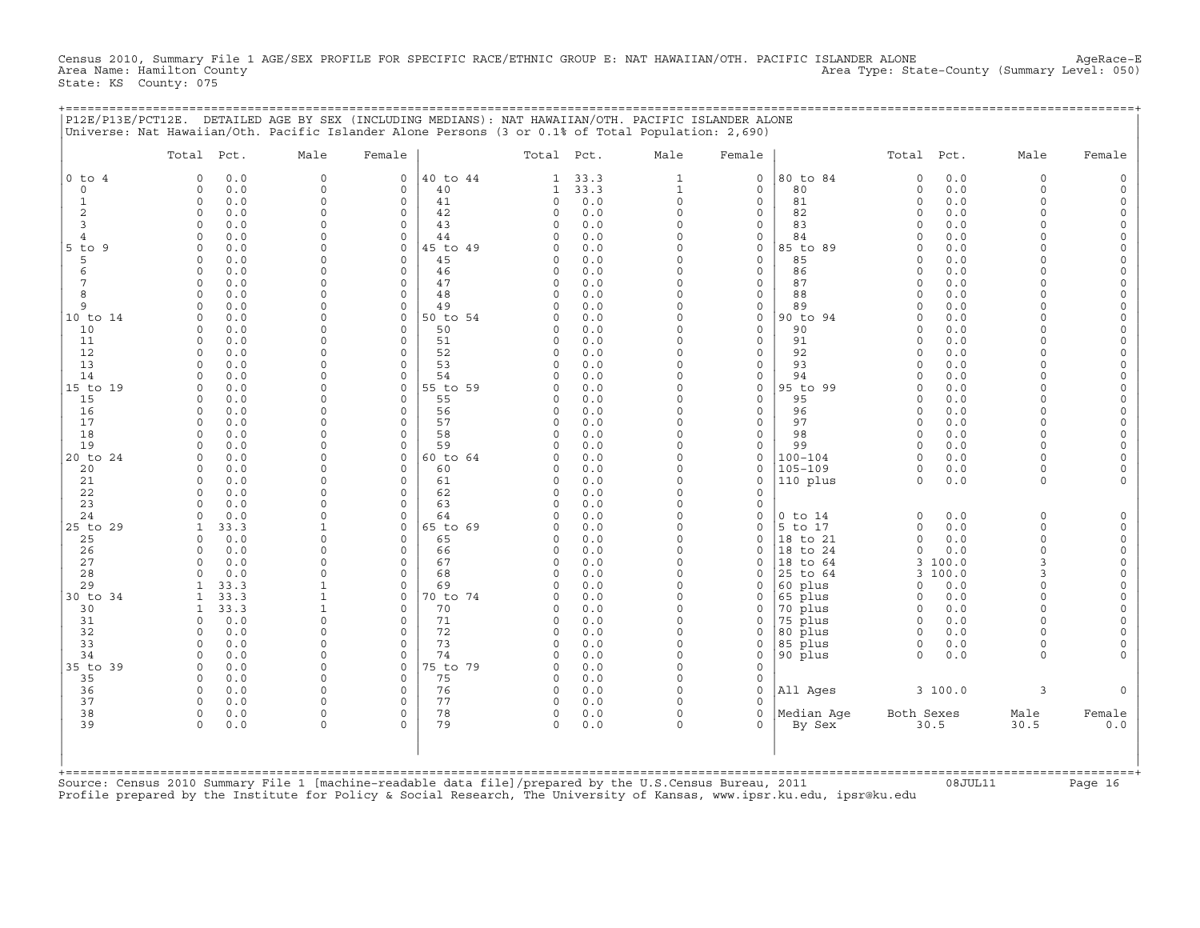Census 2010, Summary File 1 AGE/SEX PROFILE FOR SPECIFIC RACE/ETHNIC GROUP E: NAT HAWAIIAN/OTH. PACIFIC ISLANDER ALONE AgeRace-E
Area Name: Hamilton County Area Type: State-County (Summary Level: 050)
State: KS County: 075

P12E/P13E/PCT12E. DETAILED AGE BY SEX (INCLUDING MEDIANS): NAT HAWAIIAN/OTH. PACIFIC ISLANDER ALONE
Universe: Nat Hawaiian/Oth. Pacific Islander Alone Persons (3 or 0.1% of Total Population: 2,690)

| | Total | Pct. | Male | Female | | Total | Pct. | Male | Female | | Total | Pct. | Male | Female |
|---|---|---|---|---|---|---|---|---|---|---|---|---|---|---|
| 0 to 4 | 0 | 0.0 | 0 | 0 | 40 to 44 | 1 | 33.3 | 1 | 0 | 80 to 84 | 0 | 0.0 | 0 | 0 |
| 0 | 0 | 0.0 | 0 | 0 | 40 | 1 | 33.3 | 1 | 0 | 80 | 0 | 0.0 | 0 | 0 |
| 1 | 0 | 0.0 | 0 | 0 | 41 | 0 | 0.0 | 0 | 0 | 81 | 0 | 0.0 | 0 | 0 |
| 2 | 0 | 0.0 | 0 | 0 | 42 | 0 | 0.0 | 0 | 0 | 82 | 0 | 0.0 | 0 | 0 |
| 3 | 0 | 0.0 | 0 | 0 | 43 | 0 | 0.0 | 0 | 0 | 83 | 0 | 0.0 | 0 | 0 |
| 4 | 0 | 0.0 | 0 | 0 | 44 | 0 | 0.0 | 0 | 0 | 84 | 0 | 0.0 | 0 | 0 |
| 5 to 9 | 0 | 0.0 | 0 | 0 | 45 to 49 | 0 | 0.0 | 0 | 0 | 85 to 89 | 0 | 0.0 | 0 | 0 |
| 5 | 0 | 0.0 | 0 | 0 | 45 | 0 | 0.0 | 0 | 0 | 85 | 0 | 0.0 | 0 | 0 |
| 6 | 0 | 0.0 | 0 | 0 | 46 | 0 | 0.0 | 0 | 0 | 86 | 0 | 0.0 | 0 | 0 |
| 7 | 0 | 0.0 | 0 | 0 | 47 | 0 | 0.0 | 0 | 0 | 87 | 0 | 0.0 | 0 | 0 |
| 8 | 0 | 0.0 | 0 | 0 | 48 | 0 | 0.0 | 0 | 0 | 88 | 0 | 0.0 | 0 | 0 |
| 9 | 0 | 0.0 | 0 | 0 | 49 | 0 | 0.0 | 0 | 0 | 89 | 0 | 0.0 | 0 | 0 |
| 10 to 14 | 0 | 0.0 | 0 | 0 | 50 to 54 | 0 | 0.0 | 0 | 0 | 90 to 94 | 0 | 0.0 | 0 | 0 |
| 10 | 0 | 0.0 | 0 | 0 | 50 | 0 | 0.0 | 0 | 0 | 90 | 0 | 0.0 | 0 | 0 |
| 11 | 0 | 0.0 | 0 | 0 | 51 | 0 | 0.0 | 0 | 0 | 91 | 0 | 0.0 | 0 | 0 |
| 12 | 0 | 0.0 | 0 | 0 | 52 | 0 | 0.0 | 0 | 0 | 92 | 0 | 0.0 | 0 | 0 |
| 13 | 0 | 0.0 | 0 | 0 | 53 | 0 | 0.0 | 0 | 0 | 93 | 0 | 0.0 | 0 | 0 |
| 14 | 0 | 0.0 | 0 | 0 | 54 | 0 | 0.0 | 0 | 0 | 94 | 0 | 0.0 | 0 | 0 |
| 15 to 19 | 0 | 0.0 | 0 | 0 | 55 to 59 | 0 | 0.0 | 0 | 0 | 95 to 99 | 0 | 0.0 | 0 | 0 |
| 15 | 0 | 0.0 | 0 | 0 | 55 | 0 | 0.0 | 0 | 0 | 95 | 0 | 0.0 | 0 | 0 |
| 16 | 0 | 0.0 | 0 | 0 | 56 | 0 | 0.0 | 0 | 0 | 96 | 0 | 0.0 | 0 | 0 |
| 17 | 0 | 0.0 | 0 | 0 | 57 | 0 | 0.0 | 0 | 0 | 97 | 0 | 0.0 | 0 | 0 |
| 18 | 0 | 0.0 | 0 | 0 | 58 | 0 | 0.0 | 0 | 0 | 98 | 0 | 0.0 | 0 | 0 |
| 19 | 0 | 0.0 | 0 | 0 | 59 | 0 | 0.0 | 0 | 0 | 99 | 0 | 0.0 | 0 | 0 |
| 20 to 24 | 0 | 0.0 | 0 | 0 | 60 to 64 | 0 | 0.0 | 0 | 0 | 100-104 | 0 | 0.0 | 0 | 0 |
| 20 | 0 | 0.0 | 0 | 0 | 60 | 0 | 0.0 | 0 | 0 | 105-109 | 0 | 0.0 | 0 | 0 |
| 21 | 0 | 0.0 | 0 | 0 | 61 | 0 | 0.0 | 0 | 0 | 110 plus | 0 | 0.0 | 0 | 0 |
| 22 | 0 | 0.0 | 0 | 0 | 62 | 0 | 0.0 | 0 | 0 | | | | | |
| 23 | 0 | 0.0 | 0 | 0 | 63 | 0 | 0.0 | 0 | 0 | | | | | |
| 24 | 0 | 0.0 | 0 | 0 | 64 | 0 | 0.0 | 0 | 0 | 0 to 14 | 0 | 0.0 | 0 | 0 |
| 25 to 29 | 1 | 33.3 | 1 | 0 | 65 to 69 | 0 | 0.0 | 0 | 0 | 5 to 17 | 0 | 0.0 | 0 | 0 |
| 25 | 0 | 0.0 | 0 | 0 | 65 | 0 | 0.0 | 0 | 0 | 18 to 21 | 0 | 0.0 | 0 | 0 |
| 26 | 0 | 0.0 | 0 | 0 | 66 | 0 | 0.0 | 0 | 0 | 18 to 24 | 0 | 0.0 | 0 | 0 |
| 27 | 0 | 0.0 | 0 | 0 | 67 | 0 | 0.0 | 0 | 0 | 18 to 64 | 3 | 100.0 | 3 | 0 |
| 28 | 0 | 0.0 | 0 | 0 | 68 | 0 | 0.0 | 0 | 0 | 25 to 64 | 3 | 100.0 | 3 | 0 |
| 29 | 1 | 33.3 | 1 | 0 | 69 | 0 | 0.0 | 0 | 0 | 60 plus | 0 | 0.0 | 0 | 0 |
| 30 to 34 | 1 | 33.3 | 1 | 0 | 70 to 74 | 0 | 0.0 | 0 | 0 | 65 plus | 0 | 0.0 | 0 | 0 |
| 30 | 1 | 33.3 | 1 | 0 | 70 | 0 | 0.0 | 0 | 0 | 70 plus | 0 | 0.0 | 0 | 0 |
| 31 | 0 | 0.0 | 0 | 0 | 71 | 0 | 0.0 | 0 | 0 | 75 plus | 0 | 0.0 | 0 | 0 |
| 32 | 0 | 0.0 | 0 | 0 | 72 | 0 | 0.0 | 0 | 0 | 80 plus | 0 | 0.0 | 0 | 0 |
| 33 | 0 | 0.0 | 0 | 0 | 73 | 0 | 0.0 | 0 | 0 | 85 plus | 0 | 0.0 | 0 | 0 |
| 34 | 0 | 0.0 | 0 | 0 | 74 | 0 | 0.0 | 0 | 0 | 90 plus | 0 | 0.0 | 0 | 0 |
| 35 to 39 | 0 | 0.0 | 0 | 0 | 75 to 79 | 0 | 0.0 | 0 | 0 | | | | | |
| 35 | 0 | 0.0 | 0 | 0 | 75 | 0 | 0.0 | 0 | 0 | | | | | |
| 36 | 0 | 0.0 | 0 | 0 | 76 | 0 | 0.0 | 0 | 0 | All Ages | 3 | 100.0 | 3 | 0 |
| 37 | 0 | 0.0 | 0 | 0 | 77 | 0 | 0.0 | 0 | 0 | | | | | |
| 38 | 0 | 0.0 | 0 | 0 | 78 | 0 | 0.0 | 0 | 0 | Median Age | Both Sexes | | Male | Female |
| 39 | 0 | 0.0 | 0 | 0 | 79 | 0 | 0.0 | 0 | 0 | By Sex | 30.5 | | 30.5 | 0.0 |

Source: Census 2010 Summary File 1 [machine-readable data file]/prepared by the U.S.Census Bureau, 2011 08JUL11
Profile prepared by the Institute for Policy & Social Research, The University of Kansas, www.ipsr.ku.edu, ipsr@ku.edu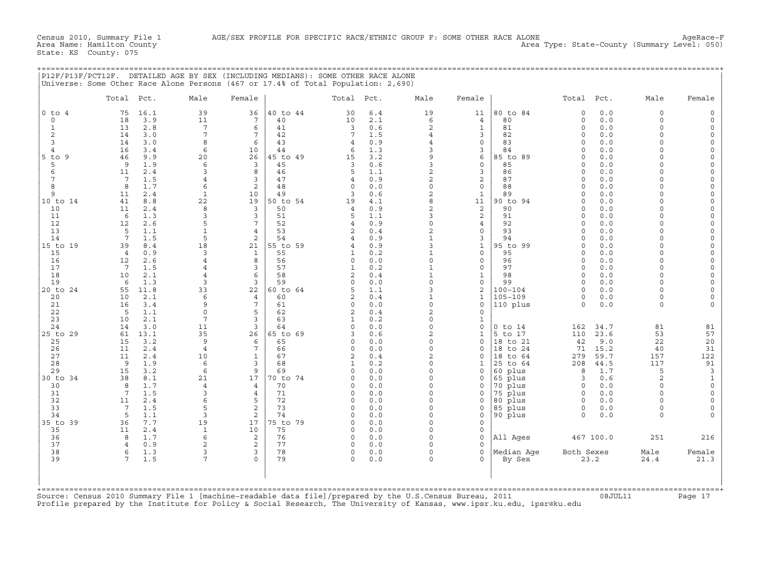Census 2010, Summary File 1 AGE/SEX PROFILE FOR SPECIFIC RACE/ETHNIC GROUP F: SOME OTHER RACE ALONE AgeRace-F
Area Name: Hamilton County Area Type: State-County (Summary Level: 050)
State: KS County: 075

## P12F/P13F/PCT12F. DETAILED AGE BY SEX (INCLUDING MEDIANS): SOME OTHER RACE ALONE

Universe: Some Other Race Alone Persons (467 or 17.4% of Total Population: 2,690)

| | Total | Pct. | Male | Female | | Total | Pct. | Male | Female | | Total | Pct. | Male | Female |
|---|---|---|---|---|---|---|---|---|---|---|---|---|---|---|
| 0 to 4 | 75 | 16.1 | 39 | 36 | 40 to 44 | 30 | 6.4 | 19 | 11 | 80 to 84 | 0 | 0.0 | 0 | 0 |
| 0 | 18 | 3.9 | 11 | 7 | 40 | 10 | 2.1 | 6 | 4 | 80 | 0 | 0.0 | 0 | 0 |
| 1 | 13 | 2.8 | 7 | 6 | 41 | 3 | 0.6 | 2 | 1 | 81 | 0 | 0.0 | 0 | 0 |
| 2 | 14 | 3.0 | 7 | 7 | 42 | 7 | 1.5 | 4 | 3 | 82 | 0 | 0.0 | 0 | 0 |
| 3 | 14 | 3.0 | 8 | 6 | 43 | 4 | 0.9 | 4 | 0 | 83 | 0 | 0.0 | 0 | 0 |
| 4 | 16 | 3.4 | 6 | 10 | 44 | 6 | 1.3 | 3 | 3 | 84 | 0 | 0.0 | 0 | 0 |
| 5 to 9 | 46 | 9.9 | 20 | 26 | 45 to 49 | 15 | 3.2 | 9 | 6 | 85 to 89 | 0 | 0.0 | 0 | 0 |
| 5 | 9 | 1.9 | 6 | 3 | 45 | 3 | 0.6 | 3 | 0 | 85 | 0 | 0.0 | 0 | 0 |
| 6 | 11 | 2.4 | 3 | 8 | 46 | 5 | 1.1 | 2 | 3 | 86 | 0 | 0.0 | 0 | 0 |
| 7 | 7 | 1.5 | 4 | 3 | 47 | 4 | 0.9 | 2 | 2 | 87 | 0 | 0.0 | 0 | 0 |
| 8 | 8 | 1.7 | 6 | 2 | 48 | 0 | 0.0 | 0 | 0 | 88 | 0 | 0.0 | 0 | 0 |
| 9 | 11 | 2.4 | 1 | 10 | 49 | 3 | 0.6 | 2 | 1 | 89 | 0 | 0.0 | 0 | 0 |
| 10 to 14 | 41 | 8.8 | 22 | 19 | 50 to 54 | 19 | 4.1 | 8 | 11 | 90 to 94 | 0 | 0.0 | 0 | 0 |
| 10 | 11 | 2.4 | 8 | 3 | 50 | 4 | 0.9 | 2 | 2 | 90 | 0 | 0.0 | 0 | 0 |
| 11 | 6 | 1.3 | 3 | 3 | 51 | 5 | 1.1 | 3 | 2 | 91 | 0 | 0.0 | 0 | 0 |
| 12 | 12 | 2.6 | 5 | 7 | 52 | 4 | 0.9 | 0 | 4 | 92 | 0 | 0.0 | 0 | 0 |
| 13 | 5 | 1.1 | 1 | 4 | 53 | 2 | 0.4 | 2 | 0 | 93 | 0 | 0.0 | 0 | 0 |
| 14 | 7 | 1.5 | 5 | 2 | 54 | 4 | 0.9 | 1 | 3 | 94 | 0 | 0.0 | 0 | 0 |
| 15 to 19 | 39 | 8.4 | 18 | 21 | 55 to 59 | 4 | 0.9 | 3 | 1 | 95 to 99 | 0 | 0.0 | 0 | 0 |
| 15 | 4 | 0.9 | 3 | 1 | 55 | 1 | 0.2 | 1 | 0 | 95 | 0 | 0.0 | 0 | 0 |
| 16 | 12 | 2.6 | 4 | 8 | 56 | 0 | 0.0 | 0 | 0 | 96 | 0 | 0.0 | 0 | 0 |
| 17 | 7 | 1.5 | 4 | 3 | 57 | 1 | 0.2 | 1 | 0 | 97 | 0 | 0.0 | 0 | 0 |
| 18 | 10 | 2.1 | 4 | 6 | 58 | 2 | 0.4 | 1 | 1 | 98 | 0 | 0.0 | 0 | 0 |
| 19 | 6 | 1.3 | 3 | 3 | 59 | 0 | 0.0 | 0 | 0 | 99 | 0 | 0.0 | 0 | 0 |
| 20 to 24 | 55 | 11.8 | 33 | 22 | 60 to 64 | 5 | 1.1 | 3 | 2 | 100-104 | 0 | 0.0 | 0 | 0 |
| 20 | 10 | 2.1 | 6 | 4 | 60 | 2 | 0.4 | 1 | 1 | 105-109 | 0 | 0.0 | 0 | 0 |
| 21 | 16 | 3.4 | 9 | 7 | 61 | 0 | 0.0 | 0 | 0 | 110 plus | 0 | 0.0 | 0 | 0 |
| 22 | 5 | 1.1 | 0 | 5 | 62 | 2 | 0.4 | 2 | 0 | | | | | |
| 23 | 10 | 2.1 | 7 | 3 | 63 | 1 | 0.2 | 0 | 1 | | | | | |
| 24 | 14 | 3.0 | 11 | 3 | 64 | 0 | 0.0 | 0 | 0 | 0 to 14 | 162 | 34.7 | 81 | 81 |
| 25 to 29 | 61 | 13.1 | 35 | 26 | 65 to 69 | 3 | 0.6 | 2 | 1 | 5 to 17 | 110 | 23.6 | 53 | 57 |
| 25 | 15 | 3.2 | 9 | 6 | 65 | 0 | 0.0 | 0 | 0 | 18 to 21 | 42 | 9.0 | 22 | 20 |
| 26 | 11 | 2.4 | 4 | 7 | 66 | 0 | 0.0 | 0 | 0 | 18 to 24 | 71 | 15.2 | 40 | 31 |
| 27 | 11 | 2.4 | 10 | 1 | 67 | 2 | 0.4 | 2 | 0 | 18 to 64 | 279 | 59.7 | 157 | 122 |
| 28 | 9 | 1.9 | 6 | 3 | 68 | 1 | 0.2 | 0 | 1 | 25 to 64 | 208 | 44.5 | 117 | 91 |
| 29 | 15 | 3.2 | 6 | 9 | 69 | 0 | 0.0 | 0 | 0 | 60 plus | 8 | 1.7 | 5 | 3 |
| 30 to 34 | 38 | 8.1 | 21 | 17 | 70 to 74 | 0 | 0.0 | 0 | 0 | 65 plus | 3 | 0.6 | 2 | 1 |
| 30 | 8 | 1.7 | 4 | 4 | 70 | 0 | 0.0 | 0 | 0 | 70 plus | 0 | 0.0 | 0 | 0 |
| 31 | 7 | 1.5 | 3 | 4 | 71 | 0 | 0.0 | 0 | 0 | 75 plus | 0 | 0.0 | 0 | 0 |
| 32 | 11 | 2.4 | 6 | 5 | 72 | 0 | 0.0 | 0 | 0 | 80 plus | 0 | 0.0 | 0 | 0 |
| 33 | 7 | 1.5 | 5 | 2 | 73 | 0 | 0.0 | 0 | 0 | 85 plus | 0 | 0.0 | 0 | 0 |
| 34 | 5 | 1.1 | 3 | 2 | 74 | 0 | 0.0 | 0 | 0 | 90 plus | 0 | 0.0 | 0 | 0 |
| 35 to 39 | 36 | 7.7 | 19 | 17 | 75 to 79 | 0 | 0.0 | 0 | 0 | | | | | |
| 35 | 11 | 2.4 | 1 | 10 | 75 | 0 | 0.0 | 0 | 0 | | | | | |
| 36 | 8 | 1.7 | 6 | 2 | 76 | 0 | 0.0 | 0 | 0 | All Ages | 467 | 100.0 | 251 | 216 |
| 37 | 4 | 0.9 | 2 | 2 | 77 | 0 | 0.0 | 0 | 0 | | | | | |
| 38 | 6 | 1.3 | 3 | 3 | 78 | 0 | 0.0 | 0 | 0 | Median Age | Both Sexes | | Male | Female |
| 39 | 7 | 1.5 | 7 | 0 | 79 | 0 | 0.0 | 0 | 0 | By Sex | 23.2 | | 24.4 | 21.3 |

Source: Census 2010 Summary File 1 [machine-readable data file]/prepared by the U.S.Census Bureau, 2011 08JUL11
Profile prepared by the Institute for Policy & Social Research, The University of Kansas, www.ipsr.ku.edu, ipsr@ku.edu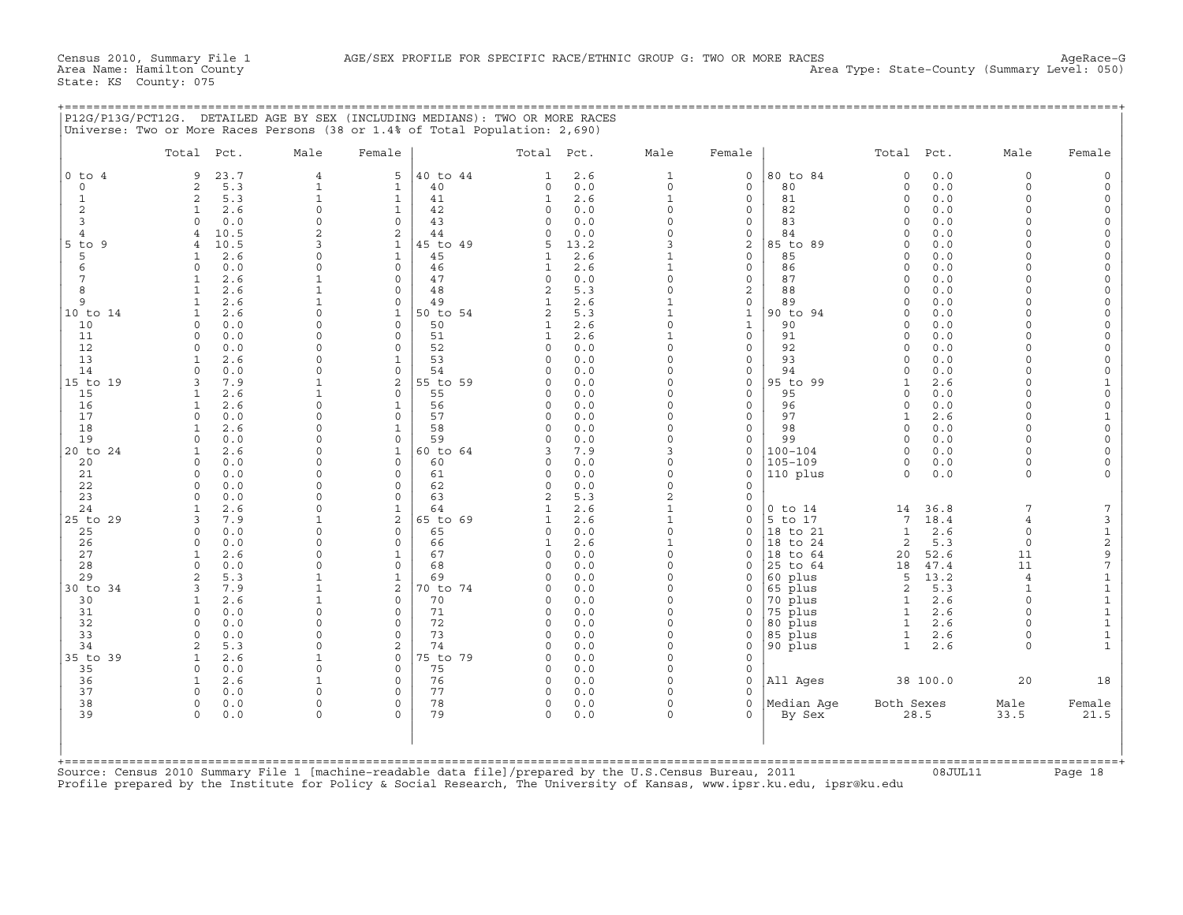Census 2010, Summary File 1 AGE/SEX PROFILE FOR SPECIFIC RACE/ETHNIC GROUP G: TWO OR MORE RACES AgeRace-G
Area Name: Hamilton County Area Type: State-County (Summary Level: 050)
State: KS County: 075

P12G/P13G/PCT12G. DETAILED AGE BY SEX (INCLUDING MEDIANS): TWO OR MORE RACES
Universe: Two or More Races Persons (38 or 1.4% of Total Population: 2,690)

| | Total | Pct. | Male | Female | | Total | Pct. | Male | Female | | Total | Pct. | Male | Female |
|---|---|---|---|---|---|---|---|---|---|---|---|---|---|---|
| 0 to 4 | 9 | 23.7 | 4 | 5 | 40 to 44 | 1 | 2.6 | 1 | 0 | 80 to 84 | 0 | 0.0 | 0 | 0 |
| 0 | 2 | 5.3 | 1 | 1 | 40 | 0 | 0.0 | 0 | 0 | 80 | 0 | 0.0 | 0 | 0 |
| 1 | 2 | 5.3 | 1 | 1 | 41 | 1 | 2.6 | 1 | 0 | 81 | 0 | 0.0 | 0 | 0 |
| 2 | 1 | 2.6 | 0 | 1 | 42 | 0 | 0.0 | 0 | 0 | 82 | 0 | 0.0 | 0 | 0 |
| 3 | 0 | 0.0 | 0 | 0 | 43 | 0 | 0.0 | 0 | 0 | 83 | 0 | 0.0 | 0 | 0 |
| 4 | 4 | 10.5 | 2 | 2 | 44 | 0 | 0.0 | 0 | 0 | 84 | 0 | 0.0 | 0 | 0 |
| 5 to 9 | 4 | 10.5 | 3 | 1 | 45 to 49 | 5 | 13.2 | 3 | 2 | 85 to 89 | 0 | 0.0 | 0 | 0 |
| 5 | 1 | 2.6 | 0 | 1 | 45 | 1 | 2.6 | 1 | 0 | 85 | 0 | 0.0 | 0 | 0 |
| 6 | 0 | 0.0 | 0 | 0 | 46 | 1 | 2.6 | 1 | 0 | 86 | 0 | 0.0 | 0 | 0 |
| 7 | 1 | 2.6 | 1 | 0 | 47 | 0 | 0.0 | 0 | 0 | 87 | 0 | 0.0 | 0 | 0 |
| 8 | 1 | 2.6 | 1 | 0 | 48 | 2 | 5.3 | 0 | 2 | 88 | 0 | 0.0 | 0 | 0 |
| 9 | 1 | 2.6 | 1 | 0 | 49 | 1 | 2.6 | 1 | 0 | 89 | 0 | 0.0 | 0 | 0 |
| 10 to 14 | 1 | 2.6 | 0 | 1 | 50 to 54 | 2 | 5.3 | 1 | 1 | 90 to 94 | 0 | 0.0 | 0 | 0 |
| 10 | 0 | 0.0 | 0 | 0 | 50 | 1 | 2.6 | 0 | 1 | 90 | 0 | 0.0 | 0 | 0 |
| 11 | 0 | 0.0 | 0 | 0 | 51 | 1 | 2.6 | 1 | 0 | 91 | 0 | 0.0 | 0 | 0 |
| 12 | 0 | 0.0 | 0 | 0 | 52 | 0 | 0.0 | 0 | 0 | 92 | 0 | 0.0 | 0 | 0 |
| 13 | 1 | 2.6 | 0 | 1 | 53 | 0 | 0.0 | 0 | 0 | 93 | 0 | 0.0 | 0 | 0 |
| 14 | 0 | 0.0 | 0 | 0 | 54 | 0 | 0.0 | 0 | 0 | 94 | 0 | 0.0 | 0 | 0 |
| 15 to 19 | 3 | 7.9 | 1 | 2 | 55 to 59 | 0 | 0.0 | 0 | 0 | 95 to 99 | 1 | 2.6 | 0 | 1 |
| 15 | 1 | 2.6 | 1 | 0 | 55 | 0 | 0.0 | 0 | 0 | 95 | 0 | 0.0 | 0 | 0 |
| 16 | 1 | 2.6 | 0 | 1 | 56 | 0 | 0.0 | 0 | 0 | 96 | 0 | 0.0 | 0 | 0 |
| 17 | 0 | 0.0 | 0 | 0 | 57 | 0 | 0.0 | 0 | 0 | 97 | 1 | 2.6 | 0 | 1 |
| 18 | 1 | 2.6 | 0 | 1 | 58 | 0 | 0.0 | 0 | 0 | 98 | 0 | 0.0 | 0 | 0 |
| 19 | 0 | 0.0 | 0 | 0 | 59 | 0 | 0.0 | 0 | 0 | 99 | 0 | 0.0 | 0 | 0 |
| 20 to 24 | 1 | 2.6 | 0 | 1 | 60 to 64 | 3 | 7.9 | 3 | 0 | 100-104 | 0 | 0.0 | 0 | 0 |
| 20 | 0 | 0.0 | 0 | 0 | 60 | 0 | 0.0 | 0 | 0 | 105-109 | 0 | 0.0 | 0 | 0 |
| 21 | 0 | 0.0 | 0 | 0 | 61 | 0 | 0.0 | 0 | 0 | 110 plus | 0 | 0.0 | 0 | 0 |
| 22 | 0 | 0.0 | 0 | 0 | 62 | 0 | 0.0 | 0 | 0 | | | | | |
| 23 | 0 | 0.0 | 0 | 0 | 63 | 2 | 5.3 | 2 | 0 | | | | | |
| 24 | 1 | 2.6 | 0 | 1 | 64 | 1 | 2.6 | 1 | 0 | 0 to 14 | 14 | 36.8 | 7 | 7 |
| 25 to 29 | 3 | 7.9 | 1 | 2 | 65 to 69 | 1 | 2.6 | 1 | 0 | 5 to 17 | 7 | 18.4 | 4 | 3 |
| 25 | 0 | 0.0 | 0 | 0 | 65 | 0 | 0.0 | 0 | 0 | 18 to 21 | 1 | 2.6 | 0 | 1 |
| 26 | 0 | 0.0 | 0 | 0 | 66 | 1 | 2.6 | 1 | 0 | 18 to 24 | 2 | 5.3 | 0 | 2 |
| 27 | 1 | 2.6 | 0 | 1 | 67 | 0 | 0.0 | 0 | 0 | 18 to 64 | 20 | 52.6 | 11 | 9 |
| 28 | 0 | 0.0 | 0 | 0 | 68 | 0 | 0.0 | 0 | 0 | 25 to 64 | 18 | 47.4 | 11 | 7 |
| 29 | 2 | 5.3 | 1 | 1 | 69 | 0 | 0.0 | 0 | 0 | 60 plus | 5 | 13.2 | 4 | 1 |
| 30 to 34 | 3 | 7.9 | 1 | 2 | 70 to 74 | 0 | 0.0 | 0 | 0 | 65 plus | 2 | 5.3 | 1 | 1 |
| 30 | 1 | 2.6 | 1 | 0 | 70 | 0 | 0.0 | 0 | 0 | 70 plus | 1 | 2.6 | 0 | 1 |
| 31 | 0 | 0.0 | 0 | 0 | 71 | 0 | 0.0 | 0 | 0 | 75 plus | 1 | 2.6 | 0 | 1 |
| 32 | 0 | 0.0 | 0 | 0 | 72 | 0 | 0.0 | 0 | 0 | 80 plus | 1 | 2.6 | 0 | 1 |
| 33 | 0 | 0.0 | 0 | 0 | 73 | 0 | 0.0 | 0 | 0 | 85 plus | 1 | 2.6 | 0 | 1 |
| 34 | 2 | 5.3 | 0 | 2 | 74 | 0 | 0.0 | 0 | 0 | 90 plus | 1 | 2.6 | 0 | 1 |
| 35 to 39 | 1 | 2.6 | 1 | 0 | 75 to 79 | 0 | 0.0 | 0 | 0 | | | | | |
| 35 | 0 | 0.0 | 0 | 0 | 75 | 0 | 0.0 | 0 | 0 | | | | | |
| 36 | 1 | 2.6 | 1 | 0 | 76 | 0 | 0.0 | 0 | 0 | All Ages | 38 | 100.0 | 20 | 18 |
| 37 | 0 | 0.0 | 0 | 0 | 77 | 0 | 0.0 | 0 | 0 | | | | | |
| 38 | 0 | 0.0 | 0 | 0 | 78 | 0 | 0.0 | 0 | 0 | Median Age | Both Sexes | | Male | Female |
| 39 | 0 | 0.0 | 0 | 0 | 79 | 0 | 0.0 | 0 | 0 | By Sex | 28.5 | | 33.5 | 21.5 |

Source: Census 2010 Summary File 1 [machine-readable data file]/prepared by the U.S.Census Bureau, 2011 08JUL11
Profile prepared by the Institute for Policy & Social Research, The University of Kansas, www.ipsr.ku.edu, ipsr@ku.edu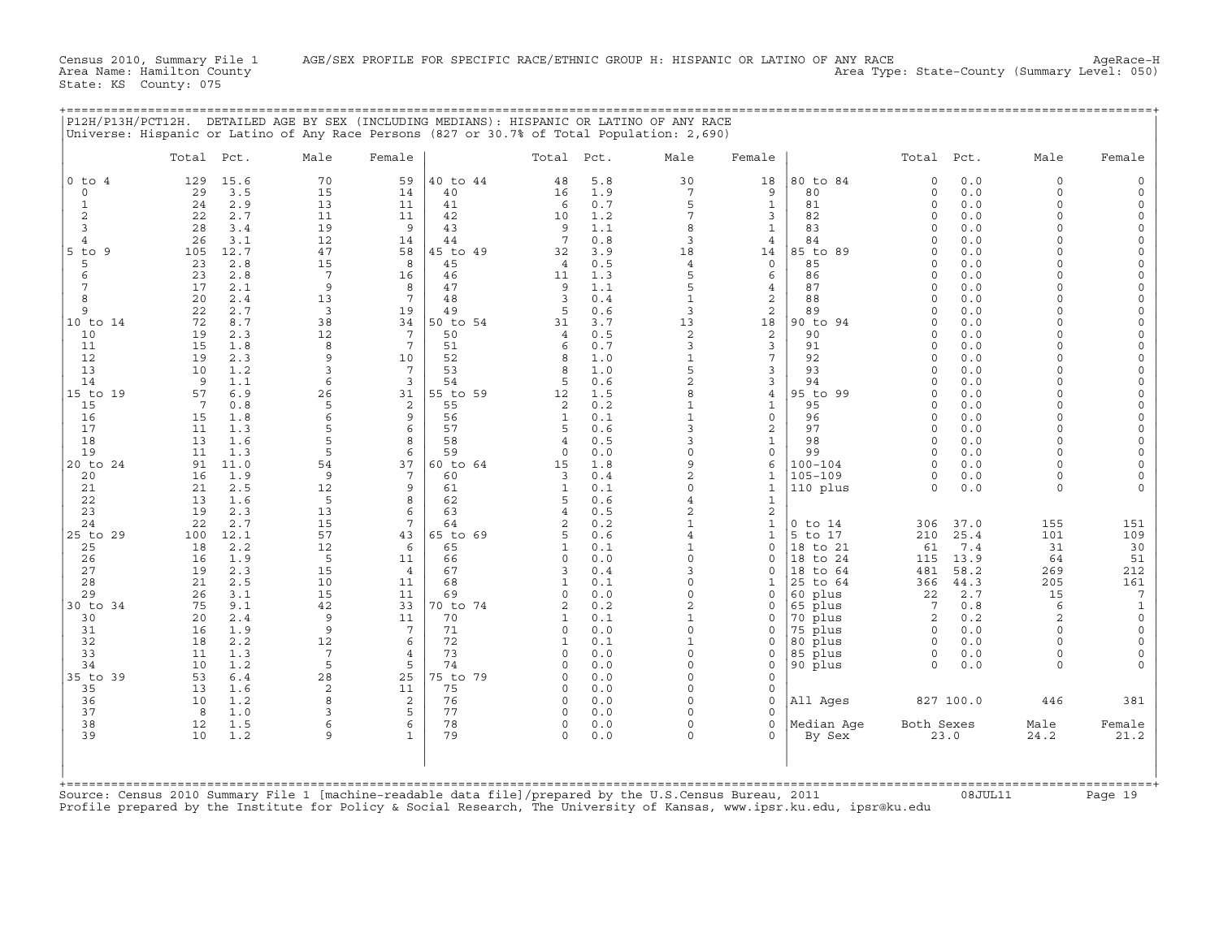Census 2010, Summary File 1 AGE/SEX PROFILE FOR SPECIFIC RACE/ETHNIC GROUP H: HISPANIC OR LATINO OF ANY RACE AgeRace-H
Area Name: Hamilton County Area Type: State-County (Summary Level: 050)
State: KS County: 075

P12H/P13H/PCT12H. DETAILED AGE BY SEX (INCLUDING MEDIANS): HISPANIC OR LATINO OF ANY RACE
Universe: Hispanic or Latino of Any Race Persons (827 or 30.7% of Total Population: 2,690)

| | Total | Pct. | Male | Female | | Total | Pct. | Male | Female | | Total | Pct. | Male | Female |
|---|---|---|---|---|---|---|---|---|---|---|---|---|---|---|
| 0 to 4 | 129 | 15.6 | 70 | 59 | 40 to 44 | 48 | 5.8 | 30 | 18 | 80 to 84 | 0 | 0.0 | 0 | 0 |
| 0 | 29 | 3.5 | 15 | 14 | 40 | 16 | 1.9 | 7 | 9 | 80 | 0 | 0.0 | 0 | 0 |
| 1 | 24 | 2.9 | 13 | 11 | 41 | 6 | 0.7 | 5 | 1 | 81 | 0 | 0.0 | 0 | 0 |
| 2 | 22 | 2.7 | 11 | 11 | 42 | 10 | 1.2 | 7 | 3 | 82 | 0 | 0.0 | 0 | 0 |
| 3 | 28 | 3.4 | 19 | 9 | 43 | 9 | 1.1 | 8 | 1 | 83 | 0 | 0.0 | 0 | 0 |
| 4 | 26 | 3.1 | 12 | 14 | 44 | 7 | 0.8 | 3 | 4 | 84 | 0 | 0.0 | 0 | 0 |
| 5 to 9 | 105 | 12.7 | 47 | 58 | 45 to 49 | 32 | 3.9 | 18 | 14 | 85 to 89 | 0 | 0.0 | 0 | 0 |
| 5 | 23 | 2.8 | 15 | 8 | 45 | 4 | 0.5 | 4 | 0 | 85 | 0 | 0.0 | 0 | 0 |
| 6 | 23 | 2.8 | 7 | 16 | 46 | 11 | 1.3 | 5 | 6 | 86 | 0 | 0.0 | 0 | 0 |
| 7 | 17 | 2.1 | 9 | 8 | 47 | 9 | 1.1 | 5 | 4 | 87 | 0 | 0.0 | 0 | 0 |
| 8 | 20 | 2.4 | 13 | 7 | 48 | 3 | 0.4 | 1 | 2 | 88 | 0 | 0.0 | 0 | 0 |
| 9 | 22 | 2.7 | 3 | 19 | 49 | 5 | 0.6 | 3 | 2 | 89 | 0 | 0.0 | 0 | 0 |
| 10 to 14 | 72 | 8.7 | 38 | 34 | 50 to 54 | 31 | 3.7 | 13 | 18 | 90 to 94 | 0 | 0.0 | 0 | 0 |
| 10 | 19 | 2.3 | 12 | 7 | 50 | 4 | 0.5 | 2 | 2 | 90 | 0 | 0.0 | 0 | 0 |
| 11 | 15 | 1.8 | 8 | 7 | 51 | 6 | 0.7 | 3 | 3 | 91 | 0 | 0.0 | 0 | 0 |
| 12 | 19 | 2.3 | 9 | 10 | 52 | 8 | 1.0 | 1 | 7 | 92 | 0 | 0.0 | 0 | 0 |
| 13 | 10 | 1.2 | 3 | 7 | 53 | 8 | 1.0 | 5 | 3 | 93 | 0 | 0.0 | 0 | 0 |
| 14 | 9 | 1.1 | 6 | 3 | 54 | 5 | 0.6 | 2 | 3 | 94 | 0 | 0.0 | 0 | 0 |
| 15 to 19 | 57 | 6.9 | 26 | 31 | 55 to 59 | 12 | 1.5 | 8 | 4 | 95 to 99 | 0 | 0.0 | 0 | 0 |
| 15 | 7 | 0.8 | 5 | 2 | 55 | 2 | 0.2 | 1 | 1 | 95 | 0 | 0.0 | 0 | 0 |
| 16 | 15 | 1.8 | 6 | 9 | 56 | 1 | 0.1 | 1 | 0 | 96 | 0 | 0.0 | 0 | 0 |
| 17 | 11 | 1.3 | 5 | 6 | 57 | 5 | 0.6 | 3 | 2 | 97 | 0 | 0.0 | 0 | 0 |
| 18 | 13 | 1.6 | 5 | 8 | 58 | 4 | 0.5 | 3 | 1 | 98 | 0 | 0.0 | 0 | 0 |
| 19 | 11 | 1.3 | 5 | 6 | 59 | 0 | 0.0 | 0 | 0 | 99 | 0 | 0.0 | 0 | 0 |
| 20 to 24 | 91 | 11.0 | 54 | 37 | 60 to 64 | 15 | 1.8 | 9 | 6 | 100-104 | 0 | 0.0 | 0 | 0 |
| 20 | 16 | 1.9 | 9 | 7 | 60 | 3 | 0.4 | 2 | 1 | 105-109 | 0 | 0.0 | 0 | 0 |
| 21 | 21 | 2.5 | 12 | 9 | 61 | 1 | 0.1 | 0 | 1 | 110 plus | 0 | 0.0 | 0 | 0 |
| 22 | 13 | 1.6 | 5 | 8 | 62 | 5 | 0.6 | 4 | 1 | | | | | |
| 23 | 19 | 2.3 | 13 | 6 | 63 | 4 | 0.5 | 2 | 2 | | | | | |
| 24 | 22 | 2.7 | 15 | 7 | 64 | 2 | 0.2 | 1 | 1 | 0 to 14 | 306 | 37.0 | 155 | 151 |
| 25 to 29 | 100 | 12.1 | 57 | 43 | 65 to 69 | 5 | 0.6 | 4 | 1 | 5 to 17 | 210 | 25.4 | 101 | 109 |
| 25 | 18 | 2.2 | 12 | 6 | 65 | 1 | 0.1 | 1 | 0 | 18 to 21 | 61 | 7.4 | 31 | 30 |
| 26 | 16 | 1.9 | 5 | 11 | 66 | 0 | 0.0 | 0 | 0 | 18 to 24 | 115 | 13.9 | 64 | 51 |
| 27 | 19 | 2.3 | 15 | 4 | 67 | 3 | 0.4 | 3 | 0 | 18 to 64 | 481 | 58.2 | 269 | 212 |
| 28 | 21 | 2.5 | 10 | 11 | 68 | 1 | 0.1 | 0 | 1 | 25 to 64 | 366 | 44.3 | 205 | 161 |
| 29 | 26 | 3.1 | 15 | 11 | 69 | 0 | 0.0 | 0 | 0 | 60 plus | 22 | 2.7 | 15 | 7 |
| 30 to 34 | 75 | 9.1 | 42 | 33 | 70 to 74 | 2 | 0.2 | 2 | 0 | 65 plus | 7 | 0.8 | 6 | 1 |
| 30 | 20 | 2.4 | 9 | 11 | 70 | 1 | 0.1 | 1 | 0 | 70 plus | 2 | 0.2 | 2 | 0 |
| 31 | 16 | 1.9 | 9 | 7 | 71 | 0 | 0.0 | 0 | 0 | 75 plus | 0 | 0.0 | 0 | 0 |
| 32 | 18 | 2.2 | 12 | 6 | 72 | 1 | 0.1 | 1 | 0 | 80 plus | 0 | 0.0 | 0 | 0 |
| 33 | 11 | 1.3 | 7 | 4 | 73 | 0 | 0.0 | 0 | 0 | 85 plus | 0 | 0.0 | 0 | 0 |
| 34 | 10 | 1.2 | 5 | 5 | 74 | 0 | 0.0 | 0 | 0 | 90 plus | 0 | 0.0 | 0 | 0 |
| 35 to 39 | 53 | 6.4 | 28 | 25 | 75 to 79 | 0 | 0.0 | 0 | 0 | | | | | |
| 35 | 13 | 1.6 | 2 | 11 | 75 | 0 | 0.0 | 0 | 0 | | | | | |
| 36 | 10 | 1.2 | 8 | 2 | 76 | 0 | 0.0 | 0 | 0 | All Ages | 827 | 100.0 | 446 | 381 |
| 37 | 8 | 1.0 | 3 | 5 | 77 | 0 | 0.0 | 0 | 0 | | | | | |
| 38 | 12 | 1.5 | 6 | 6 | 78 | 0 | 0.0 | 0 | 0 | Median Age | Both Sexes | | Male | Female |
| 39 | 10 | 1.2 | 9 | 1 | 79 | 0 | 0.0 | 0 | 0 | By Sex | 23.0 | | 24.2 | 21.2 |

Source: Census 2010 Summary File 1 [machine-readable data file]/prepared by the U.S.Census Bureau, 2011 08JUL11
Profile prepared by the Institute for Policy & Social Research, The University of Kansas, www.ipsr.ku.edu, ipsr@ku.edu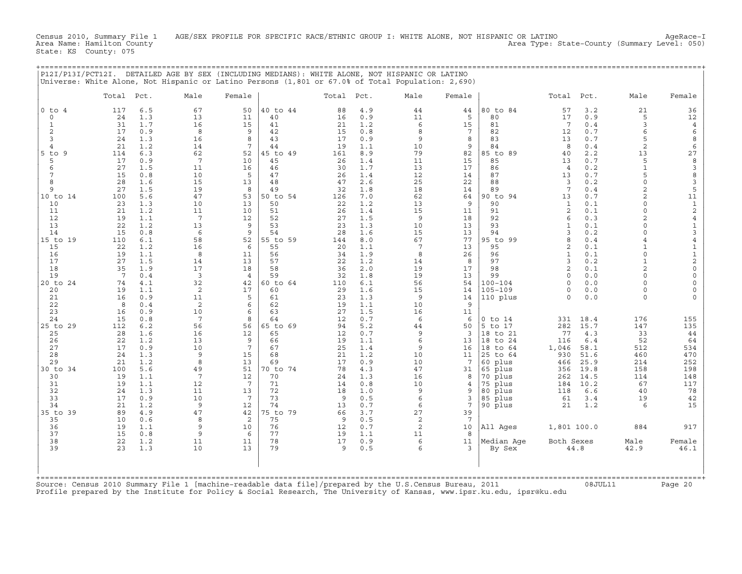Census 2010, Summary File 1 AGE/SEX PROFILE FOR SPECIFIC RACE/ETHNIC GROUP I: WHITE ALONE, NOT HISPANIC OR LATINO AgeRace-I
Area Name: Hamilton County Area Type: State-County (Summary Level: 050)
State: KS County: 075

P12I/P13I/PCT12I. DETAILED AGE BY SEX (INCLUDING MEDIANS): WHITE ALONE, NOT HISPANIC OR LATINO
Universe: White Alone, Not Hispanic or Latino Persons (1,801 or 67.0% of Total Population: 2,690)

| | Total | Pct. | Male | Female | | Total | Pct. | Male | Female | | Total | Pct. | Male | Female |
|---|---|---|---|---|---|---|---|---|---|---|---|---|---|---|
| 0 to 4 | 117 | 6.5 | 67 | 50 | 40 to 44 | 88 | 4.9 | 44 | 44 | 80 to 84 | 57 | 3.2 | 21 | 36 |
| 0 | 24 | 1.3 | 13 | 11 | 40 | 16 | 0.9 | 11 | 5 | 80 | 17 | 0.9 | 5 | 12 |
| 1 | 31 | 1.7 | 16 | 15 | 41 | 21 | 1.2 | 6 | 15 | 81 | 7 | 0.4 | 3 | 4 |
| 2 | 17 | 0.9 | 8 | 9 | 42 | 15 | 0.8 | 8 | 7 | 82 | 12 | 0.7 | 6 | 6 |
| 3 | 24 | 1.3 | 16 | 8 | 43 | 17 | 0.9 | 9 | 8 | 83 | 13 | 0.7 | 5 | 8 |
| 4 | 21 | 1.2 | 14 | 7 | 44 | 19 | 1.1 | 10 | 9 | 84 | 8 | 0.4 | 2 | 6 |
| 5 to 9 | 114 | 6.3 | 62 | 52 | 45 to 49 | 161 | 8.9 | 79 | 82 | 85 to 89 | 40 | 2.2 | 13 | 27 |
| 5 | 17 | 0.9 | 7 | 10 | 45 | 26 | 1.4 | 11 | 15 | 85 | 13 | 0.7 | 5 | 8 |
| 6 | 27 | 1.5 | 11 | 16 | 46 | 30 | 1.7 | 13 | 17 | 86 | 4 | 0.2 | 1 | 3 |
| 7 | 15 | 0.8 | 10 | 5 | 47 | 26 | 1.4 | 12 | 14 | 87 | 13 | 0.7 | 5 | 8 |
| 8 | 28 | 1.6 | 15 | 13 | 48 | 47 | 2.6 | 25 | 22 | 88 | 3 | 0.2 | 0 | 3 |
| 9 | 27 | 1.5 | 19 | 8 | 49 | 32 | 1.8 | 18 | 14 | 89 | 7 | 0.4 | 2 | 5 |
| 10 to 14 | 100 | 5.6 | 47 | 53 | 50 to 54 | 126 | 7.0 | 62 | 64 | 90 to 94 | 13 | 0.7 | 2 | 11 |
| 10 | 23 | 1.3 | 10 | 13 | 50 | 22 | 1.2 | 13 | 9 | 90 | 1 | 0.1 | 0 | 1 |
| 11 | 21 | 1.2 | 11 | 10 | 51 | 26 | 1.4 | 15 | 11 | 91 | 2 | 0.1 | 0 | 2 |
| 12 | 19 | 1.1 | 7 | 12 | 52 | 27 | 1.5 | 9 | 18 | 92 | 6 | 0.3 | 2 | 4 |
| 13 | 22 | 1.2 | 13 | 9 | 53 | 23 | 1.3 | 10 | 13 | 93 | 1 | 0.1 | 0 | 1 |
| 14 | 15 | 0.8 | 6 | 9 | 54 | 28 | 1.6 | 15 | 13 | 94 | 3 | 0.2 | 0 | 3 |
| 15 to 19 | 110 | 6.1 | 58 | 52 | 55 to 59 | 144 | 8.0 | 67 | 77 | 95 to 99 | 8 | 0.4 | 4 | 4 |
| 15 | 22 | 1.2 | 16 | 6 | 55 | 20 | 1.1 | 7 | 13 | 95 | 2 | 0.1 | 1 | 1 |
| 16 | 19 | 1.1 | 8 | 11 | 56 | 34 | 1.9 | 8 | 26 | 96 | 1 | 0.1 | 0 | 1 |
| 17 | 27 | 1.5 | 14 | 13 | 57 | 22 | 1.2 | 14 | 8 | 97 | 3 | 0.2 | 1 | 2 |
| 18 | 35 | 1.9 | 17 | 18 | 58 | 36 | 2.0 | 19 | 17 | 98 | 2 | 0.1 | 2 | 0 |
| 19 | 7 | 0.4 | 3 | 4 | 59 | 32 | 1.8 | 19 | 13 | 99 | 0 | 0.0 | 0 | 0 |
| 20 to 24 | 74 | 4.1 | 32 | 42 | 60 to 64 | 110 | 6.1 | 56 | 54 | 100-104 | 0 | 0.0 | 0 | 0 |
| 20 | 19 | 1.1 | 2 | 17 | 60 | 29 | 1.6 | 15 | 14 | 105-109 | 0 | 0.0 | 0 | 0 |
| 21 | 16 | 0.9 | 11 | 5 | 61 | 23 | 1.3 | 9 | 14 | 110 plus | 0 | 0.0 | 0 | 0 |
| 22 | 8 | 0.4 | 2 | 6 | 62 | 19 | 1.1 | 10 | 9 | | | | | |
| 23 | 16 | 0.9 | 10 | 6 | 63 | 27 | 1.5 | 16 | 11 | | | | | |
| 24 | 15 | 0.8 | 7 | 8 | 64 | 12 | 0.7 | 6 | 6 | 0 to 14 | 331 | 18.4 | 176 | 155 |
| 25 to 29 | 112 | 6.2 | 56 | 56 | 65 to 69 | 94 | 5.2 | 44 | 50 | 5 to 17 | 282 | 15.7 | 147 | 135 |
| 25 | 28 | 1.6 | 16 | 12 | 65 | 12 | 0.7 | 9 | 3 | 18 to 21 | 77 | 4.3 | 33 | 44 |
| 26 | 22 | 1.2 | 13 | 9 | 66 | 19 | 1.1 | 6 | 13 | 18 to 24 | 116 | 6.4 | 52 | 64 |
| 27 | 17 | 0.9 | 10 | 7 | 67 | 25 | 1.4 | 9 | 16 | 18 to 64 | 1,046 | 58.1 | 512 | 534 |
| 28 | 24 | 1.3 | 9 | 15 | 68 | 21 | 1.2 | 10 | 11 | 25 to 64 | 930 | 51.6 | 460 | 470 |
| 29 | 21 | 1.2 | 8 | 13 | 69 | 17 | 0.9 | 10 | 7 | 60 plus | 466 | 25.9 | 214 | 252 |
| 30 to 34 | 100 | 5.6 | 49 | 51 | 70 to 74 | 78 | 4.3 | 47 | 31 | 65 plus | 356 | 19.8 | 158 | 198 |
| 30 | 19 | 1.1 | 7 | 12 | 70 | 24 | 1.3 | 16 | 8 | 70 plus | 262 | 14.5 | 114 | 148 |
| 31 | 19 | 1.1 | 12 | 7 | 71 | 14 | 0.8 | 10 | 4 | 75 plus | 184 | 10.2 | 67 | 117 |
| 32 | 24 | 1.3 | 11 | 13 | 72 | 18 | 1.0 | 9 | 9 | 80 plus | 118 | 6.6 | 40 | 78 |
| 33 | 17 | 0.9 | 10 | 7 | 73 | 9 | 0.5 | 6 | 3 | 85 plus | 61 | 3.4 | 19 | 42 |
| 34 | 21 | 1.2 | 9 | 12 | 74 | 13 | 0.7 | 6 | 7 | 90 plus | 21 | 1.2 | 6 | 15 |
| 35 to 39 | 89 | 4.9 | 47 | 42 | 75 to 79 | 66 | 3.7 | 27 | 39 | | | | | |
| 35 | 10 | 0.6 | 8 | 2 | 75 | 9 | 0.5 | 2 | 7 | | | | | |
| 36 | 19 | 1.1 | 9 | 10 | 76 | 12 | 0.7 | 2 | 10 | All Ages | 1,801 | 100.0 | 884 | 917 |
| 37 | 15 | 0.8 | 9 | 6 | 77 | 19 | 1.1 | 11 | 8 | | | | | |
| 38 | 22 | 1.2 | 11 | 11 | 78 | 17 | 0.9 | 6 | 11 | Median Age | Both Sexes | | Male | Female |
| 39 | 23 | 1.3 | 10 | 13 | 79 | 9 | 0.5 | 6 | 3 | By Sex | 44.8 | | 42.9 | 46.1 |

Source: Census 2010 Summary File 1 [machine-readable data file]/prepared by the U.S.Census Bureau, 2011 08JUL11
Profile prepared by the Institute for Policy & Social Research, The University of Kansas, www.ipsr.ku.edu, ipsr@ku.edu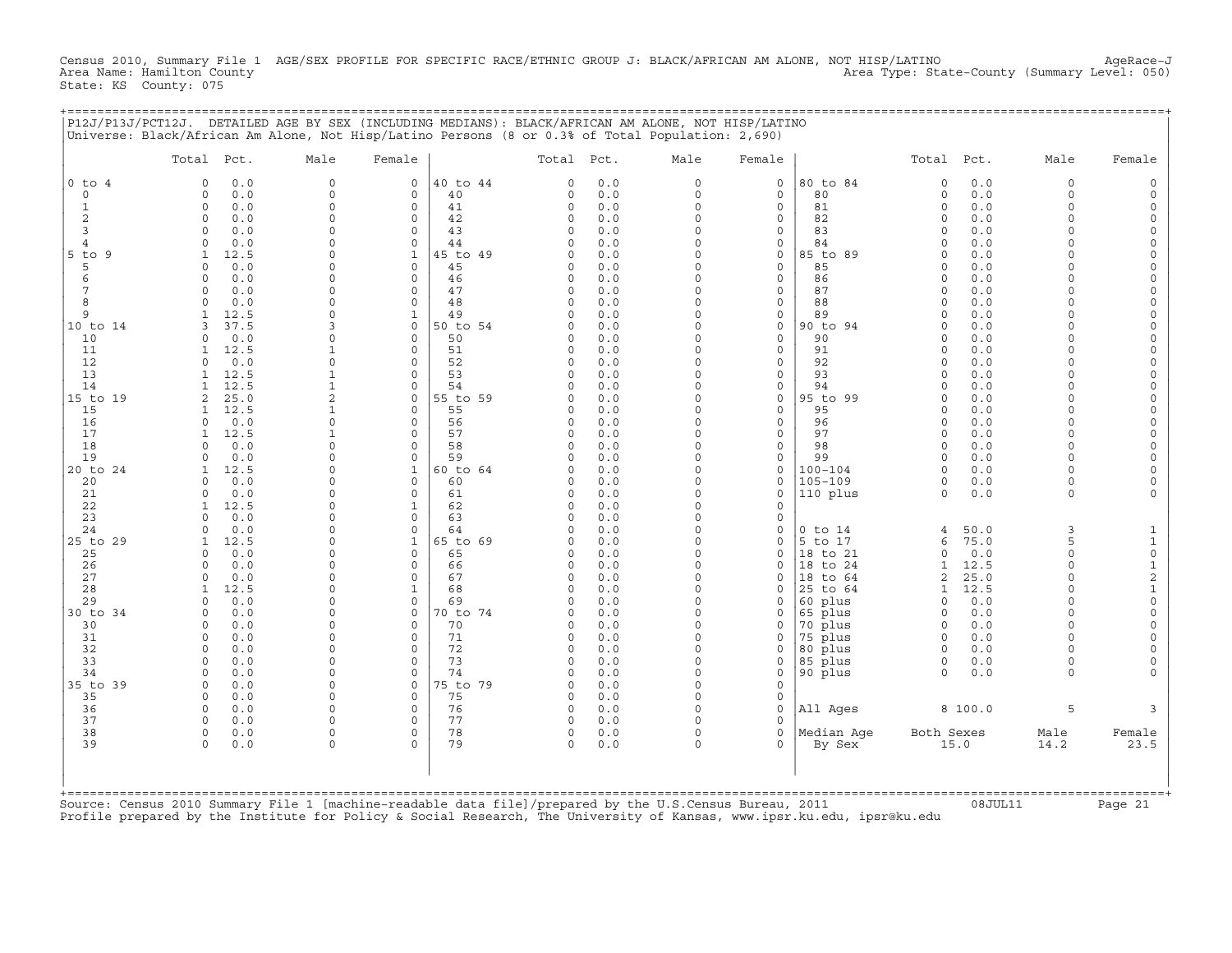Census 2010, Summary File 1 AGE/SEX PROFILE FOR SPECIFIC RACE/ETHNIC GROUP J: BLACK/AFRICAN AM ALONE, NOT HISP/LATINO AgeRace-J
Area Name: Hamilton County Area Type: State-County (Summary Level: 050)
State: KS County: 075

P12J/P13J/PCT12J. DETAILED AGE BY SEX (INCLUDING MEDIANS): BLACK/AFRICAN AM ALONE, NOT HISP/LATINO
Universe: Black/African Am Alone, Not Hisp/Latino Persons (8 or 0.3% of Total Population: 2,690)

| | Total | Pct. | Male | Female | | Total | Pct. | Male | Female | | Total | Pct. | Male | Female |
|---|---|---|---|---|---|---|---|---|---|---|---|---|---|---|
| 0 to 4 | 0 | 0.0 | 0 | 0 | 40 to 44 | 0 | 0.0 | 0 | 0 | 80 to 84 | 0 | 0.0 | 0 | 0 |
| 0 | 0 | 0.0 | 0 | 0 | 40 | 0 | 0.0 | 0 | 0 | 80 | 0 | 0.0 | 0 | 0 |
| 1 | 0 | 0.0 | 0 | 0 | 41 | 0 | 0.0 | 0 | 0 | 81 | 0 | 0.0 | 0 | 0 |
| 2 | 0 | 0.0 | 0 | 0 | 42 | 0 | 0.0 | 0 | 0 | 82 | 0 | 0.0 | 0 | 0 |
| 3 | 0 | 0.0 | 0 | 0 | 43 | 0 | 0.0 | 0 | 0 | 83 | 0 | 0.0 | 0 | 0 |
| 4 | 0 | 0.0 | 0 | 0 | 44 | 0 | 0.0 | 0 | 0 | 84 | 0 | 0.0 | 0 | 0 |
| 5 to 9 | 1 | 12.5 | 0 | 1 | 45 to 49 | 0 | 0.0 | 0 | 0 | 85 to 89 | 0 | 0.0 | 0 | 0 |
| 5 | 0 | 0.0 | 0 | 0 | 45 | 0 | 0.0 | 0 | 0 | 85 | 0 | 0.0 | 0 | 0 |
| 6 | 0 | 0.0 | 0 | 0 | 46 | 0 | 0.0 | 0 | 0 | 86 | 0 | 0.0 | 0 | 0 |
| 7 | 0 | 0.0 | 0 | 0 | 47 | 0 | 0.0 | 0 | 0 | 87 | 0 | 0.0 | 0 | 0 |
| 8 | 0 | 0.0 | 0 | 0 | 48 | 0 | 0.0 | 0 | 0 | 88 | 0 | 0.0 | 0 | 0 |
| 9 | 1 | 12.5 | 0 | 1 | 49 | 0 | 0.0 | 0 | 0 | 89 | 0 | 0.0 | 0 | 0 |
| 10 to 14 | 3 | 37.5 | 3 | 0 | 50 to 54 | 0 | 0.0 | 0 | 0 | 90 to 94 | 0 | 0.0 | 0 | 0 |
| 10 | 0 | 0.0 | 0 | 0 | 50 | 0 | 0.0 | 0 | 0 | 90 | 0 | 0.0 | 0 | 0 |
| 11 | 1 | 12.5 | 1 | 0 | 51 | 0 | 0.0 | 0 | 0 | 91 | 0 | 0.0 | 0 | 0 |
| 12 | 0 | 0.0 | 0 | 0 | 52 | 0 | 0.0 | 0 | 0 | 92 | 0 | 0.0 | 0 | 0 |
| 13 | 1 | 12.5 | 1 | 0 | 53 | 0 | 0.0 | 0 | 0 | 93 | 0 | 0.0 | 0 | 0 |
| 14 | 1 | 12.5 | 1 | 0 | 54 | 0 | 0.0 | 0 | 0 | 94 | 0 | 0.0 | 0 | 0 |
| 15 to 19 | 2 | 25.0 | 2 | 0 | 55 to 59 | 0 | 0.0 | 0 | 0 | 95 to 99 | 0 | 0.0 | 0 | 0 |
| 15 | 1 | 12.5 | 1 | 0 | 55 | 0 | 0.0 | 0 | 0 | 95 | 0 | 0.0 | 0 | 0 |
| 16 | 0 | 0.0 | 0 | 0 | 56 | 0 | 0.0 | 0 | 0 | 96 | 0 | 0.0 | 0 | 0 |
| 17 | 1 | 12.5 | 1 | 0 | 57 | 0 | 0.0 | 0 | 0 | 97 | 0 | 0.0 | 0 | 0 |
| 18 | 0 | 0.0 | 0 | 0 | 58 | 0 | 0.0 | 0 | 0 | 98 | 0 | 0.0 | 0 | 0 |
| 19 | 0 | 0.0 | 0 | 0 | 59 | 0 | 0.0 | 0 | 0 | 99 | 0 | 0.0 | 0 | 0 |
| 20 to 24 | 1 | 12.5 | 0 | 1 | 60 to 64 | 0 | 0.0 | 0 | 0 | 100-104 | 0 | 0.0 | 0 | 0 |
| 20 | 0 | 0.0 | 0 | 0 | 60 | 0 | 0.0 | 0 | 0 | 105-109 | 0 | 0.0 | 0 | 0 |
| 21 | 0 | 0.0 | 0 | 0 | 61 | 0 | 0.0 | 0 | 0 | 110 plus | 0 | 0.0 | 0 | 0 |
| 22 | 1 | 12.5 | 0 | 1 | 62 | 0 | 0.0 | 0 | 0 | | | | | |
| 23 | 0 | 0.0 | 0 | 0 | 63 | 0 | 0.0 | 0 | 0 | | | | | |
| 24 | 0 | 0.0 | 0 | 0 | 64 | 0 | 0.0 | 0 | 0 | 0 to 14 | 4 | 50.0 | 3 | 1 |
| 25 to 29 | 1 | 12.5 | 0 | 1 | 65 to 69 | 0 | 0.0 | 0 | 0 | 5 to 17 | 6 | 75.0 | 5 | 1 |
| 25 | 0 | 0.0 | 0 | 0 | 65 | 0 | 0.0 | 0 | 0 | 18 to 21 | 0 | 0.0 | 0 | 0 |
| 26 | 0 | 0.0 | 0 | 0 | 66 | 0 | 0.0 | 0 | 0 | 18 to 24 | 1 | 12.5 | 0 | 1 |
| 27 | 0 | 0.0 | 0 | 0 | 67 | 0 | 0.0 | 0 | 0 | 18 to 64 | 2 | 25.0 | 0 | 2 |
| 28 | 1 | 12.5 | 0 | 1 | 68 | 0 | 0.0 | 0 | 0 | 25 to 64 | 1 | 12.5 | 0 | 1 |
| 29 | 0 | 0.0 | 0 | 0 | 69 | 0 | 0.0 | 0 | 0 | 60 plus | 0 | 0.0 | 0 | 0 |
| 30 to 34 | 0 | 0.0 | 0 | 0 | 70 to 74 | 0 | 0.0 | 0 | 0 | 65 plus | 0 | 0.0 | 0 | 0 |
| 30 | 0 | 0.0 | 0 | 0 | 70 | 0 | 0.0 | 0 | 0 | 70 plus | 0 | 0.0 | 0 | 0 |
| 31 | 0 | 0.0 | 0 | 0 | 71 | 0 | 0.0 | 0 | 0 | 75 plus | 0 | 0.0 | 0 | 0 |
| 32 | 0 | 0.0 | 0 | 0 | 72 | 0 | 0.0 | 0 | 0 | 80 plus | 0 | 0.0 | 0 | 0 |
| 33 | 0 | 0.0 | 0 | 0 | 73 | 0 | 0.0 | 0 | 0 | 85 plus | 0 | 0.0 | 0 | 0 |
| 34 | 0 | 0.0 | 0 | 0 | 74 | 0 | 0.0 | 0 | 0 | 90 plus | 0 | 0.0 | 0 | 0 |
| 35 to 39 | 0 | 0.0 | 0 | 0 | 75 to 79 | 0 | 0.0 | 0 | 0 | | | | | |
| 35 | 0 | 0.0 | 0 | 0 | 75 | 0 | 0.0 | 0 | 0 | | | | | |
| 36 | 0 | 0.0 | 0 | 0 | 76 | 0 | 0.0 | 0 | 0 | All Ages | 8 | 100.0 | 5 | 3 |
| 37 | 0 | 0.0 | 0 | 0 | 77 | 0 | 0.0 | 0 | 0 | | | | | |
| 38 | 0 | 0.0 | 0 | 0 | 78 | 0 | 0.0 | 0 | 0 | Median Age | Both Sexes | | Male | Female |
| 39 | 0 | 0.0 | 0 | 0 | 79 | 0 | 0.0 | 0 | 0 | By Sex | 15.0 | | 14.2 | 23.5 |

Source: Census 2010 Summary File 1 [machine-readable data file]/prepared by the U.S.Census Bureau, 2011 08JUL11
Profile prepared by the Institute for Policy & Social Research, The University of Kansas, www.ipsr.ku.edu, ipsr@ku.edu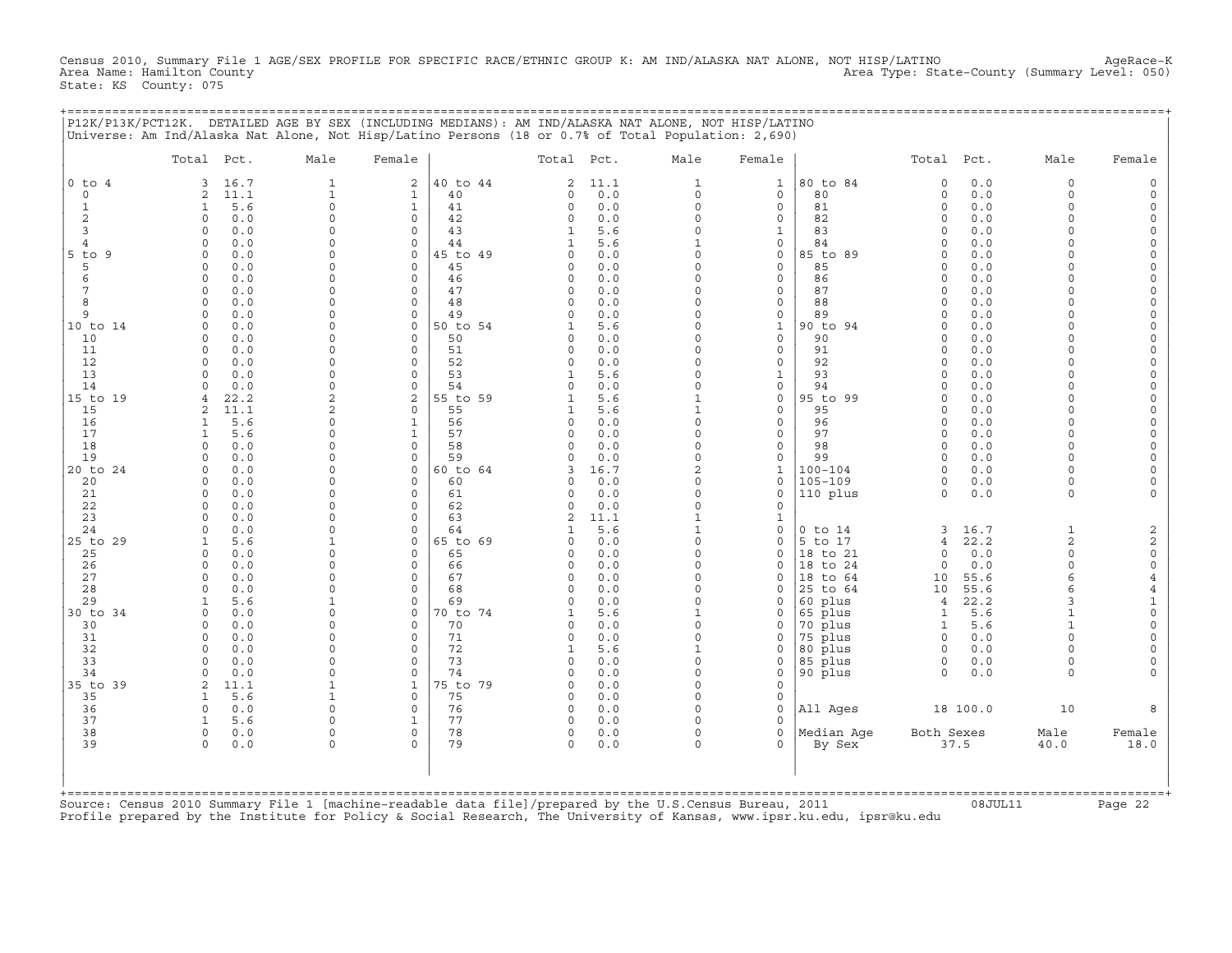Census 2010, Summary File 1 AGE/SEX PROFILE FOR SPECIFIC RACE/ETHNIC GROUP K: AM IND/ALASKA NAT ALONE, NOT HISP/LATINO — AgeRace-K
Area Name: Hamilton County — Area Type: State-County (Summary Level: 050)
State: KS County: 075

## P12K/P13K/PCT12K. DETAILED AGE BY SEX (INCLUDING MEDIANS): AM IND/ALASKA NAT ALONE, NOT HISP/LATINO

Universe: Am Ind/Alaska Nat Alone, Not Hisp/Latino Persons (18 or 0.7% of Total Population: 2,690)

| | Total | Pct. | Male | Female | | Total | Pct. | Male | Female | | Total | Pct. | Male | Female |
|---|---|---|---|---|---|---|---|---|---|---|---|---|---|---|
| 0 to 4 | 3 | 16.7 | 1 | 2 | 40 to 44 | 2 | 11.1 | 1 | 1 | 80 to 84 | 0 | 0.0 | 0 | 0 |
| 0 | 2 | 11.1 | 1 | 1 | 40 | 0 | 0.0 | 0 | 0 | 80 | 0 | 0.0 | 0 | 0 |
| 1 | 1 | 5.6 | 0 | 1 | 41 | 0 | 0.0 | 0 | 0 | 81 | 0 | 0.0 | 0 | 0 |
| 2 | 0 | 0.0 | 0 | 0 | 42 | 0 | 0.0 | 0 | 0 | 82 | 0 | 0.0 | 0 | 0 |
| 3 | 0 | 0.0 | 0 | 0 | 43 | 1 | 5.6 | 0 | 1 | 83 | 0 | 0.0 | 0 | 0 |
| 4 | 0 | 0.0 | 0 | 0 | 44 | 1 | 5.6 | 1 | 0 | 84 | 0 | 0.0 | 0 | 0 |
| 5 to 9 | 0 | 0.0 | 0 | 0 | 45 to 49 | 0 | 0.0 | 0 | 0 | 85 to 89 | 0 | 0.0 | 0 | 0 |
| 5 | 0 | 0.0 | 0 | 0 | 45 | 0 | 0.0 | 0 | 0 | 85 | 0 | 0.0 | 0 | 0 |
| 6 | 0 | 0.0 | 0 | 0 | 46 | 0 | 0.0 | 0 | 0 | 86 | 0 | 0.0 | 0 | 0 |
| 7 | 0 | 0.0 | 0 | 0 | 47 | 0 | 0.0 | 0 | 0 | 87 | 0 | 0.0 | 0 | 0 |
| 8 | 0 | 0.0 | 0 | 0 | 48 | 0 | 0.0 | 0 | 0 | 88 | 0 | 0.0 | 0 | 0 |
| 9 | 0 | 0.0 | 0 | 0 | 49 | 0 | 0.0 | 0 | 0 | 89 | 0 | 0.0 | 0 | 0 |
| 10 to 14 | 0 | 0.0 | 0 | 0 | 50 to 54 | 1 | 5.6 | 0 | 1 | 90 to 94 | 0 | 0.0 | 0 | 0 |
| 10 | 0 | 0.0 | 0 | 0 | 50 | 0 | 0.0 | 0 | 0 | 90 | 0 | 0.0 | 0 | 0 |
| 11 | 0 | 0.0 | 0 | 0 | 51 | 0 | 0.0 | 0 | 0 | 91 | 0 | 0.0 | 0 | 0 |
| 12 | 0 | 0.0 | 0 | 0 | 52 | 0 | 0.0 | 0 | 0 | 92 | 0 | 0.0 | 0 | 0 |
| 13 | 0 | 0.0 | 0 | 0 | 53 | 1 | 5.6 | 0 | 1 | 93 | 0 | 0.0 | 0 | 0 |
| 14 | 0 | 0.0 | 0 | 0 | 54 | 0 | 0.0 | 0 | 0 | 94 | 0 | 0.0 | 0 | 0 |
| 15 to 19 | 4 | 22.2 | 2 | 2 | 55 to 59 | 1 | 5.6 | 1 | 0 | 95 to 99 | 0 | 0.0 | 0 | 0 |
| 15 | 2 | 11.1 | 2 | 0 | 55 | 1 | 5.6 | 1 | 0 | 95 | 0 | 0.0 | 0 | 0 |
| 16 | 1 | 5.6 | 0 | 1 | 56 | 0 | 0.0 | 0 | 0 | 96 | 0 | 0.0 | 0 | 0 |
| 17 | 1 | 5.6 | 0 | 1 | 57 | 0 | 0.0 | 0 | 0 | 97 | 0 | 0.0 | 0 | 0 |
| 18 | 0 | 0.0 | 0 | 0 | 58 | 0 | 0.0 | 0 | 0 | 98 | 0 | 0.0 | 0 | 0 |
| 19 | 0 | 0.0 | 0 | 0 | 59 | 0 | 0.0 | 0 | 0 | 99 | 0 | 0.0 | 0 | 0 |
| 20 to 24 | 0 | 0.0 | 0 | 0 | 60 to 64 | 3 | 16.7 | 2 | 1 | 100-104 | 0 | 0.0 | 0 | 0 |
| 20 | 0 | 0.0 | 0 | 0 | 60 | 0 | 0.0 | 0 | 0 | 105-109 | 0 | 0.0 | 0 | 0 |
| 21 | 0 | 0.0 | 0 | 0 | 61 | 0 | 0.0 | 0 | 0 | 110 plus | 0 | 0.0 | 0 | 0 |
| 22 | 0 | 0.0 | 0 | 0 | 62 | 0 | 0.0 | 0 | 0 | | | | | |
| 23 | 0 | 0.0 | 0 | 0 | 63 | 2 | 11.1 | 1 | 1 | | | | | |
| 24 | 0 | 0.0 | 0 | 0 | 64 | 1 | 5.6 | 1 | 0 | 0 to 14 | 3 | 16.7 | 1 | 2 |
| 25 to 29 | 1 | 5.6 | 1 | 0 | 65 to 69 | 0 | 0.0 | 0 | 0 | 5 to 17 | 4 | 22.2 | 2 | 2 |
| 25 | 0 | 0.0 | 0 | 0 | 65 | 0 | 0.0 | 0 | 0 | 18 to 21 | 0 | 0.0 | 0 | 0 |
| 26 | 0 | 0.0 | 0 | 0 | 66 | 0 | 0.0 | 0 | 0 | 18 to 24 | 0 | 0.0 | 0 | 0 |
| 27 | 0 | 0.0 | 0 | 0 | 67 | 0 | 0.0 | 0 | 0 | 18 to 64 | 10 | 55.6 | 6 | 4 |
| 28 | 0 | 0.0 | 0 | 0 | 68 | 0 | 0.0 | 0 | 0 | 25 to 64 | 10 | 55.6 | 6 | 4 |
| 29 | 1 | 5.6 | 1 | 0 | 69 | 0 | 0.0 | 0 | 0 | 60 plus | 4 | 22.2 | 3 | 1 |
| 30 to 34 | 0 | 0.0 | 0 | 0 | 70 to 74 | 1 | 5.6 | 1 | 0 | 65 plus | 1 | 5.6 | 1 | 0 |
| 30 | 0 | 0.0 | 0 | 0 | 70 | 0 | 0.0 | 0 | 0 | 70 plus | 1 | 5.6 | 1 | 0 |
| 31 | 0 | 0.0 | 0 | 0 | 71 | 0 | 0.0 | 0 | 0 | 75 plus | 0 | 0.0 | 0 | 0 |
| 32 | 0 | 0.0 | 0 | 0 | 72 | 1 | 5.6 | 1 | 0 | 80 plus | 0 | 0.0 | 0 | 0 |
| 33 | 0 | 0.0 | 0 | 0 | 73 | 0 | 0.0 | 0 | 0 | 85 plus | 0 | 0.0 | 0 | 0 |
| 34 | 0 | 0.0 | 0 | 0 | 74 | 0 | 0.0 | 0 | 0 | 90 plus | 0 | 0.0 | 0 | 0 |
| 35 to 39 | 2 | 11.1 | 1 | 1 | 75 to 79 | 0 | 0.0 | 0 | 0 | | | | | |
| 35 | 1 | 5.6 | 1 | 0 | 75 | 0 | 0.0 | 0 | 0 | | | | | |
| 36 | 0 | 0.0 | 0 | 0 | 76 | 0 | 0.0 | 0 | 0 | All Ages | 18 | 100.0 | 10 | 8 |
| 37 | 1 | 5.6 | 0 | 1 | 77 | 0 | 0.0 | 0 | 0 | | | | | |
| 38 | 0 | 0.0 | 0 | 0 | 78 | 0 | 0.0 | 0 | 0 | Median Age | Both Sexes | | Male | Female |
| 39 | 0 | 0.0 | 0 | 0 | 79 | 0 | 0.0 | 0 | 0 | By Sex | 37.5 | | 40.0 | 18.0 |

Source: Census 2010 Summary File 1 [machine-readable data file]/prepared by the U.S.Census Bureau, 2011 — 08JUL11
Profile prepared by the Institute for Policy & Social Research, The University of Kansas, www.ipsr.ku.edu, ipsr@ku.edu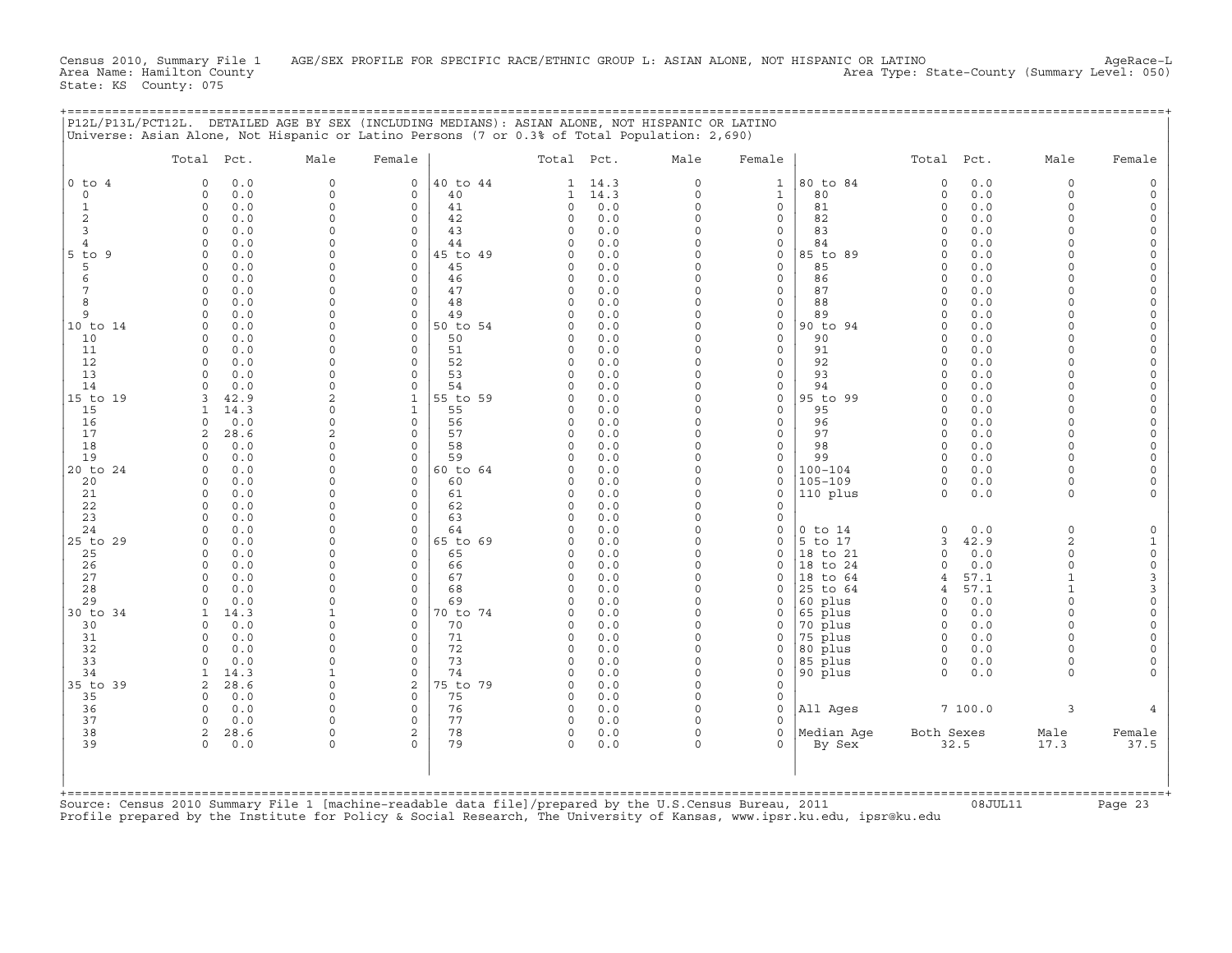Census 2010, Summary File 1 AGE/SEX PROFILE FOR SPECIFIC RACE/ETHNIC GROUP L: ASIAN ALONE, NOT HISPANIC OR LATINO AgeRace-L
Area Name: Hamilton County Area Type: State-County (Summary Level: 050)
State: KS County: 075

P12L/P13L/PCT12L. DETAILED AGE BY SEX (INCLUDING MEDIANS): ASIAN ALONE, NOT HISPANIC OR LATINO
Universe: Asian Alone, Not Hispanic or Latino Persons (7 or 0.3% of Total Population: 2,690)

| | Total | Pct. | Male | Female | | Total | Pct. | Male | Female | | Total | Pct. | Male | Female |
|---|---|---|---|---|---|---|---|---|---|---|---|---|---|---|
| 0 to 4 | 0 | 0.0 | 0 | 0 | 40 to 44 | 1 | 14.3 | 0 | 1 | 80 to 84 | 0 | 0.0 | 0 | 0 |
| 0 | 0 | 0.0 | 0 | 0 | 40 | 1 | 14.3 | 0 | 1 | 80 | 0 | 0.0 | 0 | 0 |
| 1 | 0 | 0.0 | 0 | 0 | 41 | 0 | 0.0 | 0 | 0 | 81 | 0 | 0.0 | 0 | 0 |
| 2 | 0 | 0.0 | 0 | 0 | 42 | 0 | 0.0 | 0 | 0 | 82 | 0 | 0.0 | 0 | 0 |
| 3 | 0 | 0.0 | 0 | 0 | 43 | 0 | 0.0 | 0 | 0 | 83 | 0 | 0.0 | 0 | 0 |
| 4 | 0 | 0.0 | 0 | 0 | 44 | 0 | 0.0 | 0 | 0 | 84 | 0 | 0.0 | 0 | 0 |
| 5 to 9 | 0 | 0.0 | 0 | 0 | 45 to 49 | 0 | 0.0 | 0 | 0 | 85 to 89 | 0 | 0.0 | 0 | 0 |
| 5 | 0 | 0.0 | 0 | 0 | 45 | 0 | 0.0 | 0 | 0 | 85 | 0 | 0.0 | 0 | 0 |
| 6 | 0 | 0.0 | 0 | 0 | 46 | 0 | 0.0 | 0 | 0 | 86 | 0 | 0.0 | 0 | 0 |
| 7 | 0 | 0.0 | 0 | 0 | 47 | 0 | 0.0 | 0 | 0 | 87 | 0 | 0.0 | 0 | 0 |
| 8 | 0 | 0.0 | 0 | 0 | 48 | 0 | 0.0 | 0 | 0 | 88 | 0 | 0.0 | 0 | 0 |
| 9 | 0 | 0.0 | 0 | 0 | 49 | 0 | 0.0 | 0 | 0 | 89 | 0 | 0.0 | 0 | 0 |
| 10 to 14 | 0 | 0.0 | 0 | 0 | 50 to 54 | 0 | 0.0 | 0 | 0 | 90 to 94 | 0 | 0.0 | 0 | 0 |
| 10 | 0 | 0.0 | 0 | 0 | 50 | 0 | 0.0 | 0 | 0 | 90 | 0 | 0.0 | 0 | 0 |
| 11 | 0 | 0.0 | 0 | 0 | 51 | 0 | 0.0 | 0 | 0 | 91 | 0 | 0.0 | 0 | 0 |
| 12 | 0 | 0.0 | 0 | 0 | 52 | 0 | 0.0 | 0 | 0 | 92 | 0 | 0.0 | 0 | 0 |
| 13 | 0 | 0.0 | 0 | 0 | 53 | 0 | 0.0 | 0 | 0 | 93 | 0 | 0.0 | 0 | 0 |
| 14 | 0 | 0.0 | 0 | 0 | 54 | 0 | 0.0 | 0 | 0 | 94 | 0 | 0.0 | 0 | 0 |
| 15 to 19 | 3 | 42.9 | 2 | 1 | 55 to 59 | 0 | 0.0 | 0 | 0 | 95 to 99 | 0 | 0.0 | 0 | 0 |
| 15 | 1 | 14.3 | 0 | 1 | 55 | 0 | 0.0 | 0 | 0 | 95 | 0 | 0.0 | 0 | 0 |
| 16 | 0 | 0.0 | 0 | 0 | 56 | 0 | 0.0 | 0 | 0 | 96 | 0 | 0.0 | 0 | 0 |
| 17 | 2 | 28.6 | 2 | 0 | 57 | 0 | 0.0 | 0 | 0 | 97 | 0 | 0.0 | 0 | 0 |
| 18 | 0 | 0.0 | 0 | 0 | 58 | 0 | 0.0 | 0 | 0 | 98 | 0 | 0.0 | 0 | 0 |
| 19 | 0 | 0.0 | 0 | 0 | 59 | 0 | 0.0 | 0 | 0 | 99 | 0 | 0.0 | 0 | 0 |
| 20 to 24 | 0 | 0.0 | 0 | 0 | 60 to 64 | 0 | 0.0 | 0 | 0 | 100-104 | 0 | 0.0 | 0 | 0 |
| 20 | 0 | 0.0 | 0 | 0 | 60 | 0 | 0.0 | 0 | 0 | 105-109 | 0 | 0.0 | 0 | 0 |
| 21 | 0 | 0.0 | 0 | 0 | 61 | 0 | 0.0 | 0 | 0 | 110 plus | 0 | 0.0 | 0 | 0 |
| 22 | 0 | 0.0 | 0 | 0 | 62 | 0 | 0.0 | 0 | 0 | | | | | |
| 23 | 0 | 0.0 | 0 | 0 | 63 | 0 | 0.0 | 0 | 0 | | | | | |
| 24 | 0 | 0.0 | 0 | 0 | 64 | 0 | 0.0 | 0 | 0 | 0 to 14 | 0 | 0.0 | 0 | 0 |
| 25 to 29 | 0 | 0.0 | 0 | 0 | 65 to 69 | 0 | 0.0 | 0 | 0 | 5 to 17 | 3 | 42.9 | 2 | 1 |
| 25 | 0 | 0.0 | 0 | 0 | 65 | 0 | 0.0 | 0 | 0 | 18 to 21 | 0 | 0.0 | 0 | 0 |
| 26 | 0 | 0.0 | 0 | 0 | 66 | 0 | 0.0 | 0 | 0 | 18 to 24 | 0 | 0.0 | 0 | 0 |
| 27 | 0 | 0.0 | 0 | 0 | 67 | 0 | 0.0 | 0 | 0 | 18 to 64 | 4 | 57.1 | 1 | 3 |
| 28 | 0 | 0.0 | 0 | 0 | 68 | 0 | 0.0 | 0 | 0 | 25 to 64 | 4 | 57.1 | 1 | 3 |
| 29 | 0 | 0.0 | 0 | 0 | 69 | 0 | 0.0 | 0 | 0 | 60 plus | 0 | 0.0 | 0 | 0 |
| 30 to 34 | 1 | 14.3 | 1 | 0 | 70 to 74 | 0 | 0.0 | 0 | 0 | 65 plus | 0 | 0.0 | 0 | 0 |
| 30 | 0 | 0.0 | 0 | 0 | 70 | 0 | 0.0 | 0 | 0 | 70 plus | 0 | 0.0 | 0 | 0 |
| 31 | 0 | 0.0 | 0 | 0 | 71 | 0 | 0.0 | 0 | 0 | 75 plus | 0 | 0.0 | 0 | 0 |
| 32 | 0 | 0.0 | 0 | 0 | 72 | 0 | 0.0 | 0 | 0 | 80 plus | 0 | 0.0 | 0 | 0 |
| 33 | 0 | 0.0 | 0 | 0 | 73 | 0 | 0.0 | 0 | 0 | 85 plus | 0 | 0.0 | 0 | 0 |
| 34 | 1 | 14.3 | 1 | 0 | 74 | 0 | 0.0 | 0 | 0 | 90 plus | 0 | 0.0 | 0 | 0 |
| 35 to 39 | 2 | 28.6 | 0 | 2 | 75 to 79 | 0 | 0.0 | 0 | 0 | | | | | |
| 35 | 0 | 0.0 | 0 | 0 | 75 | 0 | 0.0 | 0 | 0 | | | | | |
| 36 | 0 | 0.0 | 0 | 0 | 76 | 0 | 0.0 | 0 | 0 | All Ages | 7 | 100.0 | 3 | 4 |
| 37 | 0 | 0.0 | 0 | 0 | 77 | 0 | 0.0 | 0 | 0 | | | | | |
| 38 | 2 | 28.6 | 0 | 2 | 78 | 0 | 0.0 | 0 | 0 | Median Age | Both Sexes | | Male | Female |
| 39 | 0 | 0.0 | 0 | 0 | 79 | 0 | 0.0 | 0 | 0 | By Sex | 32.5 | | 17.3 | 37.5 |

Source: Census 2010 Summary File 1 [machine-readable data file]/prepared by the U.S.Census Bureau, 2011 08JUL11
Profile prepared by the Institute for Policy & Social Research, The University of Kansas, www.ipsr.ku.edu, ipsr@ku.edu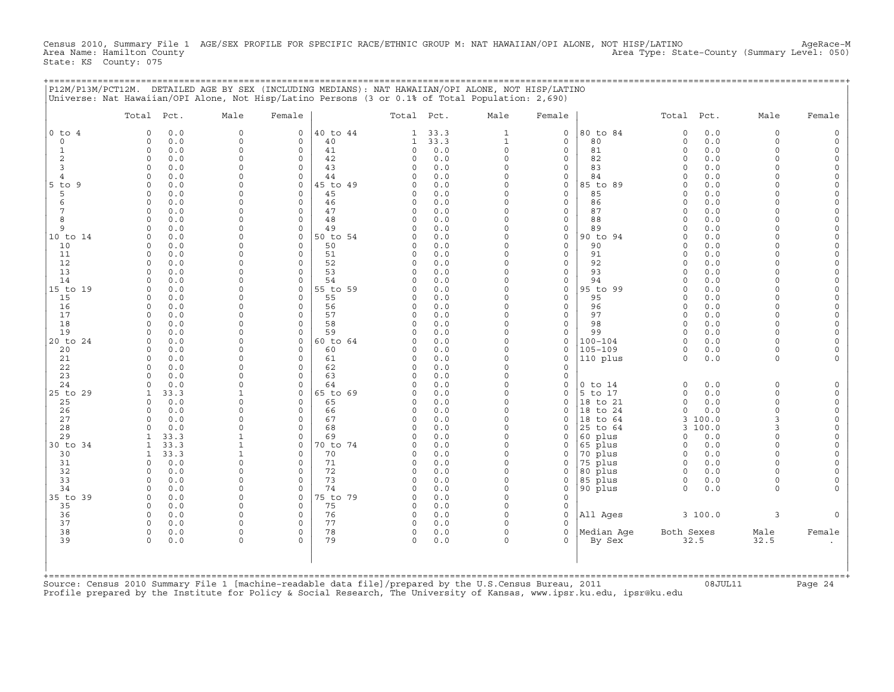Census 2010, Summary File 1 AGE/SEX PROFILE FOR SPECIFIC RACE/ETHNIC GROUP M: NAT HAWAIIAN/OPI ALONE, NOT HISP/LATINO AgeRace-M
Area Name: Hamilton County Area Type: State-County (Summary Level: 050)
State: KS County: 075

## P12M/P13M/PCT12M. DETAILED AGE BY SEX (INCLUDING MEDIANS): NAT HAWAIIAN/OPI ALONE, NOT HISP/LATINO

Universe: Nat Hawaiian/OPI Alone, Not Hisp/Latino Persons (3 or 0.1% of Total Population: 2,690)

| | Total | Pct. | Male | Female | | Total | Pct. | Male | Female | | Total | Pct. | Male | Female |
|---|---|---|---|---|---|---|---|---|---|---|---|---|---|---|
| 0 to 4 | 0 | 0.0 | 0 | 0 | 40 to 44 | 1 | 33.3 | 1 | 0 | 80 to 84 | 0 | 0.0 | 0 | 0 |
| 0 | 0 | 0.0 | 0 | 0 | 40 | 1 | 33.3 | 1 | 0 | 80 | 0 | 0.0 | 0 | 0 |
| 1 | 0 | 0.0 | 0 | 0 | 41 | 0 | 0.0 | 0 | 0 | 81 | 0 | 0.0 | 0 | 0 |
| 2 | 0 | 0.0 | 0 | 0 | 42 | 0 | 0.0 | 0 | 0 | 82 | 0 | 0.0 | 0 | 0 |
| 3 | 0 | 0.0 | 0 | 0 | 43 | 0 | 0.0 | 0 | 0 | 83 | 0 | 0.0 | 0 | 0 |
| 4 | 0 | 0.0 | 0 | 0 | 44 | 0 | 0.0 | 0 | 0 | 84 | 0 | 0.0 | 0 | 0 |
| 5 to 9 | 0 | 0.0 | 0 | 0 | 45 to 49 | 0 | 0.0 | 0 | 0 | 85 to 89 | 0 | 0.0 | 0 | 0 |
| 5 | 0 | 0.0 | 0 | 0 | 45 | 0 | 0.0 | 0 | 0 | 85 | 0 | 0.0 | 0 | 0 |
| 6 | 0 | 0.0 | 0 | 0 | 46 | 0 | 0.0 | 0 | 0 | 86 | 0 | 0.0 | 0 | 0 |
| 7 | 0 | 0.0 | 0 | 0 | 47 | 0 | 0.0 | 0 | 0 | 87 | 0 | 0.0 | 0 | 0 |
| 8 | 0 | 0.0 | 0 | 0 | 48 | 0 | 0.0 | 0 | 0 | 88 | 0 | 0.0 | 0 | 0 |
| 9 | 0 | 0.0 | 0 | 0 | 49 | 0 | 0.0 | 0 | 0 | 89 | 0 | 0.0 | 0 | 0 |
| 10 to 14 | 0 | 0.0 | 0 | 0 | 50 to 54 | 0 | 0.0 | 0 | 0 | 90 to 94 | 0 | 0.0 | 0 | 0 |
| 10 | 0 | 0.0 | 0 | 0 | 50 | 0 | 0.0 | 0 | 0 | 90 | 0 | 0.0 | 0 | 0 |
| 11 | 0 | 0.0 | 0 | 0 | 51 | 0 | 0.0 | 0 | 0 | 91 | 0 | 0.0 | 0 | 0 |
| 12 | 0 | 0.0 | 0 | 0 | 52 | 0 | 0.0 | 0 | 0 | 92 | 0 | 0.0 | 0 | 0 |
| 13 | 0 | 0.0 | 0 | 0 | 53 | 0 | 0.0 | 0 | 0 | 93 | 0 | 0.0 | 0 | 0 |
| 14 | 0 | 0.0 | 0 | 0 | 54 | 0 | 0.0 | 0 | 0 | 94 | 0 | 0.0 | 0 | 0 |
| 15 to 19 | 0 | 0.0 | 0 | 0 | 55 to 59 | 0 | 0.0 | 0 | 0 | 95 to 99 | 0 | 0.0 | 0 | 0 |
| 15 | 0 | 0.0 | 0 | 0 | 55 | 0 | 0.0 | 0 | 0 | 95 | 0 | 0.0 | 0 | 0 |
| 16 | 0 | 0.0 | 0 | 0 | 56 | 0 | 0.0 | 0 | 0 | 96 | 0 | 0.0 | 0 | 0 |
| 17 | 0 | 0.0 | 0 | 0 | 57 | 0 | 0.0 | 0 | 0 | 97 | 0 | 0.0 | 0 | 0 |
| 18 | 0 | 0.0 | 0 | 0 | 58 | 0 | 0.0 | 0 | 0 | 98 | 0 | 0.0 | 0 | 0 |
| 19 | 0 | 0.0 | 0 | 0 | 59 | 0 | 0.0 | 0 | 0 | 99 | 0 | 0.0 | 0 | 0 |
| 20 to 24 | 0 | 0.0 | 0 | 0 | 60 to 64 | 0 | 0.0 | 0 | 0 | 100-104 | 0 | 0.0 | 0 | 0 |
| 20 | 0 | 0.0 | 0 | 0 | 60 | 0 | 0.0 | 0 | 0 | 105-109 | 0 | 0.0 | 0 | 0 |
| 21 | 0 | 0.0 | 0 | 0 | 61 | 0 | 0.0 | 0 | 0 | 110 plus | 0 | 0.0 | 0 | 0 |
| 22 | 0 | 0.0 | 0 | 0 | 62 | 0 | 0.0 | 0 | 0 | | | | | |
| 23 | 0 | 0.0 | 0 | 0 | 63 | 0 | 0.0 | 0 | 0 | | | | | |
| 24 | 0 | 0.0 | 0 | 0 | 64 | 0 | 0.0 | 0 | 0 | 0 to 14 | 0 | 0.0 | 0 | 0 |
| 25 to 29 | 1 | 33.3 | 1 | 0 | 65 to 69 | 0 | 0.0 | 0 | 0 | 5 to 17 | 0 | 0.0 | 0 | 0 |
| 25 | 0 | 0.0 | 0 | 0 | 65 | 0 | 0.0 | 0 | 0 | 18 to 21 | 0 | 0.0 | 0 | 0 |
| 26 | 0 | 0.0 | 0 | 0 | 66 | 0 | 0.0 | 0 | 0 | 18 to 24 | 0 | 0.0 | 0 | 0 |
| 27 | 0 | 0.0 | 0 | 0 | 67 | 0 | 0.0 | 0 | 0 | 18 to 64 | 3 | 100.0 | 3 | 0 |
| 28 | 0 | 0.0 | 0 | 0 | 68 | 0 | 0.0 | 0 | 0 | 25 to 64 | 3 | 100.0 | 3 | 0 |
| 29 | 1 | 33.3 | 1 | 0 | 69 | 0 | 0.0 | 0 | 0 | 60 plus | 0 | 0.0 | 0 | 0 |
| 30 to 34 | 1 | 33.3 | 1 | 0 | 70 to 74 | 0 | 0.0 | 0 | 0 | 65 plus | 0 | 0.0 | 0 | 0 |
| 30 | 1 | 33.3 | 1 | 0 | 70 | 0 | 0.0 | 0 | 0 | 70 plus | 0 | 0.0 | 0 | 0 |
| 31 | 0 | 0.0 | 0 | 0 | 71 | 0 | 0.0 | 0 | 0 | 75 plus | 0 | 0.0 | 0 | 0 |
| 32 | 0 | 0.0 | 0 | 0 | 72 | 0 | 0.0 | 0 | 0 | 80 plus | 0 | 0.0 | 0 | 0 |
| 33 | 0 | 0.0 | 0 | 0 | 73 | 0 | 0.0 | 0 | 0 | 85 plus | 0 | 0.0 | 0 | 0 |
| 34 | 0 | 0.0 | 0 | 0 | 74 | 0 | 0.0 | 0 | 0 | 90 plus | 0 | 0.0 | 0 | 0 |
| 35 to 39 | 0 | 0.0 | 0 | 0 | 75 to 79 | 0 | 0.0 | 0 | 0 | | | | | |
| 35 | 0 | 0.0 | 0 | 0 | 75 | 0 | 0.0 | 0 | 0 | | | | | |
| 36 | 0 | 0.0 | 0 | 0 | 76 | 0 | 0.0 | 0 | 0 | All Ages | 3 | 100.0 | 3 | 0 |
| 37 | 0 | 0.0 | 0 | 0 | 77 | 0 | 0.0 | 0 | 0 | | | | | |
| 38 | 0 | 0.0 | 0 | 0 | 78 | 0 | 0.0 | 0 | 0 | Median Age | Both Sexes | | Male | Female |
| 39 | 0 | 0.0 | 0 | 0 | 79 | 0 | 0.0 | 0 | 0 | By Sex | 32.5 | | 32.5 | . |

Source: Census 2010 Summary File 1 [machine-readable data file]/prepared by the U.S.Census Bureau, 2011 08JUL11
Profile prepared by the Institute for Policy & Social Research, The University of Kansas, www.ipsr.ku.edu, ipsr@ku.edu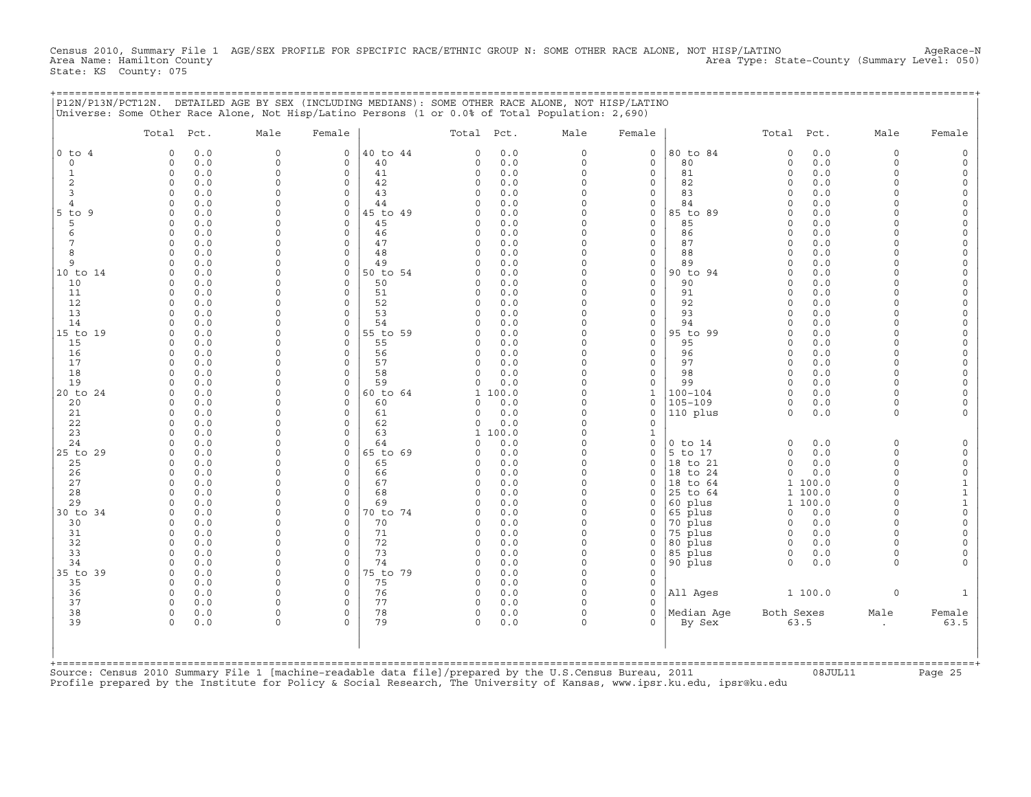Census 2010, Summary File 1 AGE/SEX PROFILE FOR SPECIFIC RACE/ETHNIC GROUP N: SOME OTHER RACE ALONE, NOT HISP/LATINO AgeRace-N
Area Name: Hamilton County Area Type: State-County (Summary Level: 050)
State: KS County: 075

## P12N/P13N/PCT12N. DETAILED AGE BY SEX (INCLUDING MEDIANS): SOME OTHER RACE ALONE, NOT HISP/LATINO

Universe: Some Other Race Alone, Not Hisp/Latino Persons (1 or 0.0% of Total Population: 2,690)

| Age | Total | Pct. | Male | Female | Age | Total | Pct. | Male | Female | Age | Total | Pct. | Male | Female |
|---|---|---|---|---|---|---|---|---|---|---|---|---|---|---|
| 0 to 4 | 0 | 0.0 | 0 | 0 | 40 to 44 | 0 | 0.0 | 0 | 0 | 80 to 84 | 0 | 0.0 | 0 | 0 |
| 0 | 0 | 0.0 | 0 | 0 | 40 | 0 | 0.0 | 0 | 0 | 80 | 0 | 0.0 | 0 | 0 |
| 1 | 0 | 0.0 | 0 | 0 | 41 | 0 | 0.0 | 0 | 0 | 81 | 0 | 0.0 | 0 | 0 |
| 2 | 0 | 0.0 | 0 | 0 | 42 | 0 | 0.0 | 0 | 0 | 82 | 0 | 0.0 | 0 | 0 |
| 3 | 0 | 0.0 | 0 | 0 | 43 | 0 | 0.0 | 0 | 0 | 83 | 0 | 0.0 | 0 | 0 |
| 4 | 0 | 0.0 | 0 | 0 | 44 | 0 | 0.0 | 0 | 0 | 84 | 0 | 0.0 | 0 | 0 |
| 5 to 9 | 0 | 0.0 | 0 | 0 | 45 to 49 | 0 | 0.0 | 0 | 0 | 85 to 89 | 0 | 0.0 | 0 | 0 |
| 5 | 0 | 0.0 | 0 | 0 | 45 | 0 | 0.0 | 0 | 0 | 85 | 0 | 0.0 | 0 | 0 |
| 6 | 0 | 0.0 | 0 | 0 | 46 | 0 | 0.0 | 0 | 0 | 86 | 0 | 0.0 | 0 | 0 |
| 7 | 0 | 0.0 | 0 | 0 | 47 | 0 | 0.0 | 0 | 0 | 87 | 0 | 0.0 | 0 | 0 |
| 8 | 0 | 0.0 | 0 | 0 | 48 | 0 | 0.0 | 0 | 0 | 88 | 0 | 0.0 | 0 | 0 |
| 9 | 0 | 0.0 | 0 | 0 | 49 | 0 | 0.0 | 0 | 0 | 89 | 0 | 0.0 | 0 | 0 |
| 10 to 14 | 0 | 0.0 | 0 | 0 | 50 to 54 | 0 | 0.0 | 0 | 0 | 90 to 94 | 0 | 0.0 | 0 | 0 |
| 10 | 0 | 0.0 | 0 | 0 | 50 | 0 | 0.0 | 0 | 0 | 90 | 0 | 0.0 | 0 | 0 |
| 11 | 0 | 0.0 | 0 | 0 | 51 | 0 | 0.0 | 0 | 0 | 91 | 0 | 0.0 | 0 | 0 |
| 12 | 0 | 0.0 | 0 | 0 | 52 | 0 | 0.0 | 0 | 0 | 92 | 0 | 0.0 | 0 | 0 |
| 13 | 0 | 0.0 | 0 | 0 | 53 | 0 | 0.0 | 0 | 0 | 93 | 0 | 0.0 | 0 | 0 |
| 14 | 0 | 0.0 | 0 | 0 | 54 | 0 | 0.0 | 0 | 0 | 94 | 0 | 0.0 | 0 | 0 |
| 15 to 19 | 0 | 0.0 | 0 | 0 | 55 to 59 | 0 | 0.0 | 0 | 0 | 95 to 99 | 0 | 0.0 | 0 | 0 |
| 15 | 0 | 0.0 | 0 | 0 | 55 | 0 | 0.0 | 0 | 0 | 95 | 0 | 0.0 | 0 | 0 |
| 16 | 0 | 0.0 | 0 | 0 | 56 | 0 | 0.0 | 0 | 0 | 96 | 0 | 0.0 | 0 | 0 |
| 17 | 0 | 0.0 | 0 | 0 | 57 | 0 | 0.0 | 0 | 0 | 97 | 0 | 0.0 | 0 | 0 |
| 18 | 0 | 0.0 | 0 | 0 | 58 | 0 | 0.0 | 0 | 0 | 98 | 0 | 0.0 | 0 | 0 |
| 19 | 0 | 0.0 | 0 | 0 | 59 | 0 | 0.0 | 0 | 0 | 99 | 0 | 0.0 | 0 | 0 |
| 20 to 24 | 0 | 0.0 | 0 | 0 | 60 to 64 | 1 | 100.0 | 0 | 1 | 100-104 | 0 | 0.0 | 0 | 0 |
| 20 | 0 | 0.0 | 0 | 0 | 60 | 0 | 0.0 | 0 | 0 | 105-109 | 0 | 0.0 | 0 | 0 |
| 21 | 0 | 0.0 | 0 | 0 | 61 | 0 | 0.0 | 0 | 0 | 110 plus | 0 | 0.0 | 0 | 0 |
| 22 | 0 | 0.0 | 0 | 0 | 62 | 0 | 0.0 | 0 | 0 | | | | | |
| 23 | 0 | 0.0 | 0 | 0 | 63 | 1 | 100.0 | 0 | 1 | | | | | |
| 24 | 0 | 0.0 | 0 | 0 | 64 | 0 | 0.0 | 0 | 0 | 0 to 14 | 0 | 0.0 | 0 | 0 |
| 25 to 29 | 0 | 0.0 | 0 | 0 | 65 to 69 | 0 | 0.0 | 0 | 0 | 5 to 17 | 0 | 0.0 | 0 | 0 |
| 25 | 0 | 0.0 | 0 | 0 | 65 | 0 | 0.0 | 0 | 0 | 18 to 21 | 0 | 0.0 | 0 | 0 |
| 26 | 0 | 0.0 | 0 | 0 | 66 | 0 | 0.0 | 0 | 0 | 18 to 24 | 0 | 0.0 | 0 | 0 |
| 27 | 0 | 0.0 | 0 | 0 | 67 | 0 | 0.0 | 0 | 0 | 18 to 64 | 1 | 100.0 | 0 | 1 |
| 28 | 0 | 0.0 | 0 | 0 | 68 | 0 | 0.0 | 0 | 0 | 25 to 64 | 1 | 100.0 | 0 | 1 |
| 29 | 0 | 0.0 | 0 | 0 | 69 | 0 | 0.0 | 0 | 0 | 60 plus | 1 | 100.0 | 0 | 1 |
| 30 to 34 | 0 | 0.0 | 0 | 0 | 70 to 74 | 0 | 0.0 | 0 | 0 | 65 plus | 0 | 0.0 | 0 | 0 |
| 30 | 0 | 0.0 | 0 | 0 | 70 | 0 | 0.0 | 0 | 0 | 70 plus | 0 | 0.0 | 0 | 0 |
| 31 | 0 | 0.0 | 0 | 0 | 71 | 0 | 0.0 | 0 | 0 | 75 plus | 0 | 0.0 | 0 | 0 |
| 32 | 0 | 0.0 | 0 | 0 | 72 | 0 | 0.0 | 0 | 0 | 80 plus | 0 | 0.0 | 0 | 0 |
| 33 | 0 | 0.0 | 0 | 0 | 73 | 0 | 0.0 | 0 | 0 | 85 plus | 0 | 0.0 | 0 | 0 |
| 34 | 0 | 0.0 | 0 | 0 | 74 | 0 | 0.0 | 0 | 0 | 90 plus | 0 | 0.0 | 0 | 0 |
| 35 to 39 | 0 | 0.0 | 0 | 0 | 75 to 79 | 0 | 0.0 | 0 | 0 | | | | | |
| 35 | 0 | 0.0 | 0 | 0 | 75 | 0 | 0.0 | 0 | 0 | | | | | |
| 36 | 0 | 0.0 | 0 | 0 | 76 | 0 | 0.0 | 0 | 0 | All Ages | 1 | 100.0 | 0 | 1 |
| 37 | 0 | 0.0 | 0 | 0 | 77 | 0 | 0.0 | 0 | 0 | | | | | |
| 38 | 0 | 0.0 | 0 | 0 | 78 | 0 | 0.0 | 0 | 0 | Median Age | Both Sexes | | Male | Female |
| 39 | 0 | 0.0 | 0 | 0 | 79 | 0 | 0.0 | 0 | 0 | By Sex | 63.5 | | . | 63.5 |

Source: Census 2010 Summary File 1 [machine-readable data file]/prepared by the U.S.Census Bureau, 2011 08JUL11
Profile prepared by the Institute for Policy & Social Research, The University of Kansas, www.ipsr.ku.edu, ipsr@ku.edu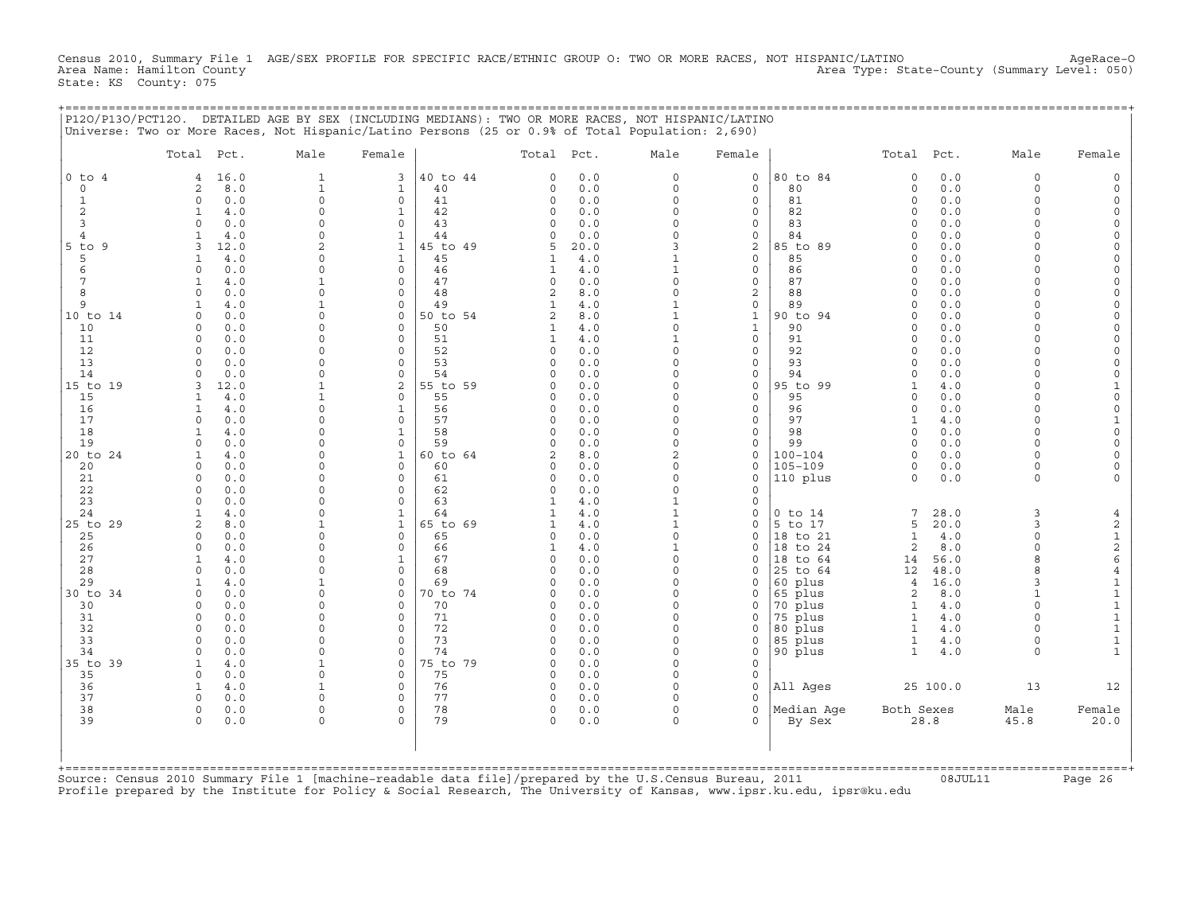Census 2010, Summary File 1 AGE/SEX PROFILE FOR SPECIFIC RACE/ETHNIC GROUP O: TWO OR MORE RACES, NOT HISPANIC/LATINO AgeRace-O
Area Name: Hamilton County Area Type: State-County (Summary Level: 050)
State: KS County: 075

## P12O/P13O/PCT12O. DETAILED AGE BY SEX (INCLUDING MEDIANS): TWO OR MORE RACES, NOT HISPANIC/LATINO

Universe: Two or More Races, Not Hispanic/Latino Persons (25 or 0.9% of Total Population: 2,690)

| | Total | Pct. | Male | Female | | Total | Pct. | Male | Female | | Total | Pct. | Male | Female |
|---|---|---|---|---|---|---|---|---|---|---|---|---|---|---|
| 0 to 4 | 4 | 16.0 | 1 | 3 | 40 to 44 | 0 | 0.0 | 0 | 0 | 80 to 84 | 0 | 0.0 | 0 | 0 |
| 0 | 2 | 8.0 | 1 | 1 | 40 | 0 | 0.0 | 0 | 0 | 80 | 0 | 0.0 | 0 | 0 |
| 1 | 0 | 0.0 | 0 | 0 | 41 | 0 | 0.0 | 0 | 0 | 81 | 0 | 0.0 | 0 | 0 |
| 2 | 1 | 4.0 | 0 | 1 | 42 | 0 | 0.0 | 0 | 0 | 82 | 0 | 0.0 | 0 | 0 |
| 3 | 0 | 0.0 | 0 | 0 | 43 | 0 | 0.0 | 0 | 0 | 83 | 0 | 0.0 | 0 | 0 |
| 4 | 1 | 4.0 | 0 | 1 | 44 | 0 | 0.0 | 0 | 0 | 84 | 0 | 0.0 | 0 | 0 |
| 5 to 9 | 3 | 12.0 | 2 | 1 | 45 to 49 | 5 | 20.0 | 3 | 2 | 85 to 89 | 0 | 0.0 | 0 | 0 |
| 5 | 1 | 4.0 | 0 | 1 | 45 | 1 | 4.0 | 1 | 0 | 85 | 0 | 0.0 | 0 | 0 |
| 6 | 0 | 0.0 | 0 | 0 | 46 | 1 | 4.0 | 1 | 0 | 86 | 0 | 0.0 | 0 | 0 |
| 7 | 1 | 4.0 | 1 | 0 | 47 | 0 | 0.0 | 0 | 0 | 87 | 0 | 0.0 | 0 | 0 |
| 8 | 0 | 0.0 | 0 | 0 | 48 | 2 | 8.0 | 0 | 2 | 88 | 0 | 0.0 | 0 | 0 |
| 9 | 1 | 4.0 | 1 | 0 | 49 | 1 | 4.0 | 1 | 0 | 89 | 0 | 0.0 | 0 | 0 |
| 10 to 14 | 0 | 0.0 | 0 | 0 | 50 to 54 | 2 | 8.0 | 1 | 1 | 90 to 94 | 0 | 0.0 | 0 | 0 |
| 10 | 0 | 0.0 | 0 | 0 | 50 | 1 | 4.0 | 0 | 1 | 90 | 0 | 0.0 | 0 | 0 |
| 11 | 0 | 0.0 | 0 | 0 | 51 | 1 | 4.0 | 1 | 0 | 91 | 0 | 0.0 | 0 | 0 |
| 12 | 0 | 0.0 | 0 | 0 | 52 | 0 | 0.0 | 0 | 0 | 92 | 0 | 0.0 | 0 | 0 |
| 13 | 0 | 0.0 | 0 | 0 | 53 | 0 | 0.0 | 0 | 0 | 93 | 0 | 0.0 | 0 | 0 |
| 14 | 0 | 0.0 | 0 | 0 | 54 | 0 | 0.0 | 0 | 0 | 94 | 0 | 0.0 | 0 | 0 |
| 15 to 19 | 3 | 12.0 | 1 | 2 | 55 to 59 | 0 | 0.0 | 0 | 0 | 95 to 99 | 1 | 4.0 | 0 | 1 |
| 15 | 1 | 4.0 | 1 | 0 | 55 | 0 | 0.0 | 0 | 0 | 95 | 0 | 0.0 | 0 | 0 |
| 16 | 1 | 4.0 | 0 | 1 | 56 | 0 | 0.0 | 0 | 0 | 96 | 0 | 0.0 | 0 | 0 |
| 17 | 0 | 0.0 | 0 | 0 | 57 | 0 | 0.0 | 0 | 0 | 97 | 1 | 4.0 | 0 | 1 |
| 18 | 1 | 4.0 | 0 | 1 | 58 | 0 | 0.0 | 0 | 0 | 98 | 0 | 0.0 | 0 | 0 |
| 19 | 0 | 0.0 | 0 | 0 | 59 | 0 | 0.0 | 0 | 0 | 99 | 0 | 0.0 | 0 | 0 |
| 20 to 24 | 1 | 4.0 | 0 | 1 | 60 to 64 | 2 | 8.0 | 2 | 0 | 100-104 | 0 | 0.0 | 0 | 0 |
| 20 | 0 | 0.0 | 0 | 0 | 60 | 0 | 0.0 | 0 | 0 | 105-109 | 0 | 0.0 | 0 | 0 |
| 21 | 0 | 0.0 | 0 | 0 | 61 | 0 | 0.0 | 0 | 0 | 110 plus | 0 | 0.0 | 0 | 0 |
| 22 | 0 | 0.0 | 0 | 0 | 62 | 0 | 0.0 | 0 | 0 | | | | | |
| 23 | 0 | 0.0 | 0 | 0 | 63 | 1 | 4.0 | 1 | 0 | | | | | |
| 24 | 1 | 4.0 | 0 | 1 | 64 | 1 | 4.0 | 1 | 0 | 0 to 14 | 7 | 28.0 | 3 | 4 |
| 25 to 29 | 2 | 8.0 | 1 | 1 | 65 to 69 | 1 | 4.0 | 1 | 0 | 5 to 17 | 5 | 20.0 | 3 | 2 |
| 25 | 0 | 0.0 | 0 | 0 | 65 | 0 | 0.0 | 0 | 0 | 18 to 21 | 1 | 4.0 | 0 | 1 |
| 26 | 0 | 0.0 | 0 | 0 | 66 | 1 | 4.0 | 1 | 0 | 18 to 24 | 2 | 8.0 | 0 | 2 |
| 27 | 1 | 4.0 | 0 | 1 | 67 | 0 | 0.0 | 0 | 0 | 18 to 64 | 14 | 56.0 | 8 | 6 |
| 28 | 0 | 0.0 | 0 | 0 | 68 | 0 | 0.0 | 0 | 0 | 25 to 64 | 12 | 48.0 | 8 | 4 |
| 29 | 1 | 4.0 | 1 | 0 | 69 | 0 | 0.0 | 0 | 0 | 60 plus | 4 | 16.0 | 3 | 1 |
| 30 to 34 | 0 | 0.0 | 0 | 0 | 70 to 74 | 0 | 0.0 | 0 | 0 | 65 plus | 2 | 8.0 | 1 | 1 |
| 30 | 0 | 0.0 | 0 | 0 | 70 | 0 | 0.0 | 0 | 0 | 70 plus | 1 | 4.0 | 0 | 1 |
| 31 | 0 | 0.0 | 0 | 0 | 71 | 0 | 0.0 | 0 | 0 | 75 plus | 1 | 4.0 | 0 | 1 |
| 32 | 0 | 0.0 | 0 | 0 | 72 | 0 | 0.0 | 0 | 0 | 80 plus | 1 | 4.0 | 0 | 1 |
| 33 | 0 | 0.0 | 0 | 0 | 73 | 0 | 0.0 | 0 | 0 | 85 plus | 1 | 4.0 | 0 | 1 |
| 34 | 0 | 0.0 | 0 | 0 | 74 | 0 | 0.0 | 0 | 0 | 90 plus | 1 | 4.0 | 0 | 1 |
| 35 to 39 | 1 | 4.0 | 1 | 0 | 75 to 79 | 0 | 0.0 | 0 | 0 | | | | | |
| 35 | 0 | 0.0 | 0 | 0 | 75 | 0 | 0.0 | 0 | 0 | | | | | |
| 36 | 1 | 4.0 | 1 | 0 | 76 | 0 | 0.0 | 0 | 0 | All Ages | 25 | 100.0 | 13 | 12 |
| 37 | 0 | 0.0 | 0 | 0 | 77 | 0 | 0.0 | 0 | 0 | | | | | |
| 38 | 0 | 0.0 | 0 | 0 | 78 | 0 | 0.0 | 0 | 0 | Median Age | Both Sexes | | Male | Female |
| 39 | 0 | 0.0 | 0 | 0 | 79 | 0 | 0.0 | 0 | 0 | By Sex | 28.8 | | 45.8 | 20.0 |

Source: Census 2010 Summary File 1 [machine-readable data file]/prepared by the U.S.Census Bureau, 2011 08JUL11
Profile prepared by the Institute for Policy & Social Research, The University of Kansas, www.ipsr.ku.edu, ipsr@ku.edu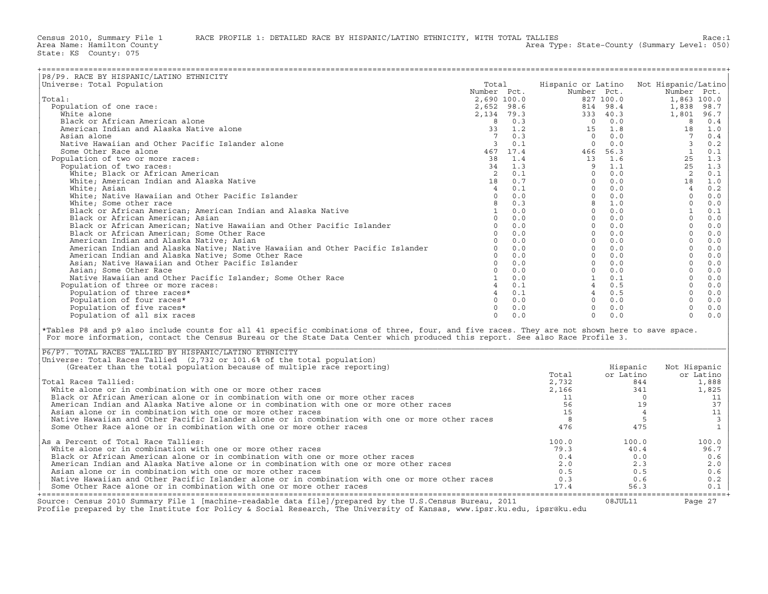Census 2010, Summary File 1 RACE PROFILE 1: DETAILED RACE BY HISPANIC/LATINO ETHNICITY, WITH TOTAL TALLIES Race:1
Area Name: Hamilton County Area Type: State-County (Summary Level: 050)
State: KS County: 075

## P8/P9. RACE BY HISPANIC/LATINO ETHNICITY

Universe: Total Population

| | Total Number | Total Pct. | Hispanic or Latino Number | Hispanic or Latino Pct. | Not Hispanic/Latino Number | Not Hispanic/Latino Pct. |
|---|---|---|---|---|---|---|
| Total: | 2,690 | 100.0 | 827 | 100.0 | 1,863 | 100.0 |
| Population of one race: | 2,652 | 98.6 | 814 | 98.4 | 1,838 | 98.7 |
| White alone | 2,134 | 79.3 | 333 | 40.3 | 1,801 | 96.7 |
| Black or African American alone | 8 | 0.3 | 0 | 0.0 | 8 | 0.4 |
| American Indian and Alaska Native alone | 33 | 1.2 | 15 | 1.8 | 18 | 1.0 |
| Asian alone | 7 | 0.3 | 0 | 0.0 | 7 | 0.4 |
| Native Hawaiian and Other Pacific Islander alone | 3 | 0.1 | 0 | 0.0 | 3 | 0.2 |
| Some Other Race alone | 467 | 17.4 | 466 | 56.3 | 1 | 0.1 |
| Population of two or more races: | 38 | 1.4 | 13 | 1.6 | 25 | 1.3 |
| Population of two races: | 34 | 1.3 | 9 | 1.1 | 25 | 1.3 |
| White; Black or African American | 2 | 0.1 | 0 | 0.0 | 2 | 0.1 |
| White; American Indian and Alaska Native | 18 | 0.7 | 0 | 0.0 | 18 | 1.0 |
| White; Asian | 4 | 0.1 | 0 | 0.0 | 4 | 0.2 |
| White; Native Hawaiian and Other Pacific Islander | 0 | 0.0 | 0 | 0.0 | 0 | 0.0 |
| White; Some other race | 8 | 0.3 | 8 | 1.0 | 0 | 0.0 |
| Black or African American; American Indian and Alaska Native | 1 | 0.0 | 0 | 0.0 | 1 | 0.1 |
| Black or African American; Asian | 0 | 0.0 | 0 | 0.0 | 0 | 0.0 |
| Black or African American; Native Hawaiian and Other Pacific Islander | 0 | 0.0 | 0 | 0.0 | 0 | 0.0 |
| Black or African American; Some Other Race | 0 | 0.0 | 0 | 0.0 | 0 | 0.0 |
| American Indian and Alaska Native; Asian | 0 | 0.0 | 0 | 0.0 | 0 | 0.0 |
| American Indian and Alaska Native; Native Hawaiian and Other Pacific Islander | 0 | 0.0 | 0 | 0.0 | 0 | 0.0 |
| American Indian and Alaska Native; Some Other Race | 0 | 0.0 | 0 | 0.0 | 0 | 0.0 |
| Asian; Native Hawaiian and Other Pacific Islander | 0 | 0.0 | 0 | 0.0 | 0 | 0.0 |
| Asian; Some Other Race | 0 | 0.0 | 0 | 0.0 | 0 | 0.0 |
| Native Hawaiian and Other Pacific Islander; Some Other Race | 1 | 0.0 | 1 | 0.1 | 0 | 0.0 |
| Population of three or more races: | 4 | 0.1 | 4 | 0.5 | 0 | 0.0 |
| Population of three races* | 4 | 0.1 | 4 | 0.5 | 0 | 0.0 |
| Population of four races* | 0 | 0.0 | 0 | 0.0 | 0 | 0.0 |
| Population of five races* | 0 | 0.0 | 0 | 0.0 | 0 | 0.0 |
| Population of all six races | 0 | 0.0 | 0 | 0.0 | 0 | 0.0 |

*Tables P8 and p9 also include counts for all 41 specific combinations of three, four, and five races. They are not shown here to save space. For more information, contact the Census Bureau or the State Data Center which produced this report. See also Race Profile 3.

## P6/P7. TOTAL RACES TALLIED BY HISPANIC/LATINO ETHNICITY

Universe: Total Races Tallied (2,732 or 101.6% of the total population)
(Greater than the total population because of multiple race reporting)

| | Total | Hispanic or Latino | Not Hispanic or Latino |
|---|---|---|---|
| Total Races Tallied: | 2,732 | 844 | 1,888 |
| White alone or in combination with one or more other races | 2,166 | 341 | 1,825 |
| Black or African American alone or in combination with one or more other races | 11 | 0 | 11 |
| American Indian and Alaska Native alone or in combination with one or more other races | 56 | 19 | 37 |
| Asian alone or in combination with one or more other races | 15 | 4 | 11 |
| Native Hawaiian and Other Pacific Islander alone or in combination with one or more other races | 8 | 5 | 3 |
| Some Other Race alone or in combination with one or more other races | 476 | 475 | 1 |
| As a Percent of Total Race Tallies: | 100.0 | 100.0 | 100.0 |
| White alone or in combination with one or more other races | 79.3 | 40.4 | 96.7 |
| Black or African American alone or in combination with one or more other races | 0.4 | 0.0 | 0.6 |
| American Indian and Alaska Native alone or in combination with one or more other races | 2.0 | 2.3 | 2.0 |
| Asian alone or in combination with one or more other races | 0.5 | 0.5 | 0.6 |
| Native Hawaiian and Other Pacific Islander alone or in combination with one or more other races | 0.3 | 0.6 | 0.2 |
| Some Other Race alone or in combination with one or more other races | 17.4 | 56.3 | 0.1 |

Source: Census 2010 Summary File 1 [machine-readable data file]/prepared by the U.S.Census Bureau, 2011 08JUL11
Profile prepared by the Institute for Policy & Social Research, The University of Kansas, www.ipsr.ku.edu, ipsr@ku.edu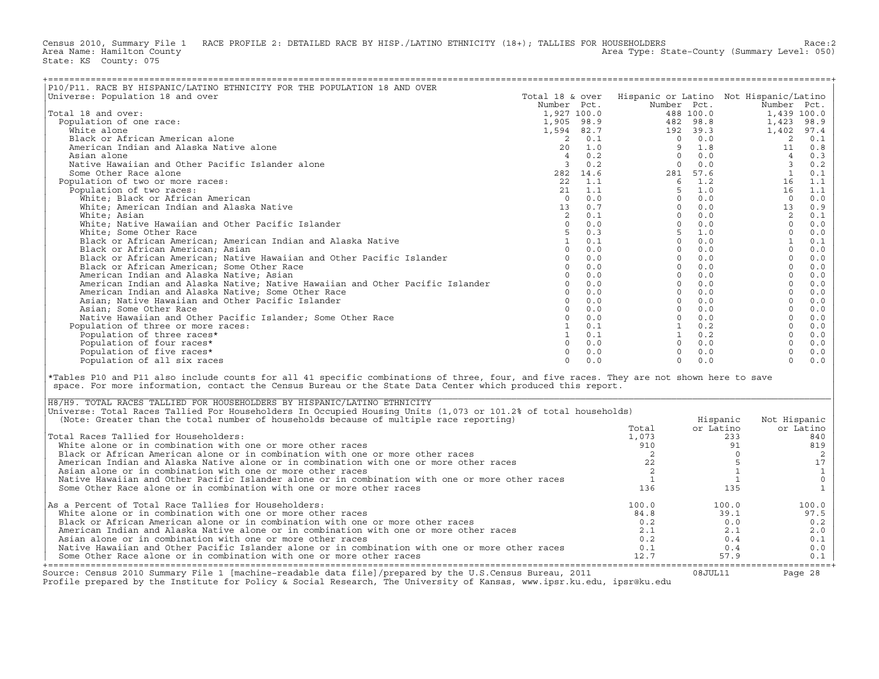Census 2010, Summary File 1 RACE PROFILE 2: DETAILED RACE BY HISP./LATINO ETHNICITY (18+); TALLIES FOR HOUSEHOLDERS Race:2
Area Name: Hamilton County Area Type: State-County (Summary Level: 050)
State: KS County: 075

## P10/P11. RACE BY HISPANIC/LATINO ETHNICITY FOR THE POPULATION 18 AND OVER

Universe: Population 18 and over

| | Total 18 & over Number | Pct. | Hispanic or Latino Number | Pct. | Not Hispanic/Latino Number | Pct. |
|---|---|---|---|---|---|---|
| Total 18 and over: | 1,927 | 100.0 | 488 | 100.0 | 1,439 | 100.0 |
| Population of one race: | 1,905 | 98.9 | 482 | 98.8 | 1,423 | 98.9 |
| White alone | 1,594 | 82.7 | 192 | 39.3 | 1,402 | 97.4 |
| Black or African American alone | 2 | 0.1 | 0 | 0.0 | 2 | 0.1 |
| American Indian and Alaska Native alone | 20 | 1.0 | 9 | 1.8 | 11 | 0.8 |
| Asian alone | 4 | 0.2 | 0 | 0.0 | 4 | 0.3 |
| Native Hawaiian and Other Pacific Islander alone | 3 | 0.2 | 0 | 0.0 | 3 | 0.2 |
| Some Other Race alone | 282 | 14.6 | 281 | 57.6 | 1 | 0.1 |
| Population of two or more races: | 22 | 1.1 | 6 | 1.2 | 16 | 1.1 |
| Population of two races: | 21 | 1.1 | 5 | 1.0 | 16 | 1.1 |
| White; Black or African American | 0 | 0.0 | 0 | 0.0 | 0 | 0.0 |
| White; American Indian and Alaska Native | 13 | 0.7 | 0 | 0.0 | 13 | 0.9 |
| White; Asian | 2 | 0.1 | 0 | 0.0 | 2 | 0.1 |
| White; Native Hawaiian and Other Pacific Islander | 0 | 0.0 | 0 | 0.0 | 0 | 0.0 |
| White; Some Other Race | 5 | 0.3 | 5 | 1.0 | 0 | 0.0 |
| Black or African American; American Indian and Alaska Native | 1 | 0.1 | 0 | 0.0 | 1 | 0.1 |
| Black or African American; Asian | 0 | 0.0 | 0 | 0.0 | 0 | 0.0 |
| Black or African American; Native Hawaiian and Other Pacific Islander | 0 | 0.0 | 0 | 0.0 | 0 | 0.0 |
| Black or African American; Some Other Race | 0 | 0.0 | 0 | 0.0 | 0 | 0.0 |
| American Indian and Alaska Native; Asian | 0 | 0.0 | 0 | 0.0 | 0 | 0.0 |
| American Indian and Alaska Native; Native Hawaiian and Other Pacific Islander | 0 | 0.0 | 0 | 0.0 | 0 | 0.0 |
| American Indian and Alaska Native; Some Other Race | 0 | 0.0 | 0 | 0.0 | 0 | 0.0 |
| Asian; Native Hawaiian and Other Pacific Islander | 0 | 0.0 | 0 | 0.0 | 0 | 0.0 |
| Asian; Some Other Race | 0 | 0.0 | 0 | 0.0 | 0 | 0.0 |
| Native Hawaiian and Other Pacific Islander; Some Other Race | 0 | 0.0 | 0 | 0.0 | 0 | 0.0 |
| Population of three or more races: | 1 | 0.1 | 1 | 0.2 | 0 | 0.0 |
| Population of three races* | 1 | 0.1 | 1 | 0.2 | 0 | 0.0 |
| Population of four races* | 0 | 0.0 | 0 | 0.0 | 0 | 0.0 |
| Population of five races* | 0 | 0.0 | 0 | 0.0 | 0 | 0.0 |
| Population of all six races | 0 | 0.0 | 0 | 0.0 | 0 | 0.0 |

*Tables P10 and P11 also include counts for all 41 specific combinations of three, four, and five races. They are not shown here to save space. For more information, contact the Census Bureau or the State Data Center which produced this report.

## H8/H9. TOTAL RACES TALLIED FOR HOUSEHOLDERS BY HISPANIC/LATINO ETHNICITY

Universe: Total Races Tallied For Householders In Occupied Housing Units (1,073 or 101.2% of total households)
(Note: Greater than the total number of households because of multiple race reporting)

| | Total | Hispanic or Latino | Not Hispanic or Latino |
|---|---|---|---|
| Total Races Tallied for Householders: | 1,073 | 233 | 840 |
| White alone or in combination with one or more other races | 910 | 91 | 819 |
| Black or African American alone or in combination with one or more other races | 2 | 0 | 2 |
| American Indian and Alaska Native alone or in combination with one or more other races | 22 | 5 | 17 |
| Asian alone or in combination with one or more other races | 2 | 1 | 1 |
| Native Hawaiian and Other Pacific Islander alone or in combination with one or more other races | 1 | 1 | 0 |
| Some Other Race alone or in combination with one or more other races | 136 | 135 | 1 |
| As a Percent of Total Race Tallies for Householders: | 100.0 | 100.0 | 100.0 |
| White alone or in combination with one or more other races | 84.8 | 39.1 | 97.5 |
| Black or African American alone or in combination with one or more other races | 0.2 | 0.0 | 0.2 |
| American Indian and Alaska Native alone or in combination with one or more other races | 2.1 | 2.1 | 2.0 |
| Asian alone or in combination with one or more other races | 0.2 | 0.4 | 0.1 |
| Native Hawaiian and Other Pacific Islander alone or in combination with one or more other races | 0.1 | 0.4 | 0.0 |
| Some Other Race alone or in combination with one or more other races | 12.7 | 57.9 | 0.1 |

Source: Census 2010 Summary File 1 [machine-readable data file]/prepared by the U.S.Census Bureau, 2011 08JUL11
Profile prepared by the Institute for Policy & Social Research, The University of Kansas, www.ipsr.ku.edu, ipsr@ku.edu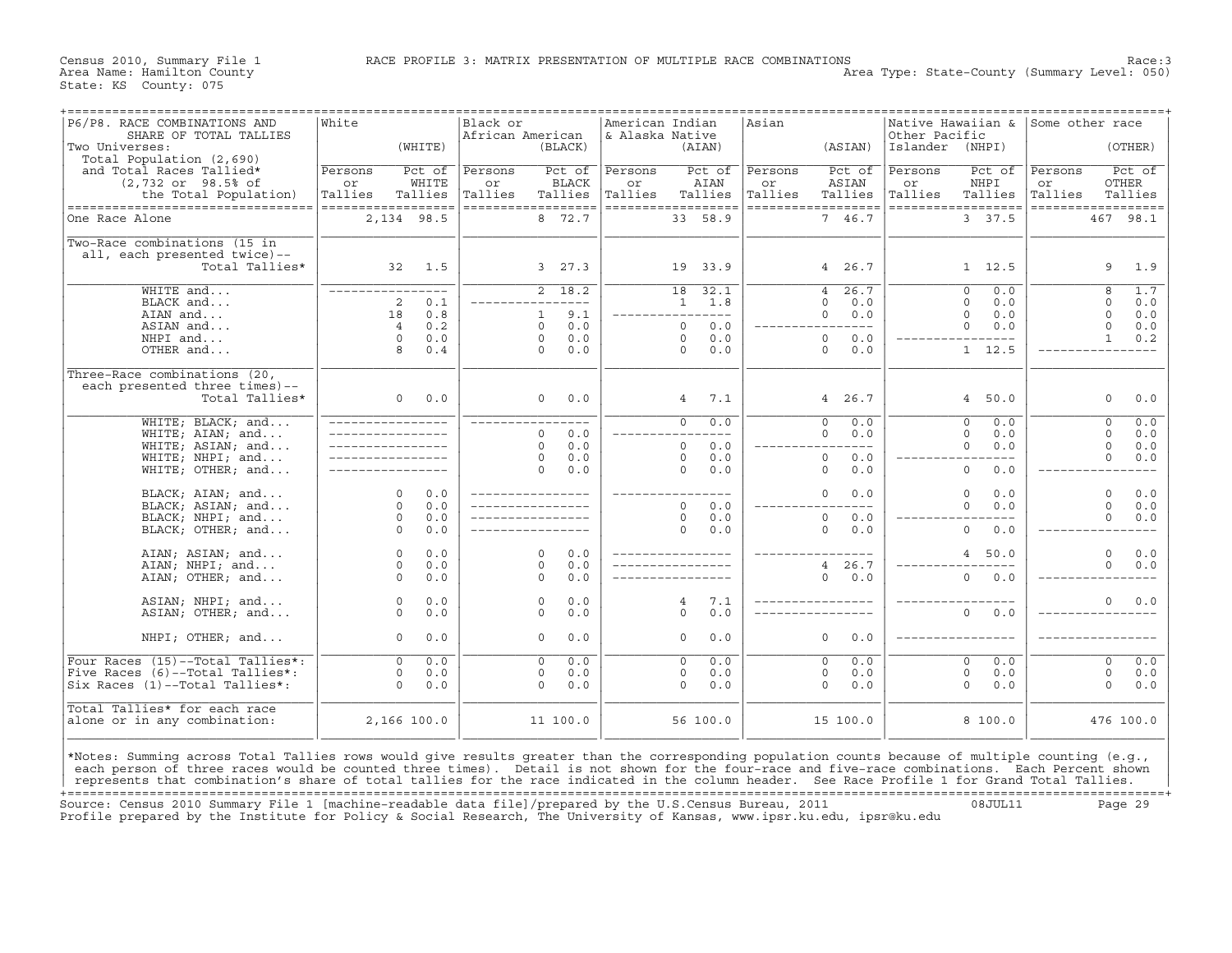Census 2010, Summary File 1 — RACE PROFILE 3: MATRIX PRESENTATION OF MULTIPLE RACE COMBINATIONS — Race:3

Area Name: Hamilton County — Area Type: State-County (Summary Level: 050)

State: KS County: 075

| P6/P8. RACE COMBINATIONS AND SHARE OF TOTAL TALLIES | White (WHITE) | | Black or African American (BLACK) | | American Indian & Alaska Native (AIAN) | | Asian (ASIAN) | | Native Hawaiian & Other Pacific Islander (NHPI) | | Some other race (OTHER) | |
|---|---|---|---|---|---|---|---|---|---|---|---|---|
| Two Universes: Total Population (2,690) and Total Races Tallied* (2,732 or 98.5% of the Total Population) | Persons or Tallies | Pct of WHITE Tallies | Persons or Tallies | Pct of BLACK Tallies | Persons or Tallies | Pct of AIAN Tallies | Persons or Tallies | Pct of ASIAN Tallies | Persons or Tallies | Pct of NHPI Tallies | Persons or Tallies | Pct of OTHER Tallies |
| One Race Alone | 2,134 | 98.5 | 8 | 72.7 | 33 | 58.9 | 7 | 46.7 | 3 | 37.5 | 467 | 98.1 |
| Two-Race combinations (15 in all, each presented twice)-- Total Tallies* | 32 | 1.5 | 3 | 27.3 | 19 | 33.9 | 4 | 26.7 | 1 | 12.5 | 9 | 1.9 |
| WHITE and... | ---- | ---- | 2 | 18.2 | 18 | 32.1 | 4 | 26.7 | 0 | 0.0 | 8 | 1.7 |
| BLACK and... | 2 | 0.1 | ---- | ---- | 1 | 1.8 | 0 | 0.0 | 0 | 0.0 | 0 | 0.0 |
| AIAN and... | 18 | 0.8 | 1 | 9.1 | ---- | ---- | 0 | 0.0 | 0 | 0.0 | 0 | 0.0 |
| ASIAN and... | 4 | 0.2 | 0 | 0.0 | 0 | 0.0 | ---- | ---- | 0 | 0.0 | 0 | 0.0 |
| NHPI and... | 0 | 0.0 | 0 | 0.0 | 0 | 0.0 | 0 | 0.0 | ---- | ---- | 1 | 0.2 |
| OTHER and... | 8 | 0.4 | 0 | 0.0 | 0 | 0.0 | 0 | 0.0 | 1 | 12.5 | ---- | ---- |
| Three-Race combinations (20, each presented three times)-- Total Tallies* | 0 | 0.0 | 0 | 0.0 | 4 | 7.1 | 4 | 26.7 | 4 | 50.0 | 0 | 0.0 |
| WHITE; BLACK; and... | ---- | ---- | ---- | ---- | 0 | 0.0 | 0 | 0.0 | 0 | 0.0 | 0 | 0.0 |
| WHITE; AIAN; and... | ---- | ---- | 0 | 0.0 | ---- | ---- | 0 | 0.0 | 0 | 0.0 | 0 | 0.0 |
| WHITE; ASIAN; and... | ---- | ---- | 0 | 0.0 | 0 | 0.0 | ---- | ---- | 0 | 0.0 | 0 | 0.0 |
| WHITE; NHPI; and... | ---- | ---- | 0 | 0.0 | 0 | 0.0 | 0 | 0.0 | ---- | ---- | 0 | 0.0 |
| WHITE; OTHER; and... | ---- | ---- | 0 | 0.0 | 0 | 0.0 | 0 | 0.0 | 0 | 0.0 | ---- | ---- |
| BLACK; AIAN; and... | 0 | 0.0 | ---- | ---- | ---- | ---- | 0 | 0.0 | 0 | 0.0 | 0 | 0.0 |
| BLACK; ASIAN; and... | 0 | 0.0 | ---- | ---- | 0 | 0.0 | ---- | ---- | 0 | 0.0 | 0 | 0.0 |
| BLACK; NHPI; and... | 0 | 0.0 | ---- | ---- | 0 | 0.0 | 0 | 0.0 | ---- | ---- | 0 | 0.0 |
| BLACK; OTHER; and... | 0 | 0.0 | ---- | ---- | 0 | 0.0 | 0 | 0.0 | 0 | 0.0 | ---- | ---- |
| AIAN; ASIAN; and... | 0 | 0.0 | 0 | 0.0 | ---- | ---- | ---- | ---- | 4 | 50.0 | 0 | 0.0 |
| AIAN; NHPI; and... | 0 | 0.0 | 0 | 0.0 | ---- | ---- | 4 | 26.7 | ---- | ---- | 0 | 0.0 |
| AIAN; OTHER; and... | 0 | 0.0 | 0 | 0.0 | ---- | ---- | 0 | 0.0 | 0 | 0.0 | ---- | ---- |
| ASIAN; NHPI; and... | 0 | 0.0 | 0 | 0.0 | 4 | 7.1 | ---- | ---- | ---- | ---- | 0 | 0.0 |
| ASIAN; OTHER; and... | 0 | 0.0 | 0 | 0.0 | 0 | 0.0 | ---- | ---- | 0 | 0.0 | ---- | ---- |
| NHPI; OTHER; and... | 0 | 0.0 | 0 | 0.0 | 0 | 0.0 | 0 | 0.0 | ---- | ---- | ---- | ---- |
| Four Races (15)--Total Tallies*: | 0 | 0.0 | 0 | 0.0 | 0 | 0.0 | 0 | 0.0 | 0 | 0.0 | 0 | 0.0 |
| Five Races (6)--Total Tallies*: | 0 | 0.0 | 0 | 0.0 | 0 | 0.0 | 0 | 0.0 | 0 | 0.0 | 0 | 0.0 |
| Six Races (1)--Total Tallies*: | 0 | 0.0 | 0 | 0.0 | 0 | 0.0 | 0 | 0.0 | 0 | 0.0 | 0 | 0.0 |
| Total Tallies* for each race alone or in any combination: | 2,166 | 100.0 | 11 | 100.0 | 56 | 100.0 | 15 | 100.0 | 8 | 100.0 | 476 | 100.0 |

*Notes: Summing across Total Tallies rows would give results greater than the corresponding population counts because of multiple counting (e.g., each person of three races would be counted three times). Detail is not shown for the four-race and five-race combinations. Each Percent shown represents that combination's share of total tallies for the race indicated in the column header. See Race Profile 1 for Grand Total Tallies.

Source: Census 2010 Summary File 1 [machine-readable data file]/prepared by the U.S.Census Bureau, 2011 08JUL11

Profile prepared by the Institute for Policy & Social Research, The University of Kansas, www.ipsr.ku.edu, ipsr@ku.edu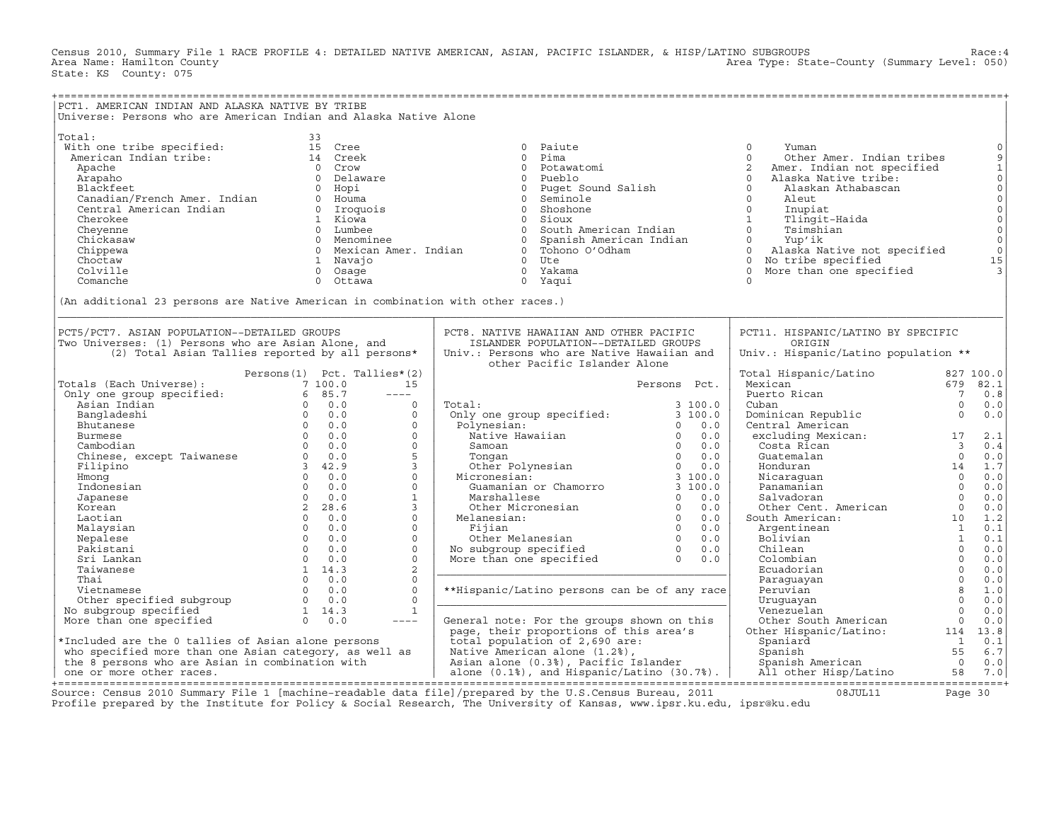Census 2010, Summary File 1 RACE PROFILE 4: DETAILED NATIVE AMERICAN, ASIAN, PACIFIC ISLANDER, & HISP/LATINO SUBGROUPS Race:4
Area Name: Hamilton County  Area Type: State-County (Summary Level: 050)
State: KS County: 075

## PCT1. AMERICAN INDIAN AND ALASKA NATIVE BY TRIBE

Universe: Persons who are American Indian and Alaska Native Alone

| Tribe | Count | Tribe | Count | Tribe | Count | Tribe | Count |
|---|---|---|---|---|---|---|---|
| Total: | 33 | | | | | | |
| With one tribe specified: | 15 | Cree | 0 | Paiute | 0 | Yuman | 0 |
| American Indian tribe: | 14 | Creek | 0 | Pima | 0 | Other Amer. Indian tribes | 9 |
| Apache | 0 | Crow | 0 | Potawatomi | 2 | Amer. Indian not specified | 1 |
| Arapaho | 0 | Delaware | 0 | Pueblo | 0 | Alaska Native tribe: | 0 |
| Blackfeet | 0 | Hopi | 0 | Puget Sound Salish | 0 | Alaskan Athabascan | 0 |
| Canadian/French Amer. Indian | 0 | Houma | 0 | Seminole | 0 | Aleut | 0 |
| Central American Indian | 0 | Iroquois | 0 | Shoshone | 0 | Inupiat | 0 |
| Cherokee | 1 | Kiowa | 0 | Sioux | 1 | Tlingit-Haida | 0 |
| Cheyenne | 0 | Lumbee | 0 | South American Indian | 0 | Tsimshian | 0 |
| Chickasaw | 0 | Menominee | 0 | Spanish American Indian | 0 | Yup'ik | 0 |
| Chippewa | 0 | Mexican Amer. Indian | 0 | Tohono O'Odham | 0 | Alaska Native not specified | 0 |
| Choctaw | 1 | Navajo | 0 | Ute | 0 | No tribe specified | 15 |
| Colville | 0 | Osage | 0 | Yakama | 0 | More than one specified | 3 |
| Comanche | 0 | Ottawa | 0 | Yaqui | 0 | | |

(An additional 23 persons are Native American in combination with other races.)

## PCT5/PCT7. ASIAN POPULATION--DETAILED GROUPS

Two Universes: (1) Persons who are Asian Alone, and (2) Total Asian Tallies reported by all persons*

| | Persons(1) | Pct. | Tallies*(2) |
|---|---|---|---|
| Totals (Each Universe): | 7 | 100.0 | 15 |
| Only one group specified: | 6 | 85.7 | ---- |
| Asian Indian | 0 | 0.0 | 0 |
| Bangladeshi | 0 | 0.0 | 0 |
| Bhutanese | 0 | 0.0 | 0 |
| Burmese | 0 | 0.0 | 0 |
| Cambodian | 0 | 0.0 | 0 |
| Chinese, except Taiwanese | 0 | 0.0 | 5 |
| Filipino | 3 | 42.9 | 3 |
| Hmong | 0 | 0.0 | 0 |
| Indonesian | 0 | 0.0 | 0 |
| Japanese | 0 | 0.0 | 1 |
| Korean | 2 | 28.6 | 3 |
| Laotian | 0 | 0.0 | 0 |
| Malaysian | 0 | 0.0 | 0 |
| Nepalese | 0 | 0.0 | 0 |
| Pakistani | 0 | 0.0 | 0 |
| Sri Lankan | 0 | 0.0 | 0 |
| Taiwanese | 1 | 14.3 | 2 |
| Thai | 0 | 0.0 | 0 |
| Vietnamese | 0 | 0.0 | 0 |
| Other specified subgroup | 0 | 0.0 | 0 |
| No subgroup specified | 1 | 14.3 | 1 |
| More than one specified | 0 | 0.0 | ---- |

*Included are the 0 tallies of Asian alone persons who specified more than one Asian category, as well as the 8 persons who are Asian in combination with one or more other races.

## PCT8. NATIVE HAWAIIAN AND OTHER PACIFIC ISLANDER POPULATION--DETAILED GROUPS

Univ.: Persons who are Native Hawaiian and other Pacific Islander Alone

| | Persons | Pct. |
|---|---|---|
| Total: | 3 | 100.0 |
| Only one group specified: | 3 | 100.0 |
| Polynesian: | 0 | 0.0 |
| Native Hawaiian | 0 | 0.0 |
| Samoan | 0 | 0.0 |
| Tongan | 0 | 0.0 |
| Other Polynesian | 0 | 0.0 |
| Micronesian: | 3 | 100.0 |
| Guamanian or Chamorro | 3 | 100.0 |
| Marshallese | 0 | 0.0 |
| Other Micronesian | 0 | 0.0 |
| Melanesian: | 0 | 0.0 |
| Fijian | 0 | 0.0 |
| Other Melanesian | 0 | 0.0 |
| No subgroup specified | 0 | 0.0 |
| More than one specified | 0 | 0.0 |

**Hispanic/Latino persons can be of any race

General note: For the groups shown on this page, their proportions of this area's total population of 2,690 are: Native American alone (1.2%), Asian alone (0.3%), Pacific Islander alone (0.1%), and Hispanic/Latino (30.7%).

## PCT11. HISPANIC/LATINO BY SPECIFIC ORIGIN

Univ.: Hispanic/Latino population **

| | Persons | Pct. |
|---|---|---|
| Total Hispanic/Latino | 827 | 100.0 |
| Mexican | 679 | 82.1 |
| Puerto Rican | 7 | 0.8 |
| Cuban | 0 | 0.0 |
| Dominican Republic | 0 | 0.0 |
| Central American excluding Mexican: | 17 | 2.1 |
| Costa Rican | 3 | 0.4 |
| Guatemalan | 0 | 0.0 |
| Honduran | 14 | 1.7 |
| Nicaraguan | 0 | 0.0 |
| Panamanian | 0 | 0.0 |
| Salvadoran | 0 | 0.0 |
| Other Cent. American | 0 | 0.0 |
| South American: | 10 | 1.2 |
| Argentinean | 1 | 0.1 |
| Bolivian | 1 | 0.1 |
| Chilean | 0 | 0.0 |
| Colombian | 0 | 0.0 |
| Ecuadorian | 0 | 0.0 |
| Paraguayan | 0 | 0.0 |
| Peruvian | 8 | 1.0 |
| Uruguayan | 0 | 0.0 |
| Venezuelan | 0 | 0.0 |
| Other South American | 0 | 0.0 |
| Other Hispanic/Latino: | 114 | 13.8 |
| Spaniard | 1 | 0.1 |
| Spanish | 55 | 6.7 |
| Spanish American | 0 | 0.0 |
| All other Hisp/Latino | 58 | 7.0 |

Source: Census 2010 Summary File 1 [machine-readable data file]/prepared by the U.S.Census Bureau, 2011 08JUL11
Profile prepared by the Institute for Policy & Social Research, The University of Kansas, www.ipsr.ku.edu, ipsr@ku.edu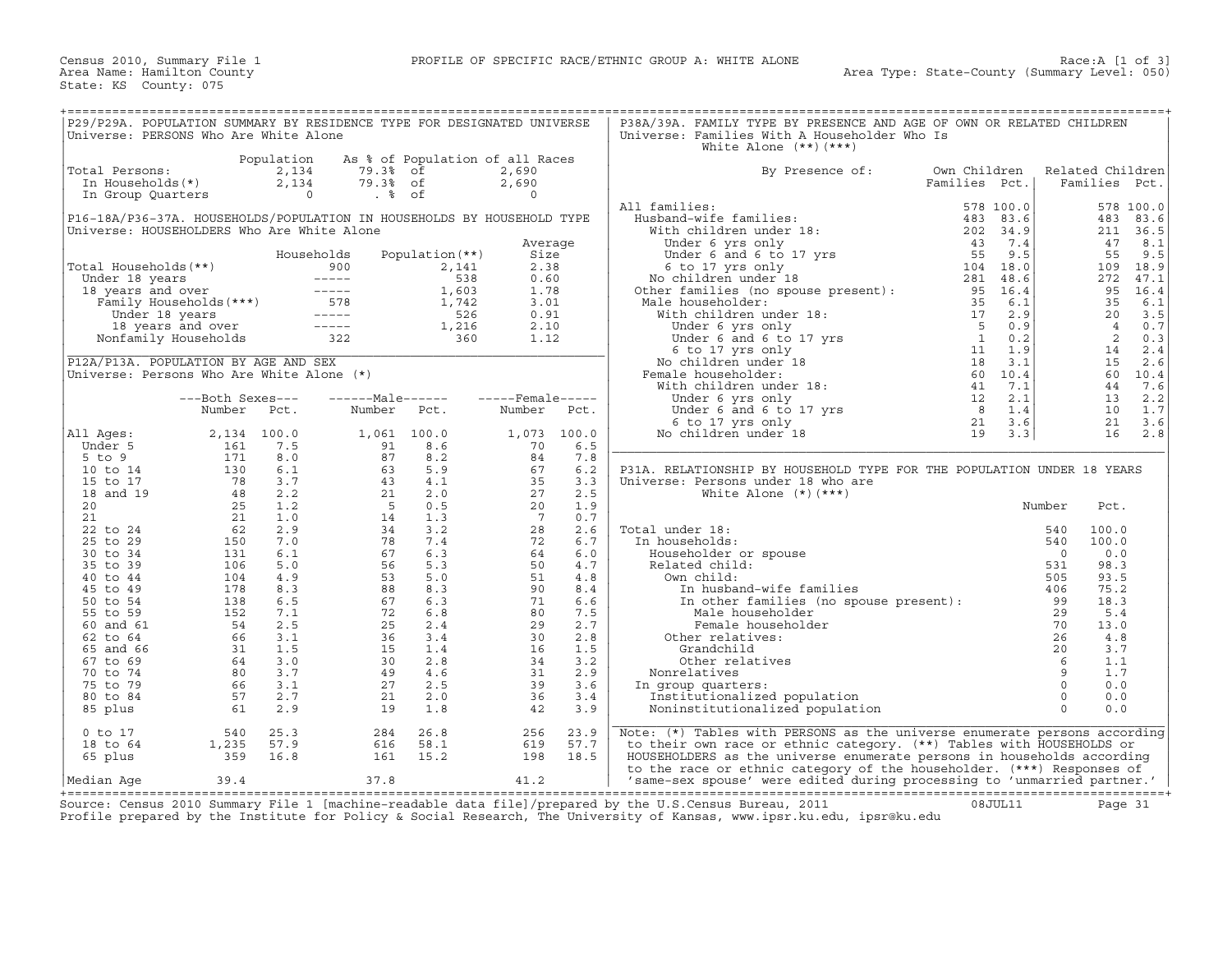Census 2010, Summary File 1 — PROFILE OF SPECIFIC RACE/ETHNIC GROUP A: WHITE ALONE — Race:A [1 of 3]

Area Name: Hamilton County — Area Type: State-County (Summary Level: 050)

State: KS County: 075

## P29/P29A. POPULATION SUMMARY BY RESIDENCE TYPE FOR DESIGNATED UNIVERSE

Universe: PERSONS Who Are White Alone

| | Population | As % of Population of all Races | |
|---|---|---|---|
| Total Persons: | 2,134 | 79.3% of | 2,690 |
| In Households(*) | 2,134 | 79.3% of | 2,690 |
| In Group Quarters | 0 | . % of | 0 |

## P16-18A/P36-37A. HOUSEHOLDS/POPULATION IN HOUSEHOLDS BY HOUSEHOLD TYPE

Universe: HOUSEHOLDERS Who Are White Alone

| | Households | Population(**) | Average Size |
|---|---|---|---|
| Total Households(**) | 900 | 2,141 | 2.38 |
| Under 18 years | ----- | 538 | 0.60 |
| 18 years and over | ----- | 1,603 | 1.78 |
| Family Households(***) | 578 | 1,742 | 3.01 |
| Under 18 years | ----- | 526 | 0.91 |
| 18 years and over | ----- | 1,216 | 2.10 |
| Nonfamily Households | 322 | 360 | 1.12 |

## P12A/P13A. POPULATION BY AGE AND SEX

Universe: Persons Who Are White Alone (*)

| | Both Sexes Number | Both Sexes Pct. | Male Number | Male Pct. | Female Number | Female Pct. |
|---|---|---|---|---|---|---|
| All Ages: | 2,134 | 100.0 | 1,061 | 100.0 | 1,073 | 100.0 |
| Under 5 | 161 | 7.5 | 91 | 8.6 | 70 | 6.5 |
| 5 to 9 | 171 | 8.0 | 87 | 8.2 | 84 | 7.8 |
| 10 to 14 | 130 | 6.1 | 63 | 5.9 | 67 | 6.2 |
| 15 to 17 | 78 | 3.7 | 43 | 4.1 | 35 | 3.3 |
| 18 and 19 | 48 | 2.2 | 21 | 2.0 | 27 | 2.5 |
| 20 | 25 | 1.2 | 5 | 0.5 | 20 | 1.9 |
| 21 | 21 | 1.0 | 14 | 1.3 | 7 | 0.7 |
| 22 to 24 | 62 | 2.9 | 34 | 3.2 | 28 | 2.6 |
| 25 to 29 | 150 | 7.0 | 78 | 7.4 | 72 | 6.7 |
| 30 to 34 | 131 | 6.1 | 67 | 6.3 | 64 | 6.0 |
| 35 to 39 | 106 | 5.0 | 56 | 5.3 | 50 | 4.7 |
| 40 to 44 | 104 | 4.9 | 53 | 5.0 | 51 | 4.8 |
| 45 to 49 | 178 | 8.3 | 88 | 8.3 | 90 | 8.4 |
| 50 to 54 | 138 | 6.5 | 67 | 6.3 | 71 | 6.6 |
| 55 to 59 | 152 | 7.1 | 72 | 6.8 | 80 | 7.5 |
| 60 and 61 | 54 | 2.5 | 25 | 2.4 | 29 | 2.7 |
| 62 to 64 | 66 | 3.1 | 36 | 3.4 | 30 | 2.8 |
| 65 and 66 | 31 | 1.5 | 15 | 1.4 | 16 | 1.5 |
| 67 to 69 | 64 | 3.0 | 30 | 2.8 | 34 | 3.2 |
| 70 to 74 | 80 | 3.7 | 49 | 4.6 | 31 | 2.9 |
| 75 to 79 | 66 | 3.1 | 27 | 2.5 | 39 | 3.6 |
| 80 to 84 | 57 | 2.7 | 21 | 2.0 | 36 | 3.4 |
| 85 plus | 61 | 2.9 | 19 | 1.8 | 42 | 3.9 |
| 0 to 17 | 540 | 25.3 | 284 | 26.8 | 256 | 23.9 |
| 18 to 64 | 1,235 | 57.9 | 616 | 58.1 | 619 | 57.7 |
| 65 plus | 359 | 16.8 | 161 | 15.2 | 198 | 18.5 |
| Median Age | 39.4 | | 37.8 | | 41.2 | |

## P38A/39A. FAMILY TYPE BY PRESENCE AND AGE OF OWN OR RELATED CHILDREN

Universe: Families With A Householder Who Is White Alone (**)(***)

| By Presence of: | Own Children Families | Own Children Pct. | Related Children Families | Related Children Pct. |
|---|---|---|---|---|
| All families: | 578 | 100.0 | 578 | 100.0 |
| Husband-wife families: | 483 | 83.6 | 483 | 83.6 |
| With children under 18: | 202 | 34.9 | 211 | 36.5 |
| Under 6 yrs only | 43 | 7.4 | 47 | 8.1 |
| Under 6 and 6 to 17 yrs | 55 | 9.5 | 55 | 9.5 |
| 6 to 17 yrs only | 104 | 18.0 | 109 | 18.9 |
| No children under 18 | 281 | 48.6 | 272 | 47.1 |
| Other families (no spouse present): | 95 | 16.4 | 95 | 16.4 |
| Male householder: | 35 | 6.1 | 35 | 6.1 |
| With children under 18: | 17 | 2.9 | 20 | 3.5 |
| Under 6 yrs only | 5 | 0.9 | 4 | 0.7 |
| Under 6 and 6 to 17 yrs | 1 | 0.2 | 2 | 0.3 |
| 6 to 17 yrs only | 11 | 1.9 | 14 | 2.4 |
| No children under 18 | 18 | 3.1 | 15 | 2.6 |
| Female householder: | 60 | 10.4 | 60 | 10.4 |
| With children under 18: | 41 | 7.1 | 44 | 7.6 |
| Under 6 yrs only | 12 | 2.1 | 13 | 2.2 |
| Under 6 and 6 to 17 yrs | 8 | 1.4 | 10 | 1.7 |
| 6 to 17 yrs only | 21 | 3.6 | 21 | 3.6 |
| No children under 18 | 19 | 3.3 | 16 | 2.8 |

## P31A. RELATIONSHIP BY HOUSEHOLD TYPE FOR THE POPULATION UNDER 18 YEARS

Universe: Persons under 18 who are White Alone (*)(***)

| | Number | Pct. |
|---|---|---|
| Total under 18: | 540 | 100.0 |
| In households: | 540 | 100.0 |
| Householder or spouse | 0 | 0.0 |
| Related child: | 531 | 98.3 |
| Own child: | 505 | 93.5 |
| In husband-wife families | 406 | 75.2 |
| In other families (no spouse present): | 99 | 18.3 |
| Male householder | 29 | 5.4 |
| Female householder | 70 | 13.0 |
| Other relatives: | 26 | 4.8 |
| Grandchild | 20 | 3.7 |
| Other relatives | 6 | 1.1 |
| Nonrelatives | 9 | 1.7 |
| In group quarters: | 0 | 0.0 |
| Institutionalized population | 0 | 0.0 |
| Noninstitutionalized population | 0 | 0.0 |

Note: (*) Tables with PERSONS as the universe enumerate persons according to their own race or ethnic category. (**) Tables with HOUSEHOLDS or HOUSEHOLDERS as the universe enumerate persons in households according to the race or ethnic category of the householder. (***) Responses of 'same-sex spouse' were edited during processing to 'unmarried partner.'

Source: Census 2010 Summary File 1 [machine-readable data file]/prepared by the U.S.Census Bureau, 2011 08JUL11

Profile prepared by the Institute for Policy & Social Research, The University of Kansas, www.ipsr.ku.edu, ipsr@ku.edu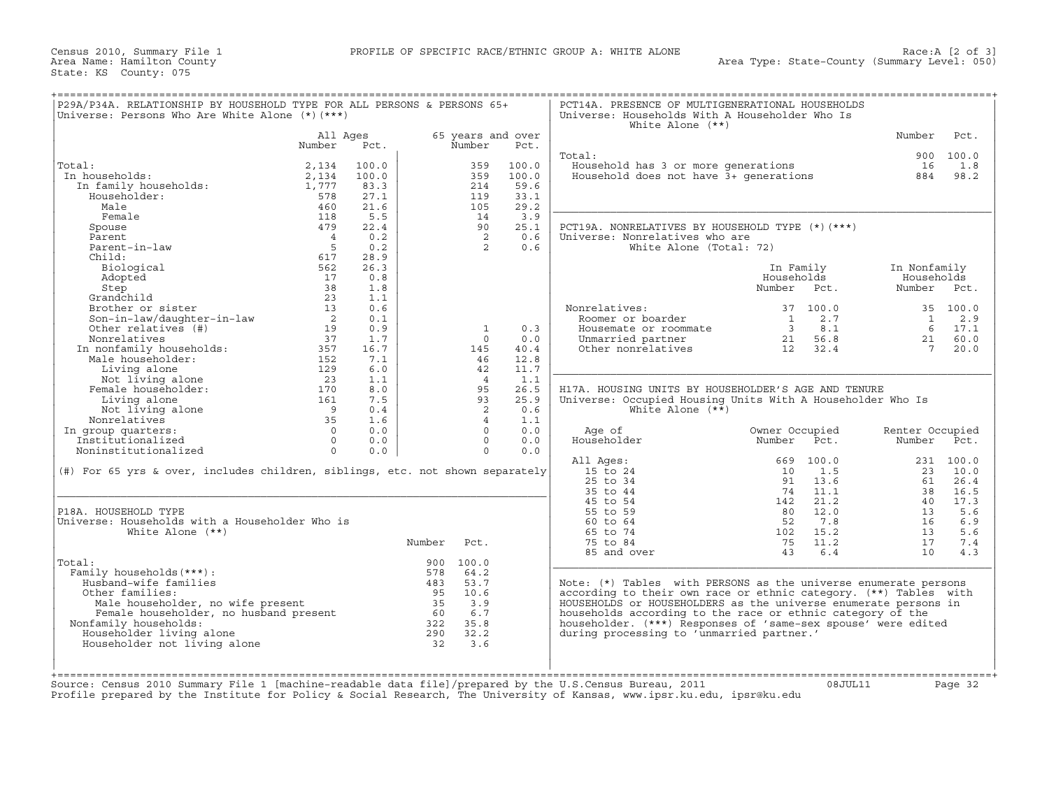Census 2010, Summary File 1 — PROFILE OF SPECIFIC RACE/ETHNIC GROUP A: WHITE ALONE — Race:A [2 of 3]
Area Name: Hamilton County — Area Type: State-County (Summary Level: 050)
State: KS County: 075

## P29A/P34A. RELATIONSHIP BY HOUSEHOLD TYPE FOR ALL PERSONS & PERSONS 65+

Universe: Persons Who Are White Alone (*)(***)

| | All Ages Number | All Ages Pct. | 65 years and over Number | 65 years and over Pct. |
|---|---|---|---|---|
| Total: | 2,134 | 100.0 | 359 | 100.0 |
| In households: | 2,134 | 100.0 | 359 | 100.0 |
| In family households: | 1,777 | 83.3 | 214 | 59.6 |
| Householder: | 578 | 27.1 | 119 | 33.1 |
| Male | 460 | 21.6 | 105 | 29.2 |
| Female | 118 | 5.5 | 14 | 3.9 |
| Spouse | 479 | 22.4 | 90 | 25.1 |
| Parent | 4 | 0.2 | 2 | 0.6 |
| Parent-in-law | 5 | 0.2 | 2 | 0.6 |
| Child: | 617 | 28.9 | | |
| Biological | 562 | 26.3 | | |
| Adopted | 17 | 0.8 | | |
| Step | 38 | 1.8 | | |
| Grandchild | 23 | 1.1 | | |
| Brother or sister | 13 | 0.6 | | |
| Son-in-law/daughter-in-law | 2 | 0.1 | | |
| Other relatives (#) | 19 | 0.9 | 1 | 0.3 |
| Nonrelatives | 37 | 1.7 | 0 | 0.0 |
| In nonfamily households: | 357 | 16.7 | 145 | 40.4 |
| Male householder: | 152 | 7.1 | 46 | 12.8 |
| Living alone | 129 | 6.0 | 42 | 11.7 |
| Not living alone | 23 | 1.1 | 4 | 1.1 |
| Female householder: | 170 | 8.0 | 95 | 26.5 |
| Living alone | 161 | 7.5 | 93 | 25.9 |
| Not living alone | 9 | 0.4 | 2 | 0.6 |
| Nonrelatives | 35 | 1.6 | 4 | 1.1 |
| In group quarters: | 0 | 0.0 | 0 | 0.0 |
| Institutionalized | 0 | 0.0 | 0 | 0.0 |
| Noninstitutionalized | 0 | 0.0 | 0 | 0.0 |

(#) For 65 yrs & over, includes children, siblings, etc. not shown separately

## P18A. HOUSEHOLD TYPE

Universe: Households with a Householder Who is White Alone (**)

| | Number | Pct. |
|---|---|---|
| Total: | 900 | 100.0 |
| Family households(***): | 578 | 64.2 |
| Husband-wife families | 483 | 53.7 |
| Other families: | 95 | 10.6 |
| Male householder, no wife present | 35 | 3.9 |
| Female householder, no husband present | 60 | 6.7 |
| Nonfamily households: | 322 | 35.8 |
| Householder living alone | 290 | 32.2 |
| Householder not living alone | 32 | 3.6 |

## PCT14A. PRESENCE OF MULTIGENERATIONAL HOUSEHOLDS

Universe: Households With A Householder Who Is White Alone (**)

| | Number | Pct. |
|---|---|---|
| Total: | 900 | 100.0 |
| Household has 3 or more generations | 16 | 1.8 |
| Household does not have 3+ generations | 884 | 98.2 |

## PCT19A. NONRELATIVES BY HOUSEHOLD TYPE (*)(***)

Universe: Nonrelatives who are White Alone (Total: 72)

| | In Family Households Number | In Family Households Pct. | In Nonfamily Households Number | In Nonfamily Households Pct. |
|---|---|---|---|---|
| Nonrelatives: | 37 | 100.0 | 35 | 100.0 |
| Roomer or boarder | 1 | 2.7 | 1 | 2.9 |
| Housemate or roommate | 3 | 8.1 | 6 | 17.1 |
| Unmarried partner | 21 | 56.8 | 21 | 60.0 |
| Other nonrelatives | 12 | 32.4 | 7 | 20.0 |

## H17A. HOUSING UNITS BY HOUSEHOLDER'S AGE AND TENURE

Universe: Occupied Housing Units With A Householder Who Is White Alone (**)

| Age of Householder | Owner Occupied Number | Owner Occupied Pct. | Renter Occupied Number | Renter Occupied Pct. |
|---|---|---|---|---|
| All Ages: | 669 | 100.0 | 231 | 100.0 |
| 15 to 24 | 10 | 1.5 | 23 | 10.0 |
| 25 to 34 | 91 | 13.6 | 61 | 26.4 |
| 35 to 44 | 74 | 11.1 | 38 | 16.5 |
| 45 to 54 | 142 | 21.2 | 40 | 17.3 |
| 55 to 59 | 80 | 12.0 | 13 | 5.6 |
| 60 to 64 | 52 | 7.8 | 16 | 6.9 |
| 65 to 74 | 102 | 15.2 | 13 | 5.6 |
| 75 to 84 | 75 | 11.2 | 17 | 7.4 |
| 85 and over | 43 | 6.4 | 10 | 4.3 |

Note: (*) Tables with PERSONS as the universe enumerate persons according to their own race or ethnic category. (**) Tables with HOUSEHOLDS or HOUSEHOLDERS as the universe enumerate persons in households according to the race or ethnic category of the householder. (***) Responses of 'same-sex spouse' were edited during processing to 'unmarried partner.'

Source: Census 2010 Summary File 1 [machine-readable data file]/prepared by the U.S.Census Bureau, 2011 08JUL11
Profile prepared by the Institute for Policy & Social Research, The University of Kansas, www.ipsr.ku.edu, ipsr@ku.edu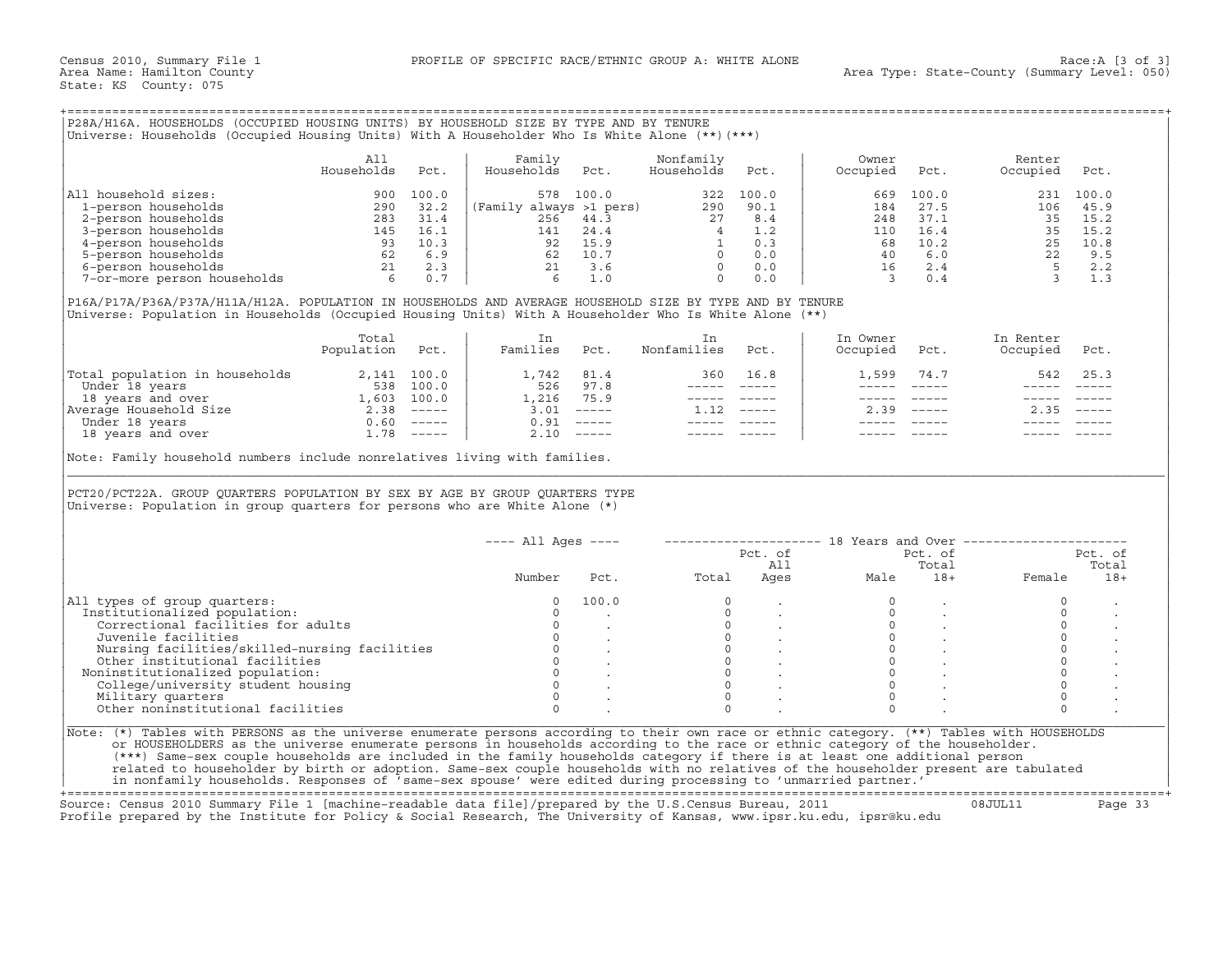Census 2010, Summary File 1 — PROFILE OF SPECIFIC RACE/ETHNIC GROUP A: WHITE ALONE — Race:A [3 of 3]
Area Name: Hamilton County — Area Type: State-County (Summary Level: 050)
State: KS County: 075

## P28A/H16A. HOUSEHOLDS (OCCUPIED HOUSING UNITS) BY HOUSEHOLD SIZE BY TYPE AND BY TENURE

Universe: Households (Occupied Housing Units) With A Householder Who Is White Alone (**)(***)

| | All Households | Pct. | Family Households | Pct. | Nonfamily Households | Pct. | Owner Occupied | Pct. | Renter Occupied | Pct. |
|---|---|---|---|---|---|---|---|---|---|---|
| All household sizes: | 900 | 100.0 | 578 | 100.0 | 322 | 100.0 | 669 | 100.0 | 231 | 100.0 |
| 1-person households | 290 | 32.2 | (Family always >1 pers) | | 290 | 90.1 | 184 | 27.5 | 106 | 45.9 |
| 2-person households | 283 | 31.4 | 256 | 44.3 | 27 | 8.4 | 248 | 37.1 | 35 | 15.2 |
| 3-person households | 145 | 16.1 | 141 | 24.4 | 4 | 1.2 | 110 | 16.4 | 35 | 15.2 |
| 4-person households | 93 | 10.3 | 92 | 15.9 | 1 | 0.3 | 68 | 10.2 | 25 | 10.8 |
| 5-person households | 62 | 6.9 | 62 | 10.7 | 0 | 0.0 | 40 | 6.0 | 22 | 9.5 |
| 6-person households | 21 | 2.3 | 21 | 3.6 | 0 | 0.0 | 16 | 2.4 | 5 | 2.2 |
| 7-or-more person households | 6 | 0.7 | 6 | 1.0 | 0 | 0.0 | 3 | 0.4 | 3 | 1.3 |

## P16A/P17A/P36A/P37A/H11A/H12A. POPULATION IN HOUSEHOLDS AND AVERAGE HOUSEHOLD SIZE BY TYPE AND BY TENURE

Universe: Population in Households (Occupied Housing Units) With A Householder Who Is White Alone (**)

| | Total Population | Pct. | In Families | Pct. | In Nonfamilies | Pct. | In Owner Occupied | Pct. | In Renter Occupied | Pct. |
|---|---|---|---|---|---|---|---|---|---|---|
| Total population in households | 2,141 | 100.0 | 1,742 | 81.4 | 360 | 16.8 | 1,599 | 74.7 | 542 | 25.3 |
| Under 18 years | 538 | 100.0 | 526 | 97.8 | ----- | ----- | ----- | ----- | ----- | ----- |
| 18 years and over | 1,603 | 100.0 | 1,216 | 75.9 | ----- | ----- | ----- | ----- | ----- | ----- |
| Average Household Size | 2.38 | ----- | 3.01 | ----- | 1.12 | ----- | 2.39 | ----- | 2.35 | ----- |
| Under 18 years | 0.60 | ----- | 0.91 | ----- | ----- | ----- | ----- | ----- | ----- | ----- |
| 18 years and over | 1.78 | ----- | 2.10 | ----- | ----- | ----- | ----- | ----- | ----- | ----- |

Note: Family household numbers include nonrelatives living with families.

## PCT20/PCT22A. GROUP QUARTERS POPULATION BY SEX BY AGE BY GROUP QUARTERS TYPE

Universe: Population in group quarters for persons who are White Alone (*)

| | All Ages | | 18 Years and Over | | | | | |
|---|---|---|---|---|---|---|---|---|
| | Number | Pct. | Total | Pct. of All Ages | Male | Pct. of Total 18+ | Female | Pct. of Total 18+ |
| All types of group quarters: | 0 | 100.0 | 0 | . | 0 | . | 0 | . |
| Institutionalized population: | 0 | . | 0 | . | 0 | . | 0 | . |
| Correctional facilities for adults | 0 | . | 0 | . | 0 | . | 0 | . |
| Juvenile facilities | 0 | . | 0 | . | 0 | . | 0 | . |
| Nursing facilities/skilled-nursing facilities | 0 | . | 0 | . | 0 | . | 0 | . |
| Other institutional facilities | 0 | . | 0 | . | 0 | . | 0 | . |
| Noninstitutionalized population: | 0 | . | 0 | . | 0 | . | 0 | . |
| College/university student housing | 0 | . | 0 | . | 0 | . | 0 | . |
| Military quarters | 0 | . | 0 | . | 0 | . | 0 | . |
| Other noninstitutional facilities | 0 | . | 0 | . | 0 | . | 0 | . |

Note: (*) Tables with PERSONS as the universe enumerate persons according to their own race or ethnic category. (**) Tables with HOUSEHOLDS or HOUSEHOLDERS as the universe enumerate persons in households according to the race or ethnic category of the householder. (***) Same-sex couple households are included in the family households category if there is at least one additional person related to householder by birth or adoption. Same-sex couple households with no relatives of the householder present are tabulated in nonfamily households. Responses of 'same-sex spouse' were edited during processing to 'unmarried partner.'

Source: Census 2010 Summary File 1 [machine-readable data file]/prepared by the U.S.Census Bureau, 2011 08JUL11
Profile prepared by the Institute for Policy & Social Research, The University of Kansas, www.ipsr.ku.edu, ipsr@ku.edu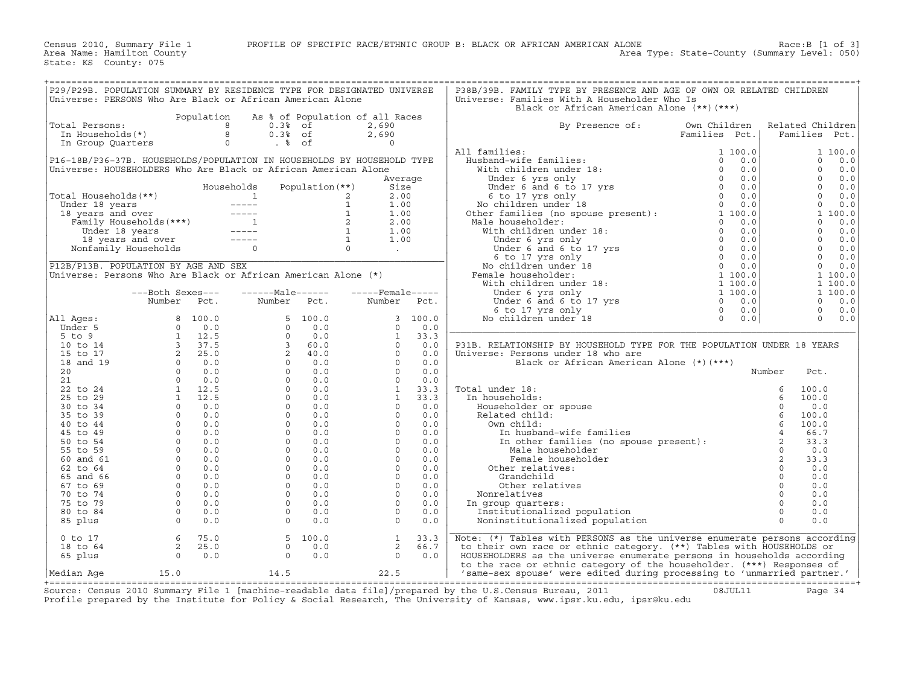Census 2010, Summary File 1 PROFILE OF SPECIFIC RACE/ETHNIC GROUP B: BLACK OR AFRICAN AMERICAN ALONE Race:B [1 of 3]
Area Name: Hamilton County Area Type: State-County (Summary Level: 050)
State: KS County: 075

## P29/P29B. POPULATION SUMMARY BY RESIDENCE TYPE FOR DESIGNATED UNIVERSE
Universe: PERSONS Who Are Black or African American Alone

| | Population | As % of Population of all Races | |
|---|---|---|---|
| Total Persons: | 8 | 0.3% of | 2,690 |
| In Households(*) | 8 | 0.3% of | 2,690 |
| In Group Quarters | 0 | . % of | 0 |

## P16-18B/P36-37B. HOUSEHOLDS/POPULATION IN HOUSEHOLDS BY HOUSEHOLD TYPE
Universe: HOUSEHOLDERS Who Are Black or African American Alone

| | Households | Population(**) | Average Size |
|---|---|---|---|
| Total Households(**) | 1 | 2 | 2.00 |
| Under 18 years | ----- | 1 | 1.00 |
| 18 years and over | ----- | 1 | 1.00 |
| Family Households(***) | 1 | 2 | 2.00 |
| Under 18 years | ----- | 1 | 1.00 |
| 18 years and over | ----- | 1 | 1.00 |
| Nonfamily Households | 0 | 0 | . |

## P12B/P13B. POPULATION BY AGE AND SEX
Universe: Persons Who Are Black or African American Alone (*)

| | Both Sexes Number | Both Sexes Pct. | Male Number | Male Pct. | Female Number | Female Pct. |
|---|---|---|---|---|---|---|
| All Ages: | 8 | 100.0 | 5 | 100.0 | 3 | 100.0 |
| Under 5 | 0 | 0.0 | 0 | 0.0 | 0 | 0.0 |
| 5 to 9 | 1 | 12.5 | 0 | 0.0 | 1 | 33.3 |
| 10 to 14 | 3 | 37.5 | 3 | 60.0 | 0 | 0.0 |
| 15 to 17 | 2 | 25.0 | 2 | 40.0 | 0 | 0.0 |
| 18 and 19 | 0 | 0.0 | 0 | 0.0 | 0 | 0.0 |
| 20 | 0 | 0.0 | 0 | 0.0 | 0 | 0.0 |
| 21 | 0 | 0.0 | 0 | 0.0 | 0 | 0.0 |
| 22 to 24 | 1 | 12.5 | 0 | 0.0 | 1 | 33.3 |
| 25 to 29 | 1 | 12.5 | 0 | 0.0 | 1 | 33.3 |
| 30 to 34 | 0 | 0.0 | 0 | 0.0 | 0 | 0.0 |
| 35 to 39 | 0 | 0.0 | 0 | 0.0 | 0 | 0.0 |
| 40 to 44 | 0 | 0.0 | 0 | 0.0 | 0 | 0.0 |
| 45 to 49 | 0 | 0.0 | 0 | 0.0 | 0 | 0.0 |
| 50 to 54 | 0 | 0.0 | 0 | 0.0 | 0 | 0.0 |
| 55 to 59 | 0 | 0.0 | 0 | 0.0 | 0 | 0.0 |
| 60 and 61 | 0 | 0.0 | 0 | 0.0 | 0 | 0.0 |
| 62 to 64 | 0 | 0.0 | 0 | 0.0 | 0 | 0.0 |
| 65 and 66 | 0 | 0.0 | 0 | 0.0 | 0 | 0.0 |
| 67 to 69 | 0 | 0.0 | 0 | 0.0 | 0 | 0.0 |
| 70 to 74 | 0 | 0.0 | 0 | 0.0 | 0 | 0.0 |
| 75 to 79 | 0 | 0.0 | 0 | 0.0 | 0 | 0.0 |
| 80 to 84 | 0 | 0.0 | 0 | 0.0 | 0 | 0.0 |
| 85 plus | 0 | 0.0 | 0 | 0.0 | 0 | 0.0 |
| 0 to 17 | 6 | 75.0 | 5 | 100.0 | 1 | 33.3 |
| 18 to 64 | 2 | 25.0 | 0 | 0.0 | 2 | 66.7 |
| 65 plus | 0 | 0.0 | 0 | 0.0 | 0 | 0.0 |
| Median Age | 15.0 | | 14.5 | | 22.5 | |

## P38B/39B. FAMILY TYPE BY PRESENCE AND AGE OF OWN OR RELATED CHILDREN
Universe: Families With A Householder Who Is Black or African American Alone (**)(***)

| By Presence of: | Own Children Families | Own Children Pct. | Related Children Families | Related Children Pct. |
|---|---|---|---|---|
| All families: | 1 | 100.0 | 1 | 100.0 |
| Husband-wife families: | 0 | 0.0 | 0 | 0.0 |
| With children under 18: | 0 | 0.0 | 0 | 0.0 |
| Under 6 yrs only | 0 | 0.0 | 0 | 0.0 |
| Under 6 and 6 to 17 yrs | 0 | 0.0 | 0 | 0.0 |
| 6 to 17 yrs only | 0 | 0.0 | 0 | 0.0 |
| No children under 18 | 0 | 0.0 | 0 | 0.0 |
| Other families (no spouse present): | 1 | 100.0 | 1 | 100.0 |
| Male householder: | 0 | 0.0 | 0 | 0.0 |
| With children under 18: | 0 | 0.0 | 0 | 0.0 |
| Under 6 yrs only | 0 | 0.0 | 0 | 0.0 |
| Under 6 and 6 to 17 yrs | 0 | 0.0 | 0 | 0.0 |
| 6 to 17 yrs only | 0 | 0.0 | 0 | 0.0 |
| No children under 18 | 0 | 0.0 | 0 | 0.0 |
| Female householder: | 1 | 100.0 | 1 | 100.0 |
| With children under 18: | 1 | 100.0 | 1 | 100.0 |
| Under 6 yrs only | 1 | 100.0 | 1 | 100.0 |
| Under 6 and 6 to 17 yrs | 0 | 0.0 | 0 | 0.0 |
| 6 to 17 yrs only | 0 | 0.0 | 0 | 0.0 |
| No children under 18 | 0 | 0.0 | 0 | 0.0 |

## P31B. RELATIONSHIP BY HOUSEHOLD TYPE FOR THE POPULATION UNDER 18 YEARS
Universe: Persons under 18 who are Black or African American Alone (*)(***)

| | Number | Pct. |
|---|---|---|
| Total under 18: | 6 | 100.0 |
| In households: | 6 | 100.0 |
| Householder or spouse | 0 | 0.0 |
| Related child: | 6 | 100.0 |
| Own child: | 6 | 100.0 |
| In husband-wife families | 4 | 66.7 |
| In other families (no spouse present): | 2 | 33.3 |
| Male householder | 0 | 0.0 |
| Female householder | 2 | 33.3 |
| Other relatives: | 0 | 0.0 |
| Grandchild | 0 | 0.0 |
| Other relatives | 0 | 0.0 |
| Nonrelatives | 0 | 0.0 |
| In group quarters: | 0 | 0.0 |
| Institutionalized population | 0 | 0.0 |
| Noninstitutionalized population | 0 | 0.0 |

Note: (*) Tables with PERSONS as the universe enumerate persons according to their own race or ethnic category. (**) Tables with HOUSEHOLDS or HOUSEHOLDERS as the universe enumerate persons in households according to the race or ethnic category of the householder. (***) Responses of 'same-sex spouse' were edited during processing to 'unmarried partner.'

Source: Census 2010 Summary File 1 [machine-readable data file]/prepared by the U.S.Census Bureau, 2011 08JUL11
Profile prepared by the Institute for Policy & Social Research, The University of Kansas, www.ipsr.ku.edu, ipsr@ku.edu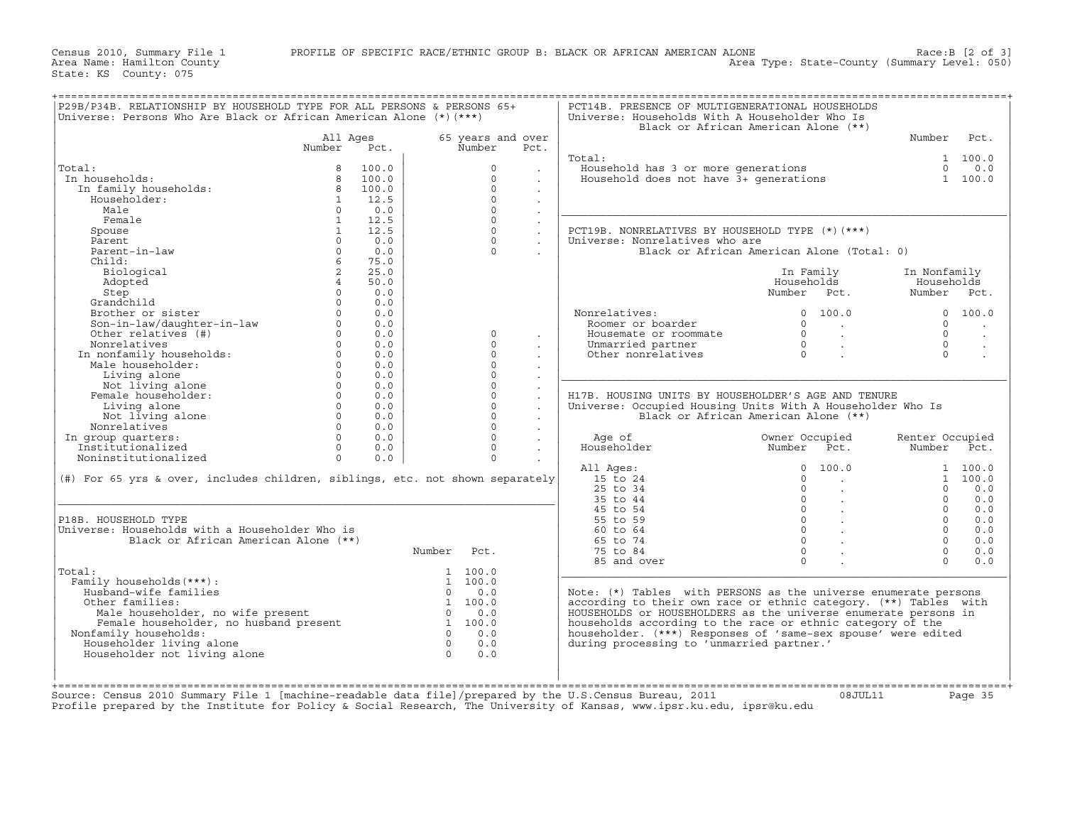Census 2010, Summary File 1 — PROFILE OF SPECIFIC RACE/ETHNIC GROUP B: BLACK OR AFRICAN AMERICAN ALONE — Race:B [2 of 3]
Area Name: Hamilton County — Area Type: State-County (Summary Level: 050)
State: KS County: 075

## P29B/P34B. RELATIONSHIP BY HOUSEHOLD TYPE FOR ALL PERSONS & PERSONS 65+

Universe: Persons Who Are Black or African American Alone (*)(***)

| | All Ages Number | All Ages Pct. | 65 years and over Number | 65 years and over Pct. |
|---|---|---|---|---|
| Total: | 8 | 100.0 | 0 | . |
| In households: | 8 | 100.0 | 0 | . |
| In family households: | 8 | 100.0 | 0 | . |
| Householder: | 1 | 12.5 | 0 | . |
| Male | 0 | 0.0 | 0 | . |
| Female | 1 | 12.5 | 0 | . |
| Spouse | 1 | 12.5 | 0 | . |
| Parent | 0 | 0.0 | 0 | . |
| Parent-in-law | 0 | 0.0 | 0 | . |
| Child: | 6 | 75.0 | | |
| Biological | 2 | 25.0 | | |
| Adopted | 4 | 50.0 | | |
| Step | 0 | 0.0 | | |
| Grandchild | 0 | 0.0 | | |
| Brother or sister | 0 | 0.0 | | |
| Son-in-law/daughter-in-law | 0 | 0.0 | | |
| Other relatives (#) | 0 | 0.0 | 0 | . |
| Nonrelatives | 0 | 0.0 | 0 | . |
| In nonfamily households: | 0 | 0.0 | 0 | . |
| Male householder: | 0 | 0.0 | 0 | . |
| Living alone | 0 | 0.0 | 0 | . |
| Not living alone | 0 | 0.0 | 0 | . |
| Female householder: | 0 | 0.0 | 0 | . |
| Living alone | 0 | 0.0 | 0 | . |
| Not living alone | 0 | 0.0 | 0 | . |
| Nonrelatives | 0 | 0.0 | 0 | . |
| In group quarters: | 0 | 0.0 | 0 | . |
| Institutionalized | 0 | 0.0 | 0 | . |
| Noninstitutionalized | 0 | 0.0 | 0 | . |

(#) For 65 yrs & over, includes children, siblings, etc. not shown separately

## P18B. HOUSEHOLD TYPE

Universe: Households with a Householder Who is Black or African American Alone (**)

| | Number | Pct. |
|---|---|---|
| Total: | 1 | 100.0 |
| Family households(***): | 1 | 100.0 |
| Husband-wife families | 0 | 0.0 |
| Other families: | 1 | 100.0 |
| Male householder, no wife present | 0 | 0.0 |
| Female householder, no husband present | 1 | 100.0 |
| Nonfamily households: | 0 | 0.0 |
| Householder living alone | 0 | 0.0 |
| Householder not living alone | 0 | 0.0 |

## PCT14B. PRESENCE OF MULTIGENERATIONAL HOUSEHOLDS

Universe: Households With A Householder Who Is Black or African American Alone (**)

| | Number | Pct. |
|---|---|---|
| Total: | 1 | 100.0 |
| Household has 3 or more generations | 0 | 0.0 |
| Household does not have 3+ generations | 1 | 100.0 |

## PCT19B. NONRELATIVES BY HOUSEHOLD TYPE (*)(***)

Universe: Nonrelatives who are Black or African American Alone (Total: 0)

| | In Family Households Number | In Family Households Pct. | In Nonfamily Households Number | In Nonfamily Households Pct. |
|---|---|---|---|---|
| Nonrelatives: | 0 | 100.0 | 0 | 100.0 |
| Roomer or boarder | 0 | . | 0 | . |
| Housemate or roommate | 0 | . | 0 | . |
| Unmarried partner | 0 | . | 0 | . |
| Other nonrelatives | 0 | . | 0 | . |

## H17B. HOUSING UNITS BY HOUSEHOLDER'S AGE AND TENURE

Universe: Occupied Housing Units With A Householder Who Is Black or African American Alone (**)

| Age of Householder | Owner Occupied Number | Owner Occupied Pct. | Renter Occupied Number | Renter Occupied Pct. |
|---|---|---|---|---|
| All Ages: | 0 | 100.0 | 1 | 100.0 |
| 15 to 24 | 0 | . | 1 | 100.0 |
| 25 to 34 | 0 | . | 0 | 0.0 |
| 35 to 44 | 0 | . | 0 | 0.0 |
| 45 to 54 | 0 | . | 0 | 0.0 |
| 55 to 59 | 0 | . | 0 | 0.0 |
| 60 to 64 | 0 | . | 0 | 0.0 |
| 65 to 74 | 0 | . | 0 | 0.0 |
| 75 to 84 | 0 | . | 0 | 0.0 |
| 85 and over | 0 | . | 0 | 0.0 |

Note: (*) Tables with PERSONS as the universe enumerate persons according to their own race or ethnic category. (**) Tables with HOUSEHOLDS or HOUSEHOLDERS as the universe enumerate persons in households according to the race or ethnic category of the householder. (***) Responses of 'same-sex spouse' were edited during processing to 'unmarried partner.'

Source: Census 2010 Summary File 1 [machine-readable data file]/prepared by the U.S.Census Bureau, 2011 08JUL11
Profile prepared by the Institute for Policy & Social Research, The University of Kansas, www.ipsr.ku.edu, ipsr@ku.edu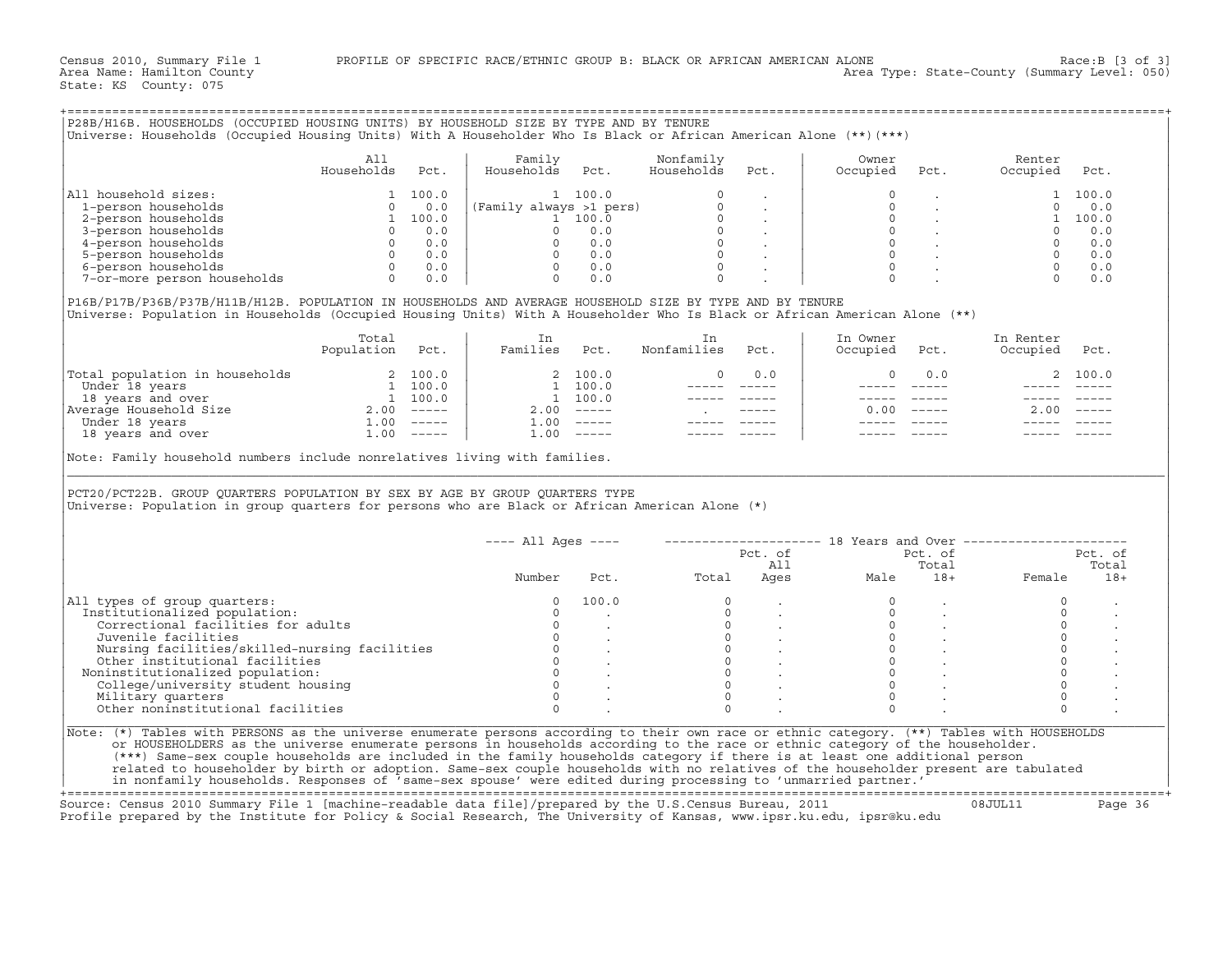Census 2010, Summary File 1 PROFILE OF SPECIFIC RACE/ETHNIC GROUP B: BLACK OR AFRICAN AMERICAN ALONE Race:B [3 of 3]
Area Name: Hamilton County Area Type: State-County (Summary Level: 050)
State: KS County: 075

## P28B/H16B. HOUSEHOLDS (OCCUPIED HOUSING UNITS) BY HOUSEHOLD SIZE BY TYPE AND BY TENURE

Universe: Households (Occupied Housing Units) With A Householder Who Is Black or African American Alone (**)(***)

| | All Households | Pct. | Family Households | Pct. | Nonfamily Households | Pct. | Owner Occupied | Pct. | Renter Occupied | Pct. |
|---|---|---|---|---|---|---|---|---|---|---|
| All household sizes: | 1 | 100.0 | 1 | 100.0 | 0 | . | 0 | . | 1 | 100.0 |
| 1-person households | 0 | 0.0 | (Family always >1 pers) | | 0 | . | 0 | . | 0 | 0.0 |
| 2-person households | 1 | 100.0 | 1 | 100.0 | 0 | . | 0 | . | 1 | 100.0 |
| 3-person households | 0 | 0.0 | 0 | 0.0 | 0 | . | 0 | . | 0 | 0.0 |
| 4-person households | 0 | 0.0 | 0 | 0.0 | 0 | . | 0 | . | 0 | 0.0 |
| 5-person households | 0 | 0.0 | 0 | 0.0 | 0 | . | 0 | . | 0 | 0.0 |
| 6-person households | 0 | 0.0 | 0 | 0.0 | 0 | . | 0 | . | 0 | 0.0 |
| 7-or-more person households | 0 | 0.0 | 0 | 0.0 | 0 | . | 0 | . | 0 | 0.0 |

## P16B/P17B/P36B/P37B/H11B/H12B. POPULATION IN HOUSEHOLDS AND AVERAGE HOUSEHOLD SIZE BY TYPE AND BY TENURE

Universe: Population in Households (Occupied Housing Units) With A Householder Who Is Black or African American Alone (**)

| | Total Population | Pct. | In Families | Pct. | In Nonfamilies | Pct. | In Owner Occupied | Pct. | In Renter Occupied | Pct. |
|---|---|---|---|---|---|---|---|---|---|---|
| Total population in households | 2 | 100.0 | 2 | 100.0 | 0 | 0.0 | 0 | 0.0 | 2 | 100.0 |
| Under 18 years | 1 | 100.0 | 1 | 100.0 | ----- | ----- | ----- | ----- | ----- | ----- |
| 18 years and over | 1 | 100.0 | 1 | 100.0 | ----- | ----- | ----- | ----- | ----- | ----- |
| Average Household Size | 2.00 | ----- | 2.00 | ----- | . | ----- | 0.00 | ----- | 2.00 | ----- |
| Under 18 years | 1.00 | ----- | 1.00 | ----- | ----- | ----- | ----- | ----- | ----- | ----- |
| 18 years and over | 1.00 | ----- | 1.00 | ----- | ----- | ----- | ----- | ----- | ----- | ----- |

Note: Family household numbers include nonrelatives living with families.

## PCT20/PCT22B. GROUP QUARTERS POPULATION BY SEX BY AGE BY GROUP QUARTERS TYPE

Universe: Population in group quarters for persons who are Black or African American Alone (*)

| | All Ages Number | All Ages Pct. | 18+ Total | Pct. of All Ages | Male | Pct. of Total 18+ | Female | Pct. of Total 18+ |
|---|---|---|---|---|---|---|---|---|
| All types of group quarters: | 0 | 100.0 | 0 | . | 0 | . | 0 | . |
| Institutionalized population: | 0 | . | 0 | . | 0 | . | 0 | . |
| Correctional facilities for adults | 0 | . | 0 | . | 0 | . | 0 | . |
| Juvenile facilities | 0 | . | 0 | . | 0 | . | 0 | . |
| Nursing facilities/skilled-nursing facilities | 0 | . | 0 | . | 0 | . | 0 | . |
| Other institutional facilities | 0 | . | 0 | . | 0 | . | 0 | . |
| Noninstitutionalized population: | 0 | . | 0 | . | 0 | . | 0 | . |
| College/university student housing | 0 | . | 0 | . | 0 | . | 0 | . |
| Military quarters | 0 | . | 0 | . | 0 | . | 0 | . |
| Other noninstitutional facilities | 0 | . | 0 | . | 0 | . | 0 | . |

Note: (*) Tables with PERSONS as the universe enumerate persons according to their own race or ethnic category. (**) Tables with HOUSEHOLDS or HOUSEHOLDERS as the universe enumerate persons in households according to the race or ethnic category of the householder. (***) Same-sex couple households are included in the family households category if there is at least one additional person related to householder by birth or adoption. Same-sex couple households with no relatives of the householder present are tabulated in nonfamily households. Responses of 'same-sex spouse' were edited during processing to 'unmarried partner.'

Source: Census 2010 Summary File 1 [machine-readable data file]/prepared by the U.S.Census Bureau, 2011 08JUL11
Profile prepared by the Institute for Policy & Social Research, The University of Kansas, www.ipsr.ku.edu, ipsr@ku.edu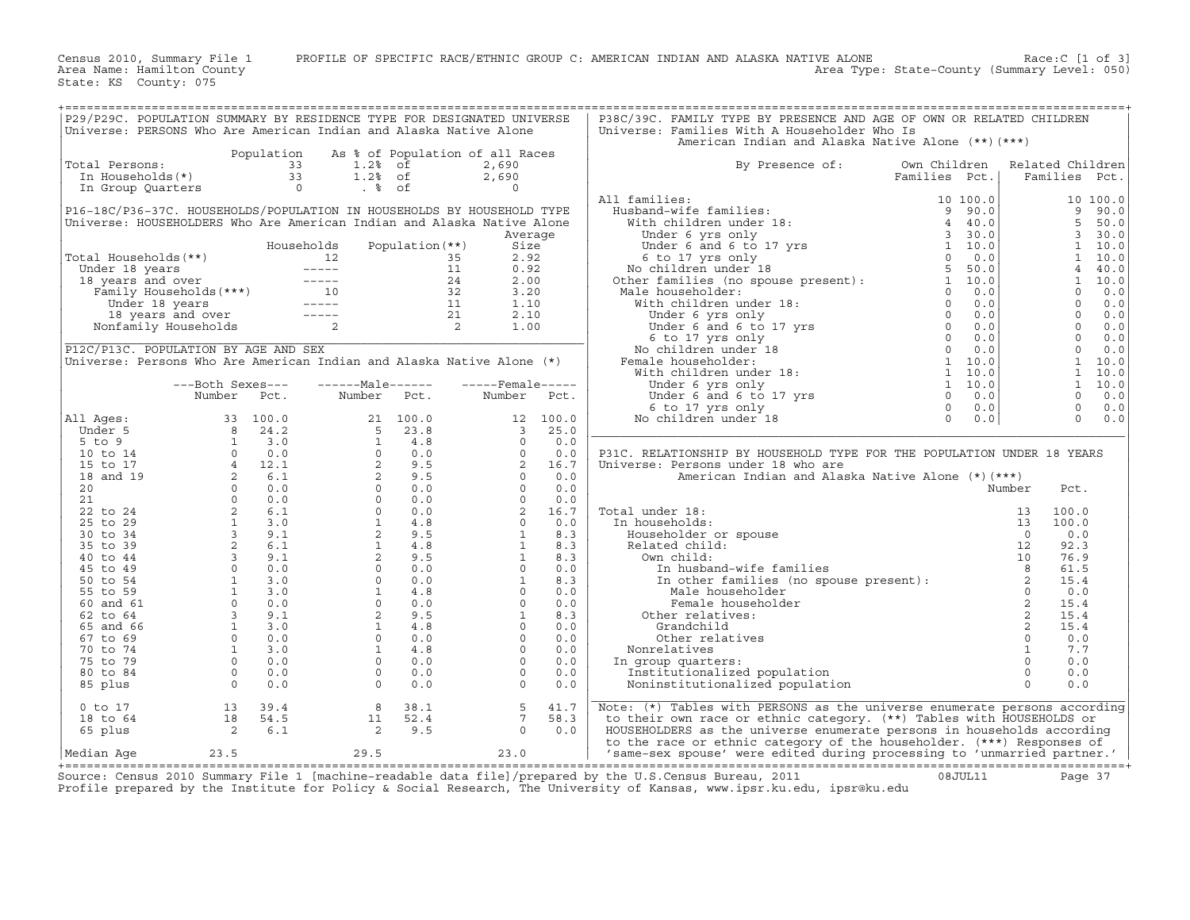Census 2010, Summary File 1 PROFILE OF SPECIFIC RACE/ETHNIC GROUP C: AMERICAN INDIAN AND ALASKA NATIVE ALONE Race:C [1 of 3]
Area Name: Hamilton County Area Type: State-County (Summary Level: 050)
State: KS County: 075

## P29/P29C. POPULATION SUMMARY BY RESIDENCE TYPE FOR DESIGNATED UNIVERSE

Universe: PERSONS Who Are American Indian and Alaska Native Alone

| | Population | As % of Population of all Races | |
|---|---|---|---|
| Total Persons: | 33 | 1.2% of | 2,690 |
| In Households(*) | 33 | 1.2% of | 2,690 |
| In Group Quarters | 0 | . % of | 0 |

## P16-18C/P36-37C. HOUSEHOLDS/POPULATION IN HOUSEHOLDS BY HOUSEHOLD TYPE

Universe: HOUSEHOLDERS Who Are American Indian and Alaska Native Alone

| | Households | Population(**) | Average Size |
|---|---|---|---|
| Total Households(**) | 12 | 35 | 2.92 |
| Under 18 years | ----- | 11 | 0.92 |
| 18 years and over | ----- | 24 | 2.00 |
| Family Households(***) | 10 | 32 | 3.20 |
| Under 18 years | ----- | 11 | 1.10 |
| 18 years and over | ----- | 21 | 2.10 |
| Nonfamily Households | 2 | 2 | 1.00 |

## P12C/P13C. POPULATION BY AGE AND SEX

Universe: Persons Who Are American Indian and Alaska Native Alone (*)

| | Both Sexes Number | Both Sexes Pct. | Male Number | Male Pct. | Female Number | Female Pct. |
|---|---|---|---|---|---|---|
| All Ages: | 33 | 100.0 | 21 | 100.0 | 12 | 100.0 |
| Under 5 | 8 | 24.2 | 5 | 23.8 | 3 | 25.0 |
| 5 to 9 | 1 | 3.0 | 1 | 4.8 | 0 | 0.0 |
| 10 to 14 | 0 | 0.0 | 0 | 0.0 | 0 | 0.0 |
| 15 to 17 | 4 | 12.1 | 2 | 9.5 | 2 | 16.7 |
| 18 and 19 | 2 | 6.1 | 2 | 9.5 | 0 | 0.0 |
| 20 | 0 | 0.0 | 0 | 0.0 | 0 | 0.0 |
| 21 | 0 | 0.0 | 0 | 0.0 | 0 | 0.0 |
| 22 to 24 | 2 | 6.1 | 0 | 0.0 | 2 | 16.7 |
| 25 to 29 | 1 | 3.0 | 1 | 4.8 | 0 | 0.0 |
| 30 to 34 | 3 | 9.1 | 2 | 9.5 | 1 | 8.3 |
| 35 to 39 | 2 | 6.1 | 1 | 4.8 | 1 | 8.3 |
| 40 to 44 | 3 | 9.1 | 2 | 9.5 | 1 | 8.3 |
| 45 to 49 | 0 | 0.0 | 0 | 0.0 | 0 | 0.0 |
| 50 to 54 | 1 | 3.0 | 0 | 0.0 | 1 | 8.3 |
| 55 to 59 | 1 | 3.0 | 1 | 4.8 | 0 | 0.0 |
| 60 and 61 | 0 | 0.0 | 0 | 0.0 | 0 | 0.0 |
| 62 to 64 | 3 | 9.1 | 2 | 9.5 | 1 | 8.3 |
| 65 and 66 | 1 | 3.0 | 1 | 4.8 | 0 | 0.0 |
| 67 to 69 | 0 | 0.0 | 0 | 0.0 | 0 | 0.0 |
| 70 to 74 | 1 | 3.0 | 1 | 4.8 | 0 | 0.0 |
| 75 to 79 | 0 | 0.0 | 0 | 0.0 | 0 | 0.0 |
| 80 to 84 | 0 | 0.0 | 0 | 0.0 | 0 | 0.0 |
| 85 plus | 0 | 0.0 | 0 | 0.0 | 0 | 0.0 |
| 0 to 17 | 13 | 39.4 | 8 | 38.1 | 5 | 41.7 |
| 18 to 64 | 18 | 54.5 | 11 | 52.4 | 7 | 58.3 |
| 65 plus | 2 | 6.1 | 2 | 9.5 | 0 | 0.0 |
| Median Age | 23.5 | | 29.5 | | 23.0 | |

## P38C/39C. FAMILY TYPE BY PRESENCE AND AGE OF OWN OR RELATED CHILDREN

Universe: Families With A Householder Who Is American Indian and Alaska Native Alone (**)(***)

| By Presence of: | Own Children Families | Own Children Pct. | Related Children Families | Related Children Pct. |
|---|---|---|---|---|
| All families: | 10 | 100.0 | 10 | 100.0 |
| Husband-wife families: | 9 | 90.0 | 9 | 90.0 |
| With children under 18: | 4 | 40.0 | 5 | 50.0 |
| Under 6 yrs only | 3 | 30.0 | 3 | 30.0 |
| Under 6 and 6 to 17 yrs | 1 | 10.0 | 1 | 10.0 |
| 6 to 17 yrs only | 0 | 0.0 | 1 | 10.0 |
| No children under 18 | 5 | 50.0 | 4 | 40.0 |
| Other families (no spouse present): | 1 | 10.0 | 1 | 10.0 |
| Male householder: | 0 | 0.0 | 0 | 0.0 |
| With children under 18: | 0 | 0.0 | 0 | 0.0 |
| Under 6 yrs only | 0 | 0.0 | 0 | 0.0 |
| Under 6 and 6 to 17 yrs | 0 | 0.0 | 0 | 0.0 |
| 6 to 17 yrs only | 0 | 0.0 | 0 | 0.0 |
| No children under 18 | 0 | 0.0 | 0 | 0.0 |
| Female householder: | 1 | 10.0 | 1 | 10.0 |
| With children under 18: | 1 | 10.0 | 1 | 10.0 |
| Under 6 yrs only | 1 | 10.0 | 1 | 10.0 |
| Under 6 and 6 to 17 yrs | 0 | 0.0 | 0 | 0.0 |
| 6 to 17 yrs only | 0 | 0.0 | 0 | 0.0 |
| No children under 18 | 0 | 0.0 | 0 | 0.0 |

## P31C. RELATIONSHIP BY HOUSEHOLD TYPE FOR THE POPULATION UNDER 18 YEARS

Universe: Persons under 18 who are American Indian and Alaska Native Alone (*)(***)

| | Number | Pct. |
|---|---|---|
| Total under 18: | 13 | 100.0 |
| In households: | 13 | 100.0 |
| Householder or spouse | 0 | 0.0 |
| Related child: | 12 | 92.3 |
| Own child: | 10 | 76.9 |
| In husband-wife families | 8 | 61.5 |
| In other families (no spouse present): | 2 | 15.4 |
| Male householder | 0 | 0.0 |
| Female householder | 2 | 15.4 |
| Other relatives: | 2 | 15.4 |
| Grandchild | 2 | 15.4 |
| Other relatives | 0 | 0.0 |
| Nonrelatives | 1 | 7.7 |
| In group quarters: | 0 | 0.0 |
| Institutionalized population | 0 | 0.0 |
| Noninstitutionalized population | 0 | 0.0 |

Note: (*) Tables with PERSONS as the universe enumerate persons according to their own race or ethnic category. (**) Tables with HOUSEHOLDS or HOUSEHOLDERS as the universe enumerate persons in households according to the race or ethnic category of the householder. (***) Responses of 'same-sex spouse' were edited during processing to 'unmarried partner.'

Source: Census 2010 Summary File 1 [machine-readable data file]/prepared by the U.S.Census Bureau, 2011 08JUL11
Profile prepared by the Institute for Policy & Social Research, The University of Kansas, www.ipsr.ku.edu, ipsr@ku.edu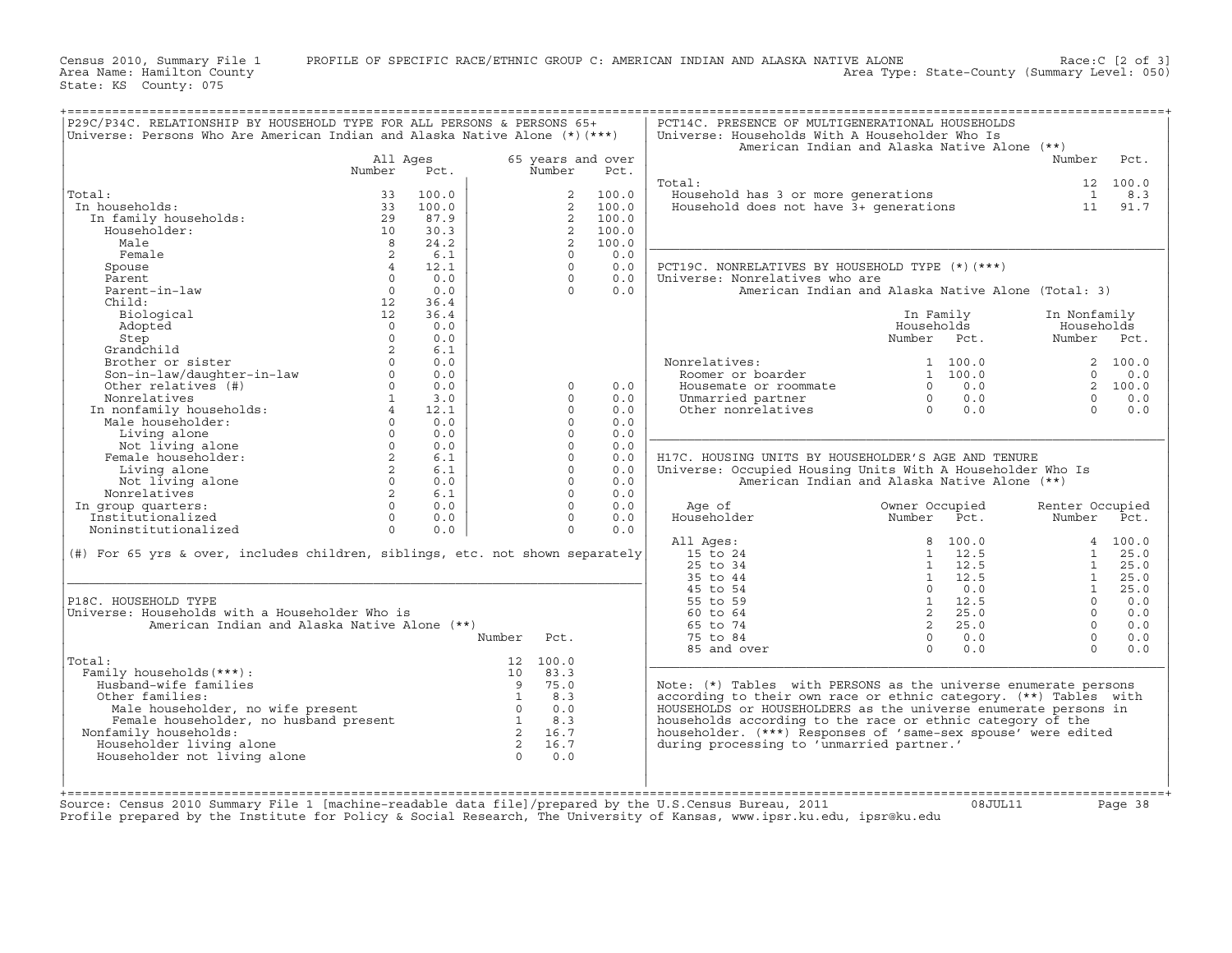Census 2010, Summary File 1 PROFILE OF SPECIFIC RACE/ETHNIC GROUP C: AMERICAN INDIAN AND ALASKA NATIVE ALONE Race:C [2 of 3]
Area Name: Hamilton County Area Type: State-County (Summary Level: 050)
State: KS County: 075

## P29C/P34C. RELATIONSHIP BY HOUSEHOLD TYPE FOR ALL PERSONS & PERSONS 65+

Universe: Persons Who Are American Indian and Alaska Native Alone (*)(***)

| | All Ages Number | All Ages Pct. | 65 years and over Number | 65 years and over Pct. |
|---|---|---|---|---|
| Total: | 33 | 100.0 | 2 | 100.0 |
| In households: | 33 | 100.0 | 2 | 100.0 |
| In family households: | 29 | 87.9 | 2 | 100.0 |
| Householder: | 10 | 30.3 | 2 | 100.0 |
| Male | 8 | 24.2 | 2 | 100.0 |
| Female | 2 | 6.1 | 0 | 0.0 |
| Spouse | 4 | 12.1 | 0 | 0.0 |
| Parent | 0 | 0.0 | 0 | 0.0 |
| Parent-in-law | 0 | 0.0 | 0 | 0.0 |
| Child: | 12 | 36.4 | | |
| Biological | 12 | 36.4 | | |
| Adopted | 0 | 0.0 | | |
| Step | 0 | 0.0 | | |
| Grandchild | 2 | 6.1 | | |
| Brother or sister | 0 | 0.0 | | |
| Son-in-law/daughter-in-law | 0 | 0.0 | | |
| Other relatives (#) | 0 | 0.0 | 0 | 0.0 |
| Nonrelatives | 1 | 3.0 | 0 | 0.0 |
| In nonfamily households: | 4 | 12.1 | 0 | 0.0 |
| Male householder: | 0 | 0.0 | 0 | 0.0 |
| Living alone | 0 | 0.0 | 0 | 0.0 |
| Not living alone | 0 | 0.0 | 0 | 0.0 |
| Female householder: | 2 | 6.1 | 0 | 0.0 |
| Living alone | 2 | 6.1 | 0 | 0.0 |
| Not living alone | 0 | 0.0 | 0 | 0.0 |
| Nonrelatives | 2 | 6.1 | 0 | 0.0 |
| In group quarters: | 0 | 0.0 | 0 | 0.0 |
| Institutionalized | 0 | 0.0 | 0 | 0.0 |
| Noninstitutionalized | 0 | 0.0 | 0 | 0.0 |

(#) For 65 yrs & over, includes children, siblings, etc. not shown separately

## P18C. HOUSEHOLD TYPE

Universe: Households with a Householder Who is American Indian and Alaska Native Alone (**)

| | Number | Pct. |
|---|---|---|
| Total: | 12 | 100.0 |
| Family households(***): | 10 | 83.3 |
| Husband-wife families | 9 | 75.0 |
| Other families: | 1 | 8.3 |
| Male householder, no wife present | 0 | 0.0 |
| Female householder, no husband present | 1 | 8.3 |
| Nonfamily households: | 2 | 16.7 |
| Householder living alone | 2 | 16.7 |
| Householder not living alone | 0 | 0.0 |

## PCT14C. PRESENCE OF MULTIGENERATIONAL HOUSEHOLDS

Universe: Households With A Householder Who Is American Indian and Alaska Native Alone (**)

| | Number | Pct. |
|---|---|---|
| Total: | 12 | 100.0 |
| Household has 3 or more generations | 1 | 8.3 |
| Household does not have 3+ generations | 11 | 91.7 |

## PCT19C. NONRELATIVES BY HOUSEHOLD TYPE (*)(***)

Universe: Nonrelatives who are American Indian and Alaska Native Alone (Total: 3)

| | In Family Households Number | In Family Households Pct. | In Nonfamily Households Number | In Nonfamily Households Pct. |
|---|---|---|---|---|
| Nonrelatives: | 1 | 100.0 | 2 | 100.0 |
| Roomer or boarder | 1 | 100.0 | 0 | 0.0 |
| Housemate or roommate | 0 | 0.0 | 2 | 100.0 |
| Unmarried partner | 0 | 0.0 | 0 | 0.0 |
| Other nonrelatives | 0 | 0.0 | 0 | 0.0 |

## H17C. HOUSING UNITS BY HOUSEHOLDER'S AGE AND TENURE

Universe: Occupied Housing Units With A Householder Who Is American Indian and Alaska Native Alone (**)

| Age of Householder | Owner Occupied Number | Owner Occupied Pct. | Renter Occupied Number | Renter Occupied Pct. |
|---|---|---|---|---|
| All Ages: | 8 | 100.0 | 4 | 100.0 |
| 15 to 24 | 1 | 12.5 | 1 | 25.0 |
| 25 to 34 | 1 | 12.5 | 1 | 25.0 |
| 35 to 44 | 1 | 12.5 | 1 | 25.0 |
| 45 to 54 | 0 | 0.0 | 1 | 25.0 |
| 55 to 59 | 1 | 12.5 | 0 | 0.0 |
| 60 to 64 | 2 | 25.0 | 0 | 0.0 |
| 65 to 74 | 2 | 25.0 | 0 | 0.0 |
| 75 to 84 | 0 | 0.0 | 0 | 0.0 |
| 85 and over | 0 | 0.0 | 0 | 0.0 |

Note: (*) Tables with PERSONS as the universe enumerate persons according to their own race or ethnic category. (**) Tables with HOUSEHOLDS or HOUSEHOLDERS as the universe enumerate persons in households according to the race or ethnic category of the householder. (***) Responses of 'same-sex spouse' were edited during processing to 'unmarried partner.'

Source: Census 2010 Summary File 1 [machine-readable data file]/prepared by the U.S.Census Bureau, 2011 08JUL11
Profile prepared by the Institute for Policy & Social Research, The University of Kansas, www.ipsr.ku.edu, ipsr@ku.edu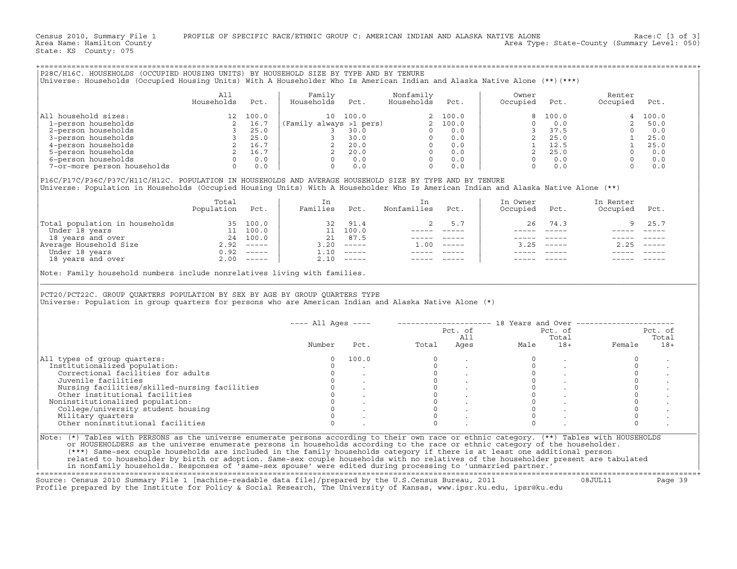Census 2010, Summary File 1 PROFILE OF SPECIFIC RACE/ETHNIC GROUP C: AMERICAN INDIAN AND ALASKA NATIVE ALONE Race:C [3 of 3]
Area Name: Hamilton County Area Type: State-County (Summary Level: 050)
State: KS County: 075

## P28C/H16C. HOUSEHOLDS (OCCUPIED HOUSING UNITS) BY HOUSEHOLD SIZE BY TYPE AND BY TENURE

Universe: Households (Occupied Housing Units) With A Householder Who Is American Indian and Alaska Native Alone (**)(***)

| | All Households | Pct. | Family Households | Pct. | Nonfamily Households | Pct. | Owner Occupied | Pct. | Renter Occupied | Pct. |
|---|---|---|---|---|---|---|---|---|---|---|
| All household sizes: | 12 | 100.0 | 10 | 100.0 | 2 | 100.0 | 8 | 100.0 | 4 | 100.0 |
| 1-person households | 2 | 16.7 | (Family always >1 pers) | | 2 | 100.0 | 0 | 0.0 | 2 | 50.0 |
| 2-person households | 3 | 25.0 | 3 | 30.0 | 0 | 0.0 | 3 | 37.5 | 0 | 0.0 |
| 3-person households | 3 | 25.0 | 3 | 30.0 | 0 | 0.0 | 2 | 25.0 | 1 | 25.0 |
| 4-person households | 2 | 16.7 | 2 | 20.0 | 0 | 0.0 | 1 | 12.5 | 1 | 25.0 |
| 5-person households | 2 | 16.7 | 2 | 20.0 | 0 | 0.0 | 2 | 25.0 | 0 | 0.0 |
| 6-person households | 0 | 0.0 | 0 | 0.0 | 0 | 0.0 | 0 | 0.0 | 0 | 0.0 |
| 7-or-more person households | 0 | 0.0 | 0 | 0.0 | 0 | 0.0 | 0 | 0.0 | 0 | 0.0 |

## P16C/P17C/P36C/P37C/H11C/H12C. POPULATION IN HOUSEHOLDS AND AVERAGE HOUSEHOLD SIZE BY TYPE AND BY TENURE

Universe: Population in Households (Occupied Housing Units) With A Householder Who Is American Indian and Alaska Native Alone (**)

| | Total Population | Pct. | In Families | Pct. | In Nonfamilies | Pct. | In Owner Occupied | Pct. | In Renter Occupied | Pct. |
|---|---|---|---|---|---|---|---|---|---|---|
| Total population in households | 35 | 100.0 | 32 | 91.4 | 2 | 5.7 | 26 | 74.3 | 9 | 25.7 |
| Under 18 years | 11 | 100.0 | 11 | 100.0 | ----- | ----- | ----- | ----- | ----- | ----- |
| 18 years and over | 24 | 100.0 | 21 | 87.5 | ----- | ----- | ----- | ----- | ----- | ----- |
| Average Household Size | 2.92 | ----- | 3.20 | ----- | 1.00 | ----- | 3.25 | ----- | 2.25 | ----- |
| Under 18 years | 0.92 | ----- | 1.10 | ----- | ----- | ----- | ----- | ----- | ----- | ----- |
| 18 years and over | 2.00 | ----- | 2.10 | ----- | ----- | ----- | ----- | ----- | ----- | ----- |

Note: Family household numbers include nonrelatives living with families.

## PCT20/PCT22C. GROUP QUARTERS POPULATION BY SEX BY AGE BY GROUP QUARTERS TYPE

Universe: Population in group quarters for persons who are American Indian and Alaska Native Alone (*)

| | All Ages | | 18 Years and Over | | | | | |
|---|---|---|---|---|---|---|---|---|
| | Number | Pct. | Total | Pct. of All Ages | Male | Pct. of Total 18+ | Female | Pct. of Total 18+ |
| All types of group quarters: | 0 | 100.0 | 0 | . | 0 | . | 0 | . |
| Institutionalized population: | 0 | . | 0 | . | 0 | . | 0 | . |
| Correctional facilities for adults | 0 | . | 0 | . | 0 | . | 0 | . |
| Juvenile facilities | 0 | . | 0 | . | 0 | . | 0 | . |
| Nursing facilities/skilled-nursing facilities | 0 | . | 0 | . | 0 | . | 0 | . |
| Other institutional facilities | 0 | . | 0 | . | 0 | . | 0 | . |
| Noninstitutionalized population: | 0 | . | 0 | . | 0 | . | 0 | . |
| College/university student housing | 0 | . | 0 | . | 0 | . | 0 | . |
| Military quarters | 0 | . | 0 | . | 0 | . | 0 | . |
| Other noninstitutional facilities | 0 | . | 0 | . | 0 | . | 0 | . |

Note: (*) Tables with PERSONS as the universe enumerate persons according to their own race or ethnic category. (**) Tables with HOUSEHOLDS or HOUSEHOLDERS as the universe enumerate persons in households according to the race or ethnic category of the householder. (***) Same-sex couple households are included in the family households category if there is at least one additional person related to householder by birth or adoption. Same-sex couple households with no relatives of the householder present are tabulated in nonfamily households. Responses of 'same-sex spouse' were edited during processing to 'unmarried partner.'

Source: Census 2010 Summary File 1 [machine-readable data file]/prepared by the U.S.Census Bureau, 2011 08JUL11
Profile prepared by the Institute for Policy & Social Research, The University of Kansas, www.ipsr.ku.edu, ipsr@ku.edu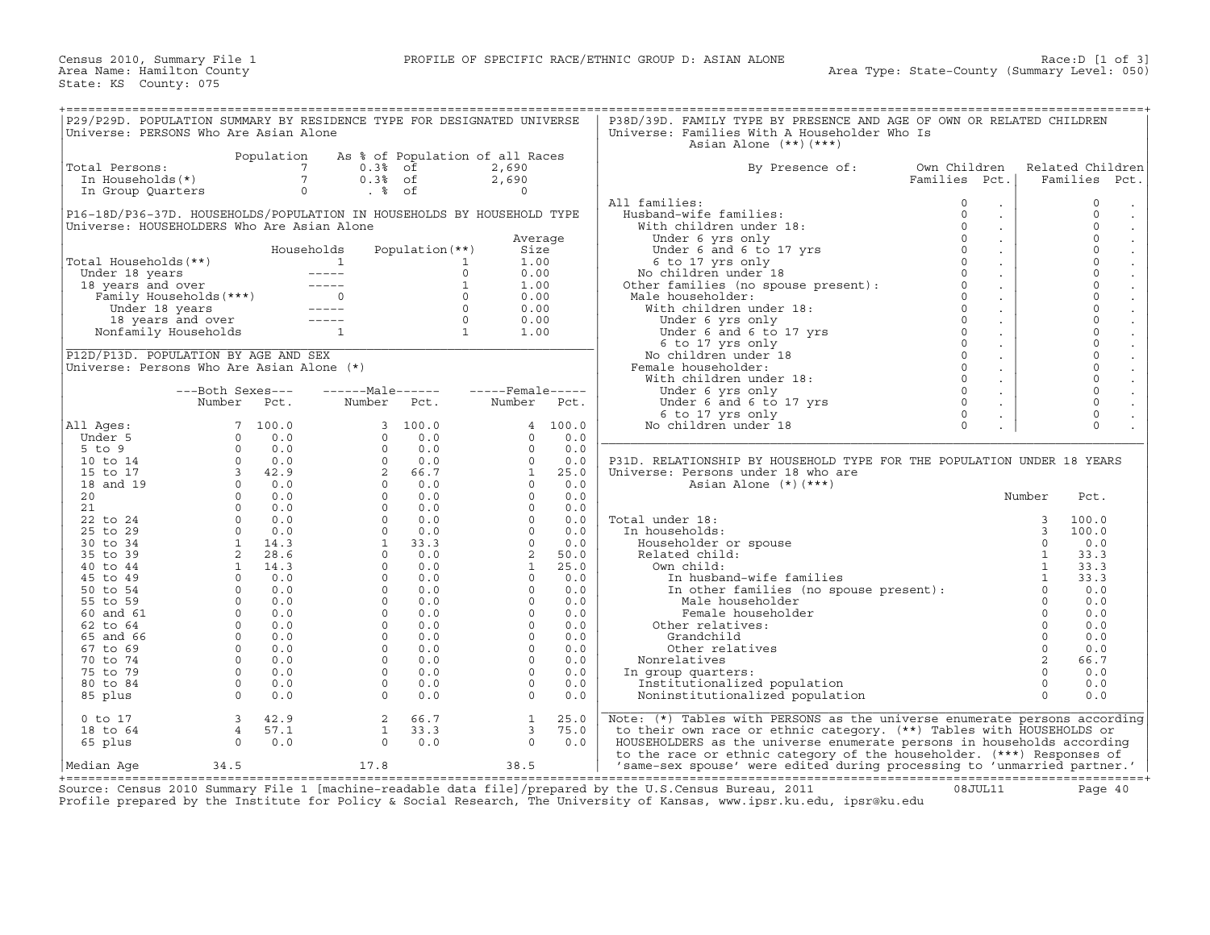Census 2010, Summary File 1 — PROFILE OF SPECIFIC RACE/ETHNIC GROUP D: ASIAN ALONE — Race:D [1 of 3]

Area Name: Hamilton County — Area Type: State-County (Summary Level: 050)

State: KS County: 075

## P29/P29D. POPULATION SUMMARY BY RESIDENCE TYPE FOR DESIGNATED UNIVERSE

Universe: PERSONS Who Are Asian Alone

| | Population | As % of Population of all Races | |
|---|---|---|---|
| Total Persons: | 7 | 0.3% of | 2,690 |
| In Households(*) | 7 | 0.3% of | 2,690 |
| In Group Quarters | 0 | . % of | 0 |

## P16-18D/P36-37D. HOUSEHOLDS/POPULATION IN HOUSEHOLDS BY HOUSEHOLD TYPE

Universe: HOUSEHOLDERS Who Are Asian Alone

| | Households | Population(**) | Average Size |
|---|---|---|---|
| Total Households(**) | 1 | 1 | 1.00 |
| Under 18 years | ----- | 0 | 0.00 |
| 18 years and over | ----- | 1 | 1.00 |
| Family Households(***) | 0 | 0 | 0.00 |
| Under 18 years | ----- | 0 | 0.00 |
| 18 years and over | ----- | 0 | 0.00 |
| Nonfamily Households | 1 | 1 | 1.00 |

## P12D/P13D. POPULATION BY AGE AND SEX

Universe: Persons Who Are Asian Alone (*)

| | Both Sexes Number | Both Sexes Pct. | Male Number | Male Pct. | Female Number | Female Pct. |
|---|---|---|---|---|---|---|
| All Ages: | 7 | 100.0 | 3 | 100.0 | 4 | 100.0 |
| Under 5 | 0 | 0.0 | 0 | 0.0 | 0 | 0.0 |
| 5 to 9 | 0 | 0.0 | 0 | 0.0 | 0 | 0.0 |
| 10 to 14 | 0 | 0.0 | 0 | 0.0 | 0 | 0.0 |
| 15 to 17 | 3 | 42.9 | 2 | 66.7 | 1 | 25.0 |
| 18 and 19 | 0 | 0.0 | 0 | 0.0 | 0 | 0.0 |
| 20 | 0 | 0.0 | 0 | 0.0 | 0 | 0.0 |
| 21 | 0 | 0.0 | 0 | 0.0 | 0 | 0.0 |
| 22 to 24 | 0 | 0.0 | 0 | 0.0 | 0 | 0.0 |
| 25 to 29 | 0 | 0.0 | 0 | 0.0 | 0 | 0.0 |
| 30 to 34 | 1 | 14.3 | 1 | 33.3 | 0 | 0.0 |
| 35 to 39 | 2 | 28.6 | 0 | 0.0 | 2 | 50.0 |
| 40 to 44 | 1 | 14.3 | 0 | 0.0 | 1 | 25.0 |
| 45 to 49 | 0 | 0.0 | 0 | 0.0 | 0 | 0.0 |
| 50 to 54 | 0 | 0.0 | 0 | 0.0 | 0 | 0.0 |
| 55 to 59 | 0 | 0.0 | 0 | 0.0 | 0 | 0.0 |
| 60 and 61 | 0 | 0.0 | 0 | 0.0 | 0 | 0.0 |
| 62 to 64 | 0 | 0.0 | 0 | 0.0 | 0 | 0.0 |
| 65 and 66 | 0 | 0.0 | 0 | 0.0 | 0 | 0.0 |
| 67 to 69 | 0 | 0.0 | 0 | 0.0 | 0 | 0.0 |
| 70 to 74 | 0 | 0.0 | 0 | 0.0 | 0 | 0.0 |
| 75 to 79 | 0 | 0.0 | 0 | 0.0 | 0 | 0.0 |
| 80 to 84 | 0 | 0.0 | 0 | 0.0 | 0 | 0.0 |
| 85 plus | 0 | 0.0 | 0 | 0.0 | 0 | 0.0 |
| 0 to 17 | 3 | 42.9 | 2 | 66.7 | 1 | 25.0 |
| 18 to 64 | 4 | 57.1 | 1 | 33.3 | 3 | 75.0 |
| 65 plus | 0 | 0.0 | 0 | 0.0 | 0 | 0.0 |
| Median Age | 34.5 | | 17.8 | | 38.5 | |

## P38D/39D. FAMILY TYPE BY PRESENCE AND AGE OF OWN OR RELATED CHILDREN

Universe: Families With A Householder Who Is Asian Alone (**)(***)

| By Presence of: | Own Children Families | Own Children Pct. | Related Children Families | Related Children Pct. |
|---|---|---|---|---|
| All families: | 0 | . | 0 | . |
| Husband-wife families: | 0 | . | 0 | . |
| With children under 18: | 0 | . | 0 | . |
| Under 6 yrs only | 0 | . | 0 | . |
| Under 6 and 6 to 17 yrs | 0 | . | 0 | . |
| 6 to 17 yrs only | 0 | . | 0 | . |
| No children under 18 | 0 | . | 0 | . |
| Other families (no spouse present): | 0 | . | 0 | . |
| Male householder: | 0 | . | 0 | . |
| With children under 18: | 0 | . | 0 | . |
| Under 6 yrs only | 0 | . | 0 | . |
| Under 6 and 6 to 17 yrs | 0 | . | 0 | . |
| 6 to 17 yrs only | 0 | . | 0 | . |
| No children under 18 | 0 | . | 0 | . |
| Female householder: | 0 | . | 0 | . |
| With children under 18: | 0 | . | 0 | . |
| Under 6 yrs only | 0 | . | 0 | . |
| Under 6 and 6 to 17 yrs | 0 | . | 0 | . |
| 6 to 17 yrs only | 0 | . | 0 | . |
| No children under 18 | 0 | . | 0 | . |

## P31D. RELATIONSHIP BY HOUSEHOLD TYPE FOR THE POPULATION UNDER 18 YEARS

Universe: Persons under 18 who are Asian Alone (*)(***)

| | Number | Pct. |
|---|---|---|
| Total under 18: | 3 | 100.0 |
| In households: | 3 | 100.0 |
| Householder or spouse | 0 | 0.0 |
| Related child: | 1 | 33.3 |
| Own child: | 1 | 33.3 |
| In husband-wife families | 1 | 33.3 |
| In other families (no spouse present): | 0 | 0.0 |
| Male householder | 0 | 0.0 |
| Female householder | 0 | 0.0 |
| Other relatives: | 0 | 0.0 |
| Grandchild | 0 | 0.0 |
| Other relatives | 0 | 0.0 |
| Nonrelatives | 2 | 66.7 |
| In group quarters: | 0 | 0.0 |
| Institutionalized population | 0 | 0.0 |
| Noninstitutionalized population | 0 | 0.0 |

Note: (*) Tables with PERSONS as the universe enumerate persons according to their own race or ethnic category. (**) Tables with HOUSEHOLDS or HOUSEHOLDERS as the universe enumerate persons in households according to the race or ethnic category of the householder. (***) Responses of 'same-sex spouse' were edited during processing to 'unmarried partner.'

Source: Census 2010 Summary File 1 [machine-readable data file]/prepared by the U.S.Census Bureau, 2011 08JUL11

Profile prepared by the Institute for Policy & Social Research, The University of Kansas, www.ipsr.ku.edu, ipsr@ku.edu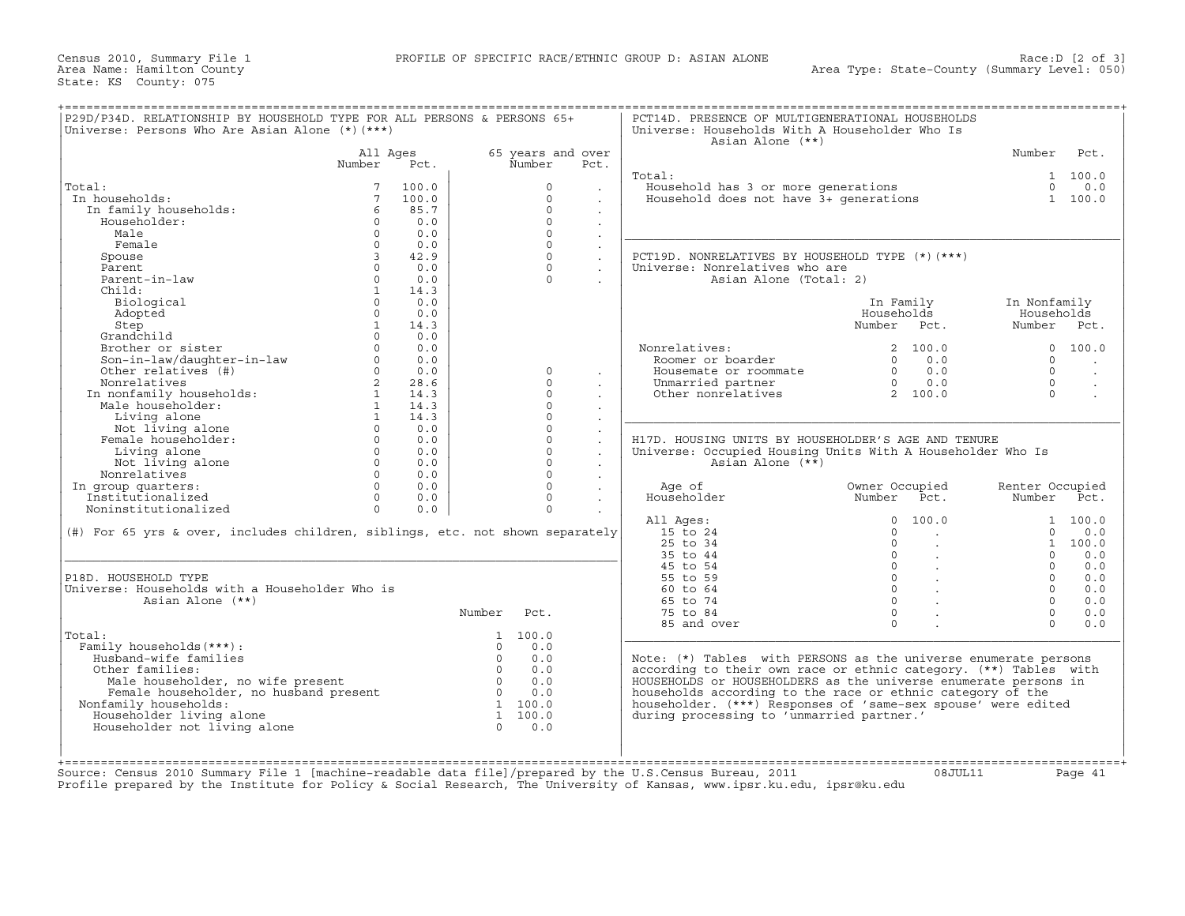Census 2010, Summary File 1 — PROFILE OF SPECIFIC RACE/ETHNIC GROUP D: ASIAN ALONE — Race:D [2 of 3]
Area Name: Hamilton County — Area Type: State-County (Summary Level: 050)
State: KS County: 075

## P29D/P34D. RELATIONSHIP BY HOUSEHOLD TYPE FOR ALL PERSONS & PERSONS 65+
Universe: Persons Who Are Asian Alone (*)(***)

| | All Ages Number | All Ages Pct. | 65 years and over Number | 65 years and over Pct. |
|---|---|---|---|---|
| Total: | 7 | 100.0 | 0 | . |
| In households: | 7 | 100.0 | 0 | . |
| In family households: | 6 | 85.7 | 0 | . |
| Householder: | 0 | 0.0 | 0 | . |
| Male | 0 | 0.0 | 0 | . |
| Female | 0 | 0.0 | 0 | . |
| Spouse | 3 | 42.9 | 0 | . |
| Parent | 0 | 0.0 | 0 | . |
| Parent-in-law | 0 | 0.0 | 0 | . |
| Child: | 1 | 14.3 | | |
| Biological | 0 | 0.0 | | |
| Adopted | 0 | 0.0 | | |
| Step | 1 | 14.3 | | |
| Grandchild | 0 | 0.0 | | |
| Brother or sister | 0 | 0.0 | | |
| Son-in-law/daughter-in-law | 0 | 0.0 | | |
| Other relatives (#) | 0 | 0.0 | 0 | . |
| Nonrelatives | 2 | 28.6 | 0 | . |
| In nonfamily households: | 1 | 14.3 | 0 | . |
| Male householder: | 1 | 14.3 | 0 | . |
| Living alone | 1 | 14.3 | 0 | . |
| Not living alone | 0 | 0.0 | 0 | . |
| Female householder: | 0 | 0.0 | 0 | . |
| Living alone | 0 | 0.0 | 0 | . |
| Not living alone | 0 | 0.0 | 0 | . |
| Nonrelatives | 0 | 0.0 | 0 | . |
| In group quarters: | 0 | 0.0 | 0 | . |
| Institutionalized | 0 | 0.0 | 0 | . |
| Noninstitutionalized | 0 | 0.0 | 0 | . |

(#) For 65 yrs & over, includes children, siblings, etc. not shown separately

## P18D. HOUSEHOLD TYPE
Universe: Households with a Householder Who is Asian Alone (**)

| | Number | Pct. |
|---|---|---|
| Total: | 1 | 100.0 |
| Family households(***): | 0 | 0.0 |
| Husband-wife families | 0 | 0.0 |
| Other families: | 0 | 0.0 |
| Male householder, no wife present | 0 | 0.0 |
| Female householder, no husband present | 0 | 0.0 |
| Nonfamily households: | 1 | 100.0 |
| Householder living alone | 1 | 100.0 |
| Householder not living alone | 0 | 0.0 |

## PCT14D. PRESENCE OF MULTIGENERATIONAL HOUSEHOLDS
Universe: Households With A Householder Who Is Asian Alone (**)

| | Number | Pct. |
|---|---|---|
| Total: | 1 | 100.0 |
| Household has 3 or more generations | 0 | 0.0 |
| Household does not have 3+ generations | 1 | 100.0 |

## PCT19D. NONRELATIVES BY HOUSEHOLD TYPE (*)(***)
Universe: Nonrelatives who are Asian Alone (Total: 2)

| | In Family Households Number | In Family Households Pct. | In Nonfamily Households Number | In Nonfamily Households Pct. |
|---|---|---|---|---|
| Nonrelatives: | 2 | 100.0 | 0 | 100.0 |
| Roomer or boarder | 0 | 0.0 | 0 | . |
| Housemate or roommate | 0 | 0.0 | 0 | . |
| Unmarried partner | 0 | 0.0 | 0 | . |
| Other nonrelatives | 2 | 100.0 | 0 | . |

## H17D. HOUSING UNITS BY HOUSEHOLDER'S AGE AND TENURE
Universe: Occupied Housing Units With A Householder Who Is Asian Alone (**)

| Age of Householder | Owner Occupied Number | Owner Occupied Pct. | Renter Occupied Number | Renter Occupied Pct. |
|---|---|---|---|---|
| All Ages: | 0 | 100.0 | 1 | 100.0 |
| 15 to 24 | 0 | . | 0 | 0.0 |
| 25 to 34 | 0 | . | 1 | 100.0 |
| 35 to 44 | 0 | . | 0 | 0.0 |
| 45 to 54 | 0 | . | 0 | 0.0 |
| 55 to 59 | 0 | . | 0 | 0.0 |
| 60 to 64 | 0 | . | 0 | 0.0 |
| 65 to 74 | 0 | . | 0 | 0.0 |
| 75 to 84 | 0 | . | 0 | 0.0 |
| 85 and over | 0 | . | 0 | 0.0 |

Note: (*) Tables with PERSONS as the universe enumerate persons according to their own race or ethnic category. (**) Tables with HOUSEHOLDS or HOUSEHOLDERS as the universe enumerate persons in households according to the race or ethnic category of the householder. (***) Responses of 'same-sex spouse' were edited during processing to 'unmarried partner.'

Source: Census 2010 Summary File 1 [machine-readable data file]/prepared by the U.S.Census Bureau, 2011 08JUL11
Profile prepared by the Institute for Policy & Social Research, The University of Kansas, www.ipsr.ku.edu, ipsr@ku.edu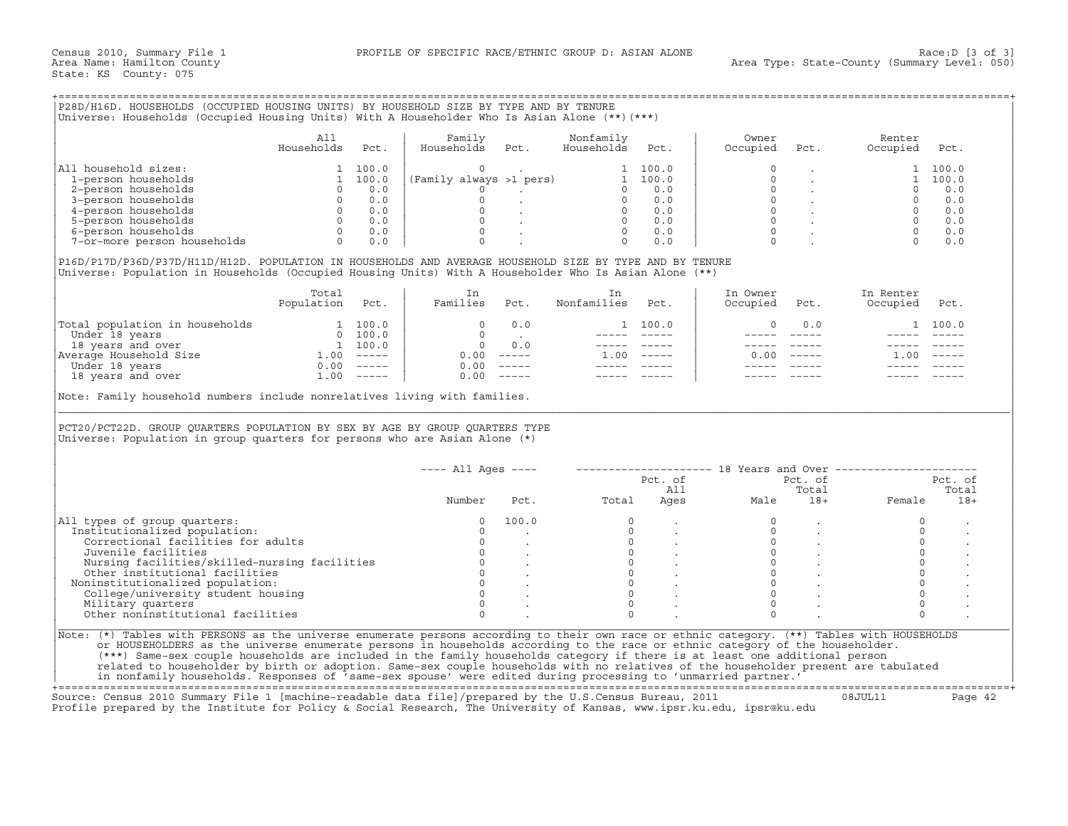Census 2010, Summary File 1 — PROFILE OF SPECIFIC RACE/ETHNIC GROUP D: ASIAN ALONE — Race:D [3 of 3]

Area Name: Hamilton County — Area Type: State-County (Summary Level: 050)

State: KS County: 075

## P28D/H16D. HOUSEHOLDS (OCCUPIED HOUSING UNITS) BY HOUSEHOLD SIZE BY TYPE AND BY TENURE

Universe: Households (Occupied Housing Units) With A Householder Who Is Asian Alone (**)(***)

| | All Households | Pct. | Family Households | Pct. | Nonfamily Households | Pct. | Owner Occupied | Pct. | Renter Occupied | Pct. |
|---|---|---|---|---|---|---|---|---|---|---|
| All household sizes: | 1 | 100.0 | 0 | . | 1 | 100.0 | 0 | . | 1 | 100.0 |
| 1-person households | 1 | 100.0 | (Family always >1 pers) | | 1 | 100.0 | 0 | . | 1 | 100.0 |
| 2-person households | 0 | 0.0 | 0 | . | 0 | 0.0 | 0 | . | 0 | 0.0 |
| 3-person households | 0 | 0.0 | 0 | . | 0 | 0.0 | 0 | . | 0 | 0.0 |
| 4-person households | 0 | 0.0 | 0 | . | 0 | 0.0 | 0 | . | 0 | 0.0 |
| 5-person households | 0 | 0.0 | 0 | . | 0 | 0.0 | 0 | . | 0 | 0.0 |
| 6-person households | 0 | 0.0 | 0 | . | 0 | 0.0 | 0 | . | 0 | 0.0 |
| 7-or-more person households | 0 | 0.0 | 0 | . | 0 | 0.0 | 0 | . | 0 | 0.0 |

## P16D/P17D/P36D/P37D/H11D/H12D. POPULATION IN HOUSEHOLDS AND AVERAGE HOUSEHOLD SIZE BY TYPE AND BY TENURE

Universe: Population in Households (Occupied Housing Units) With A Householder Who Is Asian Alone (**)

| | Total Population | Pct. | In Families | Pct. | In Nonfamilies | Pct. | In Owner Occupied | Pct. | In Renter Occupied | Pct. |
|---|---|---|---|---|---|---|---|---|---|---|
| Total population in households | 1 | 100.0 | 0 | 0.0 | 1 | 100.0 | 0 | 0.0 | 1 | 100.0 |
| Under 18 years | 0 | 100.0 | 0 | . | ----- | ----- | ----- | ----- | ----- | ----- |
| 18 years and over | 1 | 100.0 | 0 | 0.0 | ----- | ----- | ----- | ----- | ----- | ----- |
| Average Household Size | 1.00 | ----- | 0.00 | ----- | 1.00 | ----- | 0.00 | ----- | 1.00 | ----- |
| Under 18 years | 0.00 | ----- | 0.00 | ----- | ----- | ----- | ----- | ----- | ----- | ----- |
| 18 years and over | 1.00 | ----- | 0.00 | ----- | ----- | ----- | ----- | ----- | ----- | ----- |

Note: Family household numbers include nonrelatives living with families.

## PCT20/PCT22D. GROUP QUARTERS POPULATION BY SEX BY AGE BY GROUP QUARTERS TYPE

Universe: Population in group quarters for persons who are Asian Alone (*)

| | All Ages | | 18 Years and Over | | | | | |
|---|---|---|---|---|---|---|---|---|
| | Number | Pct. | Total | Pct. of All Ages | Male | Pct. of Total 18+ | Female | Pct. of Total 18+ |
| All types of group quarters: | 0 | 100.0 | 0 | . | 0 | . | 0 | . |
| Institutionalized population: | 0 | . | 0 | . | 0 | . | 0 | . |
| Correctional facilities for adults | 0 | . | 0 | . | 0 | . | 0 | . |
| Juvenile facilities | 0 | . | 0 | . | 0 | . | 0 | . |
| Nursing facilities/skilled-nursing facilities | 0 | . | 0 | . | 0 | . | 0 | . |
| Other institutional facilities | 0 | . | 0 | . | 0 | . | 0 | . |
| Noninstitutionalized population: | 0 | . | 0 | . | 0 | . | 0 | . |
| College/university student housing | 0 | . | 0 | . | 0 | . | 0 | . |
| Military quarters | 0 | . | 0 | . | 0 | . | 0 | . |
| Other noninstitutional facilities | 0 | . | 0 | . | 0 | . | 0 | . |

Note: (*) Tables with PERSONS as the universe enumerate persons according to their own race or ethnic category. (**) Tables with HOUSEHOLDS or HOUSEHOLDERS as the universe enumerate persons in households according to the race or ethnic category of the householder. (***) Same-sex couple households are included in the family households category if there is at least one additional person related to householder by birth or adoption. Same-sex couple households with no relatives of the householder present are tabulated in nonfamily households. Responses of 'same-sex spouse' were edited during processing to 'unmarried partner.'

Source: Census 2010 Summary File 1 [machine-readable data file]/prepared by the U.S.Census Bureau, 2011 08JUL11

Profile prepared by the Institute for Policy & Social Research, The University of Kansas, www.ipsr.ku.edu, ipsr@ku.edu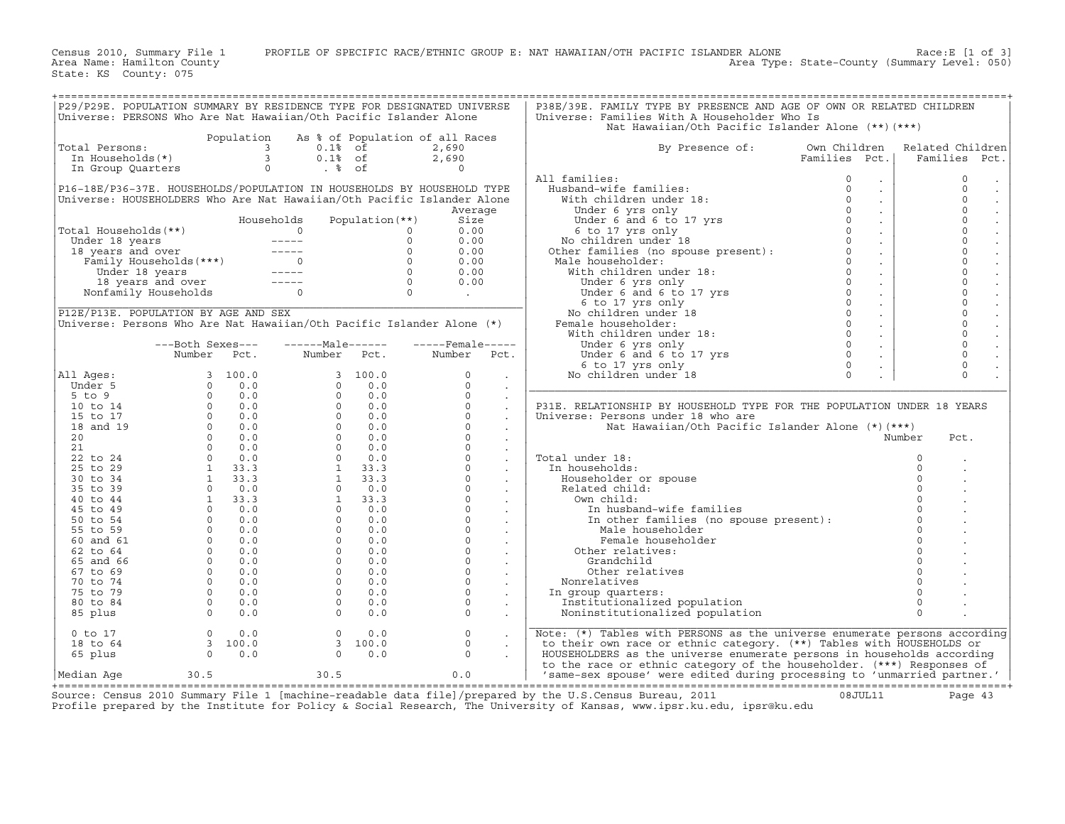Census 2010, Summary File 1 PROFILE OF SPECIFIC RACE/ETHNIC GROUP E: NAT HAWAIIAN/OTH PACIFIC ISLANDER ALONE Race:E [1 of 3]
Area Name: Hamilton County Area Type: State-County (Summary Level: 050)
State: KS County: 075

## P29/P29E. POPULATION SUMMARY BY RESIDENCE TYPE FOR DESIGNATED UNIVERSE

Universe: PERSONS Who Are Nat Hawaiian/Oth Pacific Islander Alone

| | Population | As % of Population of all Races | |
|---|---|---|---|
| Total Persons: | 3 | 0.1% of | 2,690 |
| In Households(*) | 3 | 0.1% of | 2,690 |
| In Group Quarters | 0 | . % of | 0 |

## P16-18E/P36-37E. HOUSEHOLDS/POPULATION IN HOUSEHOLDS BY HOUSEHOLD TYPE

Universe: HOUSEHOLDERS Who Are Nat Hawaiian/Oth Pacific Islander Alone

| | Households | Population(**) | Average Size |
|---|---|---|---|
| Total Households(**) | 0 | 0 | 0.00 |
| Under 18 years | ----- | 0 | 0.00 |
| 18 years and over | ----- | 0 | 0.00 |
| Family Households(***) | 0 | 0 | 0.00 |
| Under 18 years | ----- | 0 | 0.00 |
| 18 years and over | ----- | 0 | 0.00 |
| Nonfamily Households | 0 | 0 | . |

## P12E/P13E. POPULATION BY AGE AND SEX

Universe: Persons Who Are Nat Hawaiian/Oth Pacific Islander Alone (*)

| | Both Sexes Number | Both Sexes Pct. | Male Number | Male Pct. | Female Number | Female Pct. |
|---|---|---|---|---|---|---|
| All Ages: | 3 | 100.0 | 3 | 100.0 | 0 | . |
| Under 5 | 0 | 0.0 | 0 | 0.0 | 0 | . |
| 5 to 9 | 0 | 0.0 | 0 | 0.0 | 0 | . |
| 10 to 14 | 0 | 0.0 | 0 | 0.0 | 0 | . |
| 15 to 17 | 0 | 0.0 | 0 | 0.0 | 0 | . |
| 18 and 19 | 0 | 0.0 | 0 | 0.0 | 0 | . |
| 20 | 0 | 0.0 | 0 | 0.0 | 0 | . |
| 21 | 0 | 0.0 | 0 | 0.0 | 0 | . |
| 22 to 24 | 0 | 0.0 | 0 | 0.0 | 0 | . |
| 25 to 29 | 1 | 33.3 | 1 | 33.3 | 0 | . |
| 30 to 34 | 1 | 33.3 | 1 | 33.3 | 0 | . |
| 35 to 39 | 0 | 0.0 | 0 | 0.0 | 0 | . |
| 40 to 44 | 1 | 33.3 | 1 | 33.3 | 0 | . |
| 45 to 49 | 0 | 0.0 | 0 | 0.0 | 0 | . |
| 50 to 54 | 0 | 0.0 | 0 | 0.0 | 0 | . |
| 55 to 59 | 0 | 0.0 | 0 | 0.0 | 0 | . |
| 60 and 61 | 0 | 0.0 | 0 | 0.0 | 0 | . |
| 62 to 64 | 0 | 0.0 | 0 | 0.0 | 0 | . |
| 65 and 66 | 0 | 0.0 | 0 | 0.0 | 0 | . |
| 67 to 69 | 0 | 0.0 | 0 | 0.0 | 0 | . |
| 70 to 74 | 0 | 0.0 | 0 | 0.0 | 0 | . |
| 75 to 79 | 0 | 0.0 | 0 | 0.0 | 0 | . |
| 80 to 84 | 0 | 0.0 | 0 | 0.0 | 0 | . |
| 85 plus | 0 | 0.0 | 0 | 0.0 | 0 | . |
| 0 to 17 | 0 | 0.0 | 0 | 0.0 | 0 | . |
| 18 to 64 | 3 | 100.0 | 3 | 100.0 | 0 | . |
| 65 plus | 0 | 0.0 | 0 | 0.0 | 0 | . |
| Median Age | 30.5 | | 30.5 | | 0.0 | |

## P38E/39E. FAMILY TYPE BY PRESENCE AND AGE OF OWN OR RELATED CHILDREN

Universe: Families With A Householder Who Is Nat Hawaiian/Oth Pacific Islander Alone (**)(***)

| By Presence of: | Own Children Families | Own Children Pct. | Related Children Families | Related Children Pct. |
|---|---|---|---|---|
| All families: | 0 | . | 0 | . |
| Husband-wife families: | 0 | . | 0 | . |
| With children under 18: | 0 | . | 0 | . |
| Under 6 yrs only | 0 | . | 0 | . |
| Under 6 and 6 to 17 yrs | 0 | . | 0 | . |
| 6 to 17 yrs only | 0 | . | 0 | . |
| No children under 18 | 0 | . | 0 | . |
| Other families (no spouse present): | 0 | . | 0 | . |
| Male householder: | 0 | . | 0 | . |
| With children under 18: | 0 | . | 0 | . |
| Under 6 yrs only | 0 | . | 0 | . |
| Under 6 and 6 to 17 yrs | 0 | . | 0 | . |
| 6 to 17 yrs only | 0 | . | 0 | . |
| No children under 18 | 0 | . | 0 | . |
| Female householder: | 0 | . | 0 | . |
| With children under 18: | 0 | . | 0 | . |
| Under 6 yrs only | 0 | . | 0 | . |
| Under 6 and 6 to 17 yrs | 0 | . | 0 | . |
| 6 to 17 yrs only | 0 | . | 0 | . |
| No children under 18 | 0 | . | 0 | . |

## P31E. RELATIONSHIP BY HOUSEHOLD TYPE FOR THE POPULATION UNDER 18 YEARS

Universe: Persons under 18 who are Nat Hawaiian/Oth Pacific Islander Alone (*)(***)

| | Number | Pct. |
|---|---|---|
| Total under 18: | 0 | . |
| In households: | 0 | . |
| Householder or spouse | 0 | . |
| Related child: | 0 | . |
| Own child: | 0 | . |
| In husband-wife families | 0 | . |
| In other families (no spouse present): | 0 | . |
| Male householder | 0 | . |
| Female householder | 0 | . |
| Other relatives: | 0 | . |
| Grandchild | 0 | . |
| Other relatives | 0 | . |
| Nonrelatives | 0 | . |
| In group quarters: | 0 | . |
| Institutionalized population | 0 | . |
| Noninstitutionalized population | 0 | . |

Note: (*) Tables with PERSONS as the universe enumerate persons according to their own race or ethnic category. (**) Tables with HOUSEHOLDS or HOUSEHOLDERS as the universe enumerate persons in households according to the race or ethnic category of the householder. (***) Responses of 'same-sex spouse' were edited during processing to 'unmarried partner.'

Source: Census 2010 Summary File 1 [machine-readable data file]/prepared by the U.S.Census Bureau, 2011 08JUL11
Profile prepared by the Institute for Policy & Social Research, The University of Kansas, www.ipsr.ku.edu, ipsr@ku.edu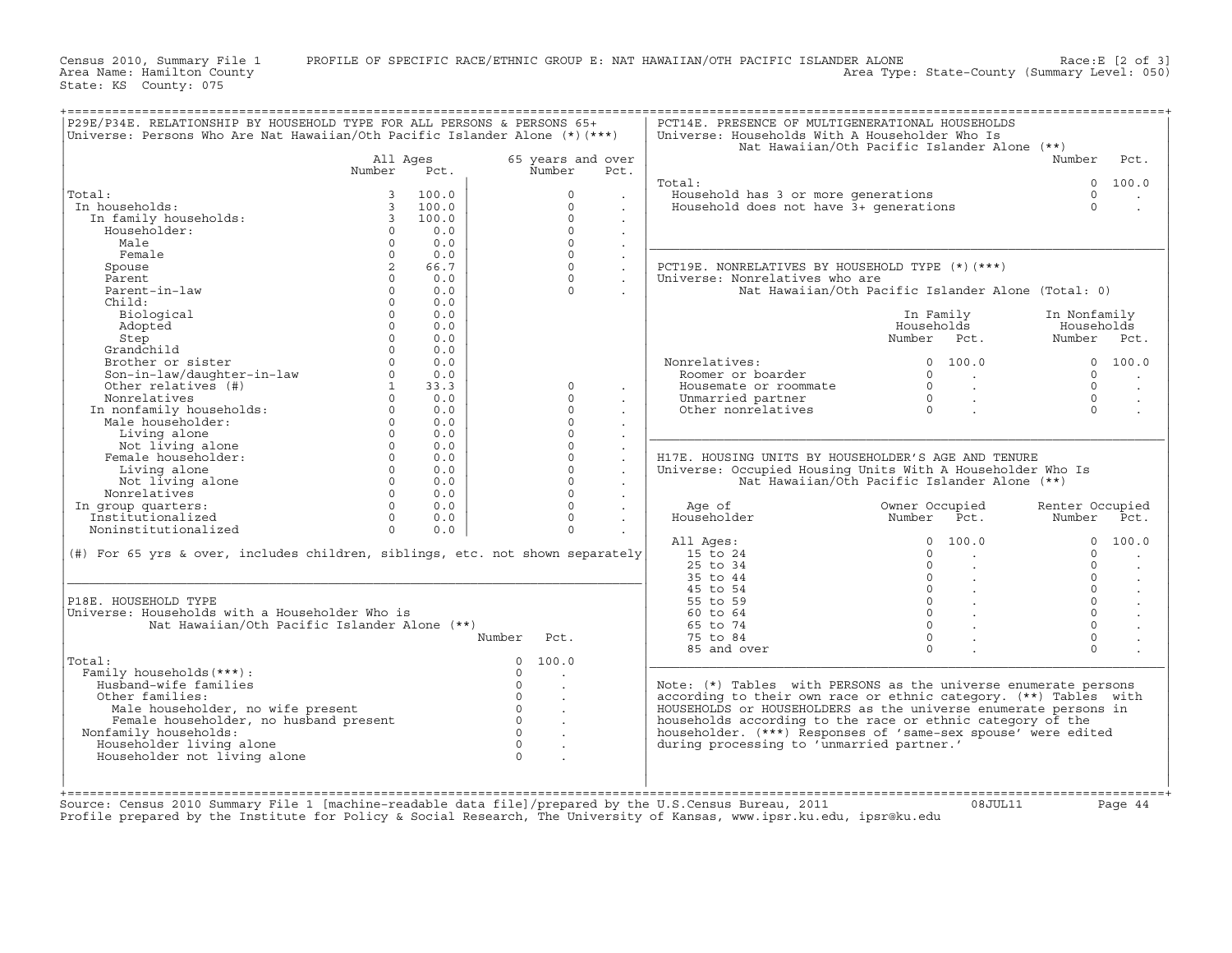Census 2010, Summary File 1 PROFILE OF SPECIFIC RACE/ETHNIC GROUP E: NAT HAWAIIAN/OTH PACIFIC ISLANDER ALONE Race:E [2 of 3]
Area Name: Hamilton County Area Type: State-County (Summary Level: 050)
State: KS County: 075

## P29E/P34E. RELATIONSHIP BY HOUSEHOLD TYPE FOR ALL PERSONS & PERSONS 65+
Universe: Persons Who Are Nat Hawaiian/Oth Pacific Islander Alone (*)(***)

| | All Ages Number | All Ages Pct. | 65 years and over Number | 65 years and over Pct. |
|---|---|---|---|---|
| Total: | 3 | 100.0 | 0 | . |
| In households: | 3 | 100.0 | 0 | . |
| In family households: | 3 | 100.0 | 0 | . |
| Householder: | 0 | 0.0 | 0 | . |
| Male | 0 | 0.0 | 0 | . |
| Female | 0 | 0.0 | 0 | . |
| Spouse | 2 | 66.7 | 0 | . |
| Parent | 0 | 0.0 | 0 | . |
| Parent-in-law | 0 | 0.0 | 0 | . |
| Child: | 0 | 0.0 | | |
| Biological | 0 | 0.0 | | |
| Adopted | 0 | 0.0 | | |
| Step | 0 | 0.0 | | |
| Grandchild | 0 | 0.0 | | |
| Brother or sister | 0 | 0.0 | | |
| Son-in-law/daughter-in-law | 0 | 0.0 | | |
| Other relatives (#) | 1 | 33.3 | 0 | . |
| Nonrelatives | 0 | 0.0 | 0 | . |
| In nonfamily households: | 0 | 0.0 | 0 | . |
| Male householder: | 0 | 0.0 | 0 | . |
| Living alone | 0 | 0.0 | 0 | . |
| Not living alone | 0 | 0.0 | 0 | . |
| Female householder: | 0 | 0.0 | 0 | . |
| Living alone | 0 | 0.0 | 0 | . |
| Not living alone | 0 | 0.0 | 0 | . |
| Nonrelatives | 0 | 0.0 | 0 | . |
| In group quarters: | 0 | 0.0 | 0 | . |
| Institutionalized | 0 | 0.0 | 0 | . |
| Noninstitutionalized | 0 | 0.0 | 0 | . |

(#) For 65 yrs & over, includes children, siblings, etc. not shown separately

## P18E. HOUSEHOLD TYPE
Universe: Households with a Householder Who is Nat Hawaiian/Oth Pacific Islander Alone (**)

| | Number | Pct. |
|---|---|---|
| Total: | 0 | 100.0 |
| Family households(***): | 0 | . |
| Husband-wife families | 0 | . |
| Other families: | 0 | . |
| Male householder, no wife present | 0 | . |
| Female householder, no husband present | 0 | . |
| Nonfamily households: | 0 | . |
| Householder living alone | 0 | . |
| Householder not living alone | 0 | . |

## PCT14E. PRESENCE OF MULTIGENERATIONAL HOUSEHOLDS
Universe: Households With A Householder Who Is Nat Hawaiian/Oth Pacific Islander Alone (**)

| | Number | Pct. |
|---|---|---|
| Total: | 0 | 100.0 |
| Household has 3 or more generations | 0 | . |
| Household does not have 3+ generations | 0 | . |

## PCT19E. NONRELATIVES BY HOUSEHOLD TYPE (*)(***)
Universe: Nonrelatives who are Nat Hawaiian/Oth Pacific Islander Alone (Total: 0)

| | In Family Households Number | In Family Households Pct. | In Nonfamily Households Number | In Nonfamily Households Pct. |
|---|---|---|---|---|
| Nonrelatives: | 0 | 100.0 | 0 | 100.0 |
| Roomer or boarder | 0 | . | 0 | . |
| Housemate or roommate | 0 | . | 0 | . |
| Unmarried partner | 0 | . | 0 | . |
| Other nonrelatives | 0 | . | 0 | . |

## H17E. HOUSING UNITS BY HOUSEHOLDER'S AGE AND TENURE
Universe: Occupied Housing Units With A Householder Who Is Nat Hawaiian/Oth Pacific Islander Alone (**)

| Age of Householder | Owner Occupied Number | Owner Occupied Pct. | Renter Occupied Number | Renter Occupied Pct. |
|---|---|---|---|---|
| All Ages: | 0 | 100.0 | 0 | 100.0 |
| 15 to 24 | 0 | . | 0 | . |
| 25 to 34 | 0 | . | 0 | . |
| 35 to 44 | 0 | . | 0 | . |
| 45 to 54 | 0 | . | 0 | . |
| 55 to 59 | 0 | . | 0 | . |
| 60 to 64 | 0 | . | 0 | . |
| 65 to 74 | 0 | . | 0 | . |
| 75 to 84 | 0 | . | 0 | . |
| 85 and over | 0 | . | 0 | . |

Note: (*) Tables with PERSONS as the universe enumerate persons according to their own race or ethnic category. (**) Tables with HOUSEHOLDS or HOUSEHOLDERS as the universe enumerate persons in households according to the race or ethnic category of the householder. (***) Responses of 'same-sex spouse' were edited during processing to 'unmarried partner.'

Source: Census 2010 Summary File 1 [machine-readable data file]/prepared by the U.S.Census Bureau, 2011 08JUL11
Profile prepared by the Institute for Policy & Social Research, The University of Kansas, www.ipsr.ku.edu, ipsr@ku.edu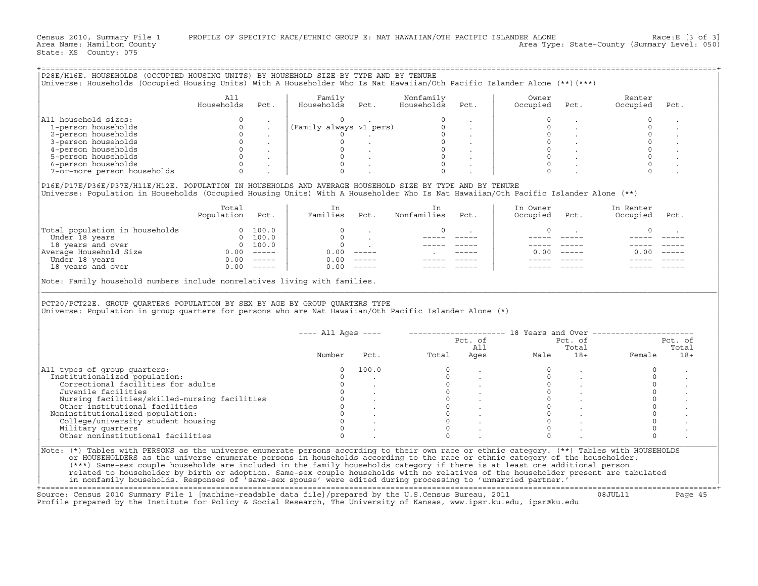Census 2010, Summary File 1 PROFILE OF SPECIFIC RACE/ETHNIC GROUP E: NAT HAWAIIAN/OTH PACIFIC ISLANDER ALONE Race:E [3 of 3]
Area Name: Hamilton County Area Type: State-County (Summary Level: 050)
State: KS County: 075

## P28E/H16E. HOUSEHOLDS (OCCUPIED HOUSING UNITS) BY HOUSEHOLD SIZE BY TYPE AND BY TENURE

Universe: Households (Occupied Housing Units) With A Householder Who Is Nat Hawaiian/Oth Pacific Islander Alone (**)(***)

| | All Households | Pct. | Family Households | Pct. | Nonfamily Households | Pct. | Owner Occupied | Pct. | Renter Occupied | Pct. |
|---|---|---|---|---|---|---|---|---|---|---|
| All household sizes: | 0 | . | 0 | . | 0 | . | 0 | . | 0 | . |
| 1-person households | 0 | . | (Family always >1 pers) | | 0 | . | 0 | . | 0 | . |
| 2-person households | 0 | . | 0 | . | 0 | . | 0 | . | 0 | . |
| 3-person households | 0 | . | 0 | . | 0 | . | 0 | . | 0 | . |
| 4-person households | 0 | . | 0 | . | 0 | . | 0 | . | 0 | . |
| 5-person households | 0 | . | 0 | . | 0 | . | 0 | . | 0 | . |
| 6-person households | 0 | . | 0 | . | 0 | . | 0 | . | 0 | . |
| 7-or-more person households | 0 | . | 0 | . | 0 | . | 0 | . | 0 | . |

## P16E/P17E/P36E/P37E/H11E/H12E. POPULATION IN HOUSEHOLDS AND AVERAGE HOUSEHOLD SIZE BY TYPE AND BY TENURE

Universe: Population in Households (Occupied Housing Units) With A Householder Who Is Nat Hawaiian/Oth Pacific Islander Alone (**)

| | Total Population | Pct. | In Families | Pct. | In Nonfamilies | Pct. | In Owner Occupied | Pct. | In Renter Occupied | Pct. |
|---|---|---|---|---|---|---|---|---|---|---|
| Total population in households | 0 | 100.0 | 0 | . | 0 | . | 0 | . | 0 | . |
| Under 18 years | 0 | 100.0 | 0 | . | ----- | ----- | ----- | ----- | ----- | ----- |
| 18 years and over | 0 | 100.0 | 0 | . | ----- | ----- | ----- | ----- | ----- | ----- |
| Average Household Size | 0.00 | ----- | 0.00 | ----- | . | ----- | 0.00 | ----- | 0.00 | ----- |
| Under 18 years | 0.00 | ----- | 0.00 | ----- | ----- | ----- | ----- | ----- | ----- | ----- |
| 18 years and over | 0.00 | ----- | 0.00 | ----- | ----- | ----- | ----- | ----- | ----- | ----- |

Note: Family household numbers include nonrelatives living with families.

## PCT20/PCT22E. GROUP QUARTERS POPULATION BY SEX BY AGE BY GROUP QUARTERS TYPE

Universe: Population in group quarters for persons who are Nat Hawaiian/Oth Pacific Islander Alone (*)

| | All Ages Number | All Ages Pct. | 18 Years and Over Total | Pct. of All Ages | Male | Pct. of Total 18+ | Female | Pct. of Total 18+ |
|---|---|---|---|---|---|---|---|---|
| All types of group quarters: | 0 | 100.0 | 0 | . | 0 | . | 0 | . |
| Institutionalized population: | 0 | . | 0 | . | 0 | . | 0 | . |
| Correctional facilities for adults | 0 | . | 0 | . | 0 | . | 0 | . |
| Juvenile facilities | 0 | . | 0 | . | 0 | . | 0 | . |
| Nursing facilities/skilled-nursing facilities | 0 | . | 0 | . | 0 | . | 0 | . |
| Other institutional facilities | 0 | . | 0 | . | 0 | . | 0 | . |
| Noninstitutionalized population: | 0 | . | 0 | . | 0 | . | 0 | . |
| College/university student housing | 0 | . | 0 | . | 0 | . | 0 | . |
| Military quarters | 0 | . | 0 | . | 0 | . | 0 | . |
| Other noninstitutional facilities | 0 | . | 0 | . | 0 | . | 0 | . |

Note: (*) Tables with PERSONS as the universe enumerate persons according to their own race or ethnic category. (**) Tables with HOUSEHOLDS or HOUSEHOLDERS as the universe enumerate persons in households according to the race or ethnic category of the householder. (***) Same-sex couple households are included in the family households category if there is at least one additional person related to householder by birth or adoption. Same-sex couple households with no relatives of the householder present are tabulated in nonfamily households. Responses of 'same-sex spouse' were edited during processing to 'unmarried partner.'

Source: Census 2010 Summary File 1 [machine-readable data file]/prepared by the U.S.Census Bureau, 2011 08JUL11
Profile prepared by the Institute for Policy & Social Research, The University of Kansas, www.ipsr.ku.edu, ipsr@ku.edu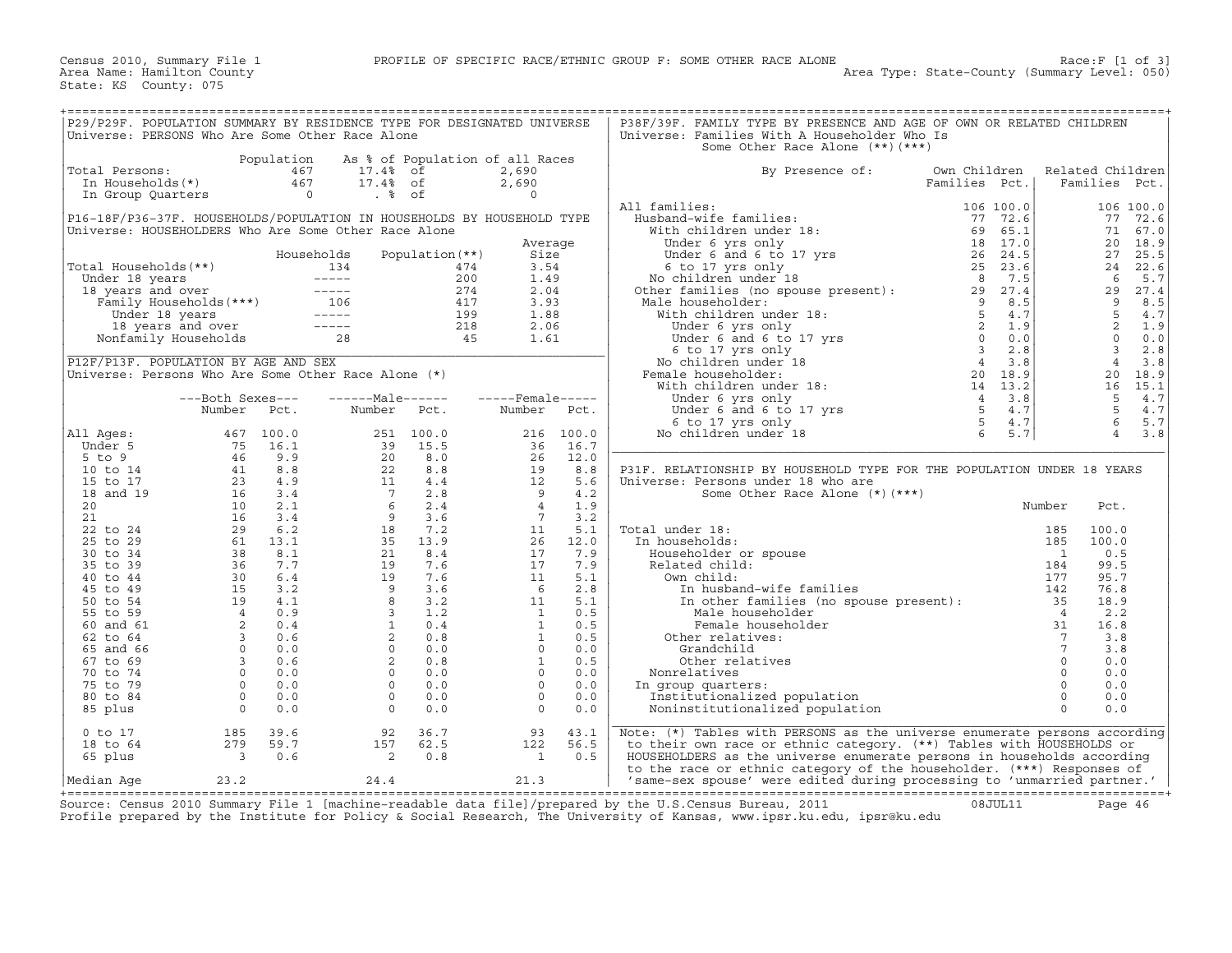Census 2010, Summary File 1 — PROFILE OF SPECIFIC RACE/ETHNIC GROUP F: SOME OTHER RACE ALONE — Race:F [1 of 3]

Area Name: Hamilton County — Area Type: State-County (Summary Level: 050)

State: KS County: 075

## P29/P29F. POPULATION SUMMARY BY RESIDENCE TYPE FOR DESIGNATED UNIVERSE

Universe: PERSONS Who Are Some Other Race Alone

| | Population | As % of Population of all Races | |
|---|---|---|---|
| Total Persons: | 467 | 17.4% of | 2,690 |
| In Households(*) | 467 | 17.4% of | 2,690 |
| In Group Quarters | 0 | . % of | 0 |

## P16-18F/P36-37F. HOUSEHOLDS/POPULATION IN HOUSEHOLDS BY HOUSEHOLD TYPE

Universe: HOUSEHOLDERS Who Are Some Other Race Alone

| | Households | Population(**) | Average Size |
|---|---|---|---|
| Total Households(**) | 134 | 474 | 3.54 |
| Under 18 years | ----- | 200 | 1.49 |
| 18 years and over | ----- | 274 | 2.04 |
| Family Households(***) | 106 | 417 | 3.93 |
| Under 18 years | ----- | 199 | 1.88 |
| 18 years and over | ----- | 218 | 2.06 |
| Nonfamily Households | 28 | 45 | 1.61 |

## P12F/P13F. POPULATION BY AGE AND SEX

Universe: Persons Who Are Some Other Race Alone (*)

| | Both Sexes Number | Both Sexes Pct. | Male Number | Male Pct. | Female Number | Female Pct. |
|---|---|---|---|---|---|---|
| All Ages: | 467 | 100.0 | 251 | 100.0 | 216 | 100.0 |
| Under 5 | 75 | 16.1 | 39 | 15.5 | 36 | 16.7 |
| 5 to 9 | 46 | 9.9 | 20 | 8.0 | 26 | 12.0 |
| 10 to 14 | 41 | 8.8 | 22 | 8.8 | 19 | 8.8 |
| 15 to 17 | 23 | 4.9 | 11 | 4.4 | 12 | 5.6 |
| 18 and 19 | 16 | 3.4 | 7 | 2.8 | 9 | 4.2 |
| 20 | 10 | 2.1 | 6 | 2.4 | 4 | 1.9 |
| 21 | 16 | 3.4 | 9 | 3.6 | 7 | 3.2 |
| 22 to 24 | 29 | 6.2 | 18 | 7.2 | 11 | 5.1 |
| 25 to 29 | 61 | 13.1 | 35 | 13.9 | 26 | 12.0 |
| 30 to 34 | 38 | 8.1 | 21 | 8.4 | 17 | 7.9 |
| 35 to 39 | 36 | 7.7 | 19 | 7.6 | 17 | 7.9 |
| 40 to 44 | 30 | 6.4 | 19 | 7.6 | 11 | 5.1 |
| 45 to 49 | 15 | 3.2 | 9 | 3.6 | 6 | 2.8 |
| 50 to 54 | 19 | 4.1 | 8 | 3.2 | 11 | 5.1 |
| 55 to 59 | 4 | 0.9 | 3 | 1.2 | 1 | 0.5 |
| 60 and 61 | 2 | 0.4 | 1 | 0.4 | 1 | 0.5 |
| 62 to 64 | 3 | 0.6 | 2 | 0.8 | 1 | 0.5 |
| 65 and 66 | 0 | 0.0 | 0 | 0.0 | 0 | 0.0 |
| 67 to 69 | 3 | 0.6 | 2 | 0.8 | 1 | 0.5 |
| 70 to 74 | 0 | 0.0 | 0 | 0.0 | 0 | 0.0 |
| 75 to 79 | 0 | 0.0 | 0 | 0.0 | 0 | 0.0 |
| 80 to 84 | 0 | 0.0 | 0 | 0.0 | 0 | 0.0 |
| 85 plus | 0 | 0.0 | 0 | 0.0 | 0 | 0.0 |
| 0 to 17 | 185 | 39.6 | 92 | 36.7 | 93 | 43.1 |
| 18 to 64 | 279 | 59.7 | 157 | 62.5 | 122 | 56.5 |
| 65 plus | 3 | 0.6 | 2 | 0.8 | 1 | 0.5 |
| Median Age | 23.2 | | 24.4 | | 21.3 | |

## P38F/39F. FAMILY TYPE BY PRESENCE AND AGE OF OWN OR RELATED CHILDREN

Universe: Families With A Householder Who Is Some Other Race Alone (**)(***)

| By Presence of: | Own Children Families | Own Children Pct. | Related Children Families | Related Children Pct. |
|---|---|---|---|---|
| All families: | 106 | 100.0 | 106 | 100.0 |
| Husband-wife families: | 77 | 72.6 | 77 | 72.6 |
| With children under 18: | 69 | 65.1 | 71 | 67.0 |
| Under 6 yrs only | 18 | 17.0 | 20 | 18.9 |
| Under 6 and 6 to 17 yrs | 26 | 24.5 | 27 | 25.5 |
| 6 to 17 yrs only | 25 | 23.6 | 24 | 22.6 |
| No children under 18 | 8 | 7.5 | 6 | 5.7 |
| Other families (no spouse present): | 29 | 27.4 | 29 | 27.4 |
| Male householder: | 9 | 8.5 | 9 | 8.5 |
| With children under 18: | 5 | 4.7 | 5 | 4.7 |
| Under 6 yrs only | 2 | 1.9 | 2 | 1.9 |
| Under 6 and 6 to 17 yrs | 0 | 0.0 | 0 | 0.0 |
| 6 to 17 yrs only | 3 | 2.8 | 3 | 2.8 |
| No children under 18 | 4 | 3.8 | 4 | 3.8 |
| Female householder: | 20 | 18.9 | 20 | 18.9 |
| With children under 18: | 14 | 13.2 | 16 | 15.1 |
| Under 6 yrs only | 4 | 3.8 | 5 | 4.7 |
| Under 6 and 6 to 17 yrs | 5 | 4.7 | 5 | 4.7 |
| 6 to 17 yrs only | 5 | 4.7 | 6 | 5.7 |
| No children under 18 | 6 | 5.7 | 4 | 3.8 |

## P31F. RELATIONSHIP BY HOUSEHOLD TYPE FOR THE POPULATION UNDER 18 YEARS

Universe: Persons under 18 who are Some Other Race Alone (*)(***)

| | Number | Pct. |
|---|---|---|
| Total under 18: | 185 | 100.0 |
| In households: | 185 | 100.0 |
| Householder or spouse | 1 | 0.5 |
| Related child: | 184 | 99.5 |
| Own child: | 177 | 95.7 |
| In husband-wife families | 142 | 76.8 |
| In other families (no spouse present): | 35 | 18.9 |
| Male householder | 4 | 2.2 |
| Female householder | 31 | 16.8 |
| Other relatives: | 7 | 3.8 |
| Grandchild | 7 | 3.8 |
| Other relatives | 0 | 0.0 |
| Nonrelatives | 0 | 0.0 |
| In group quarters: | 0 | 0.0 |
| Institutionalized population | 0 | 0.0 |
| Noninstitutionalized population | 0 | 0.0 |

Note: (*) Tables with PERSONS as the universe enumerate persons according to their own race or ethnic category. (**) Tables with HOUSEHOLDS or HOUSEHOLDERS as the universe enumerate persons in households according to the race or ethnic category of the householder. (***) Responses of 'same-sex spouse' were edited during processing to 'unmarried partner.'

Source: Census 2010 Summary File 1 [machine-readable data file]/prepared by the U.S.Census Bureau, 2011 08JUL11

Profile prepared by the Institute for Policy & Social Research, The University of Kansas, www.ipsr.ku.edu, ipsr@ku.edu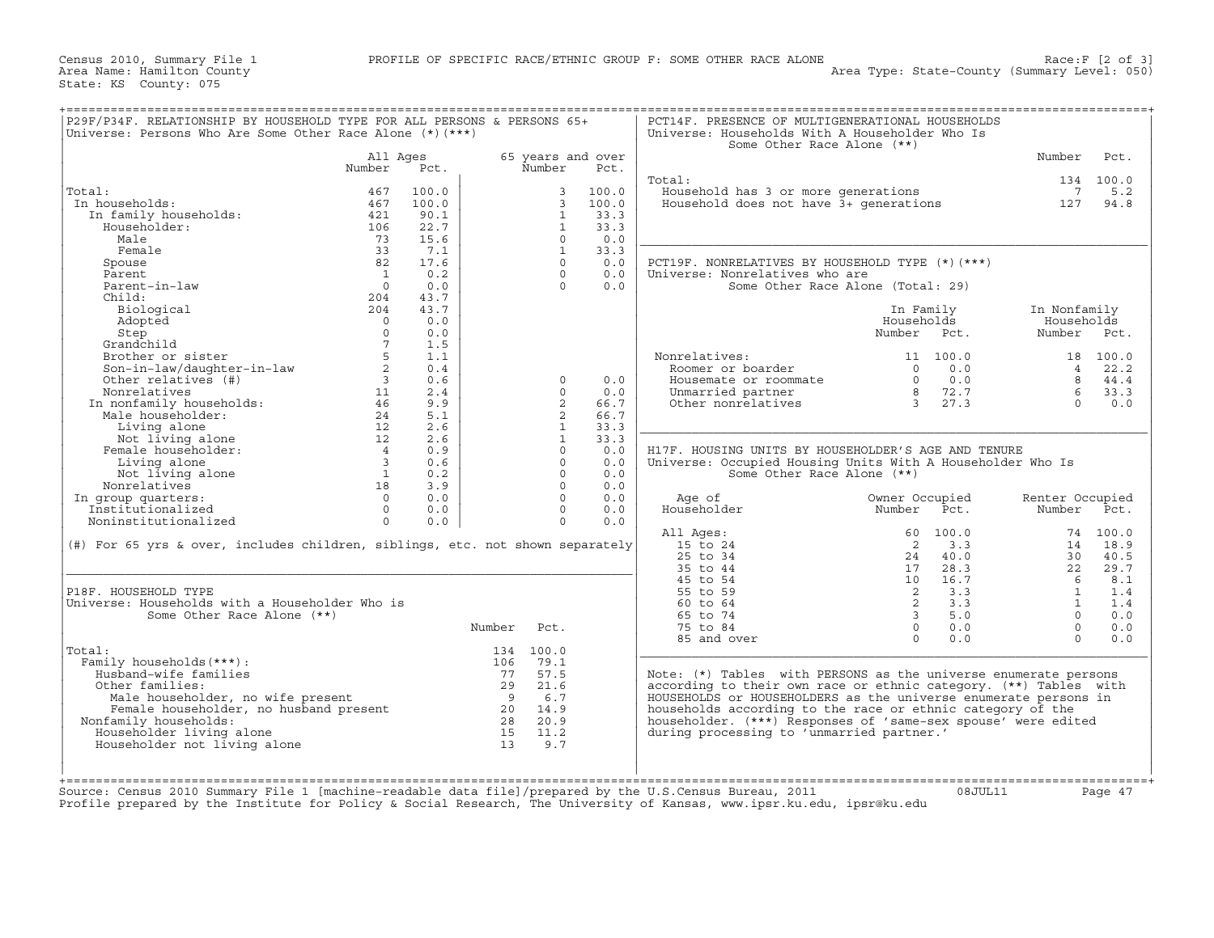Census 2010, Summary File 1 PROFILE OF SPECIFIC RACE/ETHNIC GROUP F: SOME OTHER RACE ALONE Race:F [2 of 3]
Area Name: Hamilton County Area Type: State-County (Summary Level: 050)
State: KS County: 075

## P29F/P34F. RELATIONSHIP BY HOUSEHOLD TYPE FOR ALL PERSONS & PERSONS 65+

Universe: Persons Who Are Some Other Race Alone (*)(***)

| | All Ages Number | All Ages Pct. | 65 years and over Number | 65 years and over Pct. |
|---|---|---|---|---|
| Total: | 467 | 100.0 | 3 | 100.0 |
| In households: | 467 | 100.0 | 3 | 100.0 |
| In family households: | 421 | 90.1 | 1 | 33.3 |
| Householder: | 106 | 22.7 | 1 | 33.3 |
| Male | 73 | 15.6 | 0 | 0.0 |
| Female | 33 | 7.1 | 1 | 33.3 |
| Spouse | 82 | 17.6 | 0 | 0.0 |
| Parent | 1 | 0.2 | 0 | 0.0 |
| Parent-in-law | 0 | 0.0 | 0 | 0.0 |
| Child: | 204 | 43.7 | | |
| Biological | 204 | 43.7 | | |
| Adopted | 0 | 0.0 | | |
| Step | 0 | 0.0 | | |
| Grandchild | 7 | 1.5 | | |
| Brother or sister | 5 | 1.1 | | |
| Son-in-law/daughter-in-law | 2 | 0.4 | | |
| Other relatives (#) | 3 | 0.6 | 0 | 0.0 |
| Nonrelatives | 11 | 2.4 | 0 | 0.0 |
| In nonfamily households: | 46 | 9.9 | 2 | 66.7 |
| Male householder: | 24 | 5.1 | 2 | 66.7 |
| Living alone | 12 | 2.6 | 1 | 33.3 |
| Not living alone | 12 | 2.6 | 1 | 33.3 |
| Female householder: | 4 | 0.9 | 0 | 0.0 |
| Living alone | 3 | 0.6 | 0 | 0.0 |
| Not living alone | 1 | 0.2 | 0 | 0.0 |
| Nonrelatives | 18 | 3.9 | 0 | 0.0 |
| In group quarters: | 0 | 0.0 | 0 | 0.0 |
| Institutionalized | 0 | 0.0 | 0 | 0.0 |
| Noninstitutionalized | 0 | 0.0 | 0 | 0.0 |

(#) For 65 yrs & over, includes children, siblings, etc. not shown separately

## P18F. HOUSEHOLD TYPE

Universe: Households with a Householder Who is Some Other Race Alone (**)

| | Number | Pct. |
|---|---|---|
| Total: | 134 | 100.0 |
| Family households(***): | 106 | 79.1 |
| Husband-wife families | 77 | 57.5 |
| Other families: | 29 | 21.6 |
| Male householder, no wife present | 9 | 6.7 |
| Female householder, no husband present | 20 | 14.9 |
| Nonfamily households: | 28 | 20.9 |
| Householder living alone | 15 | 11.2 |
| Householder not living alone | 13 | 9.7 |

## PCT14F. PRESENCE OF MULTIGENERATIONAL HOUSEHOLDS

Universe: Households With A Householder Who Is Some Other Race Alone (**)

| | Number | Pct. |
|---|---|---|
| Total: | 134 | 100.0 |
| Household has 3 or more generations | 7 | 5.2 |
| Household does not have 3+ generations | 127 | 94.8 |

## PCT19F. NONRELATIVES BY HOUSEHOLD TYPE (*)(***)

Universe: Nonrelatives who are Some Other Race Alone (Total: 29)

| | In Family Households Number | In Family Households Pct. | In Nonfamily Households Number | In Nonfamily Households Pct. |
|---|---|---|---|---|
| Nonrelatives: | 11 | 100.0 | 18 | 100.0 |
| Roomer or boarder | 0 | 0.0 | 4 | 22.2 |
| Housemate or roommate | 0 | 0.0 | 8 | 44.4 |
| Unmarried partner | 8 | 72.7 | 6 | 33.3 |
| Other nonrelatives | 3 | 27.3 | 0 | 0.0 |

## H17F. HOUSING UNITS BY HOUSEHOLDER'S AGE AND TENURE

Universe: Occupied Housing Units With A Householder Who Is Some Other Race Alone (**)

| Age of Householder | Owner Occupied Number | Owner Occupied Pct. | Renter Occupied Number | Renter Occupied Pct. |
|---|---|---|---|---|
| All Ages: | 60 | 100.0 | 74 | 100.0 |
| 15 to 24 | 2 | 3.3 | 14 | 18.9 |
| 25 to 34 | 24 | 40.0 | 30 | 40.5 |
| 35 to 44 | 17 | 28.3 | 22 | 29.7 |
| 45 to 54 | 10 | 16.7 | 6 | 8.1 |
| 55 to 59 | 2 | 3.3 | 1 | 1.4 |
| 60 to 64 | 2 | 3.3 | 1 | 1.4 |
| 65 to 74 | 3 | 5.0 | 0 | 0.0 |
| 75 to 84 | 0 | 0.0 | 0 | 0.0 |
| 85 and over | 0 | 0.0 | 0 | 0.0 |

Note: (*) Tables with PERSONS as the universe enumerate persons according to their own race or ethnic category. (**) Tables with HOUSEHOLDS or HOUSEHOLDERS as the universe enumerate persons in households according to the race or ethnic category of the householder. (***) Responses of 'same-sex spouse' were edited during processing to 'unmarried partner.'

Source: Census 2010 Summary File 1 [machine-readable data file]/prepared by the U.S.Census Bureau, 2011 08JUL11
Profile prepared by the Institute for Policy & Social Research, The University of Kansas, www.ipsr.ku.edu, ipsr@ku.edu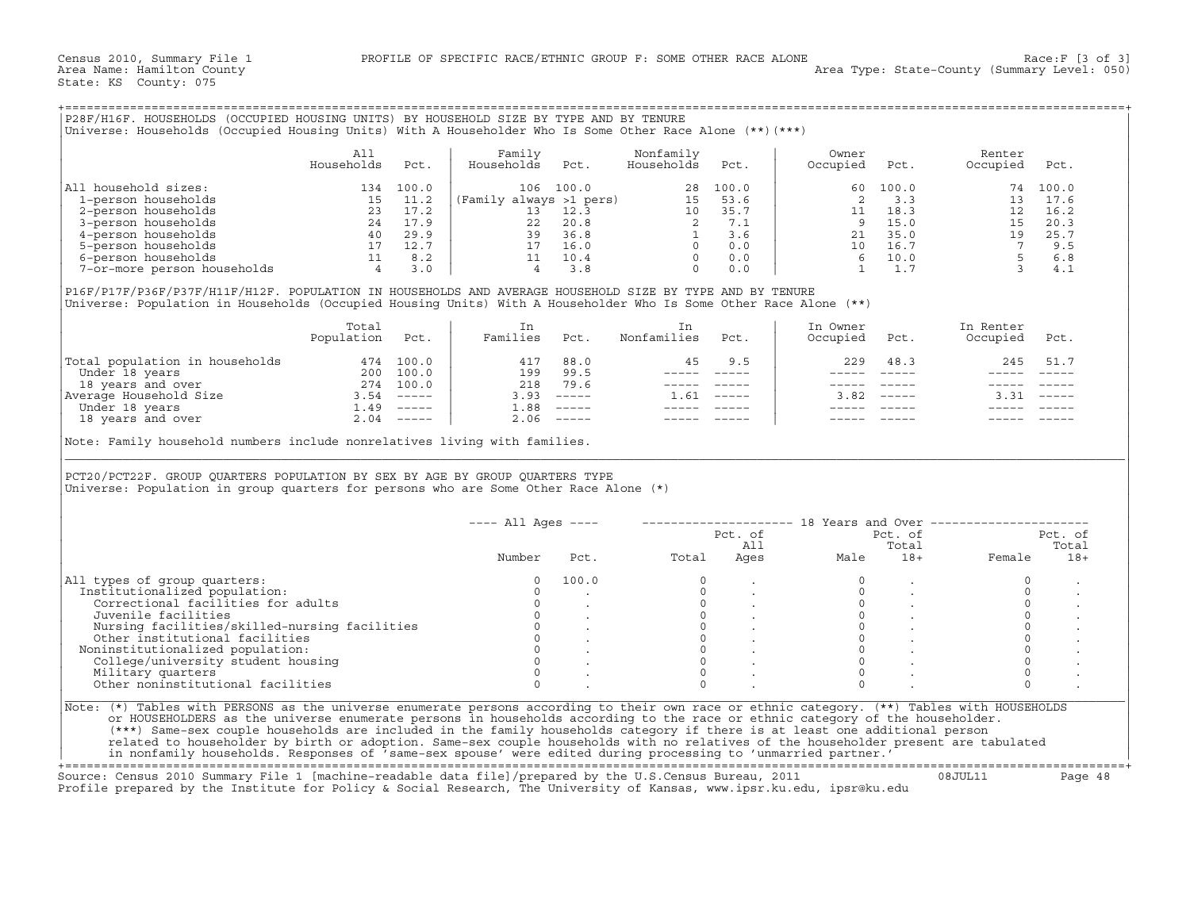Census 2010, Summary File 1 — PROFILE OF SPECIFIC RACE/ETHNIC GROUP F: SOME OTHER RACE ALONE — Race:F [3 of 3]
Area Name: Hamilton County — Area Type: State-County (Summary Level: 050)
State: KS County: 075

## P28F/H16F. HOUSEHOLDS (OCCUPIED HOUSING UNITS) BY HOUSEHOLD SIZE BY TYPE AND BY TENURE

Universe: Households (Occupied Housing Units) With A Householder Who Is Some Other Race Alone (**)(***)

| | All Households | Pct. | Family Households | Pct. | Nonfamily Households | Pct. | Owner Occupied | Pct. | Renter Occupied | Pct. |
|---|---|---|---|---|---|---|---|---|---|---|
| All household sizes: | 134 | 100.0 | 106 | 100.0 | 28 | 100.0 | 60 | 100.0 | 74 | 100.0 |
| 1-person households | 15 | 11.2 | (Family always >1 pers) | | 15 | 53.6 | 2 | 3.3 | 13 | 17.6 |
| 2-person households | 23 | 17.2 | 13 | 12.3 | 10 | 35.7 | 11 | 18.3 | 12 | 16.2 |
| 3-person households | 24 | 17.9 | 22 | 20.8 | 2 | 7.1 | 9 | 15.0 | 15 | 20.3 |
| 4-person households | 40 | 29.9 | 39 | 36.8 | 1 | 3.6 | 21 | 35.0 | 19 | 25.7 |
| 5-person households | 17 | 12.7 | 17 | 16.0 | 0 | 0.0 | 10 | 16.7 | 7 | 9.5 |
| 6-person households | 11 | 8.2 | 11 | 10.4 | 0 | 0.0 | 6 | 10.0 | 5 | 6.8 |
| 7-or-more person households | 4 | 3.0 | 4 | 3.8 | 0 | 0.0 | 1 | 1.7 | 3 | 4.1 |

## P16F/P17F/P36F/P37F/H11F/H12F. POPULATION IN HOUSEHOLDS AND AVERAGE HOUSEHOLD SIZE BY TYPE AND BY TENURE

Universe: Population in Households (Occupied Housing Units) With A Householder Who Is Some Other Race Alone (**)

| | Total Population | Pct. | In Families | Pct. | In Nonfamilies | Pct. | In Owner Occupied | Pct. | In Renter Occupied | Pct. |
|---|---|---|---|---|---|---|---|---|---|---|
| Total population in households | 474 | 100.0 | 417 | 88.0 | 45 | 9.5 | 229 | 48.3 | 245 | 51.7 |
| Under 18 years | 200 | 100.0 | 199 | 99.5 | ----- | ----- | ----- | ----- | ----- | ----- |
| 18 years and over | 274 | 100.0 | 218 | 79.6 | ----- | ----- | ----- | ----- | ----- | ----- |
| Average Household Size | 3.54 | ----- | 3.93 | ----- | 1.61 | ----- | 3.82 | ----- | 3.31 | ----- |
| Under 18 years | 1.49 | ----- | 1.88 | ----- | ----- | ----- | ----- | ----- | ----- | ----- |
| 18 years and over | 2.04 | ----- | 2.06 | ----- | ----- | ----- | ----- | ----- | ----- | ----- |

Note: Family household numbers include nonrelatives living with families.

## PCT20/PCT22F. GROUP QUARTERS POPULATION BY SEX BY AGE BY GROUP QUARTERS TYPE

Universe: Population in group quarters for persons who are Some Other Race Alone (*)

| | All Ages Number | All Ages Pct. | 18 Years and Over Total | Pct. of All Ages | Male | Pct. of Total 18+ | Female | Pct. of Total 18+ |
|---|---|---|---|---|---|---|---|---|
| All types of group quarters: | 0 | 100.0 | 0 | . | 0 | . | 0 | . |
| Institutionalized population: | 0 | . | 0 | . | 0 | . | 0 | . |
| Correctional facilities for adults | 0 | . | 0 | . | 0 | . | 0 | . |
| Juvenile facilities | 0 | . | 0 | . | 0 | . | 0 | . |
| Nursing facilities/skilled-nursing facilities | 0 | . | 0 | . | 0 | . | 0 | . |
| Other institutional facilities | 0 | . | 0 | . | 0 | . | 0 | . |
| Noninstitutionalized population: | 0 | . | 0 | . | 0 | . | 0 | . |
| College/university student housing | 0 | . | 0 | . | 0 | . | 0 | . |
| Military quarters | 0 | . | 0 | . | 0 | . | 0 | . |
| Other noninstitutional facilities | 0 | . | 0 | . | 0 | . | 0 | . |

Note: (*) Tables with PERSONS as the universe enumerate persons according to their own race or ethnic category. (**) Tables with HOUSEHOLDS or HOUSEHOLDERS as the universe enumerate persons in households according to the race or ethnic category of the householder. (***) Same-sex couple households are included in the family households category if there is at least one additional person related to householder by birth or adoption. Same-sex couple households with no relatives of the householder present are tabulated in nonfamily households. Responses of 'same-sex spouse' were edited during processing to 'unmarried partner.'

Source: Census 2010 Summary File 1 [machine-readable data file]/prepared by the U.S.Census Bureau, 2011 08JUL11
Profile prepared by the Institute for Policy & Social Research, The University of Kansas, www.ipsr.ku.edu, ipsr@ku.edu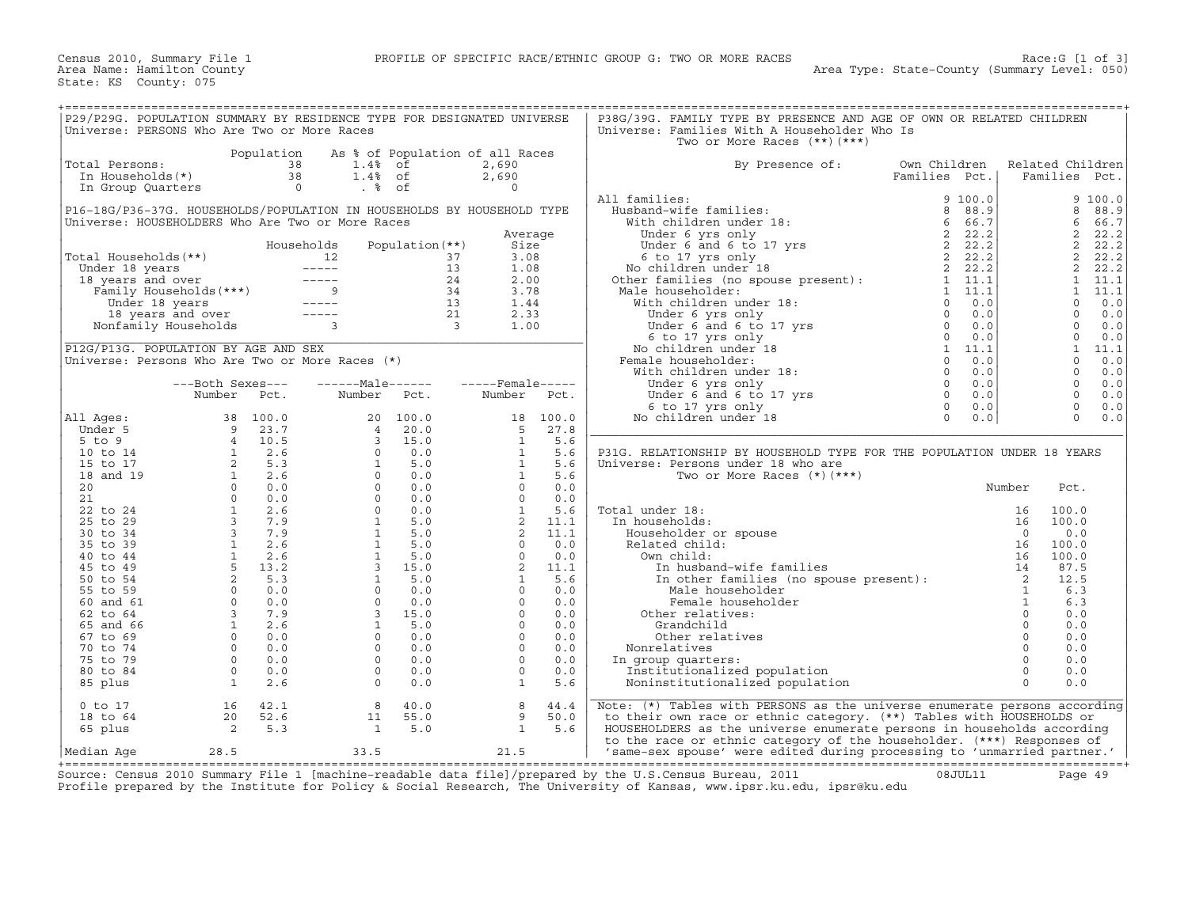Census 2010, Summary File 1 — PROFILE OF SPECIFIC RACE/ETHNIC GROUP G: TWO OR MORE RACES — Race:G [1 of 3]

Area Name: Hamilton County — Area Type: State-County (Summary Level: 050)

State: KS County: 075

## P29/P29G. POPULATION SUMMARY BY RESIDENCE TYPE FOR DESIGNATED UNIVERSE

Universe: PERSONS Who Are Two or More Races

| | Population | As % of Population of all Races | |
|---|---|---|---|
| Total Persons: | 38 | 1.4% of | 2,690 |
| In Households(*) | 38 | 1.4% of | 2,690 |
| In Group Quarters | 0 | . % of | 0 |

## P16-18G/P36-37G. HOUSEHOLDS/POPULATION IN HOUSEHOLDS BY HOUSEHOLD TYPE

Universe: HOUSEHOLDERS Who Are Two or More Races

| | Households | Population(**) | Average Size |
|---|---|---|---|
| Total Households(**) | 12 | 37 | 3.08 |
| Under 18 years | ----- | 13 | 1.08 |
| 18 years and over | ----- | 24 | 2.00 |
| Family Households(***) | 9 | 34 | 3.78 |
| Under 18 years | ----- | 13 | 1.44 |
| 18 years and over | ----- | 21 | 2.33 |
| Nonfamily Households | 3 | 3 | 1.00 |

## P12G/P13G. POPULATION BY AGE AND SEX

Universe: Persons Who Are Two or More Races (*)

| | Both Sexes Number | Both Sexes Pct. | Male Number | Male Pct. | Female Number | Female Pct. |
|---|---|---|---|---|---|---|
| All Ages: | 38 | 100.0 | 20 | 100.0 | 18 | 100.0 |
| Under 5 | 9 | 23.7 | 4 | 20.0 | 5 | 27.8 |
| 5 to 9 | 4 | 10.5 | 3 | 15.0 | 1 | 5.6 |
| 10 to 14 | 1 | 2.6 | 0 | 0.0 | 1 | 5.6 |
| 15 to 17 | 2 | 5.3 | 1 | 5.0 | 1 | 5.6 |
| 18 and 19 | 1 | 2.6 | 0 | 0.0 | 1 | 5.6 |
| 20 | 0 | 0.0 | 0 | 0.0 | 0 | 0.0 |
| 21 | 0 | 0.0 | 0 | 0.0 | 0 | 0.0 |
| 22 to 24 | 1 | 2.6 | 0 | 0.0 | 1 | 5.6 |
| 25 to 29 | 3 | 7.9 | 1 | 5.0 | 2 | 11.1 |
| 30 to 34 | 3 | 7.9 | 1 | 5.0 | 2 | 11.1 |
| 35 to 39 | 1 | 2.6 | 1 | 5.0 | 0 | 0.0 |
| 40 to 44 | 1 | 2.6 | 1 | 5.0 | 0 | 0.0 |
| 45 to 49 | 5 | 13.2 | 3 | 15.0 | 2 | 11.1 |
| 50 to 54 | 2 | 5.3 | 1 | 5.0 | 1 | 5.6 |
| 55 to 59 | 0 | 0.0 | 0 | 0.0 | 0 | 0.0 |
| 60 and 61 | 0 | 0.0 | 0 | 0.0 | 0 | 0.0 |
| 62 to 64 | 3 | 7.9 | 3 | 15.0 | 0 | 0.0 |
| 65 and 66 | 1 | 2.6 | 1 | 5.0 | 0 | 0.0 |
| 67 to 69 | 0 | 0.0 | 0 | 0.0 | 0 | 0.0 |
| 70 to 74 | 0 | 0.0 | 0 | 0.0 | 0 | 0.0 |
| 75 to 79 | 0 | 0.0 | 0 | 0.0 | 0 | 0.0 |
| 80 to 84 | 0 | 0.0 | 0 | 0.0 | 0 | 0.0 |
| 85 plus | 1 | 2.6 | 0 | 0.0 | 1 | 5.6 |
| 0 to 17 | 16 | 42.1 | 8 | 40.0 | 8 | 44.4 |
| 18 to 64 | 20 | 52.6 | 11 | 55.0 | 9 | 50.0 |
| 65 plus | 2 | 5.3 | 1 | 5.0 | 1 | 5.6 |
| Median Age | 28.5 | | 33.5 | | 21.5 | |

## P38G/39G. FAMILY TYPE BY PRESENCE AND AGE OF OWN OR RELATED CHILDREN

Universe: Families With A Householder Who Is Two or More Races (**)(***)

| By Presence of: | Own Children Families | Own Children Pct. | Related Children Families | Related Children Pct. |
|---|---|---|---|---|
| All families: | 9 | 100.0 | 9 | 100.0 |
| Husband-wife families: | 8 | 88.9 | 8 | 88.9 |
| With children under 18: | 6 | 66.7 | 6 | 66.7 |
| Under 6 yrs only | 2 | 22.2 | 2 | 22.2 |
| Under 6 and 6 to 17 yrs | 2 | 22.2 | 2 | 22.2 |
| 6 to 17 yrs only | 2 | 22.2 | 2 | 22.2 |
| No children under 18 | 2 | 22.2 | 2 | 22.2 |
| Other families (no spouse present): | 1 | 11.1 | 1 | 11.1 |
| Male householder: | 1 | 11.1 | 1 | 11.1 |
| With children under 18: | 0 | 0.0 | 0 | 0.0 |
| Under 6 yrs only | 0 | 0.0 | 0 | 0.0 |
| Under 6 and 6 to 17 yrs | 0 | 0.0 | 0 | 0.0 |
| 6 to 17 yrs only | 0 | 0.0 | 0 | 0.0 |
| No children under 18 | 1 | 11.1 | 1 | 11.1 |
| Female householder: | 0 | 0.0 | 0 | 0.0 |
| With children under 18: | 0 | 0.0 | 0 | 0.0 |
| Under 6 yrs only | 0 | 0.0 | 0 | 0.0 |
| Under 6 and 6 to 17 yrs | 0 | 0.0 | 0 | 0.0 |
| 6 to 17 yrs only | 0 | 0.0 | 0 | 0.0 |
| No children under 18 | 0 | 0.0 | 0 | 0.0 |

## P31G. RELATIONSHIP BY HOUSEHOLD TYPE FOR THE POPULATION UNDER 18 YEARS

Universe: Persons under 18 who are Two or More Races (*)(***)

| | Number | Pct. |
|---|---|---|
| Total under 18: | 16 | 100.0 |
| In households: | 16 | 100.0 |
| Householder or spouse | 0 | 0.0 |
| Related child: | 16 | 100.0 |
| Own child: | 16 | 100.0 |
| In husband-wife families | 14 | 87.5 |
| In other families (no spouse present): | 2 | 12.5 |
| Male householder | 1 | 6.3 |
| Female householder | 1 | 6.3 |
| Other relatives: | 0 | 0.0 |
| Grandchild | 0 | 0.0 |
| Other relatives | 0 | 0.0 |
| Nonrelatives | 0 | 0.0 |
| In group quarters: | 0 | 0.0 |
| Institutionalized population | 0 | 0.0 |
| Noninstitutionalized population | 0 | 0.0 |

Note: (*) Tables with PERSONS as the universe enumerate persons according to their own race or ethnic category. (**) Tables with HOUSEHOLDS or HOUSEHOLDERS as the universe enumerate persons in households according to the race or ethnic category of the householder. (***) Responses of 'same-sex spouse' were edited during processing to 'unmarried partner.'

Source: Census 2010 Summary File 1 [machine-readable data file]/prepared by the U.S.Census Bureau, 2011 08JUL11

Profile prepared by the Institute for Policy & Social Research, The University of Kansas, www.ipsr.ku.edu, ipsr@ku.edu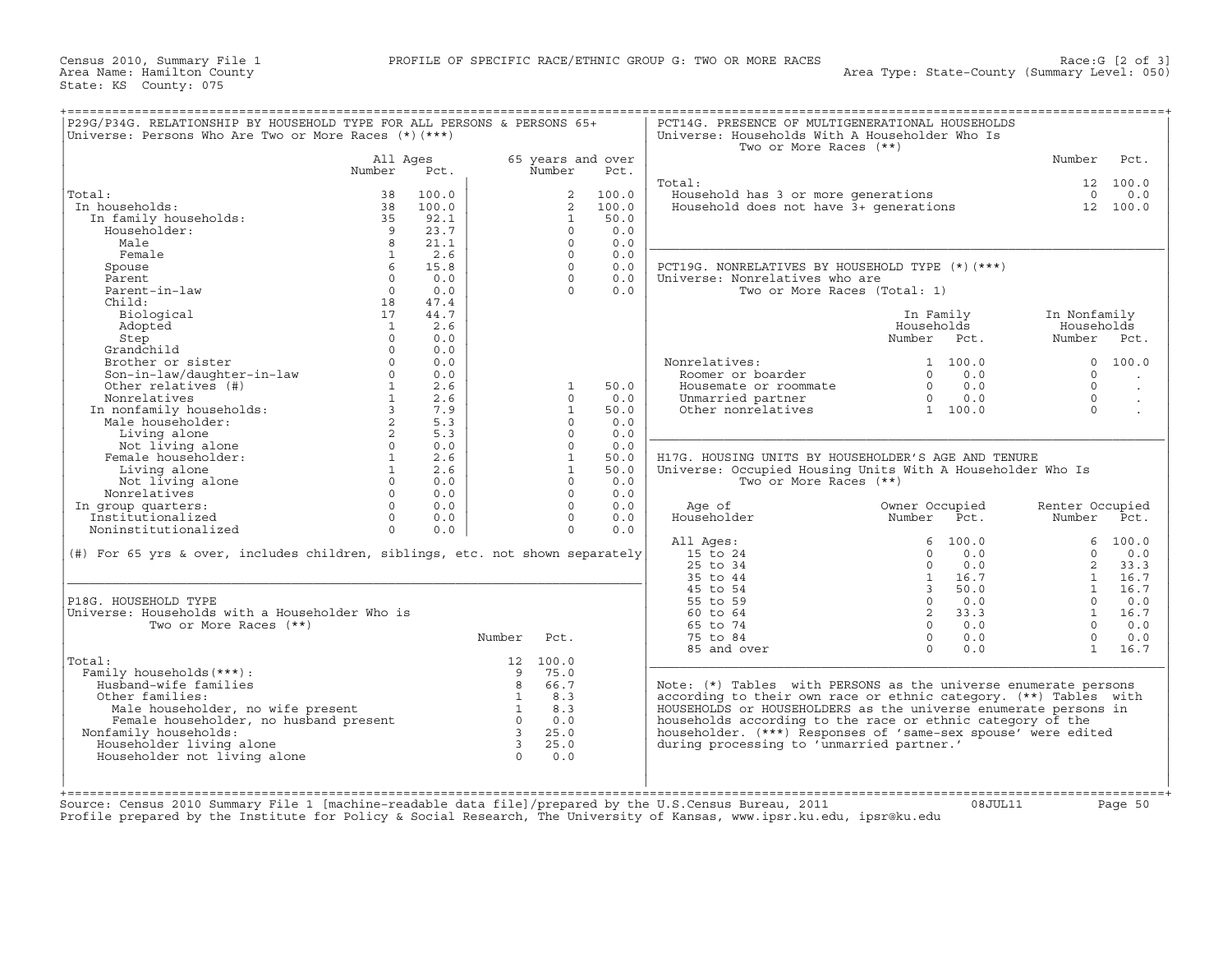Census 2010, Summary File 1 — PROFILE OF SPECIFIC RACE/ETHNIC GROUP G: TWO OR MORE RACES — Race:G [2 of 3]
Area Name: Hamilton County — Area Type: State-County (Summary Level: 050)
State: KS County: 075

## P29G/P34G. RELATIONSHIP BY HOUSEHOLD TYPE FOR ALL PERSONS & PERSONS 65+
Universe: Persons Who Are Two or More Races (*)(***)

| | All Ages Number | All Ages Pct. | 65 years and over Number | 65 years and over Pct. |
|---|---|---|---|---|
| Total: | 38 | 100.0 | 2 | 100.0 |
| In households: | 38 | 100.0 | 2 | 100.0 |
| In family households: | 35 | 92.1 | 1 | 50.0 |
| Householder: | 9 | 23.7 | 0 | 0.0 |
| Male | 8 | 21.1 | 0 | 0.0 |
| Female | 1 | 2.6 | 0 | 0.0 |
| Spouse | 6 | 15.8 | 0 | 0.0 |
| Parent | 0 | 0.0 | 0 | 0.0 |
| Parent-in-law | 0 | 0.0 | 0 | 0.0 |
| Child: | 18 | 47.4 | | |
| Biological | 17 | 44.7 | | |
| Adopted | 1 | 2.6 | | |
| Step | 0 | 0.0 | | |
| Grandchild | 0 | 0.0 | | |
| Brother or sister | 0 | 0.0 | | |
| Son-in-law/daughter-in-law | 0 | 0.0 | | |
| Other relatives (#) | 1 | 2.6 | 1 | 50.0 |
| Nonrelatives | 1 | 2.6 | 0 | 0.0 |
| In nonfamily households: | 3 | 7.9 | 1 | 50.0 |
| Male householder: | 2 | 5.3 | 0 | 0.0 |
| Living alone | 2 | 5.3 | 0 | 0.0 |
| Not living alone | 0 | 0.0 | 0 | 0.0 |
| Female householder: | 1 | 2.6 | 1 | 50.0 |
| Living alone | 1 | 2.6 | 1 | 50.0 |
| Not living alone | 0 | 0.0 | 0 | 0.0 |
| Nonrelatives | 0 | 0.0 | 0 | 0.0 |
| In group quarters: | 0 | 0.0 | 0 | 0.0 |
| Institutionalized | 0 | 0.0 | 0 | 0.0 |
| Noninstitutionalized | 0 | 0.0 | 0 | 0.0 |

(#) For 65 yrs & over, includes children, siblings, etc. not shown separately

## P18G. HOUSEHOLD TYPE
Universe: Households with a Householder Who is Two or More Races (**)

| | Number | Pct. |
|---|---|---|
| Total: | 12 | 100.0 |
| Family households(***): | 9 | 75.0 |
| Husband-wife families | 8 | 66.7 |
| Other families: | 1 | 8.3 |
| Male householder, no wife present | 1 | 8.3 |
| Female householder, no husband present | 0 | 0.0 |
| Nonfamily households: | 3 | 25.0 |
| Householder living alone | 3 | 25.0 |
| Householder not living alone | 0 | 0.0 |

## PCT14G. PRESENCE OF MULTIGENERATIONAL HOUSEHOLDS
Universe: Households With A Householder Who Is Two or More Races (**)

| | Number | Pct. |
|---|---|---|
| Total: | 12 | 100.0 |
| Household has 3 or more generations | 0 | 0.0 |
| Household does not have 3+ generations | 12 | 100.0 |

## PCT19G. NONRELATIVES BY HOUSEHOLD TYPE (*)(***)
Universe: Nonrelatives who are Two or More Races (Total: 1)

| | In Family Households Number | In Family Households Pct. | In Nonfamily Households Number | In Nonfamily Households Pct. |
|---|---|---|---|---|
| Nonrelatives: | 1 | 100.0 | 0 | 100.0 |
| Roomer or boarder | 0 | 0.0 | 0 | . |
| Housemate or roommate | 0 | 0.0 | 0 | . |
| Unmarried partner | 0 | 0.0 | 0 | . |
| Other nonrelatives | 1 | 100.0 | 0 | . |

## H17G. HOUSING UNITS BY HOUSEHOLDER'S AGE AND TENURE
Universe: Occupied Housing Units With A Householder Who Is Two or More Races (**)

| Age of Householder | Owner Occupied Number | Owner Occupied Pct. | Renter Occupied Number | Renter Occupied Pct. |
|---|---|---|---|---|
| All Ages: | 6 | 100.0 | 6 | 100.0 |
| 15 to 24 | 0 | 0.0 | 0 | 0.0 |
| 25 to 34 | 0 | 0.0 | 2 | 33.3 |
| 35 to 44 | 1 | 16.7 | 1 | 16.7 |
| 45 to 54 | 3 | 50.0 | 1 | 16.7 |
| 55 to 59 | 0 | 0.0 | 0 | 0.0 |
| 60 to 64 | 2 | 33.3 | 1 | 16.7 |
| 65 to 74 | 0 | 0.0 | 0 | 0.0 |
| 75 to 84 | 0 | 0.0 | 0 | 0.0 |
| 85 and over | 0 | 0.0 | 1 | 16.7 |

Note: (*) Tables with PERSONS as the universe enumerate persons according to their own race or ethnic category. (**) Tables with HOUSEHOLDS or HOUSEHOLDERS as the universe enumerate persons in households according to the race or ethnic category of the householder. (***) Responses of 'same-sex spouse' were edited during processing to 'unmarried partner.'

Source: Census 2010 Summary File 1 [machine-readable data file]/prepared by the U.S.Census Bureau, 2011 08JUL11
Profile prepared by the Institute for Policy & Social Research, The University of Kansas, www.ipsr.ku.edu, ipsr@ku.edu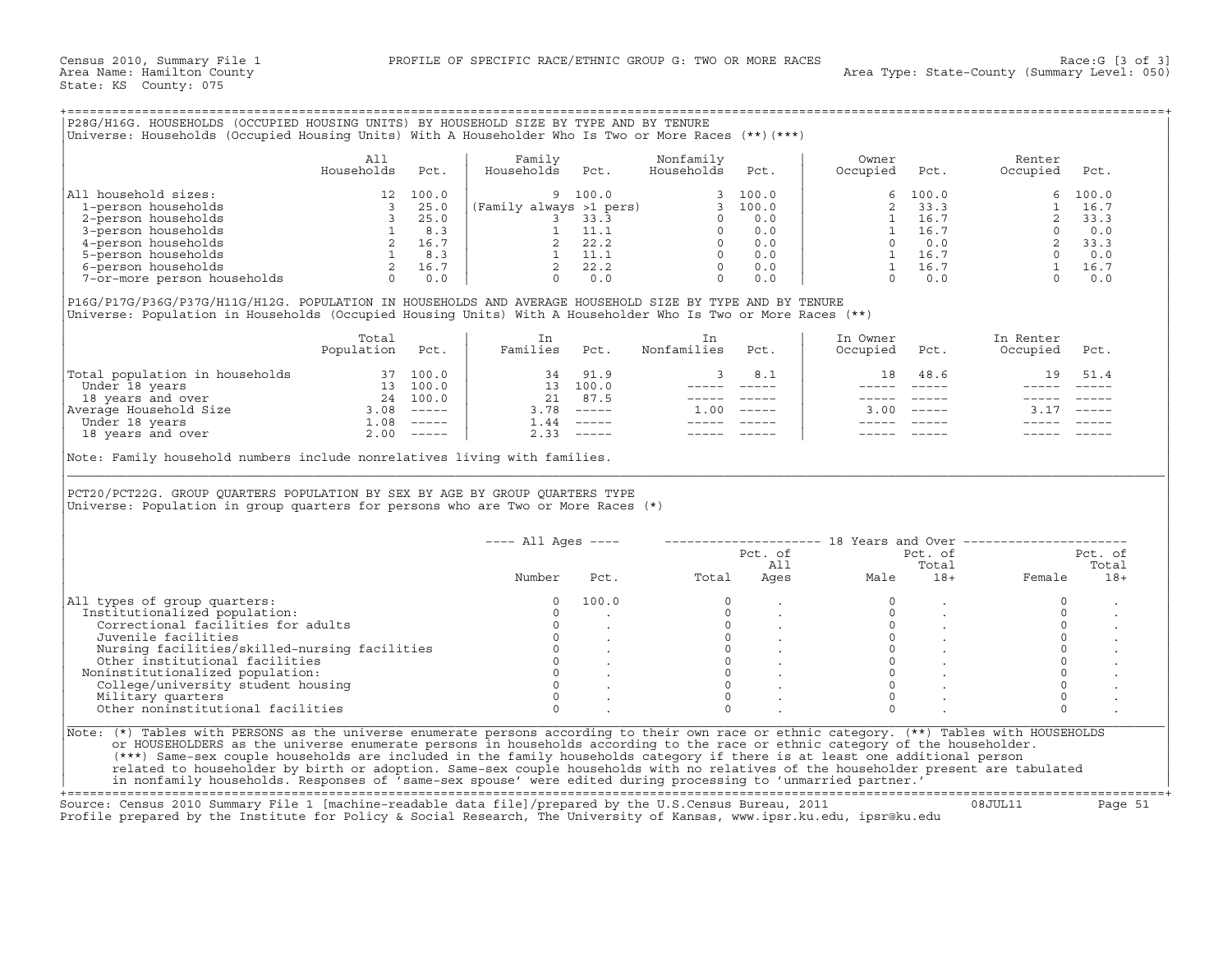Census 2010, Summary File 1 — PROFILE OF SPECIFIC RACE/ETHNIC GROUP G: TWO OR MORE RACES — Race:G [3 of 3]
Area Name: Hamilton County — Area Type: State-County (Summary Level: 050)
State: KS County: 075

## P28G/H16G. HOUSEHOLDS (OCCUPIED HOUSING UNITS) BY HOUSEHOLD SIZE BY TYPE AND BY TENURE

Universe: Households (Occupied Housing Units) With A Householder Who Is Two or More Races (**)(***)

| | All Households | Pct. | Family Households | Pct. | Nonfamily Households | Pct. | Owner Occupied | Pct. | Renter Occupied | Pct. |
|---|---|---|---|---|---|---|---|---|---|---|
| All household sizes: | 12 | 100.0 | 9 | 100.0 | 3 | 100.0 | 6 | 100.0 | 6 | 100.0 |
| 1-person households | 3 | 25.0 | (Family always >1 pers) | | 3 | 100.0 | 2 | 33.3 | 1 | 16.7 |
| 2-person households | 3 | 25.0 | 3 | 33.3 | 0 | 0.0 | 1 | 16.7 | 2 | 33.3 |
| 3-person households | 1 | 8.3 | 1 | 11.1 | 0 | 0.0 | 1 | 16.7 | 0 | 0.0 |
| 4-person households | 2 | 16.7 | 2 | 22.2 | 0 | 0.0 | 0 | 0.0 | 2 | 33.3 |
| 5-person households | 1 | 8.3 | 1 | 11.1 | 0 | 0.0 | 1 | 16.7 | 0 | 0.0 |
| 6-person households | 2 | 16.7 | 2 | 22.2 | 0 | 0.0 | 1 | 16.7 | 1 | 16.7 |
| 7-or-more person households | 0 | 0.0 | 0 | 0.0 | 0 | 0.0 | 0 | 0.0 | 0 | 0.0 |

## P16G/P17G/P36G/P37G/H11G/H12G. POPULATION IN HOUSEHOLDS AND AVERAGE HOUSEHOLD SIZE BY TYPE AND BY TENURE

Universe: Population in Households (Occupied Housing Units) With A Householder Who Is Two or More Races (**)

| | Total Population | Pct. | In Families | Pct. | In Nonfamilies | Pct. | In Owner Occupied | Pct. | In Renter Occupied | Pct. |
|---|---|---|---|---|---|---|---|---|---|---|
| Total population in households | 37 | 100.0 | 34 | 91.9 | 3 | 8.1 | 18 | 48.6 | 19 | 51.4 |
| Under 18 years | 13 | 100.0 | 13 | 100.0 | ----- | ----- | ----- | ----- | ----- | ----- |
| 18 years and over | 24 | 100.0 | 21 | 87.5 | ----- | ----- | ----- | ----- | ----- | ----- |
| Average Household Size | 3.08 | ----- | 3.78 | ----- | 1.00 | ----- | 3.00 | ----- | 3.17 | ----- |
| Under 18 years | 1.08 | ----- | 1.44 | ----- | ----- | ----- | ----- | ----- | ----- | ----- |
| 18 years and over | 2.00 | ----- | 2.33 | ----- | ----- | ----- | ----- | ----- | ----- | ----- |

Note: Family household numbers include nonrelatives living with families.

## PCT20/PCT22G. GROUP QUARTERS POPULATION BY SEX BY AGE BY GROUP QUARTERS TYPE

Universe: Population in group quarters for persons who are Two or More Races (*)

| | All Ages Number | All Ages Pct. | 18 Years and Over Total | Pct. of All Ages | Male | Pct. of Total 18+ | Female | Pct. of Total 18+ |
|---|---|---|---|---|---|---|---|---|
| All types of group quarters: | 0 | 100.0 | 0 | . | 0 | . | 0 | . |
| Institutionalized population: | 0 | . | 0 | . | 0 | . | 0 | . |
| Correctional facilities for adults | 0 | . | 0 | . | 0 | . | 0 | . |
| Juvenile facilities | 0 | . | 0 | . | 0 | . | 0 | . |
| Nursing facilities/skilled-nursing facilities | 0 | . | 0 | . | 0 | . | 0 | . |
| Other institutional facilities | 0 | . | 0 | . | 0 | . | 0 | . |
| Noninstitutionalized population: | 0 | . | 0 | . | 0 | . | 0 | . |
| College/university student housing | 0 | . | 0 | . | 0 | . | 0 | . |
| Military quarters | 0 | . | 0 | . | 0 | . | 0 | . |
| Other noninstitutional facilities | 0 | . | 0 | . | 0 | . | 0 | . |

Note: (*) Tables with PERSONS as the universe enumerate persons according to their own race or ethnic category. (**) Tables with HOUSEHOLDS or HOUSEHOLDERS as the universe enumerate persons in households according to the race or ethnic category of the householder. (***) Same-sex couple households are included in the family households category if there is at least one additional person related to householder by birth or adoption. Same-sex couple households with no relatives of the householder present are tabulated in nonfamily households. Responses of 'same-sex spouse' were edited during processing to 'unmarried partner.'

Source: Census 2010 Summary File 1 [machine-readable data file]/prepared by the U.S.Census Bureau, 2011 08JUL11
Profile prepared by the Institute for Policy & Social Research, The University of Kansas, www.ipsr.ku.edu, ipsr@ku.edu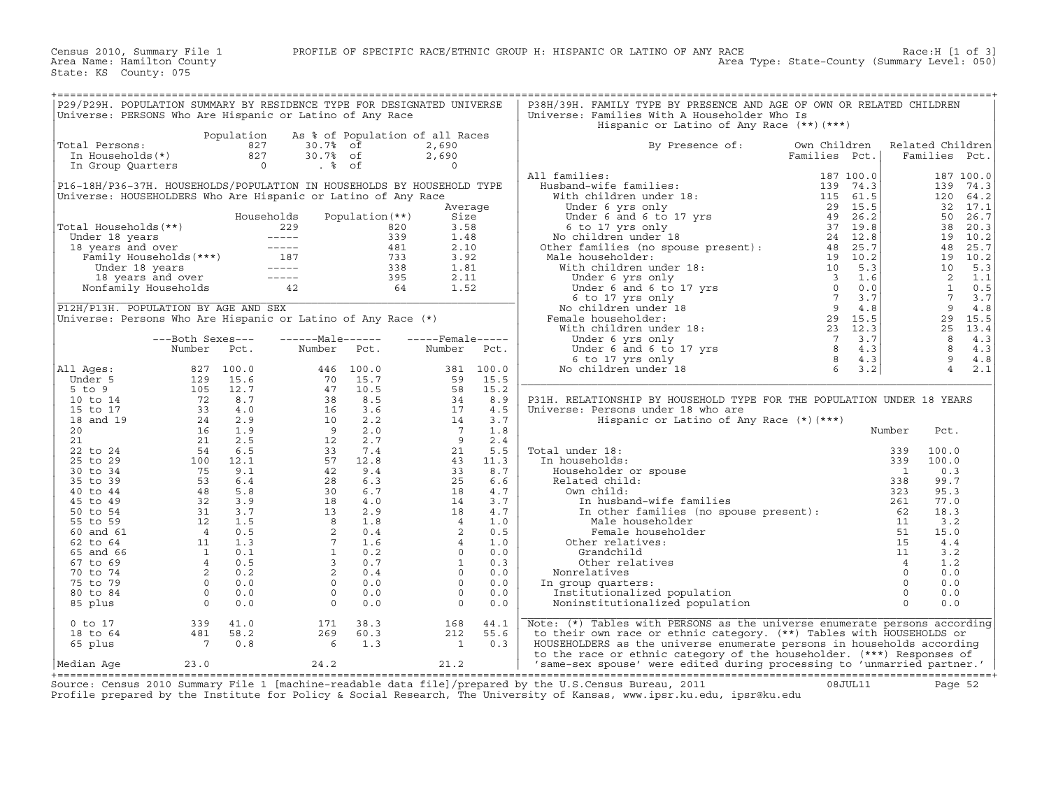Census 2010, Summary File 1 — PROFILE OF SPECIFIC RACE/ETHNIC GROUP H: HISPANIC OR LATINO OF ANY RACE — Race:H [1 of 3]
Area Name: Hamilton County — Area Type: State-County (Summary Level: 050)
State: KS County: 075

## P29/P29H. POPULATION SUMMARY BY RESIDENCE TYPE FOR DESIGNATED UNIVERSE

Universe: PERSONS Who Are Hispanic or Latino of Any Race

| | Population | As % of Population of all Races | |
|---|---|---|---|
| Total Persons: | 827 | 30.7% of | 2,690 |
| In Households(*) | 827 | 30.7% of | 2,690 |
| In Group Quarters | 0 | . % of | 0 |

## P16-18H/P36-37H. HOUSEHOLDS/POPULATION IN HOUSEHOLDS BY HOUSEHOLD TYPE

Universe: HOUSEHOLDERS Who Are Hispanic or Latino of Any Race

| | Households | Population(**) | Average Size |
|---|---|---|---|
| Total Households(**) | 229 | 820 | 3.58 |
| Under 18 years | ----- | 339 | 1.48 |
| 18 years and over | ----- | 481 | 2.10 |
| Family Households(***) | 187 | 733 | 3.92 |
| Under 18 years | ----- | 338 | 1.81 |
| 18 years and over | ----- | 395 | 2.11 |
| Nonfamily Households | 42 | 64 | 1.52 |

## P12H/P13H. POPULATION BY AGE AND SEX

Universe: Persons Who Are Hispanic or Latino of Any Race (*)

| | Both Sexes Number | Both Sexes Pct. | Male Number | Male Pct. | Female Number | Female Pct. |
|---|---|---|---|---|---|---|
| All Ages: | 827 | 100.0 | 446 | 100.0 | 381 | 100.0 |
| Under 5 | 129 | 15.6 | 70 | 15.7 | 59 | 15.5 |
| 5 to 9 | 105 | 12.7 | 47 | 10.5 | 58 | 15.2 |
| 10 to 14 | 72 | 8.7 | 38 | 8.5 | 34 | 8.9 |
| 15 to 17 | 33 | 4.0 | 16 | 3.6 | 17 | 4.5 |
| 18 and 19 | 24 | 2.9 | 10 | 2.2 | 14 | 3.7 |
| 20 | 16 | 1.9 | 9 | 2.0 | 7 | 1.8 |
| 21 | 21 | 2.5 | 12 | 2.7 | 9 | 2.4 |
| 22 to 24 | 54 | 6.5 | 33 | 7.4 | 21 | 5.5 |
| 25 to 29 | 100 | 12.1 | 57 | 12.8 | 43 | 11.3 |
| 30 to 34 | 75 | 9.1 | 42 | 9.4 | 33 | 8.7 |
| 35 to 39 | 53 | 6.4 | 28 | 6.3 | 25 | 6.6 |
| 40 to 44 | 48 | 5.8 | 30 | 6.7 | 18 | 4.7 |
| 45 to 49 | 32 | 3.9 | 18 | 4.0 | 14 | 3.7 |
| 50 to 54 | 31 | 3.7 | 13 | 2.9 | 18 | 4.7 |
| 55 to 59 | 12 | 1.5 | 8 | 1.8 | 4 | 1.0 |
| 60 and 61 | 4 | 0.5 | 2 | 0.4 | 2 | 0.5 |
| 62 to 64 | 11 | 1.3 | 7 | 1.6 | 4 | 1.0 |
| 65 and 66 | 1 | 0.1 | 1 | 0.2 | 0 | 0.0 |
| 67 to 69 | 4 | 0.5 | 3 | 0.7 | 1 | 0.3 |
| 70 to 74 | 2 | 0.2 | 2 | 0.4 | 0 | 0.0 |
| 75 to 79 | 0 | 0.0 | 0 | 0.0 | 0 | 0.0 |
| 80 to 84 | 0 | 0.0 | 0 | 0.0 | 0 | 0.0 |
| 85 plus | 0 | 0.0 | 0 | 0.0 | 0 | 0.0 |
| 0 to 17 | 339 | 41.0 | 171 | 38.3 | 168 | 44.1 |
| 18 to 64 | 481 | 58.2 | 269 | 60.3 | 212 | 55.6 |
| 65 plus | 7 | 0.8 | 6 | 1.3 | 1 | 0.3 |
| Median Age | 23.0 | | 24.2 | | 21.2 | |

## P38H/39H. FAMILY TYPE BY PRESENCE AND AGE OF OWN OR RELATED CHILDREN

Universe: Families With A Householder Who Is Hispanic or Latino of Any Race (**)(***)

| By Presence of: | Own Children Families | Own Children Pct. | Related Children Families | Related Children Pct. |
|---|---|---|---|---|
| All families: | 187 | 100.0 | 187 | 100.0 |
| Husband-wife families: | 139 | 74.3 | 139 | 74.3 |
| With children under 18: | 115 | 61.5 | 120 | 64.2 |
| Under 6 yrs only | 29 | 15.5 | 32 | 17.1 |
| Under 6 and 6 to 17 yrs | 49 | 26.2 | 50 | 26.7 |
| 6 to 17 yrs only | 37 | 19.8 | 38 | 20.3 |
| No children under 18 | 24 | 12.8 | 19 | 10.2 |
| Other families (no spouse present): | 48 | 25.7 | 48 | 25.7 |
| Male householder: | 19 | 10.2 | 19 | 10.2 |
| With children under 18: | 10 | 5.3 | 10 | 5.3 |
| Under 6 yrs only | 3 | 1.6 | 2 | 1.1 |
| Under 6 and 6 to 17 yrs | 0 | 0.0 | 1 | 0.5 |
| 6 to 17 yrs only | 7 | 3.7 | 7 | 3.7 |
| No children under 18 | 9 | 4.8 | 9 | 4.8 |
| Female householder: | 29 | 15.5 | 29 | 15.5 |
| With children under 18: | 23 | 12.3 | 25 | 13.4 |
| Under 6 yrs only | 7 | 3.7 | 8 | 4.3 |
| Under 6 and 6 to 17 yrs | 8 | 4.3 | 8 | 4.3 |
| 6 to 17 yrs only | 8 | 4.3 | 9 | 4.8 |
| No children under 18 | 6 | 3.2 | 4 | 2.1 |

## P31H. RELATIONSHIP BY HOUSEHOLD TYPE FOR THE POPULATION UNDER 18 YEARS

Universe: Persons under 18 who are Hispanic or Latino of Any Race (*)(***)

| | Number | Pct. |
|---|---|---|
| Total under 18: | 339 | 100.0 |
| In households: | 339 | 100.0 |
| Householder or spouse | 1 | 0.3 |
| Related child: | 338 | 99.7 |
| Own child: | 323 | 95.3 |
| In husband-wife families | 261 | 77.0 |
| In other families (no spouse present): | 62 | 18.3 |
| Male householder | 11 | 3.2 |
| Female householder | 51 | 15.0 |
| Other relatives: | 15 | 4.4 |
| Grandchild | 11 | 3.2 |
| Other relatives | 4 | 1.2 |
| Nonrelatives | 0 | 0.0 |
| In group quarters: | 0 | 0.0 |
| Institutionalized population | 0 | 0.0 |
| Noninstitutionalized population | 0 | 0.0 |

Note: (*) Tables with PERSONS as the universe enumerate persons according to their own race or ethnic category. (**) Tables with HOUSEHOLDS or HOUSEHOLDERS as the universe enumerate persons in households according to the race or ethnic category of the householder. (***) Responses of 'same-sex spouse' were edited during processing to 'unmarried partner.'

Source: Census 2010 Summary File 1 [machine-readable data file]/prepared by the U.S.Census Bureau, 2011 08JUL11
Profile prepared by the Institute for Policy & Social Research, The University of Kansas, www.ipsr.ku.edu, ipsr@ku.edu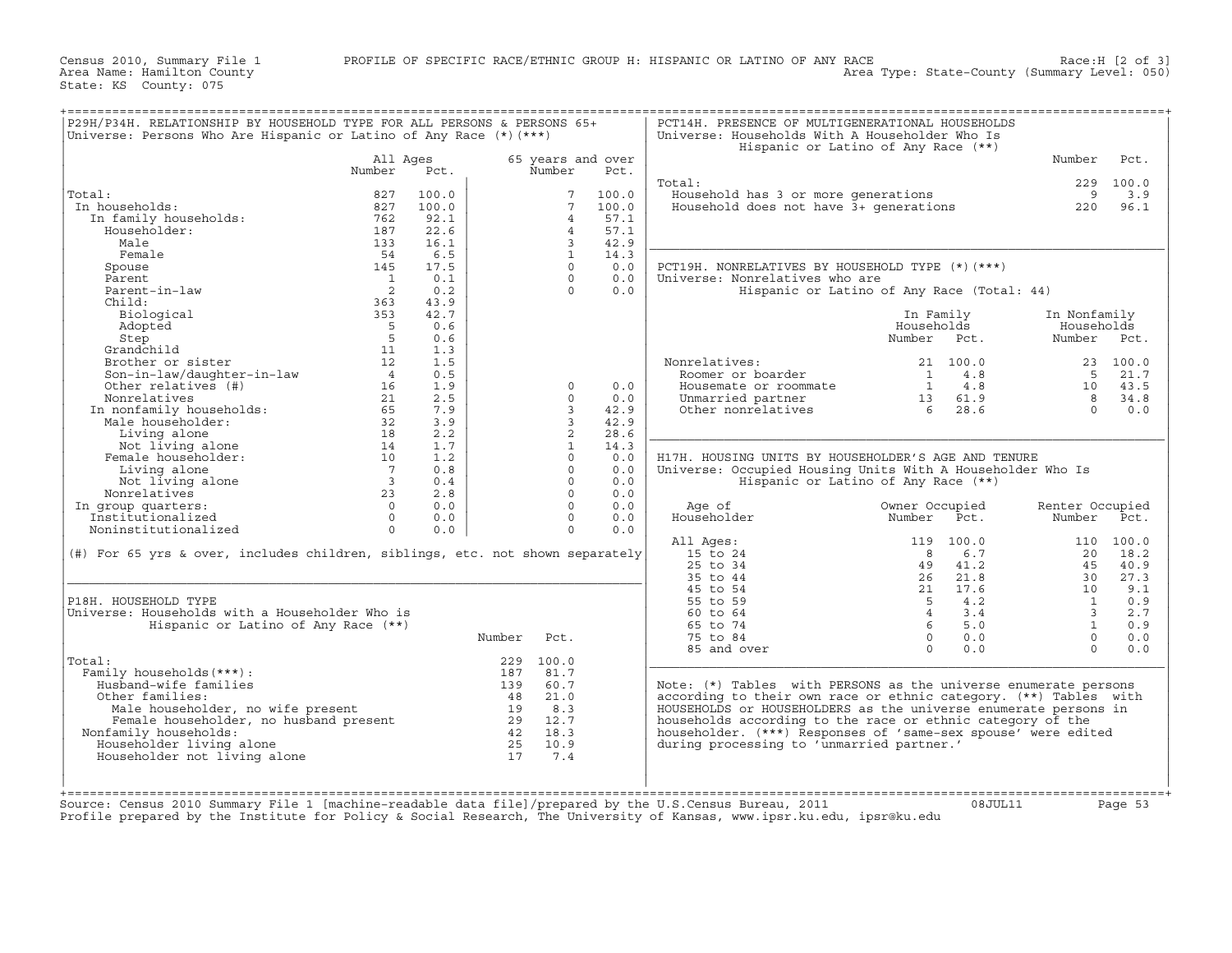Census 2010, Summary File 1 — PROFILE OF SPECIFIC RACE/ETHNIC GROUP H: HISPANIC OR LATINO OF ANY RACE — Race:H [2 of 3]

Area Name: Hamilton County — Area Type: State-County (Summary Level: 050)

State: KS County: 075

## P29H/P34H. RELATIONSHIP BY HOUSEHOLD TYPE FOR ALL PERSONS & PERSONS 65+

Universe: Persons Who Are Hispanic or Latino of Any Race (*)(***)

| | All Ages Number | All Ages Pct. | 65 years and over Number | 65 years and over Pct. |
|---|---|---|---|---|
| Total: | 827 | 100.0 | 7 | 100.0 |
| In households: | 827 | 100.0 | 7 | 100.0 |
| In family households: | 762 | 92.1 | 4 | 57.1 |
| Householder: | 187 | 22.6 | 4 | 57.1 |
| Male | 133 | 16.1 | 3 | 42.9 |
| Female | 54 | 6.5 | 1 | 14.3 |
| Spouse | 145 | 17.5 | 0 | 0.0 |
| Parent | 1 | 0.1 | 0 | 0.0 |
| Parent-in-law | 2 | 0.2 | 0 | 0.0 |
| Child: | 363 | 43.9 | | |
| Biological | 353 | 42.7 | | |
| Adopted | 5 | 0.6 | | |
| Step | 5 | 0.6 | | |
| Grandchild | 11 | 1.3 | | |
| Brother or sister | 12 | 1.5 | | |
| Son-in-law/daughter-in-law | 4 | 0.5 | | |
| Other relatives (#) | 16 | 1.9 | 0 | 0.0 |
| Nonrelatives | 21 | 2.5 | 0 | 0.0 |
| In nonfamily households: | 65 | 7.9 | 3 | 42.9 |
| Male householder: | 32 | 3.9 | 3 | 42.9 |
| Living alone | 18 | 2.2 | 2 | 28.6 |
| Not living alone | 14 | 1.7 | 1 | 14.3 |
| Female householder: | 10 | 1.2 | 0 | 0.0 |
| Living alone | 7 | 0.8 | 0 | 0.0 |
| Not living alone | 3 | 0.4 | 0 | 0.0 |
| Nonrelatives | 23 | 2.8 | 0 | 0.0 |
| In group quarters: | 0 | 0.0 | 0 | 0.0 |
| Institutionalized | 0 | 0.0 | 0 | 0.0 |
| Noninstitutionalized | 0 | 0.0 | 0 | 0.0 |

(#) For 65 yrs & over, includes children, siblings, etc. not shown separately

## P18H. HOUSEHOLD TYPE

Universe: Households with a Householder Who is Hispanic or Latino of Any Race (**)

| | Number | Pct. |
|---|---|---|
| Total: | 229 | 100.0 |
| Family households(***): | 187 | 81.7 |
| Husband-wife families | 139 | 60.7 |
| Other families: | 48 | 21.0 |
| Male householder, no wife present | 19 | 8.3 |
| Female householder, no husband present | 29 | 12.7 |
| Nonfamily households: | 42 | 18.3 |
| Householder living alone | 25 | 10.9 |
| Householder not living alone | 17 | 7.4 |

## PCT14H. PRESENCE OF MULTIGENERATIONAL HOUSEHOLDS

Universe: Households With A Householder Who Is Hispanic or Latino of Any Race (**)

| | Number | Pct. |
|---|---|---|
| Total: | 229 | 100.0 |
| Household has 3 or more generations | 9 | 3.9 |
| Household does not have 3+ generations | 220 | 96.1 |

## PCT19H. NONRELATIVES BY HOUSEHOLD TYPE (*)(***)

Universe: Nonrelatives who are Hispanic or Latino of Any Race (Total: 44)

| | In Family Households Number | In Family Households Pct. | In Nonfamily Households Number | In Nonfamily Households Pct. |
|---|---|---|---|---|
| Nonrelatives: | 21 | 100.0 | 23 | 100.0 |
| Roomer or boarder | 1 | 4.8 | 5 | 21.7 |
| Housemate or roommate | 1 | 4.8 | 10 | 43.5 |
| Unmarried partner | 13 | 61.9 | 8 | 34.8 |
| Other nonrelatives | 6 | 28.6 | 0 | 0.0 |

## H17H. HOUSING UNITS BY HOUSEHOLDER'S AGE AND TENURE

Universe: Occupied Housing Units With A Householder Who Is Hispanic or Latino of Any Race (**)

| Age of Householder | Owner Occupied Number | Owner Occupied Pct. | Renter Occupied Number | Renter Occupied Pct. |
|---|---|---|---|---|
| All Ages: | 119 | 100.0 | 110 | 100.0 |
| 15 to 24 | 8 | 6.7 | 20 | 18.2 |
| 25 to 34 | 49 | 41.2 | 45 | 40.9 |
| 35 to 44 | 26 | 21.8 | 30 | 27.3 |
| 45 to 54 | 21 | 17.6 | 10 | 9.1 |
| 55 to 59 | 5 | 4.2 | 1 | 0.9 |
| 60 to 64 | 4 | 3.4 | 3 | 2.7 |
| 65 to 74 | 6 | 5.0 | 1 | 0.9 |
| 75 to 84 | 0 | 0.0 | 0 | 0.0 |
| 85 and over | 0 | 0.0 | 0 | 0.0 |

Note: (*) Tables with PERSONS as the universe enumerate persons according to their own race or ethnic category. (**) Tables with HOUSEHOLDS or HOUSEHOLDERS as the universe enumerate persons in households according to the race or ethnic category of the householder. (***) Responses of 'same-sex spouse' were edited during processing to 'unmarried partner.'

Source: Census 2010 Summary File 1 [machine-readable data file]/prepared by the U.S.Census Bureau, 2011 08JUL11

Profile prepared by the Institute for Policy & Social Research, The University of Kansas, www.ipsr.ku.edu, ipsr@ku.edu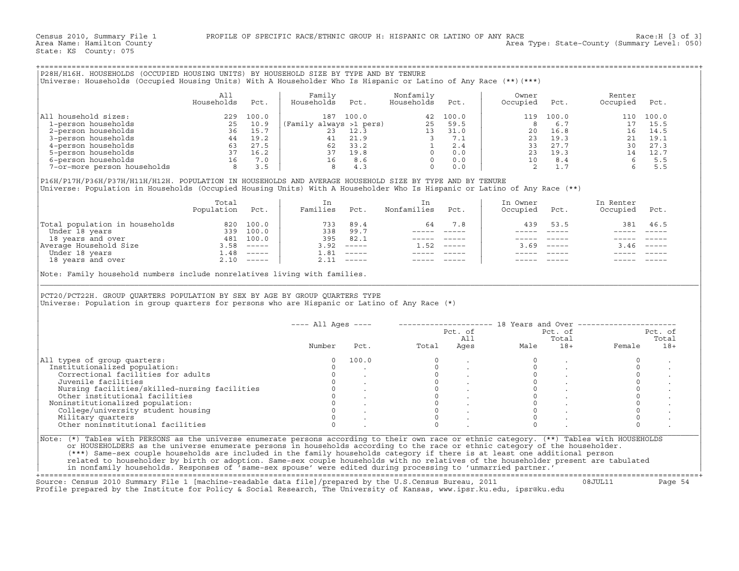Census 2010, Summary File 1 PROFILE OF SPECIFIC RACE/ETHNIC GROUP H: HISPANIC OR LATINO OF ANY RACE Race:H [3 of 3]
Area Name: Hamilton County Area Type: State-County (Summary Level: 050)
State: KS County: 075

## P28H/H16H. HOUSEHOLDS (OCCUPIED HOUSING UNITS) BY HOUSEHOLD SIZE BY TYPE AND BY TENURE

Universe: Households (Occupied Housing Units) With A Householder Who Is Hispanic or Latino of Any Race (**)(***)

| | All Households | Pct. | Family Households | Pct. | Nonfamily Households | Pct. | Owner Occupied | Pct. | Renter Occupied | Pct. |
|---|---|---|---|---|---|---|---|---|---|---|
| All household sizes: | 229 | 100.0 | 187 | 100.0 | 42 | 100.0 | 119 | 100.0 | 110 | 100.0 |
| 1-person households | 25 | 10.9 | (Family always >1 pers) | | 25 | 59.5 | 8 | 6.7 | 17 | 15.5 |
| 2-person households | 36 | 15.7 | 23 | 12.3 | 13 | 31.0 | 20 | 16.8 | 16 | 14.5 |
| 3-person households | 44 | 19.2 | 41 | 21.9 | 3 | 7.1 | 23 | 19.3 | 21 | 19.1 |
| 4-person households | 63 | 27.5 | 62 | 33.2 | 1 | 2.4 | 33 | 27.7 | 30 | 27.3 |
| 5-person households | 37 | 16.2 | 37 | 19.8 | 0 | 0.0 | 23 | 19.3 | 14 | 12.7 |
| 6-person households | 16 | 7.0 | 16 | 8.6 | 0 | 0.0 | 10 | 8.4 | 6 | 5.5 |
| 7-or-more person households | 8 | 3.5 | 8 | 4.3 | 0 | 0.0 | 2 | 1.7 | 6 | 5.5 |

## P16H/P17H/P36H/P37H/H11H/H12H. POPULATION IN HOUSEHOLDS AND AVERAGE HOUSEHOLD SIZE BY TYPE AND BY TENURE

Universe: Population in Households (Occupied Housing Units) With A Householder Who Is Hispanic or Latino of Any Race (**)

| | Total Population | Pct. | In Families | Pct. | In Nonfamilies | Pct. | In Owner Occupied | Pct. | In Renter Occupied | Pct. |
|---|---|---|---|---|---|---|---|---|---|---|
| Total population in households | 820 | 100.0 | 733 | 89.4 | 64 | 7.8 | 439 | 53.5 | 381 | 46.5 |
| Under 18 years | 339 | 100.0 | 338 | 99.7 | ----- | ----- | ----- | ----- | ----- | ----- |
| 18 years and over | 481 | 100.0 | 395 | 82.1 | ----- | ----- | ----- | ----- | ----- | ----- |
| Average Household Size | 3.58 | ----- | 3.92 | ----- | 1.52 | ----- | 3.69 | ----- | 3.46 | ----- |
| Under 18 years | 1.48 | ----- | 1.81 | ----- | ----- | ----- | ----- | ----- | ----- | ----- |
| 18 years and over | 2.10 | ----- | 2.11 | ----- | ----- | ----- | ----- | ----- | ----- | ----- |

Note: Family household numbers include nonrelatives living with families.

## PCT20/PCT22H. GROUP QUARTERS POPULATION BY SEX BY AGE BY GROUP QUARTERS TYPE

Universe: Population in group quarters for persons who are Hispanic or Latino of Any Race (*)

| | All Ages | | 18 Years and Over | | | | | |
|---|---|---|---|---|---|---|---|---|
| | Number | Pct. | Total | Pct. of All Ages | Male | Pct. of Total 18+ | Female | Pct. of Total 18+ |
| All types of group quarters: | 0 | 100.0 | 0 | . | 0 | . | 0 | . |
| Institutionalized population: | 0 | . | 0 | . | 0 | . | 0 | . |
| Correctional facilities for adults | 0 | . | 0 | . | 0 | . | 0 | . |
| Juvenile facilities | 0 | . | 0 | . | 0 | . | 0 | . |
| Nursing facilities/skilled-nursing facilities | 0 | . | 0 | . | 0 | . | 0 | . |
| Other institutional facilities | 0 | . | 0 | . | 0 | . | 0 | . |
| Noninstitutionalized population: | 0 | . | 0 | . | 0 | . | 0 | . |
| College/university student housing | 0 | . | 0 | . | 0 | . | 0 | . |
| Military quarters | 0 | . | 0 | . | 0 | . | 0 | . |
| Other noninstitutional facilities | 0 | . | 0 | . | 0 | . | 0 | . |

Note: (*) Tables with PERSONS as the universe enumerate persons according to their own race or ethnic category. (**) Tables with HOUSEHOLDS or HOUSEHOLDERS as the universe enumerate persons in households according to the race or ethnic category of the householder. (***) Same-sex couple households are included in the family households category if there is at least one additional person related to householder by birth or adoption. Same-sex couple households with no relatives of the householder present are tabulated in nonfamily households. Responses of 'same-sex spouse' were edited during processing to 'unmarried partner.'

Source: Census 2010 Summary File 1 [machine-readable data file]/prepared by the U.S.Census Bureau, 2011 08JUL11
Profile prepared by the Institute for Policy & Social Research, The University of Kansas, www.ipsr.ku.edu, ipsr@ku.edu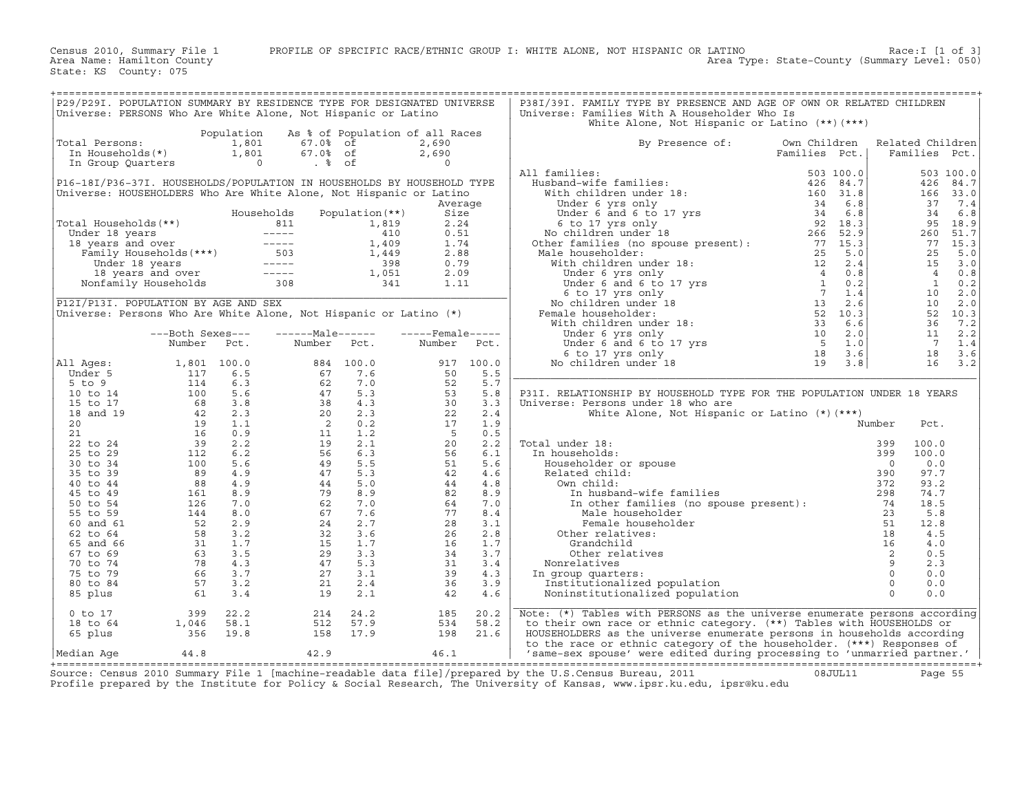Census 2010, Summary File 1 — PROFILE OF SPECIFIC RACE/ETHNIC GROUP I: WHITE ALONE, NOT HISPANIC OR LATINO — Race:I [1 of 3]

Area Name: Hamilton County — Area Type: State-County (Summary Level: 050)

State: KS County: 075

## P29/P29I. POPULATION SUMMARY BY RESIDENCE TYPE FOR DESIGNATED UNIVERSE

Universe: PERSONS Who Are White Alone, Not Hispanic or Latino

| | Population | As % of Population of all Races | |
|---|---|---|---|
| Total Persons: | 1,801 | 67.0% of | 2,690 |
| In Households(*) | 1,801 | 67.0% of | 2,690 |
| In Group Quarters | 0 | . % of | 0 |

## P16-18I/P36-37I. HOUSEHOLDS/POPULATION IN HOUSEHOLDS BY HOUSEHOLD TYPE

Universe: HOUSEHOLDERS Who Are White Alone, Not Hispanic or Latino

| | Households | Population(**) | Average Size |
|---|---|---|---|
| Total Households(**) | 811 | 1,819 | 2.24 |
| Under 18 years | ----- | 410 | 0.51 |
| 18 years and over | ----- | 1,409 | 1.74 |
| Family Households(***) | 503 | 1,449 | 2.88 |
| Under 18 years | ----- | 398 | 0.79 |
| 18 years and over | ----- | 1,051 | 2.09 |
| Nonfamily Households | 308 | 341 | 1.11 |

## P12I/P13I. POPULATION BY AGE AND SEX

Universe: Persons Who Are White Alone, Not Hispanic or Latino (*)

| | Both Sexes Number | Both Sexes Pct. | Male Number | Male Pct. | Female Number | Female Pct. |
|---|---|---|---|---|---|---|
| All Ages: | 1,801 | 100.0 | 884 | 100.0 | 917 | 100.0 |
| Under 5 | 117 | 6.5 | 67 | 7.6 | 50 | 5.5 |
| 5 to 9 | 114 | 6.3 | 62 | 7.0 | 52 | 5.7 |
| 10 to 14 | 100 | 5.6 | 47 | 5.3 | 53 | 5.8 |
| 15 to 17 | 68 | 3.8 | 38 | 4.3 | 30 | 3.3 |
| 18 and 19 | 42 | 2.3 | 20 | 2.3 | 22 | 2.4 |
| 20 | 19 | 1.1 | 2 | 0.2 | 17 | 1.9 |
| 21 | 16 | 0.9 | 11 | 1.2 | 5 | 0.5 |
| 22 to 24 | 39 | 2.2 | 19 | 2.1 | 20 | 2.2 |
| 25 to 29 | 112 | 6.2 | 56 | 6.3 | 56 | 6.1 |
| 30 to 34 | 100 | 5.6 | 49 | 5.5 | 51 | 5.6 |
| 35 to 39 | 89 | 4.9 | 47 | 5.3 | 42 | 4.6 |
| 40 to 44 | 88 | 4.9 | 44 | 5.0 | 44 | 4.8 |
| 45 to 49 | 161 | 8.9 | 79 | 8.9 | 82 | 8.9 |
| 50 to 54 | 126 | 7.0 | 62 | 7.0 | 64 | 7.0 |
| 55 to 59 | 144 | 8.0 | 67 | 7.6 | 77 | 8.4 |
| 60 and 61 | 52 | 2.9 | 24 | 2.7 | 28 | 3.1 |
| 62 to 64 | 58 | 3.2 | 32 | 3.6 | 26 | 2.8 |
| 65 and 66 | 31 | 1.7 | 15 | 1.7 | 16 | 1.7 |
| 67 to 69 | 63 | 3.5 | 29 | 3.3 | 34 | 3.7 |
| 70 to 74 | 78 | 4.3 | 47 | 5.3 | 31 | 3.4 |
| 75 to 79 | 66 | 3.7 | 27 | 3.1 | 39 | 4.3 |
| 80 to 84 | 57 | 3.2 | 21 | 2.4 | 36 | 3.9 |
| 85 plus | 61 | 3.4 | 19 | 2.1 | 42 | 4.6 |
| 0 to 17 | 399 | 22.2 | 214 | 24.2 | 185 | 20.2 |
| 18 to 64 | 1,046 | 58.1 | 512 | 57.9 | 534 | 58.2 |
| 65 plus | 356 | 19.8 | 158 | 17.9 | 198 | 21.6 |
| Median Age | 44.8 | | 42.9 | | 46.1 | |

## P38I/39I. FAMILY TYPE BY PRESENCE AND AGE OF OWN OR RELATED CHILDREN

Universe: Families With A Householder Who Is White Alone, Not Hispanic or Latino (**)(***)

| By Presence of: | Own Children Families | Own Children Pct. | Related Children Families | Related Children Pct. |
|---|---|---|---|---|
| All families: | 503 | 100.0 | 503 | 100.0 |
| Husband-wife families: | 426 | 84.7 | 426 | 84.7 |
| With children under 18: | 160 | 31.8 | 166 | 33.0 |
| Under 6 yrs only | 34 | 6.8 | 37 | 7.4 |
| Under 6 and 6 to 17 yrs | 34 | 6.8 | 34 | 6.8 |
| 6 to 17 yrs only | 92 | 18.3 | 95 | 18.9 |
| No children under 18 | 266 | 52.9 | 260 | 51.7 |
| Other families (no spouse present): | 77 | 15.3 | 77 | 15.3 |
| Male householder: | 25 | 5.0 | 25 | 5.0 |
| With children under 18: | 12 | 2.4 | 15 | 3.0 |
| Under 6 yrs only | 4 | 0.8 | 4 | 0.8 |
| Under 6 and 6 to 17 yrs | 1 | 0.2 | 1 | 0.2 |
| 6 to 17 yrs only | 7 | 1.4 | 10 | 2.0 |
| No children under 18 | 13 | 2.6 | 10 | 2.0 |
| Female householder: | 52 | 10.3 | 52 | 10.3 |
| With children under 18: | 33 | 6.6 | 36 | 7.2 |
| Under 6 yrs only | 10 | 2.0 | 11 | 2.2 |
| Under 6 and 6 to 17 yrs | 5 | 1.0 | 7 | 1.4 |
| 6 to 17 yrs only | 18 | 3.6 | 18 | 3.6 |
| No children under 18 | 19 | 3.8 | 16 | 3.2 |

## P31I. RELATIONSHIP BY HOUSEHOLD TYPE FOR THE POPULATION UNDER 18 YEARS

Universe: Persons under 18 who are White Alone, Not Hispanic or Latino (*)(***)

| | Number | Pct. |
|---|---|---|
| Total under 18: | 399 | 100.0 |
| In households: | 399 | 100.0 |
| Householder or spouse | 0 | 0.0 |
| Related child: | 390 | 97.7 |
| Own child: | 372 | 93.2 |
| In husband-wife families | 298 | 74.7 |
| In other families (no spouse present): | 74 | 18.5 |
| Male householder | 23 | 5.8 |
| Female householder | 51 | 12.8 |
| Other relatives: | 18 | 4.5 |
| Grandchild | 16 | 4.0 |
| Other relatives | 2 | 0.5 |
| Nonrelatives | 9 | 2.3 |
| In group quarters: | 0 | 0.0 |
| Institutionalized population | 0 | 0.0 |
| Noninstitutionalized population | 0 | 0.0 |

Note: (*) Tables with PERSONS as the universe enumerate persons according to their own race or ethnic category. (**) Tables with HOUSEHOLDS or HOUSEHOLDERS as the universe enumerate persons in households according to the race or ethnic category of the householder. (***) Responses of 'same-sex spouse' were edited during processing to 'unmarried partner.'

Source: Census 2010 Summary File 1 [machine-readable data file]/prepared by the U.S.Census Bureau, 2011 08JUL11

Profile prepared by the Institute for Policy & Social Research, The University of Kansas, www.ipsr.ku.edu, ipsr@ku.edu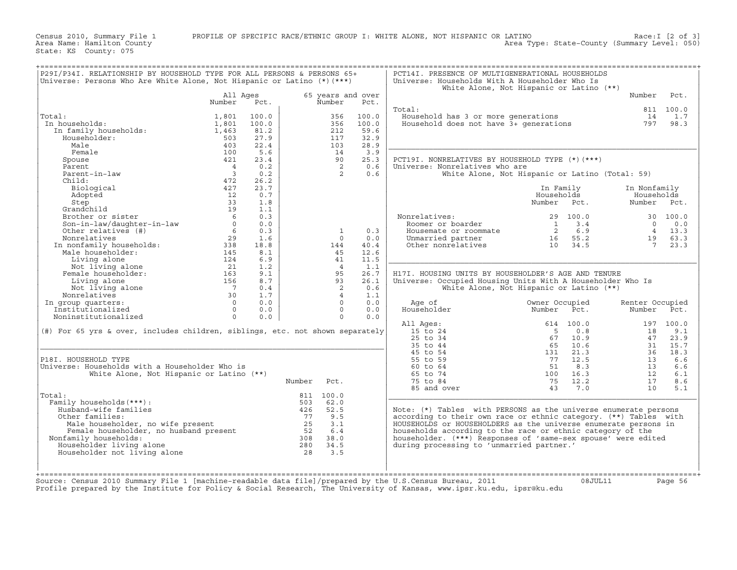Census 2010, Summary File 1 PROFILE OF SPECIFIC RACE/ETHNIC GROUP I: WHITE ALONE, NOT HISPANIC OR LATINO Race:I [2 of 3]
Area Name: Hamilton County Area Type: State-County (Summary Level: 050)
State: KS County: 075

## P29I/P34I. RELATIONSHIP BY HOUSEHOLD TYPE FOR ALL PERSONS & PERSONS 65+

Universe: Persons Who Are White Alone, Not Hispanic or Latino (*)(***)

| | All Ages Number | All Ages Pct. | 65 years and over Number | 65 years and over Pct. |
|---|---|---|---|---|
| Total: | 1,801 | 100.0 | 356 | 100.0 |
| In households: | 1,801 | 100.0 | 356 | 100.0 |
| In family households: | 1,463 | 81.2 | 212 | 59.6 |
| Householder: | 503 | 27.9 | 117 | 32.9 |
| Male | 403 | 22.4 | 103 | 28.9 |
| Female | 100 | 5.6 | 14 | 3.9 |
| Spouse | 421 | 23.4 | 90 | 25.3 |
| Parent | 4 | 0.2 | 2 | 0.6 |
| Parent-in-law | 3 | 0.2 | 2 | 0.6 |
| Child: | 472 | 26.2 | | |
| Biological | 427 | 23.7 | | |
| Adopted | 12 | 0.7 | | |
| Step | 33 | 1.8 | | |
| Grandchild | 19 | 1.1 | | |
| Brother or sister | 6 | 0.3 | | |
| Son-in-law/daughter-in-law | 0 | 0.0 | | |
| Other relatives (#) | 6 | 0.3 | 1 | 0.3 |
| Nonrelatives | 29 | 1.6 | 0 | 0.0 |
| In nonfamily households: | 338 | 18.8 | 144 | 40.4 |
| Male householder: | 145 | 8.1 | 45 | 12.6 |
| Living alone | 124 | 6.9 | 41 | 11.5 |
| Not living alone | 21 | 1.2 | 4 | 1.1 |
| Female householder: | 163 | 9.1 | 95 | 26.7 |
| Living alone | 156 | 8.7 | 93 | 26.1 |
| Not living alone | 7 | 0.4 | 2 | 0.6 |
| Nonrelatives | 30 | 1.7 | 4 | 1.1 |
| In group quarters: | 0 | 0.0 | 0 | 0.0 |
| Institutionalized | 0 | 0.0 | 0 | 0.0 |
| Noninstitutionalized | 0 | 0.0 | 0 | 0.0 |

(#) For 65 yrs & over, includes children, siblings, etc. not shown separately

## P18I. HOUSEHOLD TYPE

Universe: Households with a Householder Who is White Alone, Not Hispanic or Latino (**)

| | Number | Pct. |
|---|---|---|
| Total: | 811 | 100.0 |
| Family households(***): | 503 | 62.0 |
| Husband-wife families | 426 | 52.5 |
| Other families: | 77 | 9.5 |
| Male householder, no wife present | 25 | 3.1 |
| Female householder, no husband present | 52 | 6.4 |
| Nonfamily households: | 308 | 38.0 |
| Householder living alone | 280 | 34.5 |
| Householder not living alone | 28 | 3.5 |

## PCT14I. PRESENCE OF MULTIGENERATIONAL HOUSEHOLDS

Universe: Households With A Householder Who Is White Alone, Not Hispanic or Latino (**)

| | Number | Pct. |
|---|---|---|
| Total: | 811 | 100.0 |
| Household has 3 or more generations | 14 | 1.7 |
| Household does not have 3+ generations | 797 | 98.3 |

## PCT19I. NONRELATIVES BY HOUSEHOLD TYPE (*)(***)

Universe: Nonrelatives who are White Alone, Not Hispanic or Latino (Total: 59)

| | In Family Households Number | In Family Households Pct. | In Nonfamily Households Number | In Nonfamily Households Pct. |
|---|---|---|---|---|
| Nonrelatives: | 29 | 100.0 | 30 | 100.0 |
| Roomer or boarder | 1 | 3.4 | 0 | 0.0 |
| Housemate or roommate | 2 | 6.9 | 4 | 13.3 |
| Unmarried partner | 16 | 55.2 | 19 | 63.3 |
| Other nonrelatives | 10 | 34.5 | 7 | 23.3 |

## H17I. HOUSING UNITS BY HOUSEHOLDER'S AGE AND TENURE

Universe: Occupied Housing Units With A Householder Who Is White Alone, Not Hispanic or Latino (**)

| Age of Householder | Owner Occupied Number | Owner Occupied Pct. | Renter Occupied Number | Renter Occupied Pct. |
|---|---|---|---|---|
| All Ages: | 614 | 100.0 | 197 | 100.0 |
| 15 to 24 | 5 | 0.8 | 18 | 9.1 |
| 25 to 34 | 67 | 10.9 | 47 | 23.9 |
| 35 to 44 | 65 | 10.6 | 31 | 15.7 |
| 45 to 54 | 131 | 21.3 | 36 | 18.3 |
| 55 to 59 | 77 | 12.5 | 13 | 6.6 |
| 60 to 64 | 51 | 8.3 | 13 | 6.6 |
| 65 to 74 | 100 | 16.3 | 12 | 6.1 |
| 75 to 84 | 75 | 12.2 | 17 | 8.6 |
| 85 and over | 43 | 7.0 | 10 | 5.1 |

Note: (*) Tables with PERSONS as the universe enumerate persons according to their own race or ethnic category. (**) Tables with HOUSEHOLDS or HOUSEHOLDERS as the universe enumerate persons in households according to the race or ethnic category of the householder. (***) Responses of 'same-sex spouse' were edited during processing to 'unmarried partner.'

Source: Census 2010 Summary File 1 [machine-readable data file]/prepared by the U.S.Census Bureau, 2011 08JUL11
Profile prepared by the Institute for Policy & Social Research, The University of Kansas, www.ipsr.ku.edu, ipsr@ku.edu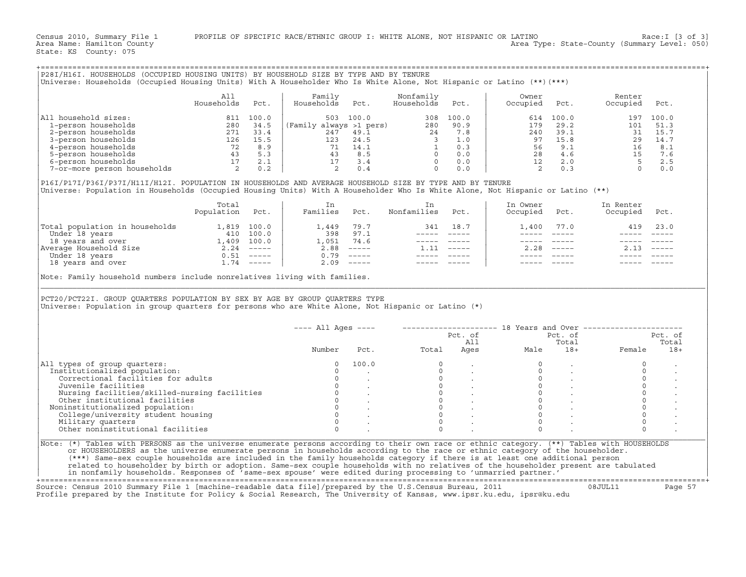Census 2010, Summary File 1 PROFILE OF SPECIFIC RACE/ETHNIC GROUP I: WHITE ALONE, NOT HISPANIC OR LATINO Race:I [3 of 3]
Area Name: Hamilton County Area Type: State-County (Summary Level: 050)
State: KS County: 075

## P28I/H16I. HOUSEHOLDS (OCCUPIED HOUSING UNITS) BY HOUSEHOLD SIZE BY TYPE AND BY TENURE

Universe: Households (Occupied Housing Units) With A Householder Who Is White Alone, Not Hispanic or Latino (**)(***)

| | All Households | Pct. | Family Households | Pct. | Nonfamily Households | Pct. | Owner Occupied | Pct. | Renter Occupied | Pct. |
|---|---|---|---|---|---|---|---|---|---|---|
| All household sizes: | 811 | 100.0 | 503 | 100.0 | 308 | 100.0 | 614 | 100.0 | 197 | 100.0 |
| 1-person households | 280 | 34.5 | (Family always >1 pers) | | 280 | 90.9 | 179 | 29.2 | 101 | 51.3 |
| 2-person households | 271 | 33.4 | 247 | 49.1 | 24 | 7.8 | 240 | 39.1 | 31 | 15.7 |
| 3-person households | 126 | 15.5 | 123 | 24.5 | 3 | 1.0 | 97 | 15.8 | 29 | 14.7 |
| 4-person households | 72 | 8.9 | 71 | 14.1 | 1 | 0.3 | 56 | 9.1 | 16 | 8.1 |
| 5-person households | 43 | 5.3 | 43 | 8.5 | 0 | 0.0 | 28 | 4.6 | 15 | 7.6 |
| 6-person households | 17 | 2.1 | 17 | 3.4 | 0 | 0.0 | 12 | 2.0 | 5 | 2.5 |
| 7-or-more person households | 2 | 0.2 | 2 | 0.4 | 0 | 0.0 | 2 | 0.3 | 0 | 0.0 |

## P16I/P17I/P36I/P37I/H11I/H12I. POPULATION IN HOUSEHOLDS AND AVERAGE HOUSEHOLD SIZE BY TYPE AND BY TENURE

Universe: Population in Households (Occupied Housing Units) With A Householder Who Is White Alone, Not Hispanic or Latino (**)

| | Total Population | Pct. | In Families | Pct. | In Nonfamilies | Pct. | In Owner Occupied | Pct. | In Renter Occupied | Pct. |
|---|---|---|---|---|---|---|---|---|---|---|
| Total population in households | 1,819 | 100.0 | 1,449 | 79.7 | 341 | 18.7 | 1,400 | 77.0 | 419 | 23.0 |
| Under 18 years | 410 | 100.0 | 398 | 97.1 | ----- | ----- | ----- | ----- | ----- | ----- |
| 18 years and over | 1,409 | 100.0 | 1,051 | 74.6 | ----- | ----- | ----- | ----- | ----- | ----- |
| Average Household Size | 2.24 | ----- | 2.88 | ----- | 1.11 | ----- | 2.28 | ----- | 2.13 | ----- |
| Under 18 years | 0.51 | ----- | 0.79 | ----- | ----- | ----- | ----- | ----- | ----- | ----- |
| 18 years and over | 1.74 | ----- | 2.09 | ----- | ----- | ----- | ----- | ----- | ----- | ----- |

Note: Family household numbers include nonrelatives living with families.

## PCT20/PCT22I. GROUP QUARTERS POPULATION BY SEX BY AGE BY GROUP QUARTERS TYPE

Universe: Population in group quarters for persons who are White Alone, Not Hispanic or Latino (*)

| | All Ages | | 18 Years and Over | | | | | |
|---|---|---|---|---|---|---|---|---|
| | Number | Pct. | Total | Pct. of All Ages | Male | Pct. of Total 18+ | Female | Pct. of Total 18+ |
| All types of group quarters: | 0 | 100.0 | 0 | . | 0 | . | 0 | . |
| Institutionalized population: | 0 | . | 0 | . | 0 | . | 0 | . |
| Correctional facilities for adults | 0 | . | 0 | . | 0 | . | 0 | . |
| Juvenile facilities | 0 | . | 0 | . | 0 | . | 0 | . |
| Nursing facilities/skilled-nursing facilities | 0 | . | 0 | . | 0 | . | 0 | . |
| Other institutional facilities | 0 | . | 0 | . | 0 | . | 0 | . |
| Noninstitutionalized population: | 0 | . | 0 | . | 0 | . | 0 | . |
| College/university student housing | 0 | . | 0 | . | 0 | . | 0 | . |
| Military quarters | 0 | . | 0 | . | 0 | . | 0 | . |
| Other noninstitutional facilities | 0 | . | 0 | . | 0 | . | 0 | . |

Note: (*) Tables with PERSONS as the universe enumerate persons according to their own race or ethnic category. (**) Tables with HOUSEHOLDS or HOUSEHOLDERS as the universe enumerate persons in households according to the race or ethnic category of the householder. (***) Same-sex couple households are included in the family households category if there is at least one additional person related to householder by birth or adoption. Same-sex couple households with no relatives of the householder present are tabulated in nonfamily households. Responses of 'same-sex spouse' were edited during processing to 'unmarried partner.'

Source: Census 2010 Summary File 1 [machine-readable data file]/prepared by the U.S.Census Bureau, 2011 08JUL11
Profile prepared by the Institute for Policy & Social Research, The University of Kansas, www.ipsr.ku.edu, ipsr@ku.edu